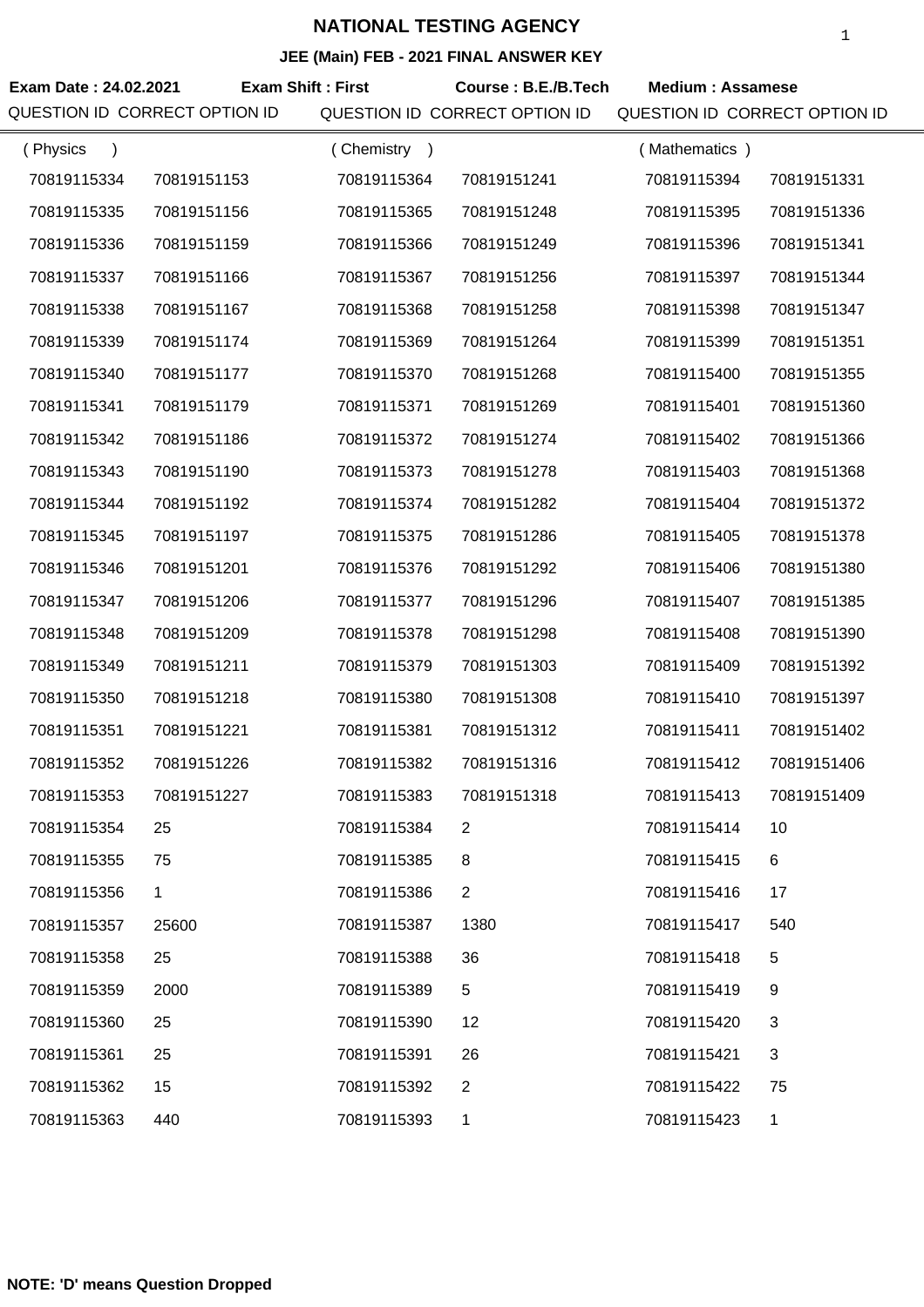# NATIONAL TESTING AGENCY

**JEE (Main) FEB - 2021 FINAL ANSWER KEY**

**Exam Date : 24.02.2021** **Exam Shift : First** **Course : B.E./B.Tech** **Medium : Assamese**

| QUESTION ID | CORRECT OPTION ID | QUESTION ID | CORRECT OPTION ID | QUESTION ID | CORRECT OPTION ID |
|---|---|---|---|---|---|
| ( Physics ) | | ( Chemistry ) | | ( Mathematics ) | |
| 70819115334 | 70819151153 | 70819115364 | 70819151241 | 70819115394 | 70819151331 |
| 70819115335 | 70819151156 | 70819115365 | 70819151248 | 70819115395 | 70819151336 |
| 70819115336 | 70819151159 | 70819115366 | 70819151249 | 70819115396 | 70819151341 |
| 70819115337 | 70819151166 | 70819115367 | 70819151256 | 70819115397 | 70819151344 |
| 70819115338 | 70819151167 | 70819115368 | 70819151258 | 70819115398 | 70819151347 |
| 70819115339 | 70819151174 | 70819115369 | 70819151264 | 70819115399 | 70819151351 |
| 70819115340 | 70819151177 | 70819115370 | 70819151268 | 70819115400 | 70819151355 |
| 70819115341 | 70819151179 | 70819115371 | 70819151269 | 70819115401 | 70819151360 |
| 70819115342 | 70819151186 | 70819115372 | 70819151274 | 70819115402 | 70819151366 |
| 70819115343 | 70819151190 | 70819115373 | 70819151278 | 70819115403 | 70819151368 |
| 70819115344 | 70819151192 | 70819115374 | 70819151282 | 70819115404 | 70819151372 |
| 70819115345 | 70819151197 | 70819115375 | 70819151286 | 70819115405 | 70819151378 |
| 70819115346 | 70819151201 | 70819115376 | 70819151292 | 70819115406 | 70819151380 |
| 70819115347 | 70819151206 | 70819115377 | 70819151296 | 70819115407 | 70819151385 |
| 70819115348 | 70819151209 | 70819115378 | 70819151298 | 70819115408 | 70819151390 |
| 70819115349 | 70819151211 | 70819115379 | 70819151303 | 70819115409 | 70819151392 |
| 70819115350 | 70819151218 | 70819115380 | 70819151308 | 70819115410 | 70819151397 |
| 70819115351 | 70819151221 | 70819115381 | 70819151312 | 70819115411 | 70819151402 |
| 70819115352 | 70819151226 | 70819115382 | 70819151316 | 70819115412 | 70819151406 |
| 70819115353 | 70819151227 | 70819115383 | 70819151318 | 70819115413 | 70819151409 |
| 70819115354 | 25 | 70819115384 | 2 | 70819115414 | 10 |
| 70819115355 | 75 | 70819115385 | 8 | 70819115415 | 6 |
| 70819115356 | 1 | 70819115386 | 2 | 70819115416 | 17 |
| 70819115357 | 25600 | 70819115387 | 1380 | 70819115417 | 540 |
| 70819115358 | 25 | 70819115388 | 36 | 70819115418 | 5 |
| 70819115359 | 2000 | 70819115389 | 5 | 70819115419 | 9 |
| 70819115360 | 25 | 70819115390 | 12 | 70819115420 | 3 |
| 70819115361 | 25 | 70819115391 | 26 | 70819115421 | 3 |
| 70819115362 | 15 | 70819115392 | 2 | 70819115422 | 75 |
| 70819115363 | 440 | 70819115393 | 1 | 70819115423 | 1 |

**NOTE: 'D' means Question Dropped**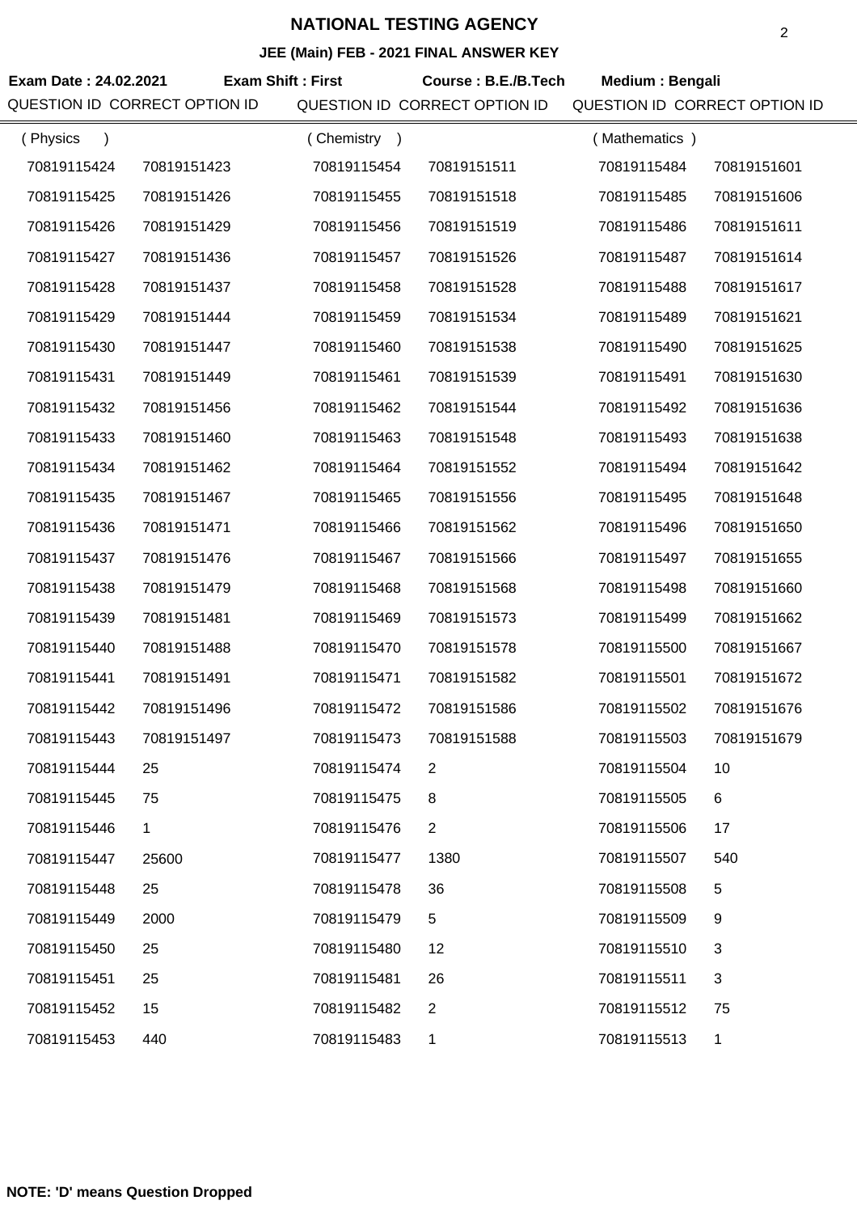# NATIONAL TESTING AGENCY

## JEE (Main) FEB - 2021 FINAL ANSWER KEY

**Exam Date : 24.02.2021** **Exam Shift : First** **Course : B.E./B.Tech** **Medium : Bengali**

| QUESTION ID | CORRECT OPTION ID | QUESTION ID | CORRECT OPTION ID | QUESTION ID | CORRECT OPTION ID |
|---|---|---|---|---|---|
| ( Physics ) | | ( Chemistry ) | | ( Mathematics ) | |
| 70819115424 | 70819151423 | 70819115454 | 70819151511 | 70819115484 | 70819151601 |
| 70819115425 | 70819151426 | 70819115455 | 70819151518 | 70819115485 | 70819151606 |
| 70819115426 | 70819151429 | 70819115456 | 70819151519 | 70819115486 | 70819151611 |
| 70819115427 | 70819151436 | 70819115457 | 70819151526 | 70819115487 | 70819151614 |
| 70819115428 | 70819151437 | 70819115458 | 70819151528 | 70819115488 | 70819151617 |
| 70819115429 | 70819151444 | 70819115459 | 70819151534 | 70819115489 | 70819151621 |
| 70819115430 | 70819151447 | 70819115460 | 70819151538 | 70819115490 | 70819151625 |
| 70819115431 | 70819151449 | 70819115461 | 70819151539 | 70819115491 | 70819151630 |
| 70819115432 | 70819151456 | 70819115462 | 70819151544 | 70819115492 | 70819151636 |
| 70819115433 | 70819151460 | 70819115463 | 70819151548 | 70819115493 | 70819151638 |
| 70819115434 | 70819151462 | 70819115464 | 70819151552 | 70819115494 | 70819151642 |
| 70819115435 | 70819151467 | 70819115465 | 70819151556 | 70819115495 | 70819151648 |
| 70819115436 | 70819151471 | 70819115466 | 70819151562 | 70819115496 | 70819151650 |
| 70819115437 | 70819151476 | 70819115467 | 70819151566 | 70819115497 | 70819151655 |
| 70819115438 | 70819151479 | 70819115468 | 70819151568 | 70819115498 | 70819151660 |
| 70819115439 | 70819151481 | 70819115469 | 70819151573 | 70819115499 | 70819151662 |
| 70819115440 | 70819151488 | 70819115470 | 70819151578 | 70819115500 | 70819151667 |
| 70819115441 | 70819151491 | 70819115471 | 70819151582 | 70819115501 | 70819151672 |
| 70819115442 | 70819151496 | 70819115472 | 70819151586 | 70819115502 | 70819151676 |
| 70819115443 | 70819151497 | 70819115473 | 70819151588 | 70819115503 | 70819151679 |
| 70819115444 | 25 | 70819115474 | 2 | 70819115504 | 10 |
| 70819115445 | 75 | 70819115475 | 8 | 70819115505 | 6 |
| 70819115446 | 1 | 70819115476 | 2 | 70819115506 | 17 |
| 70819115447 | 25600 | 70819115477 | 1380 | 70819115507 | 540 |
| 70819115448 | 25 | 70819115478 | 36 | 70819115508 | 5 |
| 70819115449 | 2000 | 70819115479 | 5 | 70819115509 | 9 |
| 70819115450 | 25 | 70819115480 | 12 | 70819115510 | 3 |
| 70819115451 | 25 | 70819115481 | 26 | 70819115511 | 3 |
| 70819115452 | 15 | 70819115482 | 2 | 70819115512 | 75 |
| 70819115453 | 440 | 70819115483 | 1 | 70819115513 | 1 |

**NOTE: 'D' means Question Dropped**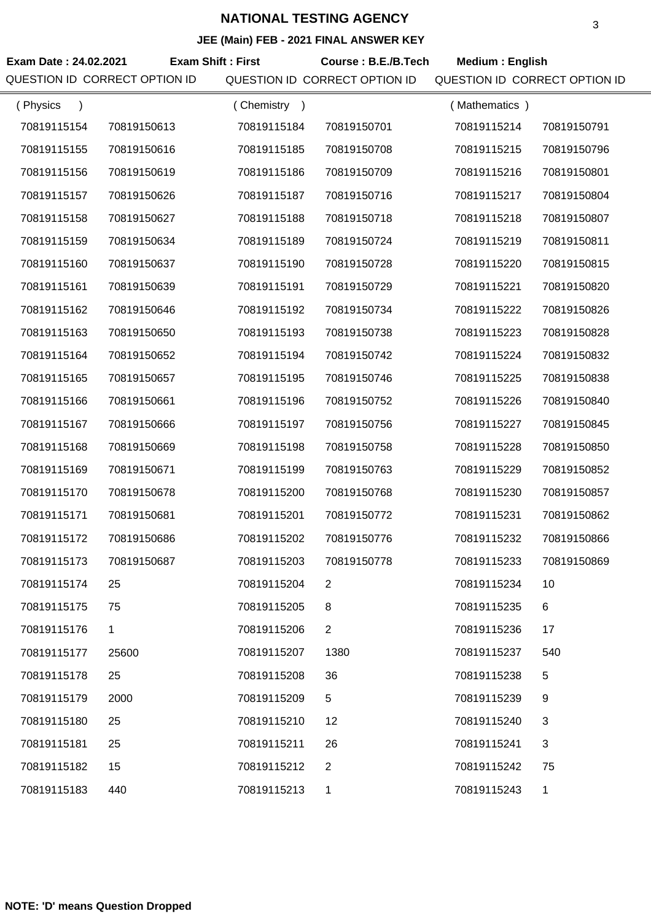# NATIONAL TESTING AGENCY

## JEE (Main) FEB - 2021 FINAL ANSWER KEY

**Exam Date : 24.02.2021** **Exam Shift : First** **Course : B.E./B.Tech** **Medium : English**

| QUESTION ID | CORRECT OPTION ID | QUESTION ID | CORRECT OPTION ID | QUESTION ID | CORRECT OPTION ID |
|---|---|---|---|---|---|
| ( Physics ) | | ( Chemistry ) | | ( Mathematics ) | |
| 70819115154 | 70819150613 | 70819115184 | 70819150701 | 70819115214 | 70819150791 |
| 70819115155 | 70819150616 | 70819115185 | 70819150708 | 70819115215 | 70819150796 |
| 70819115156 | 70819150619 | 70819115186 | 70819150709 | 70819115216 | 70819150801 |
| 70819115157 | 70819150626 | 70819115187 | 70819150716 | 70819115217 | 70819150804 |
| 70819115158 | 70819150627 | 70819115188 | 70819150718 | 70819115218 | 70819150807 |
| 70819115159 | 70819150634 | 70819115189 | 70819150724 | 70819115219 | 70819150811 |
| 70819115160 | 70819150637 | 70819115190 | 70819150728 | 70819115220 | 70819150815 |
| 70819115161 | 70819150639 | 70819115191 | 70819150729 | 70819115221 | 70819150820 |
| 70819115162 | 70819150646 | 70819115192 | 70819150734 | 70819115222 | 70819150826 |
| 70819115163 | 70819150650 | 70819115193 | 70819150738 | 70819115223 | 70819150828 |
| 70819115164 | 70819150652 | 70819115194 | 70819150742 | 70819115224 | 70819150832 |
| 70819115165 | 70819150657 | 70819115195 | 70819150746 | 70819115225 | 70819150838 |
| 70819115166 | 70819150661 | 70819115196 | 70819150752 | 70819115226 | 70819150840 |
| 70819115167 | 70819150666 | 70819115197 | 70819150756 | 70819115227 | 70819150845 |
| 70819115168 | 70819150669 | 70819115198 | 70819150758 | 70819115228 | 70819150850 |
| 70819115169 | 70819150671 | 70819115199 | 70819150763 | 70819115229 | 70819150852 |
| 70819115170 | 70819150678 | 70819115200 | 70819150768 | 70819115230 | 70819150857 |
| 70819115171 | 70819150681 | 70819115201 | 70819150772 | 70819115231 | 70819150862 |
| 70819115172 | 70819150686 | 70819115202 | 70819150776 | 70819115232 | 70819150866 |
| 70819115173 | 70819150687 | 70819115203 | 70819150778 | 70819115233 | 70819150869 |
| 70819115174 | 25 | 70819115204 | 2 | 70819115234 | 10 |
| 70819115175 | 75 | 70819115205 | 8 | 70819115235 | 6 |
| 70819115176 | 1 | 70819115206 | 2 | 70819115236 | 17 |
| 70819115177 | 25600 | 70819115207 | 1380 | 70819115237 | 540 |
| 70819115178 | 25 | 70819115208 | 36 | 70819115238 | 5 |
| 70819115179 | 2000 | 70819115209 | 5 | 70819115239 | 9 |
| 70819115180 | 25 | 70819115210 | 12 | 70819115240 | 3 |
| 70819115181 | 25 | 70819115211 | 26 | 70819115241 | 3 |
| 70819115182 | 15 | 70819115212 | 2 | 70819115242 | 75 |
| 70819115183 | 440 | 70819115213 | 1 | 70819115243 | 1 |

**NOTE: 'D' means Question Dropped**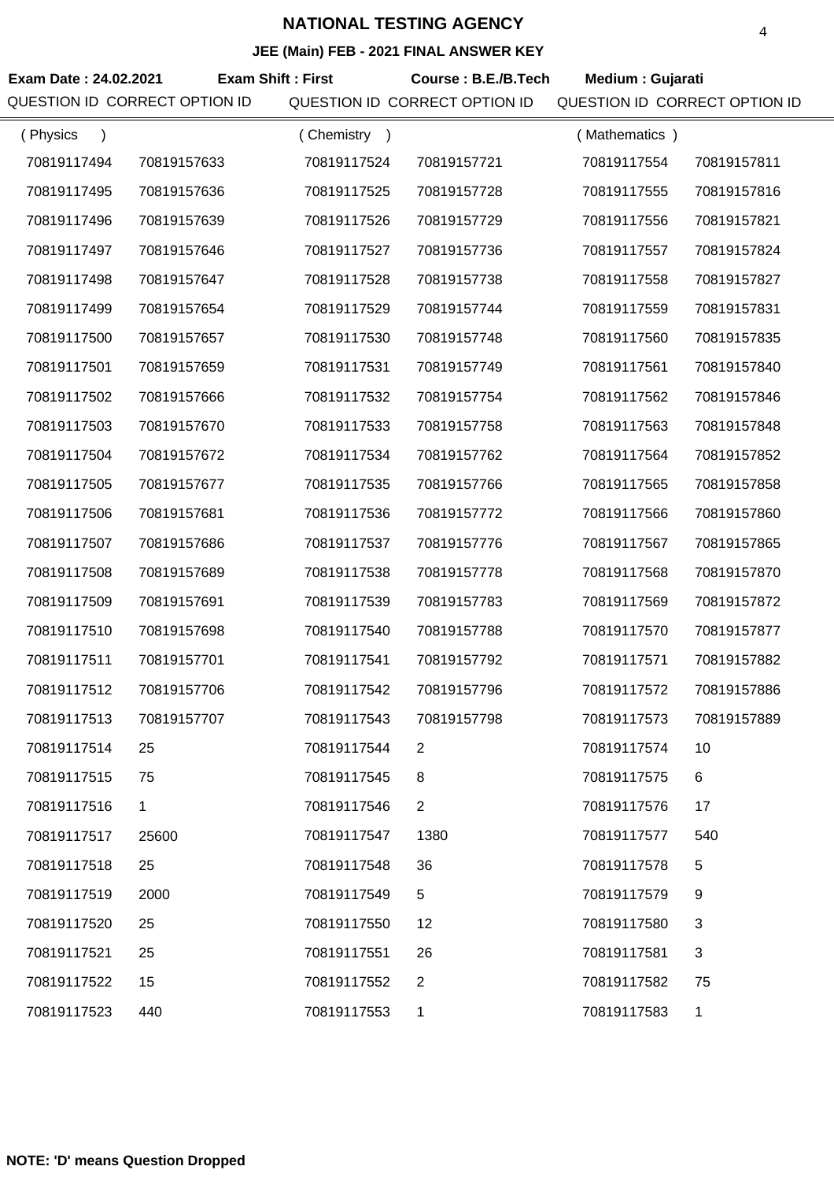# NATIONAL TESTING AGENCY

## JEE (Main) FEB - 2021 FINAL ANSWER KEY

**Exam Date : 24.02.2021** **Exam Shift : First** **Course : B.E./B.Tech** **Medium : Gujarati**

| QUESTION ID | CORRECT OPTION ID | QUESTION ID | CORRECT OPTION ID | QUESTION ID | CORRECT OPTION ID |
|---|---|---|---|---|---|
| ( Physics ) | | ( Chemistry ) | | ( Mathematics ) | |
| 70819117494 | 70819157633 | 70819117524 | 70819157721 | 70819117554 | 70819157811 |
| 70819117495 | 70819157636 | 70819117525 | 70819157728 | 70819117555 | 70819157816 |
| 70819117496 | 70819157639 | 70819117526 | 70819157729 | 70819117556 | 70819157821 |
| 70819117497 | 70819157646 | 70819117527 | 70819157736 | 70819117557 | 70819157824 |
| 70819117498 | 70819157647 | 70819117528 | 70819157738 | 70819117558 | 70819157827 |
| 70819117499 | 70819157654 | 70819117529 | 70819157744 | 70819117559 | 70819157831 |
| 70819117500 | 70819157657 | 70819117530 | 70819157748 | 70819117560 | 70819157835 |
| 70819117501 | 70819157659 | 70819117531 | 70819157749 | 70819117561 | 70819157840 |
| 70819117502 | 70819157666 | 70819117532 | 70819157754 | 70819117562 | 70819157846 |
| 70819117503 | 70819157670 | 70819117533 | 70819157758 | 70819117563 | 70819157848 |
| 70819117504 | 70819157672 | 70819117534 | 70819157762 | 70819117564 | 70819157852 |
| 70819117505 | 70819157677 | 70819117535 | 70819157766 | 70819117565 | 70819157858 |
| 70819117506 | 70819157681 | 70819117536 | 70819157772 | 70819117566 | 70819157860 |
| 70819117507 | 70819157686 | 70819117537 | 70819157776 | 70819117567 | 70819157865 |
| 70819117508 | 70819157689 | 70819117538 | 70819157778 | 70819117568 | 70819157870 |
| 70819117509 | 70819157691 | 70819117539 | 70819157783 | 70819117569 | 70819157872 |
| 70819117510 | 70819157698 | 70819117540 | 70819157788 | 70819117570 | 70819157877 |
| 70819117511 | 70819157701 | 70819117541 | 70819157792 | 70819117571 | 70819157882 |
| 70819117512 | 70819157706 | 70819117542 | 70819157796 | 70819117572 | 70819157886 |
| 70819117513 | 70819157707 | 70819117543 | 70819157798 | 70819117573 | 70819157889 |
| 70819117514 | 25 | 70819117544 | 2 | 70819117574 | 10 |
| 70819117515 | 75 | 70819117545 | 8 | 70819117575 | 6 |
| 70819117516 | 1 | 70819117546 | 2 | 70819117576 | 17 |
| 70819117517 | 25600 | 70819117547 | 1380 | 70819117577 | 540 |
| 70819117518 | 25 | 70819117548 | 36 | 70819117578 | 5 |
| 70819117519 | 2000 | 70819117549 | 5 | 70819117579 | 9 |
| 70819117520 | 25 | 70819117550 | 12 | 70819117580 | 3 |
| 70819117521 | 25 | 70819117551 | 26 | 70819117581 | 3 |
| 70819117522 | 15 | 70819117552 | 2 | 70819117582 | 75 |
| 70819117523 | 440 | 70819117553 | 1 | 70819117583 | 1 |

**NOTE: 'D' means Question Dropped**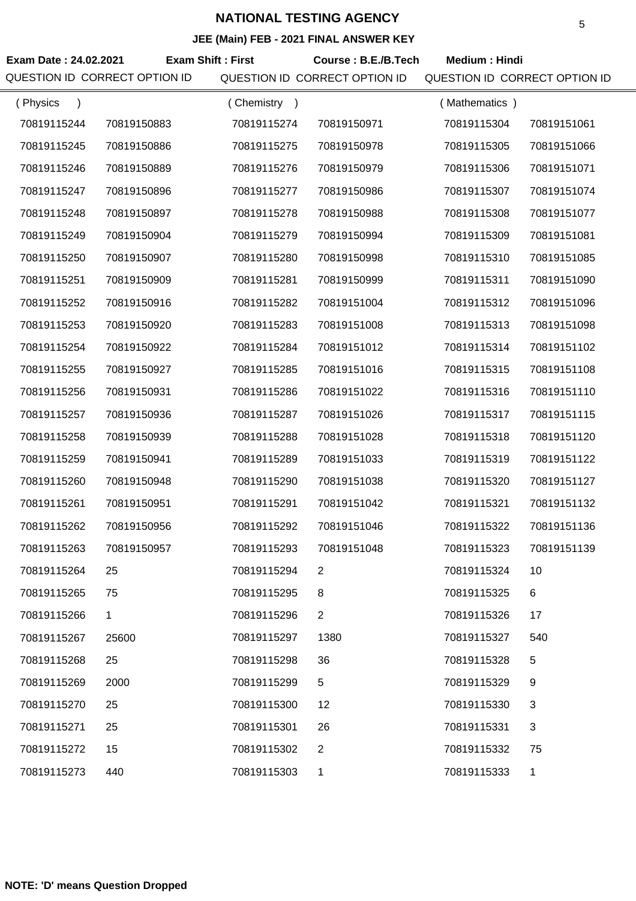# NATIONAL TESTING AGENCY

## JEE (Main) FEB - 2021 FINAL ANSWER KEY

**Exam Date : 24.02.2021** **Exam Shift : First** **Course : B.E./B.Tech** **Medium : Hindi**

| QUESTION ID | CORRECT OPTION ID | QUESTION ID | CORRECT OPTION ID | QUESTION ID | CORRECT OPTION ID |
|---|---|---|---|---|---|
| ( Physics ) | | ( Chemistry ) | | ( Mathematics ) | |
| 70819115244 | 70819150883 | 70819115274 | 70819150971 | 70819115304 | 70819151061 |
| 70819115245 | 70819150886 | 70819115275 | 70819150978 | 70819115305 | 70819151066 |
| 70819115246 | 70819150889 | 70819115276 | 70819150979 | 70819115306 | 70819151071 |
| 70819115247 | 70819150896 | 70819115277 | 70819150986 | 70819115307 | 70819151074 |
| 70819115248 | 70819150897 | 70819115278 | 70819150988 | 70819115308 | 70819151077 |
| 70819115249 | 70819150904 | 70819115279 | 70819150994 | 70819115309 | 70819151081 |
| 70819115250 | 70819150907 | 70819115280 | 70819150998 | 70819115310 | 70819151085 |
| 70819115251 | 70819150909 | 70819115281 | 70819150999 | 70819115311 | 70819151090 |
| 70819115252 | 70819150916 | 70819115282 | 70819151004 | 70819115312 | 70819151096 |
| 70819115253 | 70819150920 | 70819115283 | 70819151008 | 70819115313 | 70819151098 |
| 70819115254 | 70819150922 | 70819115284 | 70819151012 | 70819115314 | 70819151102 |
| 70819115255 | 70819150927 | 70819115285 | 70819151016 | 70819115315 | 70819151108 |
| 70819115256 | 70819150931 | 70819115286 | 70819151022 | 70819115316 | 70819151110 |
| 70819115257 | 70819150936 | 70819115287 | 70819151026 | 70819115317 | 70819151115 |
| 70819115258 | 70819150939 | 70819115288 | 70819151028 | 70819115318 | 70819151120 |
| 70819115259 | 70819150941 | 70819115289 | 70819151033 | 70819115319 | 70819151122 |
| 70819115260 | 70819150948 | 70819115290 | 70819151038 | 70819115320 | 70819151127 |
| 70819115261 | 70819150951 | 70819115291 | 70819151042 | 70819115321 | 70819151132 |
| 70819115262 | 70819150956 | 70819115292 | 70819151046 | 70819115322 | 70819151136 |
| 70819115263 | 70819150957 | 70819115293 | 70819151048 | 70819115323 | 70819151139 |
| 70819115264 | 25 | 70819115294 | 2 | 70819115324 | 10 |
| 70819115265 | 75 | 70819115295 | 8 | 70819115325 | 6 |
| 70819115266 | 1 | 70819115296 | 2 | 70819115326 | 17 |
| 70819115267 | 25600 | 70819115297 | 1380 | 70819115327 | 540 |
| 70819115268 | 25 | 70819115298 | 36 | 70819115328 | 5 |
| 70819115269 | 2000 | 70819115299 | 5 | 70819115329 | 9 |
| 70819115270 | 25 | 70819115300 | 12 | 70819115330 | 3 |
| 70819115271 | 25 | 70819115301 | 26 | 70819115331 | 3 |
| 70819115272 | 15 | 70819115302 | 2 | 70819115332 | 75 |
| 70819115273 | 440 | 70819115303 | 1 | 70819115333 | 1 |

**NOTE: 'D' means Question Dropped**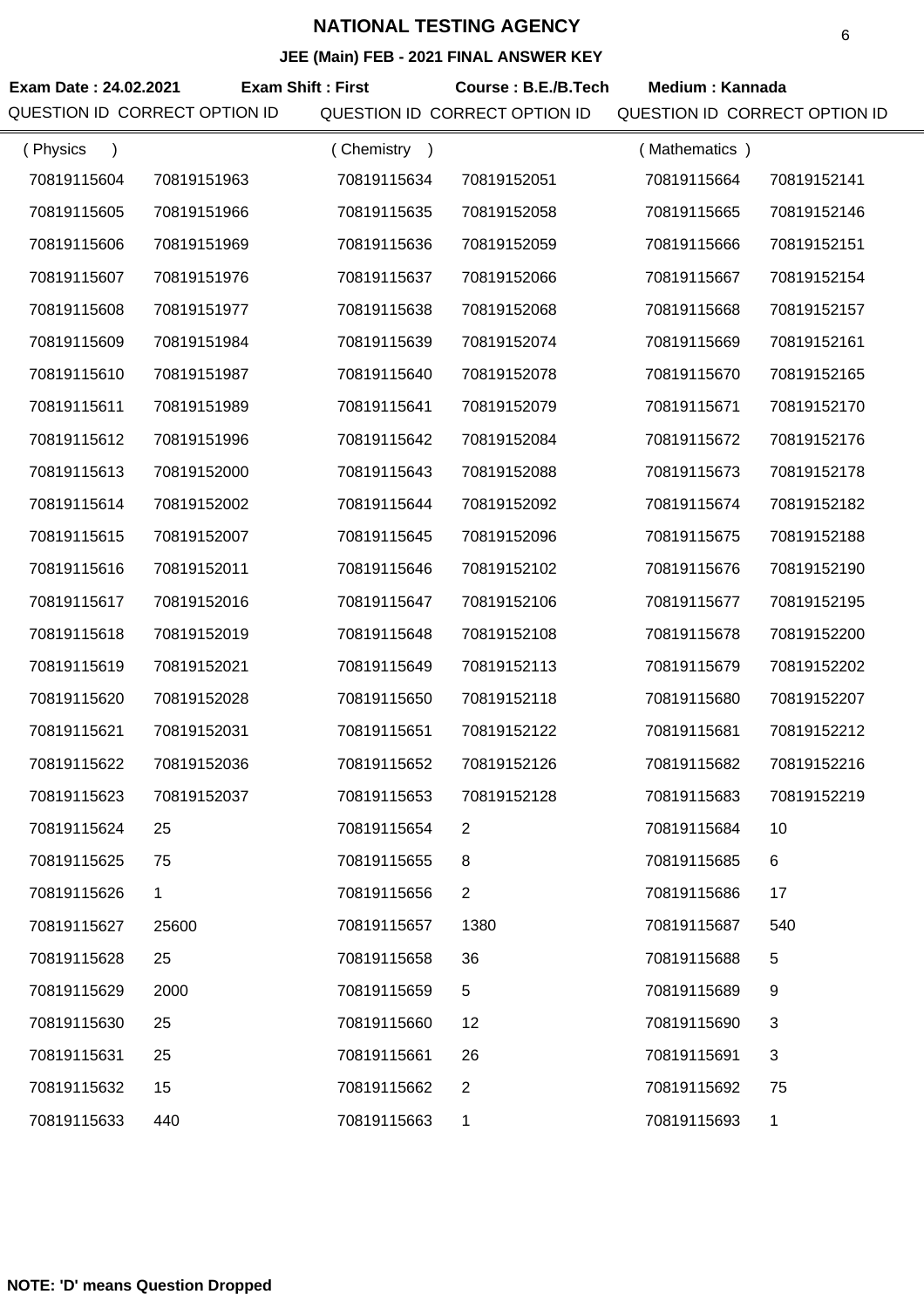# NATIONAL TESTING AGENCY

## JEE (Main) FEB - 2021 FINAL ANSWER KEY

**Exam Date : 24.02.2021** **Exam Shift : First** **Course : B.E./B.Tech** **Medium : Kannada**

| QUESTION ID | CORRECT OPTION ID | QUESTION ID | CORRECT OPTION ID | QUESTION ID | CORRECT OPTION ID |
|---|---|---|---|---|---|
| ( Physics ) | | ( Chemistry ) | | ( Mathematics ) | |
| 70819115604 | 70819151963 | 70819115634 | 70819152051 | 70819115664 | 70819152141 |
| 70819115605 | 70819151966 | 70819115635 | 70819152058 | 70819115665 | 70819152146 |
| 70819115606 | 70819151969 | 70819115636 | 70819152059 | 70819115666 | 70819152151 |
| 70819115607 | 70819151976 | 70819115637 | 70819152066 | 70819115667 | 70819152154 |
| 70819115608 | 70819151977 | 70819115638 | 70819152068 | 70819115668 | 70819152157 |
| 70819115609 | 70819151984 | 70819115639 | 70819152074 | 70819115669 | 70819152161 |
| 70819115610 | 70819151987 | 70819115640 | 70819152078 | 70819115670 | 70819152165 |
| 70819115611 | 70819151989 | 70819115641 | 70819152079 | 70819115671 | 70819152170 |
| 70819115612 | 70819151996 | 70819115642 | 70819152084 | 70819115672 | 70819152176 |
| 70819115613 | 70819152000 | 70819115643 | 70819152088 | 70819115673 | 70819152178 |
| 70819115614 | 70819152002 | 70819115644 | 70819152092 | 70819115674 | 70819152182 |
| 70819115615 | 70819152007 | 70819115645 | 70819152096 | 70819115675 | 70819152188 |
| 70819115616 | 70819152011 | 70819115646 | 70819152102 | 70819115676 | 70819152190 |
| 70819115617 | 70819152016 | 70819115647 | 70819152106 | 70819115677 | 70819152195 |
| 70819115618 | 70819152019 | 70819115648 | 70819152108 | 70819115678 | 70819152200 |
| 70819115619 | 70819152021 | 70819115649 | 70819152113 | 70819115679 | 70819152202 |
| 70819115620 | 70819152028 | 70819115650 | 70819152118 | 70819115680 | 70819152207 |
| 70819115621 | 70819152031 | 70819115651 | 70819152122 | 70819115681 | 70819152212 |
| 70819115622 | 70819152036 | 70819115652 | 70819152126 | 70819115682 | 70819152216 |
| 70819115623 | 70819152037 | 70819115653 | 70819152128 | 70819115683 | 70819152219 |
| 70819115624 | 25 | 70819115654 | 2 | 70819115684 | 10 |
| 70819115625 | 75 | 70819115655 | 8 | 70819115685 | 6 |
| 70819115626 | 1 | 70819115656 | 2 | 70819115686 | 17 |
| 70819115627 | 25600 | 70819115657 | 1380 | 70819115687 | 540 |
| 70819115628 | 25 | 70819115658 | 36 | 70819115688 | 5 |
| 70819115629 | 2000 | 70819115659 | 5 | 70819115689 | 9 |
| 70819115630 | 25 | 70819115660 | 12 | 70819115690 | 3 |
| 70819115631 | 25 | 70819115661 | 26 | 70819115691 | 3 |
| 70819115632 | 15 | 70819115662 | 2 | 70819115692 | 75 |
| 70819115633 | 440 | 70819115663 | 1 | 70819115693 | 1 |

**NOTE: 'D' means Question Dropped**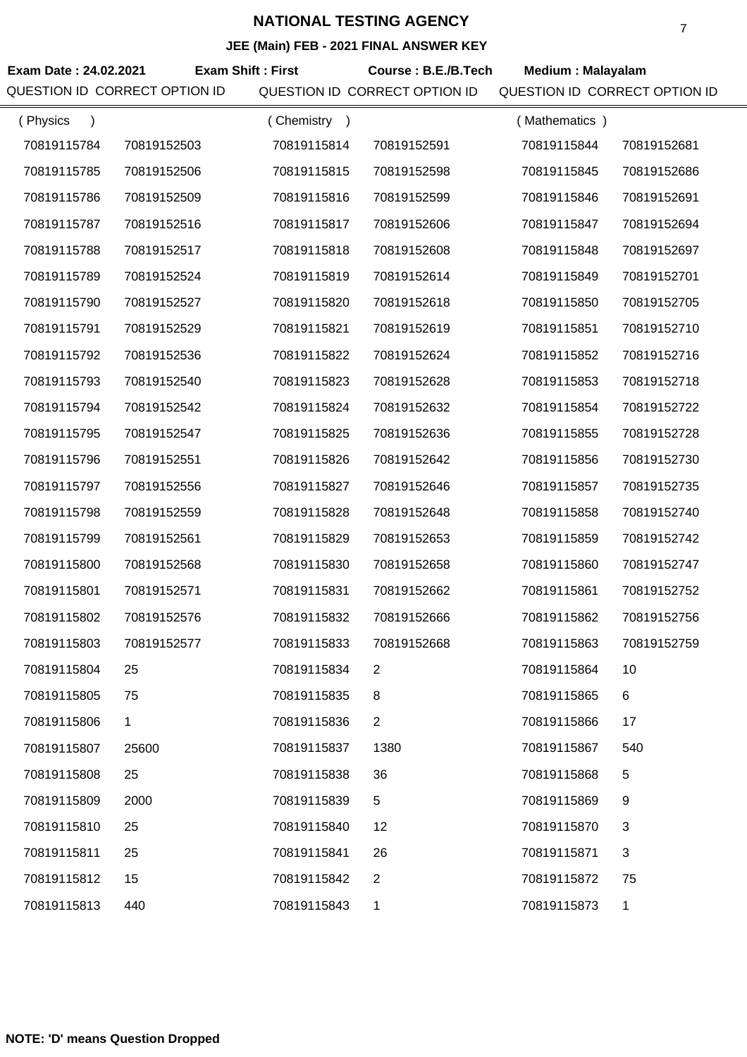# NATIONAL TESTING AGENCY

**JEE (Main) FEB - 2021 FINAL ANSWER KEY**

**Exam Date : 24.02.2021** **Exam Shift : First** **Course : B.E./B.Tech** **Medium : Malayalam**

| QUESTION ID | CORRECT OPTION ID | QUESTION ID | CORRECT OPTION ID | QUESTION ID | CORRECT OPTION ID |
|---|---|---|---|---|---|
| ( Physics ) | | ( Chemistry ) | | ( Mathematics ) | |
| 70819115784 | 70819152503 | 70819115814 | 70819152591 | 70819115844 | 70819152681 |
| 70819115785 | 70819152506 | 70819115815 | 70819152598 | 70819115845 | 70819152686 |
| 70819115786 | 70819152509 | 70819115816 | 70819152599 | 70819115846 | 70819152691 |
| 70819115787 | 70819152516 | 70819115817 | 70819152606 | 70819115847 | 70819152694 |
| 70819115788 | 70819152517 | 70819115818 | 70819152608 | 70819115848 | 70819152697 |
| 70819115789 | 70819152524 | 70819115819 | 70819152614 | 70819115849 | 70819152701 |
| 70819115790 | 70819152527 | 70819115820 | 70819152618 | 70819115850 | 70819152705 |
| 70819115791 | 70819152529 | 70819115821 | 70819152619 | 70819115851 | 70819152710 |
| 70819115792 | 70819152536 | 70819115822 | 70819152624 | 70819115852 | 70819152716 |
| 70819115793 | 70819152540 | 70819115823 | 70819152628 | 70819115853 | 70819152718 |
| 70819115794 | 70819152542 | 70819115824 | 70819152632 | 70819115854 | 70819152722 |
| 70819115795 | 70819152547 | 70819115825 | 70819152636 | 70819115855 | 70819152728 |
| 70819115796 | 70819152551 | 70819115826 | 70819152642 | 70819115856 | 70819152730 |
| 70819115797 | 70819152556 | 70819115827 | 70819152646 | 70819115857 | 70819152735 |
| 70819115798 | 70819152559 | 70819115828 | 70819152648 | 70819115858 | 70819152740 |
| 70819115799 | 70819152561 | 70819115829 | 70819152653 | 70819115859 | 70819152742 |
| 70819115800 | 70819152568 | 70819115830 | 70819152658 | 70819115860 | 70819152747 |
| 70819115801 | 70819152571 | 70819115831 | 70819152662 | 70819115861 | 70819152752 |
| 70819115802 | 70819152576 | 70819115832 | 70819152666 | 70819115862 | 70819152756 |
| 70819115803 | 70819152577 | 70819115833 | 70819152668 | 70819115863 | 70819152759 |
| 70819115804 | 25 | 70819115834 | 2 | 70819115864 | 10 |
| 70819115805 | 75 | 70819115835 | 8 | 70819115865 | 6 |
| 70819115806 | 1 | 70819115836 | 2 | 70819115866 | 17 |
| 70819115807 | 25600 | 70819115837 | 1380 | 70819115867 | 540 |
| 70819115808 | 25 | 70819115838 | 36 | 70819115868 | 5 |
| 70819115809 | 2000 | 70819115839 | 5 | 70819115869 | 9 |
| 70819115810 | 25 | 70819115840 | 12 | 70819115870 | 3 |
| 70819115811 | 25 | 70819115841 | 26 | 70819115871 | 3 |
| 70819115812 | 15 | 70819115842 | 2 | 70819115872 | 75 |
| 70819115813 | 440 | 70819115843 | 1 | 70819115873 | 1 |

**NOTE: 'D' means Question Dropped**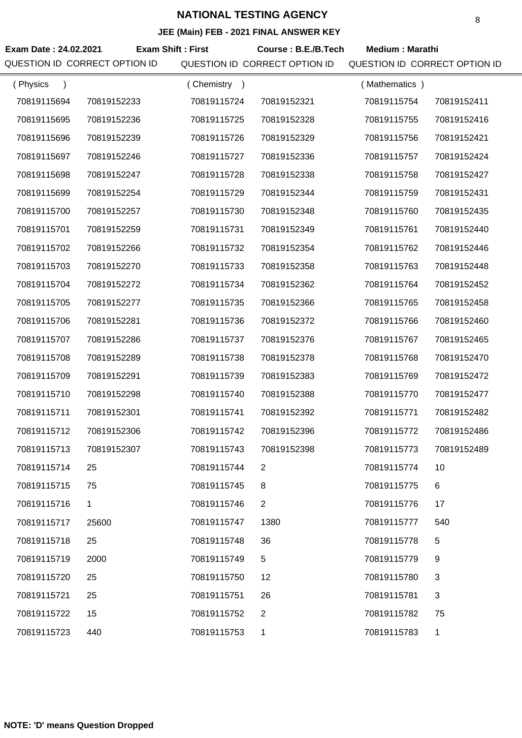# NATIONAL TESTING AGENCY

## JEE (Main) FEB - 2021 FINAL ANSWER KEY

**Exam Date : 24.02.2021** **Exam Shift : First** **Course : B.E./B.Tech** **Medium : Marathi**

| QUESTION ID | CORRECT OPTION ID | QUESTION ID | CORRECT OPTION ID | QUESTION ID | CORRECT OPTION ID |
|---|---|---|---|---|---|
| ( Physics ) | | ( Chemistry ) | | ( Mathematics ) | |
| 70819115694 | 70819152233 | 70819115724 | 70819152321 | 70819115754 | 70819152411 |
| 70819115695 | 70819152236 | 70819115725 | 70819152328 | 70819115755 | 70819152416 |
| 70819115696 | 70819152239 | 70819115726 | 70819152329 | 70819115756 | 70819152421 |
| 70819115697 | 70819152246 | 70819115727 | 70819152336 | 70819115757 | 70819152424 |
| 70819115698 | 70819152247 | 70819115728 | 70819152338 | 70819115758 | 70819152427 |
| 70819115699 | 70819152254 | 70819115729 | 70819152344 | 70819115759 | 70819152431 |
| 70819115700 | 70819152257 | 70819115730 | 70819152348 | 70819115760 | 70819152435 |
| 70819115701 | 70819152259 | 70819115731 | 70819152349 | 70819115761 | 70819152440 |
| 70819115702 | 70819152266 | 70819115732 | 70819152354 | 70819115762 | 70819152446 |
| 70819115703 | 70819152270 | 70819115733 | 70819152358 | 70819115763 | 70819152448 |
| 70819115704 | 70819152272 | 70819115734 | 70819152362 | 70819115764 | 70819152452 |
| 70819115705 | 70819152277 | 70819115735 | 70819152366 | 70819115765 | 70819152458 |
| 70819115706 | 70819152281 | 70819115736 | 70819152372 | 70819115766 | 70819152460 |
| 70819115707 | 70819152286 | 70819115737 | 70819152376 | 70819115767 | 70819152465 |
| 70819115708 | 70819152289 | 70819115738 | 70819152378 | 70819115768 | 70819152470 |
| 70819115709 | 70819152291 | 70819115739 | 70819152383 | 70819115769 | 70819152472 |
| 70819115710 | 70819152298 | 70819115740 | 70819152388 | 70819115770 | 70819152477 |
| 70819115711 | 70819152301 | 70819115741 | 70819152392 | 70819115771 | 70819152482 |
| 70819115712 | 70819152306 | 70819115742 | 70819152396 | 70819115772 | 70819152486 |
| 70819115713 | 70819152307 | 70819115743 | 70819152398 | 70819115773 | 70819152489 |
| 70819115714 | 25 | 70819115744 | 2 | 70819115774 | 10 |
| 70819115715 | 75 | 70819115745 | 8 | 70819115775 | 6 |
| 70819115716 | 1 | 70819115746 | 2 | 70819115776 | 17 |
| 70819115717 | 25600 | 70819115747 | 1380 | 70819115777 | 540 |
| 70819115718 | 25 | 70819115748 | 36 | 70819115778 | 5 |
| 70819115719 | 2000 | 70819115749 | 5 | 70819115779 | 9 |
| 70819115720 | 25 | 70819115750 | 12 | 70819115780 | 3 |
| 70819115721 | 25 | 70819115751 | 26 | 70819115781 | 3 |
| 70819115722 | 15 | 70819115752 | 2 | 70819115782 | 75 |
| 70819115723 | 440 | 70819115753 | 1 | 70819115783 | 1 |

**NOTE: 'D' means Question Dropped**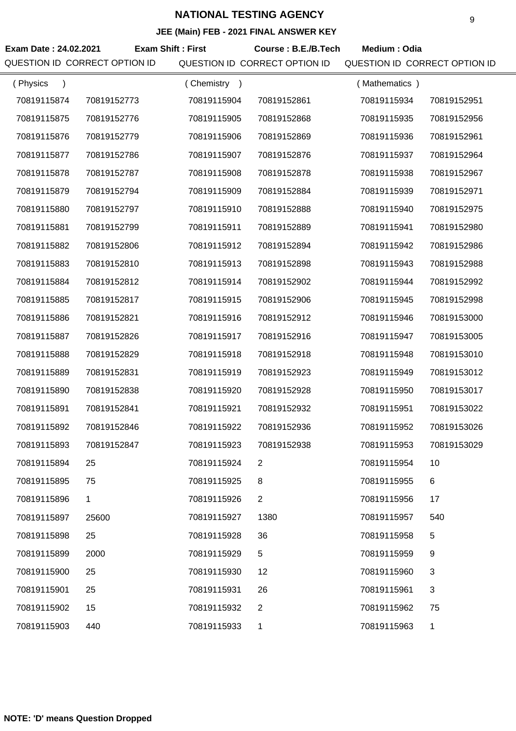# NATIONAL TESTING AGENCY

**JEE (Main) FEB - 2021 FINAL ANSWER KEY**

**Exam Date : 24.02.2021** **Exam Shift : First** **Course : B.E./B.Tech** **Medium : Odia**

| QUESTION ID | CORRECT OPTION ID | QUESTION ID | CORRECT OPTION ID | QUESTION ID | CORRECT OPTION ID |
|---|---|---|---|---|---|
| ( Physics ) | | ( Chemistry ) | | ( Mathematics ) | |
| 70819115874 | 70819152773 | 70819115904 | 70819152861 | 70819115934 | 70819152951 |
| 70819115875 | 70819152776 | 70819115905 | 70819152868 | 70819115935 | 70819152956 |
| 70819115876 | 70819152779 | 70819115906 | 70819152869 | 70819115936 | 70819152961 |
| 70819115877 | 70819152786 | 70819115907 | 70819152876 | 70819115937 | 70819152964 |
| 70819115878 | 70819152787 | 70819115908 | 70819152878 | 70819115938 | 70819152967 |
| 70819115879 | 70819152794 | 70819115909 | 70819152884 | 70819115939 | 70819152971 |
| 70819115880 | 70819152797 | 70819115910 | 70819152888 | 70819115940 | 70819152975 |
| 70819115881 | 70819152799 | 70819115911 | 70819152889 | 70819115941 | 70819152980 |
| 70819115882 | 70819152806 | 70819115912 | 70819152894 | 70819115942 | 70819152986 |
| 70819115883 | 70819152810 | 70819115913 | 70819152898 | 70819115943 | 70819152988 |
| 70819115884 | 70819152812 | 70819115914 | 70819152902 | 70819115944 | 70819152992 |
| 70819115885 | 70819152817 | 70819115915 | 70819152906 | 70819115945 | 70819152998 |
| 70819115886 | 70819152821 | 70819115916 | 70819152912 | 70819115946 | 70819153000 |
| 70819115887 | 70819152826 | 70819115917 | 70819152916 | 70819115947 | 70819153005 |
| 70819115888 | 70819152829 | 70819115918 | 70819152918 | 70819115948 | 70819153010 |
| 70819115889 | 70819152831 | 70819115919 | 70819152923 | 70819115949 | 70819153012 |
| 70819115890 | 70819152838 | 70819115920 | 70819152928 | 70819115950 | 70819153017 |
| 70819115891 | 70819152841 | 70819115921 | 70819152932 | 70819115951 | 70819153022 |
| 70819115892 | 70819152846 | 70819115922 | 70819152936 | 70819115952 | 70819153026 |
| 70819115893 | 70819152847 | 70819115923 | 70819152938 | 70819115953 | 70819153029 |
| 70819115894 | 25 | 70819115924 | 2 | 70819115954 | 10 |
| 70819115895 | 75 | 70819115925 | 8 | 70819115955 | 6 |
| 70819115896 | 1 | 70819115926 | 2 | 70819115956 | 17 |
| 70819115897 | 25600 | 70819115927 | 1380 | 70819115957 | 540 |
| 70819115898 | 25 | 70819115928 | 36 | 70819115958 | 5 |
| 70819115899 | 2000 | 70819115929 | 5 | 70819115959 | 9 |
| 70819115900 | 25 | 70819115930 | 12 | 70819115960 | 3 |
| 70819115901 | 25 | 70819115931 | 26 | 70819115961 | 3 |
| 70819115902 | 15 | 70819115932 | 2 | 70819115962 | 75 |
| 70819115903 | 440 | 70819115933 | 1 | 70819115963 | 1 |

**NOTE: 'D' means Question Dropped**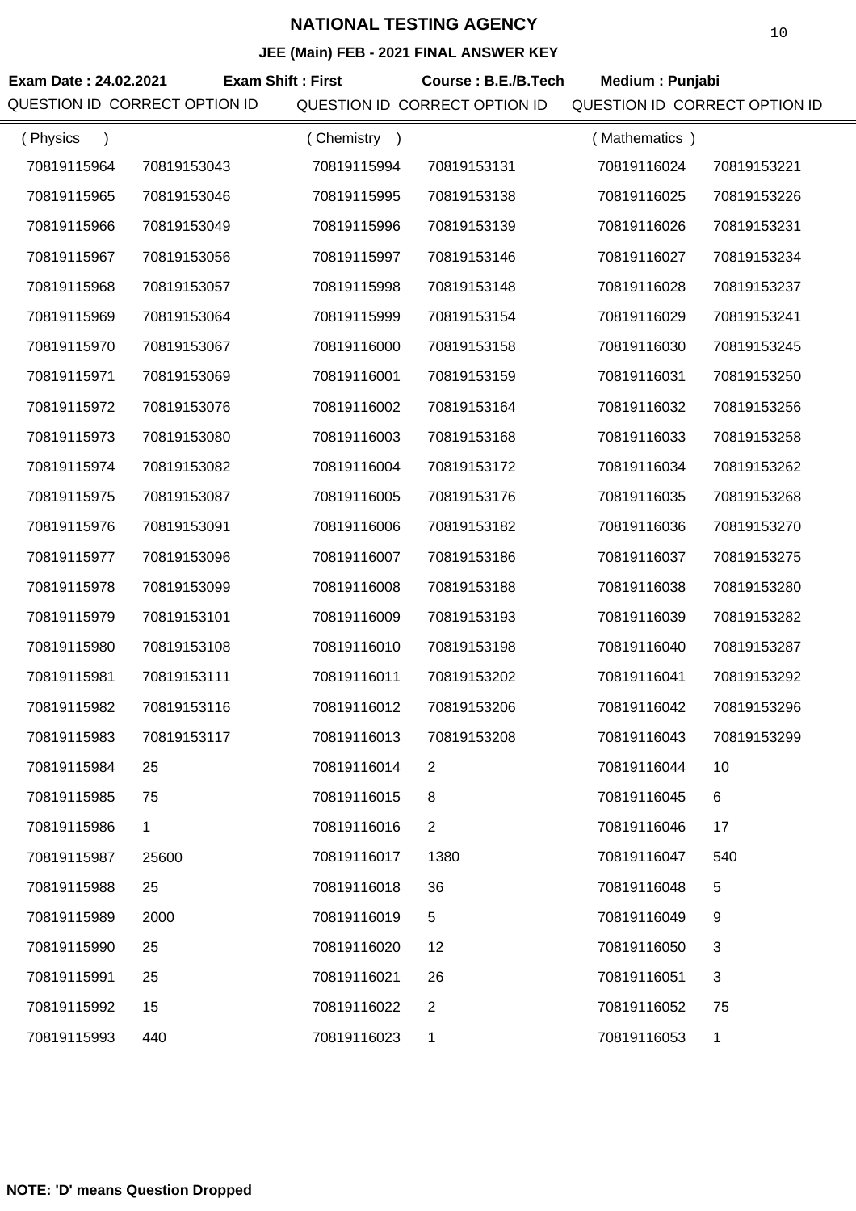# NATIONAL TESTING AGENCY

**JEE (Main) FEB - 2021 FINAL ANSWER KEY**

**Exam Date : 24.02.2021** **Exam Shift : First** **Course : B.E./B.Tech** **Medium : Punjabi**

| QUESTION ID | CORRECT OPTION ID | QUESTION ID | CORRECT OPTION ID | QUESTION ID | CORRECT OPTION ID |
|---|---|---|---|---|---|
| ( Physics ) | | ( Chemistry ) | | ( Mathematics ) | |
| 70819115964 | 70819153043 | 70819115994 | 70819153131 | 70819116024 | 70819153221 |
| 70819115965 | 70819153046 | 70819115995 | 70819153138 | 70819116025 | 70819153226 |
| 70819115966 | 70819153049 | 70819115996 | 70819153139 | 70819116026 | 70819153231 |
| 70819115967 | 70819153056 | 70819115997 | 70819153146 | 70819116027 | 70819153234 |
| 70819115968 | 70819153057 | 70819115998 | 70819153148 | 70819116028 | 70819153237 |
| 70819115969 | 70819153064 | 70819115999 | 70819153154 | 70819116029 | 70819153241 |
| 70819115970 | 70819153067 | 70819116000 | 70819153158 | 70819116030 | 70819153245 |
| 70819115971 | 70819153069 | 70819116001 | 70819153159 | 70819116031 | 70819153250 |
| 70819115972 | 70819153076 | 70819116002 | 70819153164 | 70819116032 | 70819153256 |
| 70819115973 | 70819153080 | 70819116003 | 70819153168 | 70819116033 | 70819153258 |
| 70819115974 | 70819153082 | 70819116004 | 70819153172 | 70819116034 | 70819153262 |
| 70819115975 | 70819153087 | 70819116005 | 70819153176 | 70819116035 | 70819153268 |
| 70819115976 | 70819153091 | 70819116006 | 70819153182 | 70819116036 | 70819153270 |
| 70819115977 | 70819153096 | 70819116007 | 70819153186 | 70819116037 | 70819153275 |
| 70819115978 | 70819153099 | 70819116008 | 70819153188 | 70819116038 | 70819153280 |
| 70819115979 | 70819153101 | 70819116009 | 70819153193 | 70819116039 | 70819153282 |
| 70819115980 | 70819153108 | 70819116010 | 70819153198 | 70819116040 | 70819153287 |
| 70819115981 | 70819153111 | 70819116011 | 70819153202 | 70819116041 | 70819153292 |
| 70819115982 | 70819153116 | 70819116012 | 70819153206 | 70819116042 | 70819153296 |
| 70819115983 | 70819153117 | 70819116013 | 70819153208 | 70819116043 | 70819153299 |
| 70819115984 | 25 | 70819116014 | 2 | 70819116044 | 10 |
| 70819115985 | 75 | 70819116015 | 8 | 70819116045 | 6 |
| 70819115986 | 1 | 70819116016 | 2 | 70819116046 | 17 |
| 70819115987 | 25600 | 70819116017 | 1380 | 70819116047 | 540 |
| 70819115988 | 25 | 70819116018 | 36 | 70819116048 | 5 |
| 70819115989 | 2000 | 70819116019 | 5 | 70819116049 | 9 |
| 70819115990 | 25 | 70819116020 | 12 | 70819116050 | 3 |
| 70819115991 | 25 | 70819116021 | 26 | 70819116051 | 3 |
| 70819115992 | 15 | 70819116022 | 2 | 70819116052 | 75 |
| 70819115993 | 440 | 70819116023 | 1 | 70819116053 | 1 |

**NOTE: 'D' means Question Dropped**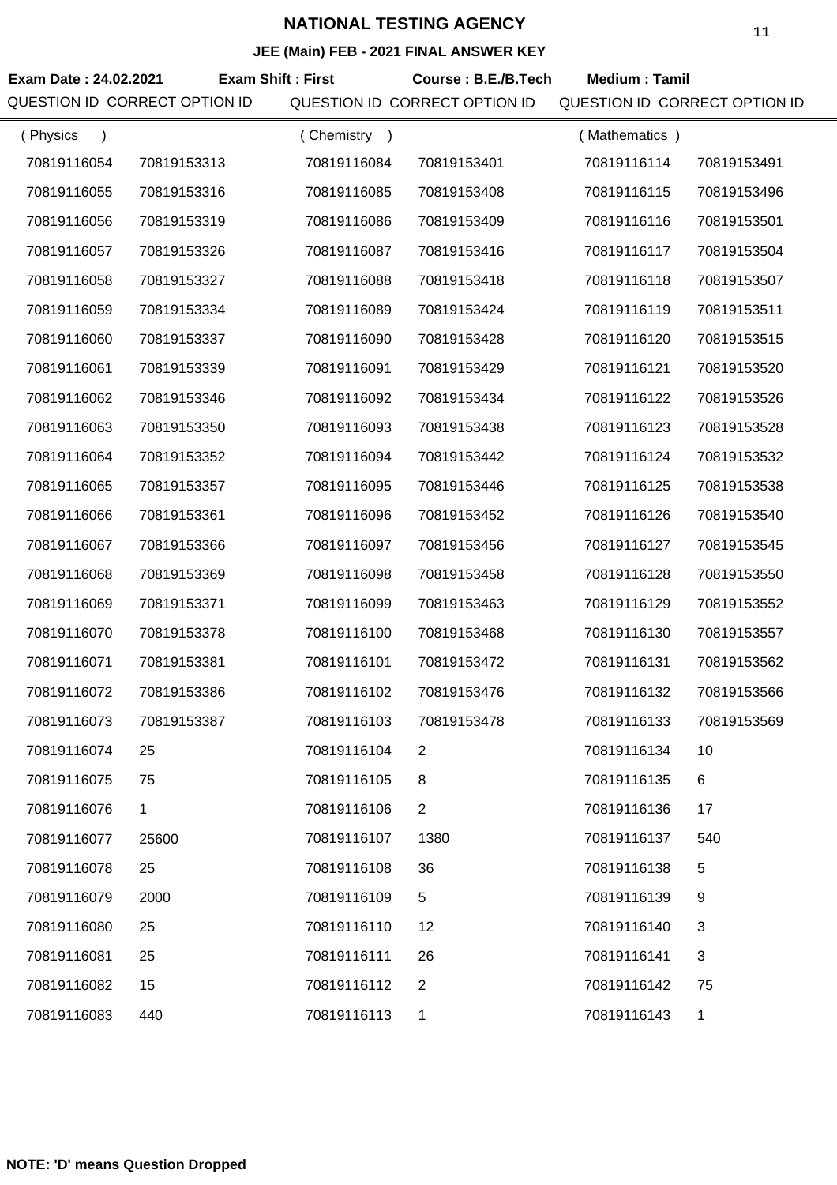# NATIONAL TESTING AGENCY

## JEE (Main) FEB - 2021 FINAL ANSWER KEY

**Exam Date : 24.02.2021** **Exam Shift : First** **Course : B.E./B.Tech** **Medium : Tamil**

| QUESTION ID | CORRECT OPTION ID | QUESTION ID | CORRECT OPTION ID | QUESTION ID | CORRECT OPTION ID |
|---|---|---|---|---|---|
| ( Physics ) | | ( Chemistry ) | | ( Mathematics ) | |
| 70819116054 | 70819153313 | 70819116084 | 70819153401 | 70819116114 | 70819153491 |
| 70819116055 | 70819153316 | 70819116085 | 70819153408 | 70819116115 | 70819153496 |
| 70819116056 | 70819153319 | 70819116086 | 70819153409 | 70819116116 | 70819153501 |
| 70819116057 | 70819153326 | 70819116087 | 70819153416 | 70819116117 | 70819153504 |
| 70819116058 | 70819153327 | 70819116088 | 70819153418 | 70819116118 | 70819153507 |
| 70819116059 | 70819153334 | 70819116089 | 70819153424 | 70819116119 | 70819153511 |
| 70819116060 | 70819153337 | 70819116090 | 70819153428 | 70819116120 | 70819153515 |
| 70819116061 | 70819153339 | 70819116091 | 70819153429 | 70819116121 | 70819153520 |
| 70819116062 | 70819153346 | 70819116092 | 70819153434 | 70819116122 | 70819153526 |
| 70819116063 | 70819153350 | 70819116093 | 70819153438 | 70819116123 | 70819153528 |
| 70819116064 | 70819153352 | 70819116094 | 70819153442 | 70819116124 | 70819153532 |
| 70819116065 | 70819153357 | 70819116095 | 70819153446 | 70819116125 | 70819153538 |
| 70819116066 | 70819153361 | 70819116096 | 70819153452 | 70819116126 | 70819153540 |
| 70819116067 | 70819153366 | 70819116097 | 70819153456 | 70819116127 | 70819153545 |
| 70819116068 | 70819153369 | 70819116098 | 70819153458 | 70819116128 | 70819153550 |
| 70819116069 | 70819153371 | 70819116099 | 70819153463 | 70819116129 | 70819153552 |
| 70819116070 | 70819153378 | 70819116100 | 70819153468 | 70819116130 | 70819153557 |
| 70819116071 | 70819153381 | 70819116101 | 70819153472 | 70819116131 | 70819153562 |
| 70819116072 | 70819153386 | 70819116102 | 70819153476 | 70819116132 | 70819153566 |
| 70819116073 | 70819153387 | 70819116103 | 70819153478 | 70819116133 | 70819153569 |
| 70819116074 | 25 | 70819116104 | 2 | 70819116134 | 10 |
| 70819116075 | 75 | 70819116105 | 8 | 70819116135 | 6 |
| 70819116076 | 1 | 70819116106 | 2 | 70819116136 | 17 |
| 70819116077 | 25600 | 70819116107 | 1380 | 70819116137 | 540 |
| 70819116078 | 25 | 70819116108 | 36 | 70819116138 | 5 |
| 70819116079 | 2000 | 70819116109 | 5 | 70819116139 | 9 |
| 70819116080 | 25 | 70819116110 | 12 | 70819116140 | 3 |
| 70819116081 | 25 | 70819116111 | 26 | 70819116141 | 3 |
| 70819116082 | 15 | 70819116112 | 2 | 70819116142 | 75 |
| 70819116083 | 440 | 70819116113 | 1 | 70819116143 | 1 |

**NOTE: 'D' means Question Dropped**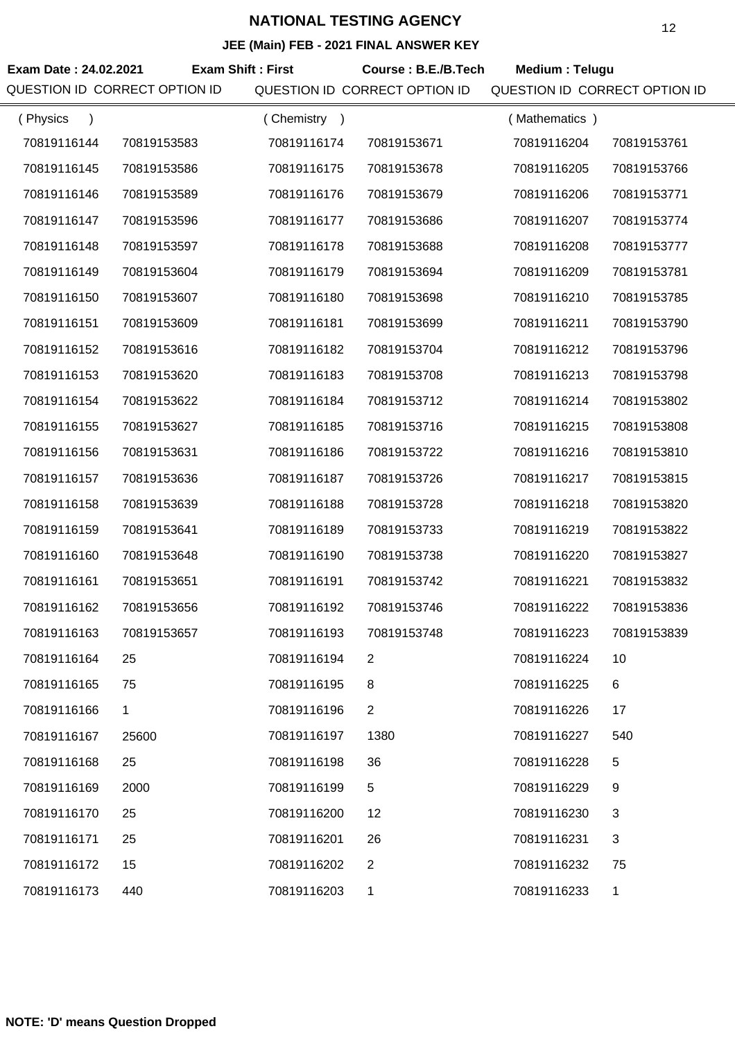# NATIONAL TESTING AGENCY

## JEE (Main) FEB - 2021 FINAL ANSWER KEY

**Exam Date : 24.02.2021** **Exam Shift : First** **Course : B.E./B.Tech** **Medium : Telugu**

| QUESTION ID | CORRECT OPTION ID | QUESTION ID | CORRECT OPTION ID | QUESTION ID | CORRECT OPTION ID |
|---|---|---|---|---|---|
| ( Physics ) | | ( Chemistry ) | | ( Mathematics ) | |
| 70819116144 | 70819153583 | 70819116174 | 70819153671 | 70819116204 | 70819153761 |
| 70819116145 | 70819153586 | 70819116175 | 70819153678 | 70819116205 | 70819153766 |
| 70819116146 | 70819153589 | 70819116176 | 70819153679 | 70819116206 | 70819153771 |
| 70819116147 | 70819153596 | 70819116177 | 70819153686 | 70819116207 | 70819153774 |
| 70819116148 | 70819153597 | 70819116178 | 70819153688 | 70819116208 | 70819153777 |
| 70819116149 | 70819153604 | 70819116179 | 70819153694 | 70819116209 | 70819153781 |
| 70819116150 | 70819153607 | 70819116180 | 70819153698 | 70819116210 | 70819153785 |
| 70819116151 | 70819153609 | 70819116181 | 70819153699 | 70819116211 | 70819153790 |
| 70819116152 | 70819153616 | 70819116182 | 70819153704 | 70819116212 | 70819153796 |
| 70819116153 | 70819153620 | 70819116183 | 70819153708 | 70819116213 | 70819153798 |
| 70819116154 | 70819153622 | 70819116184 | 70819153712 | 70819116214 | 70819153802 |
| 70819116155 | 70819153627 | 70819116185 | 70819153716 | 70819116215 | 70819153808 |
| 70819116156 | 70819153631 | 70819116186 | 70819153722 | 70819116216 | 70819153810 |
| 70819116157 | 70819153636 | 70819116187 | 70819153726 | 70819116217 | 70819153815 |
| 70819116158 | 70819153639 | 70819116188 | 70819153728 | 70819116218 | 70819153820 |
| 70819116159 | 70819153641 | 70819116189 | 70819153733 | 70819116219 | 70819153822 |
| 70819116160 | 70819153648 | 70819116190 | 70819153738 | 70819116220 | 70819153827 |
| 70819116161 | 70819153651 | 70819116191 | 70819153742 | 70819116221 | 70819153832 |
| 70819116162 | 70819153656 | 70819116192 | 70819153746 | 70819116222 | 70819153836 |
| 70819116163 | 70819153657 | 70819116193 | 70819153748 | 70819116223 | 70819153839 |
| 70819116164 | 25 | 70819116194 | 2 | 70819116224 | 10 |
| 70819116165 | 75 | 70819116195 | 8 | 70819116225 | 6 |
| 70819116166 | 1 | 70819116196 | 2 | 70819116226 | 17 |
| 70819116167 | 25600 | 70819116197 | 1380 | 70819116227 | 540 |
| 70819116168 | 25 | 70819116198 | 36 | 70819116228 | 5 |
| 70819116169 | 2000 | 70819116199 | 5 | 70819116229 | 9 |
| 70819116170 | 25 | 70819116200 | 12 | 70819116230 | 3 |
| 70819116171 | 25 | 70819116201 | 26 | 70819116231 | 3 |
| 70819116172 | 15 | 70819116202 | 2 | 70819116232 | 75 |
| 70819116173 | 440 | 70819116203 | 1 | 70819116233 | 1 |

**NOTE: 'D' means Question Dropped**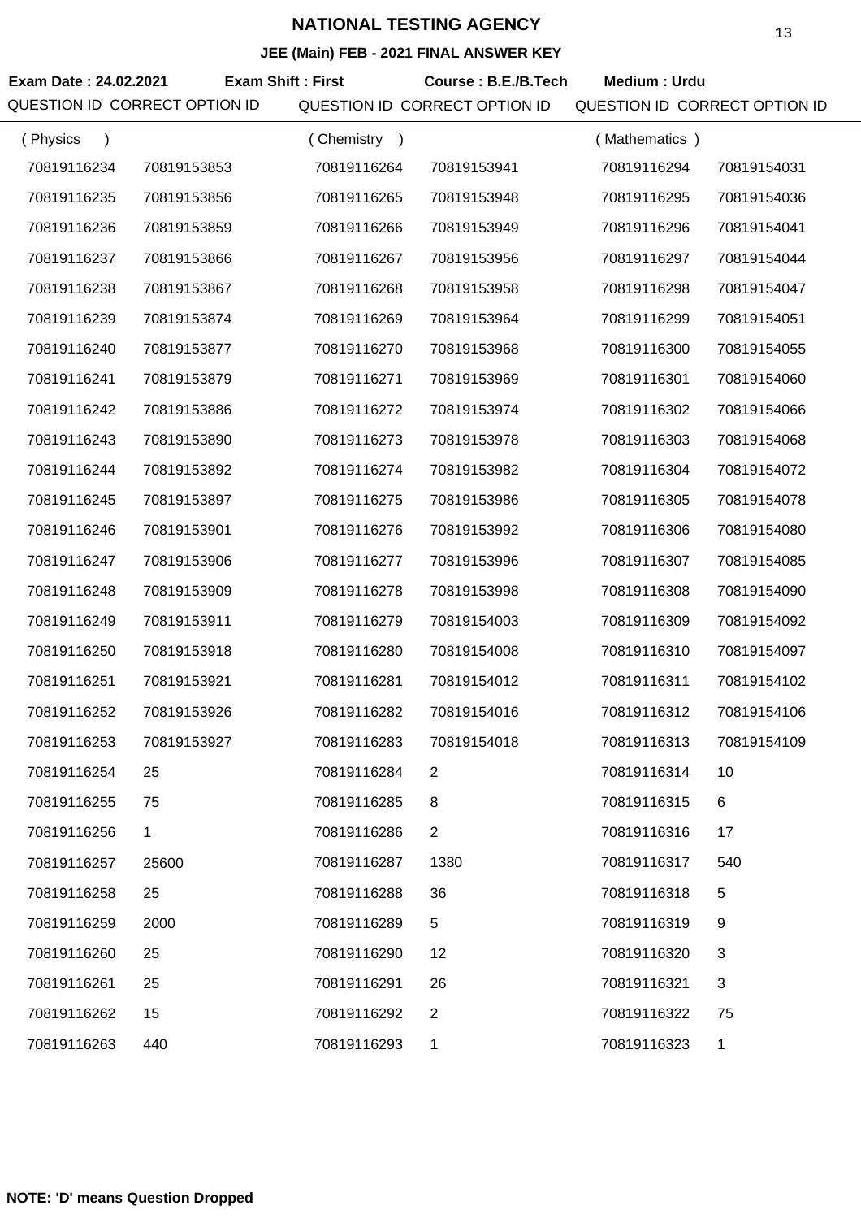# NATIONAL TESTING AGENCY

## JEE (Main) FEB - 2021 FINAL ANSWER KEY

**Exam Date : 24.02.2021** **Exam Shift : First** **Course : B.E./B.Tech** **Medium : Urdu**

| QUESTION ID | CORRECT OPTION ID | QUESTION ID | CORRECT OPTION ID | QUESTION ID | CORRECT OPTION ID |
|---|---|---|---|---|---|
| ( Physics ) | | ( Chemistry ) | | ( Mathematics ) | |
| 70819116234 | 70819153853 | 70819116264 | 70819153941 | 70819116294 | 70819154031 |
| 70819116235 | 70819153856 | 70819116265 | 70819153948 | 70819116295 | 70819154036 |
| 70819116236 | 70819153859 | 70819116266 | 70819153949 | 70819116296 | 70819154041 |
| 70819116237 | 70819153866 | 70819116267 | 70819153956 | 70819116297 | 70819154044 |
| 70819116238 | 70819153867 | 70819116268 | 70819153958 | 70819116298 | 70819154047 |
| 70819116239 | 70819153874 | 70819116269 | 70819153964 | 70819116299 | 70819154051 |
| 70819116240 | 70819153877 | 70819116270 | 70819153968 | 70819116300 | 70819154055 |
| 70819116241 | 70819153879 | 70819116271 | 70819153969 | 70819116301 | 70819154060 |
| 70819116242 | 70819153886 | 70819116272 | 70819153974 | 70819116302 | 70819154066 |
| 70819116243 | 70819153890 | 70819116273 | 70819153978 | 70819116303 | 70819154068 |
| 70819116244 | 70819153892 | 70819116274 | 70819153982 | 70819116304 | 70819154072 |
| 70819116245 | 70819153897 | 70819116275 | 70819153986 | 70819116305 | 70819154078 |
| 70819116246 | 70819153901 | 70819116276 | 70819153992 | 70819116306 | 70819154080 |
| 70819116247 | 70819153906 | 70819116277 | 70819153996 | 70819116307 | 70819154085 |
| 70819116248 | 70819153909 | 70819116278 | 70819153998 | 70819116308 | 70819154090 |
| 70819116249 | 70819153911 | 70819116279 | 70819154003 | 70819116309 | 70819154092 |
| 70819116250 | 70819153918 | 70819116280 | 70819154008 | 70819116310 | 70819154097 |
| 70819116251 | 70819153921 | 70819116281 | 70819154012 | 70819116311 | 70819154102 |
| 70819116252 | 70819153926 | 70819116282 | 70819154016 | 70819116312 | 70819154106 |
| 70819116253 | 70819153927 | 70819116283 | 70819154018 | 70819116313 | 70819154109 |
| 70819116254 | 25 | 70819116284 | 2 | 70819116314 | 10 |
| 70819116255 | 75 | 70819116285 | 8 | 70819116315 | 6 |
| 70819116256 | 1 | 70819116286 | 2 | 70819116316 | 17 |
| 70819116257 | 25600 | 70819116287 | 1380 | 70819116317 | 540 |
| 70819116258 | 25 | 70819116288 | 36 | 70819116318 | 5 |
| 70819116259 | 2000 | 70819116289 | 5 | 70819116319 | 9 |
| 70819116260 | 25 | 70819116290 | 12 | 70819116320 | 3 |
| 70819116261 | 25 | 70819116291 | 26 | 70819116321 | 3 |
| 70819116262 | 15 | 70819116292 | 2 | 70819116322 | 75 |
| 70819116263 | 440 | 70819116293 | 1 | 70819116323 | 1 |

**NOTE: 'D' means Question Dropped**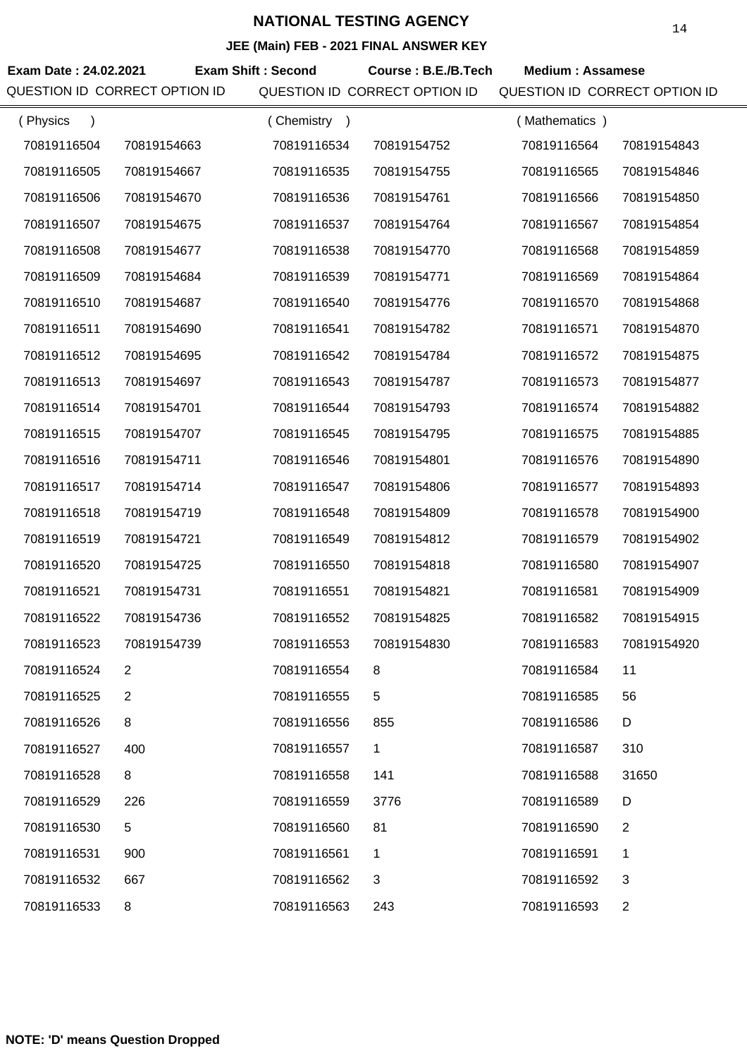# NATIONAL TESTING AGENCY

## JEE (Main) FEB - 2021 FINAL ANSWER KEY

**Exam Date : 24.02.2021** **Exam Shift : Second** **Course : B.E./B.Tech** **Medium : Assamese**

| QUESTION ID | CORRECT OPTION ID | QUESTION ID | CORRECT OPTION ID | QUESTION ID | CORRECT OPTION ID |
|---|---|---|---|---|---|
| ( Physics ) | | ( Chemistry ) | | ( Mathematics ) | |
| 70819116504 | 70819154663 | 70819116534 | 70819154752 | 70819116564 | 70819154843 |
| 70819116505 | 70819154667 | 70819116535 | 70819154755 | 70819116565 | 70819154846 |
| 70819116506 | 70819154670 | 70819116536 | 70819154761 | 70819116566 | 70819154850 |
| 70819116507 | 70819154675 | 70819116537 | 70819154764 | 70819116567 | 70819154854 |
| 70819116508 | 70819154677 | 70819116538 | 70819154770 | 70819116568 | 70819154859 |
| 70819116509 | 70819154684 | 70819116539 | 70819154771 | 70819116569 | 70819154864 |
| 70819116510 | 70819154687 | 70819116540 | 70819154776 | 70819116570 | 70819154868 |
| 70819116511 | 70819154690 | 70819116541 | 70819154782 | 70819116571 | 70819154870 |
| 70819116512 | 70819154695 | 70819116542 | 70819154784 | 70819116572 | 70819154875 |
| 70819116513 | 70819154697 | 70819116543 | 70819154787 | 70819116573 | 70819154877 |
| 70819116514 | 70819154701 | 70819116544 | 70819154793 | 70819116574 | 70819154882 |
| 70819116515 | 70819154707 | 70819116545 | 70819154795 | 70819116575 | 70819154885 |
| 70819116516 | 70819154711 | 70819116546 | 70819154801 | 70819116576 | 70819154890 |
| 70819116517 | 70819154714 | 70819116547 | 70819154806 | 70819116577 | 70819154893 |
| 70819116518 | 70819154719 | 70819116548 | 70819154809 | 70819116578 | 70819154900 |
| 70819116519 | 70819154721 | 70819116549 | 70819154812 | 70819116579 | 70819154902 |
| 70819116520 | 70819154725 | 70819116550 | 70819154818 | 70819116580 | 70819154907 |
| 70819116521 | 70819154731 | 70819116551 | 70819154821 | 70819116581 | 70819154909 |
| 70819116522 | 70819154736 | 70819116552 | 70819154825 | 70819116582 | 70819154915 |
| 70819116523 | 70819154739 | 70819116553 | 70819154830 | 70819116583 | 70819154920 |
| 70819116524 | 2 | 70819116554 | 8 | 70819116584 | 11 |
| 70819116525 | 2 | 70819116555 | 5 | 70819116585 | 56 |
| 70819116526 | 8 | 70819116556 | 855 | 70819116586 | D |
| 70819116527 | 400 | 70819116557 | 1 | 70819116587 | 310 |
| 70819116528 | 8 | 70819116558 | 141 | 70819116588 | 31650 |
| 70819116529 | 226 | 70819116559 | 3776 | 70819116589 | D |
| 70819116530 | 5 | 70819116560 | 81 | 70819116590 | 2 |
| 70819116531 | 900 | 70819116561 | 1 | 70819116591 | 1 |
| 70819116532 | 667 | 70819116562 | 3 | 70819116592 | 3 |
| 70819116533 | 8 | 70819116563 | 243 | 70819116593 | 2 |

**NOTE: 'D' means Question Dropped**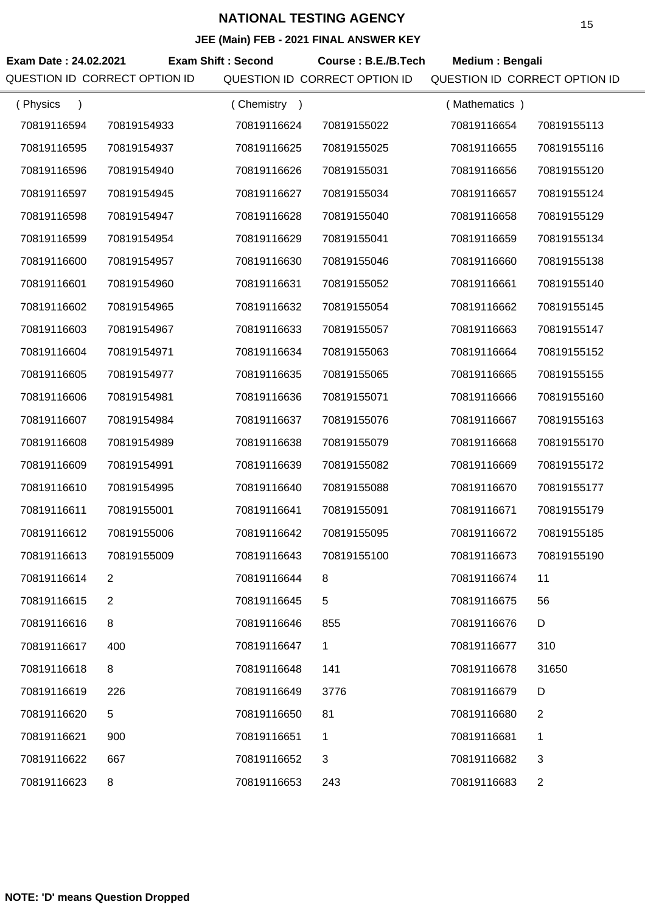# NATIONAL TESTING AGENCY

## JEE (Main) FEB - 2021 FINAL ANSWER KEY

**Exam Date : 24.02.2021** **Exam Shift : Second** **Course : B.E./B.Tech** **Medium : Bengali**

| QUESTION ID | CORRECT OPTION ID | QUESTION ID | CORRECT OPTION ID | QUESTION ID | CORRECT OPTION ID |
|---|---|---|---|---|---|
| ( Physics ) | | ( Chemistry ) | | ( Mathematics ) | |
| 70819116594 | 70819154933 | 70819116624 | 70819155022 | 70819116654 | 70819155113 |
| 70819116595 | 70819154937 | 70819116625 | 70819155025 | 70819116655 | 70819155116 |
| 70819116596 | 70819154940 | 70819116626 | 70819155031 | 70819116656 | 70819155120 |
| 70819116597 | 70819154945 | 70819116627 | 70819155034 | 70819116657 | 70819155124 |
| 70819116598 | 70819154947 | 70819116628 | 70819155040 | 70819116658 | 70819155129 |
| 70819116599 | 70819154954 | 70819116629 | 70819155041 | 70819116659 | 70819155134 |
| 70819116600 | 70819154957 | 70819116630 | 70819155046 | 70819116660 | 70819155138 |
| 70819116601 | 70819154960 | 70819116631 | 70819155052 | 70819116661 | 70819155140 |
| 70819116602 | 70819154965 | 70819116632 | 70819155054 | 70819116662 | 70819155145 |
| 70819116603 | 70819154967 | 70819116633 | 70819155057 | 70819116663 | 70819155147 |
| 70819116604 | 70819154971 | 70819116634 | 70819155063 | 70819116664 | 70819155152 |
| 70819116605 | 70819154977 | 70819116635 | 70819155065 | 70819116665 | 70819155155 |
| 70819116606 | 70819154981 | 70819116636 | 70819155071 | 70819116666 | 70819155160 |
| 70819116607 | 70819154984 | 70819116637 | 70819155076 | 70819116667 | 70819155163 |
| 70819116608 | 70819154989 | 70819116638 | 70819155079 | 70819116668 | 70819155170 |
| 70819116609 | 70819154991 | 70819116639 | 70819155082 | 70819116669 | 70819155172 |
| 70819116610 | 70819154995 | 70819116640 | 70819155088 | 70819116670 | 70819155177 |
| 70819116611 | 70819155001 | 70819116641 | 70819155091 | 70819116671 | 70819155179 |
| 70819116612 | 70819155006 | 70819116642 | 70819155095 | 70819116672 | 70819155185 |
| 70819116613 | 70819155009 | 70819116643 | 70819155100 | 70819116673 | 70819155190 |
| 70819116614 | 2 | 70819116644 | 8 | 70819116674 | 11 |
| 70819116615 | 2 | 70819116645 | 5 | 70819116675 | 56 |
| 70819116616 | 8 | 70819116646 | 855 | 70819116676 | D |
| 70819116617 | 400 | 70819116647 | 1 | 70819116677 | 310 |
| 70819116618 | 8 | 70819116648 | 141 | 70819116678 | 31650 |
| 70819116619 | 226 | 70819116649 | 3776 | 70819116679 | D |
| 70819116620 | 5 | 70819116650 | 81 | 70819116680 | 2 |
| 70819116621 | 900 | 70819116651 | 1 | 70819116681 | 1 |
| 70819116622 | 667 | 70819116652 | 3 | 70819116682 | 3 |
| 70819116623 | 8 | 70819116653 | 243 | 70819116683 | 2 |

**NOTE: 'D' means Question Dropped**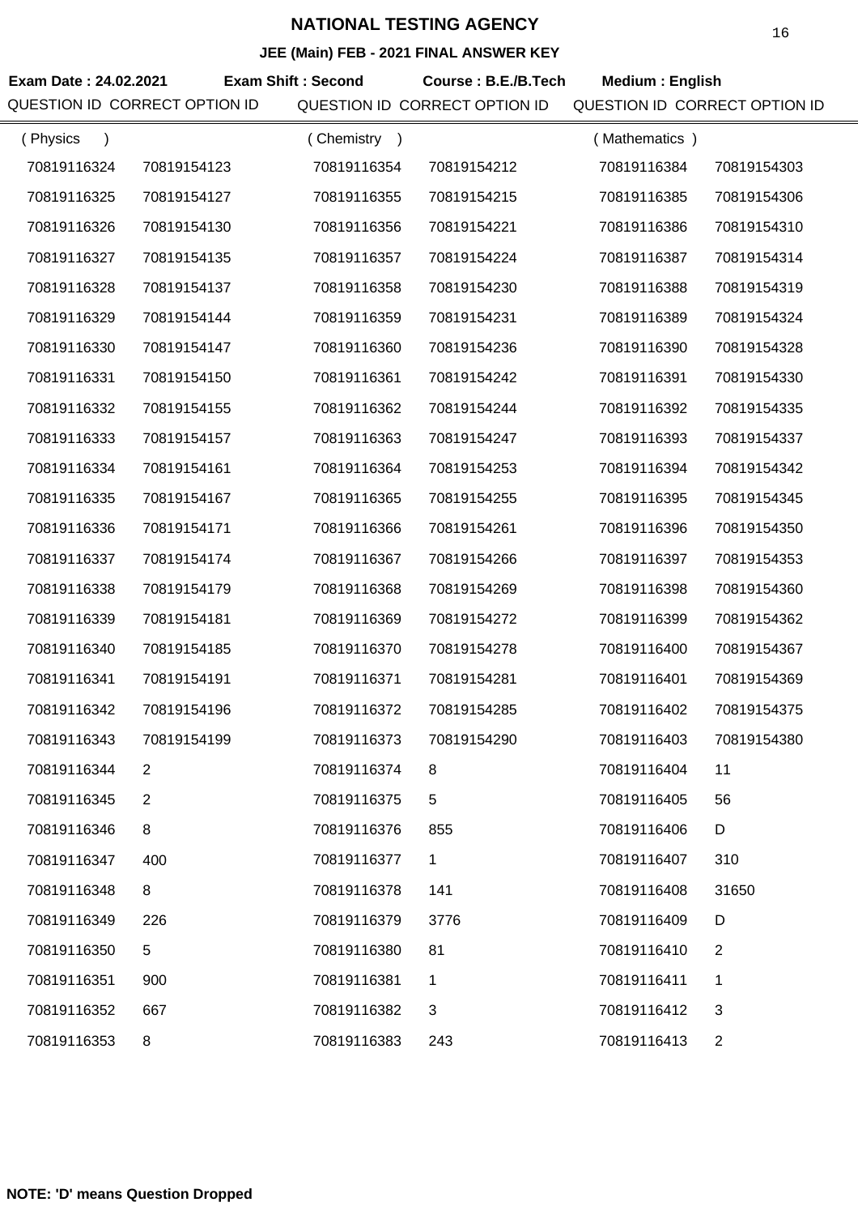# NATIONAL TESTING AGENCY

## JEE (Main) FEB - 2021 FINAL ANSWER KEY

**Exam Date : 24.02.2021** **Exam Shift : Second** **Course : B.E./B.Tech** **Medium : English**

| QUESTION ID | CORRECT OPTION ID | QUESTION ID | CORRECT OPTION ID | QUESTION ID | CORRECT OPTION ID |
|---|---|---|---|---|---|
| ( Physics ) | | ( Chemistry ) | | ( Mathematics ) | |
| 70819116324 | 70819154123 | 70819116354 | 70819154212 | 70819116384 | 70819154303 |
| 70819116325 | 70819154127 | 70819116355 | 70819154215 | 70819116385 | 70819154306 |
| 70819116326 | 70819154130 | 70819116356 | 70819154221 | 70819116386 | 70819154310 |
| 70819116327 | 70819154135 | 70819116357 | 70819154224 | 70819116387 | 70819154314 |
| 70819116328 | 70819154137 | 70819116358 | 70819154230 | 70819116388 | 70819154319 |
| 70819116329 | 70819154144 | 70819116359 | 70819154231 | 70819116389 | 70819154324 |
| 70819116330 | 70819154147 | 70819116360 | 70819154236 | 70819116390 | 70819154328 |
| 70819116331 | 70819154150 | 70819116361 | 70819154242 | 70819116391 | 70819154330 |
| 70819116332 | 70819154155 | 70819116362 | 70819154244 | 70819116392 | 70819154335 |
| 70819116333 | 70819154157 | 70819116363 | 70819154247 | 70819116393 | 70819154337 |
| 70819116334 | 70819154161 | 70819116364 | 70819154253 | 70819116394 | 70819154342 |
| 70819116335 | 70819154167 | 70819116365 | 70819154255 | 70819116395 | 70819154345 |
| 70819116336 | 70819154171 | 70819116366 | 70819154261 | 70819116396 | 70819154350 |
| 70819116337 | 70819154174 | 70819116367 | 70819154266 | 70819116397 | 70819154353 |
| 70819116338 | 70819154179 | 70819116368 | 70819154269 | 70819116398 | 70819154360 |
| 70819116339 | 70819154181 | 70819116369 | 70819154272 | 70819116399 | 70819154362 |
| 70819116340 | 70819154185 | 70819116370 | 70819154278 | 70819116400 | 70819154367 |
| 70819116341 | 70819154191 | 70819116371 | 70819154281 | 70819116401 | 70819154369 |
| 70819116342 | 70819154196 | 70819116372 | 70819154285 | 70819116402 | 70819154375 |
| 70819116343 | 70819154199 | 70819116373 | 70819154290 | 70819116403 | 70819154380 |
| 70819116344 | 2 | 70819116374 | 8 | 70819116404 | 11 |
| 70819116345 | 2 | 70819116375 | 5 | 70819116405 | 56 |
| 70819116346 | 8 | 70819116376 | 855 | 70819116406 | D |
| 70819116347 | 400 | 70819116377 | 1 | 70819116407 | 310 |
| 70819116348 | 8 | 70819116378 | 141 | 70819116408 | 31650 |
| 70819116349 | 226 | 70819116379 | 3776 | 70819116409 | D |
| 70819116350 | 5 | 70819116380 | 81 | 70819116410 | 2 |
| 70819116351 | 900 | 70819116381 | 1 | 70819116411 | 1 |
| 70819116352 | 667 | 70819116382 | 3 | 70819116412 | 3 |
| 70819116353 | 8 | 70819116383 | 243 | 70819116413 | 2 |

**NOTE: 'D' means Question Dropped**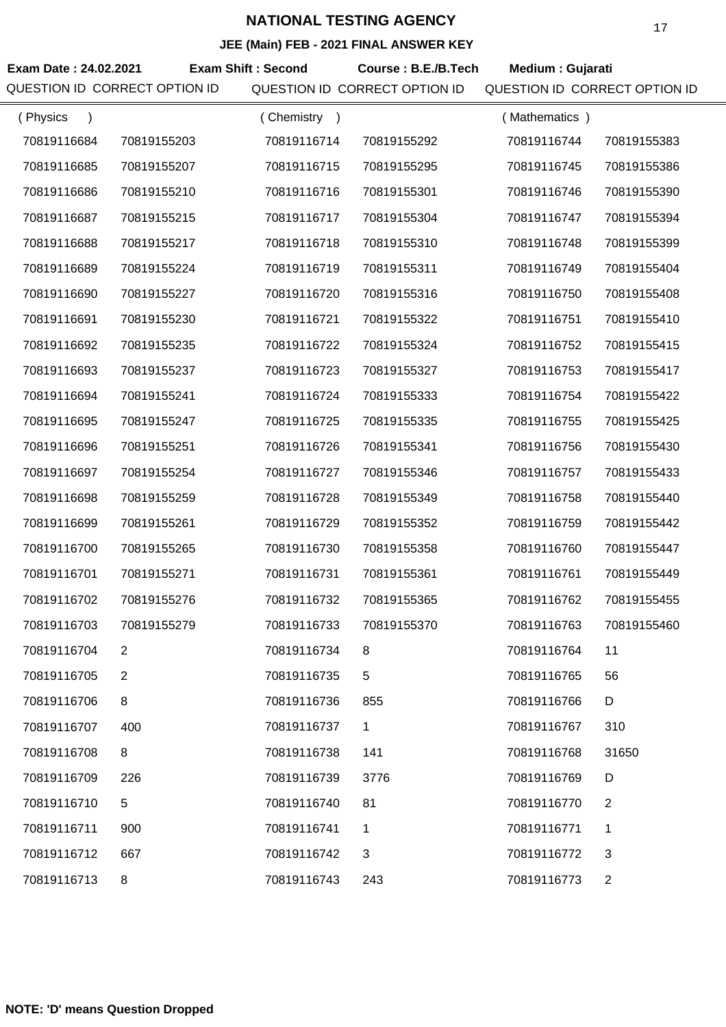# NATIONAL TESTING AGENCY

## JEE (Main) FEB - 2021 FINAL ANSWER KEY

**Exam Date : 24.02.2021** **Exam Shift : Second** **Course : B.E./B.Tech** **Medium : Gujarati**

| QUESTION ID (Physics) | CORRECT OPTION ID | QUESTION ID (Chemistry) | CORRECT OPTION ID | QUESTION ID (Mathematics) | CORRECT OPTION ID |
|---|---|---|---|---|---|
| 70819116684 | 70819155203 | 70819116714 | 70819155292 | 70819116744 | 70819155383 |
| 70819116685 | 70819155207 | 70819116715 | 70819155295 | 70819116745 | 70819155386 |
| 70819116686 | 70819155210 | 70819116716 | 70819155301 | 70819116746 | 70819155390 |
| 70819116687 | 70819155215 | 70819116717 | 70819155304 | 70819116747 | 70819155394 |
| 70819116688 | 70819155217 | 70819116718 | 70819155310 | 70819116748 | 70819155399 |
| 70819116689 | 70819155224 | 70819116719 | 70819155311 | 70819116749 | 70819155404 |
| 70819116690 | 70819155227 | 70819116720 | 70819155316 | 70819116750 | 70819155408 |
| 70819116691 | 70819155230 | 70819116721 | 70819155322 | 70819116751 | 70819155410 |
| 70819116692 | 70819155235 | 70819116722 | 70819155324 | 70819116752 | 70819155415 |
| 70819116693 | 70819155237 | 70819116723 | 70819155327 | 70819116753 | 70819155417 |
| 70819116694 | 70819155241 | 70819116724 | 70819155333 | 70819116754 | 70819155422 |
| 70819116695 | 70819155247 | 70819116725 | 70819155335 | 70819116755 | 70819155425 |
| 70819116696 | 70819155251 | 70819116726 | 70819155341 | 70819116756 | 70819155430 |
| 70819116697 | 70819155254 | 70819116727 | 70819155346 | 70819116757 | 70819155433 |
| 70819116698 | 70819155259 | 70819116728 | 70819155349 | 70819116758 | 70819155440 |
| 70819116699 | 70819155261 | 70819116729 | 70819155352 | 70819116759 | 70819155442 |
| 70819116700 | 70819155265 | 70819116730 | 70819155358 | 70819116760 | 70819155447 |
| 70819116701 | 70819155271 | 70819116731 | 70819155361 | 70819116761 | 70819155449 |
| 70819116702 | 70819155276 | 70819116732 | 70819155365 | 70819116762 | 70819155455 |
| 70819116703 | 70819155279 | 70819116733 | 70819155370 | 70819116763 | 70819155460 |
| 70819116704 | 2 | 70819116734 | 8 | 70819116764 | 11 |
| 70819116705 | 2 | 70819116735 | 5 | 70819116765 | 56 |
| 70819116706 | 8 | 70819116736 | 855 | 70819116766 | D |
| 70819116707 | 400 | 70819116737 | 1 | 70819116767 | 310 |
| 70819116708 | 8 | 70819116738 | 141 | 70819116768 | 31650 |
| 70819116709 | 226 | 70819116739 | 3776 | 70819116769 | D |
| 70819116710 | 5 | 70819116740 | 81 | 70819116770 | 2 |
| 70819116711 | 900 | 70819116741 | 1 | 70819116771 | 1 |
| 70819116712 | 667 | 70819116742 | 3 | 70819116772 | 3 |
| 70819116713 | 8 | 70819116743 | 243 | 70819116773 | 2 |

**NOTE: 'D' means Question Dropped**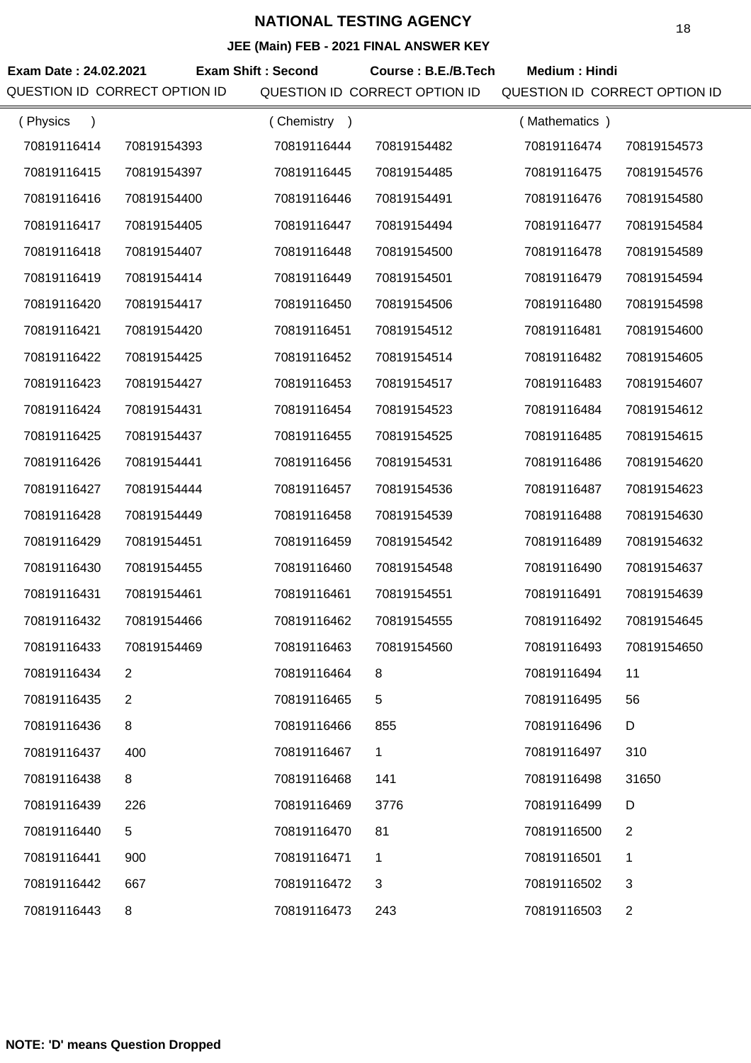# NATIONAL TESTING AGENCY

**JEE (Main) FEB - 2021 FINAL ANSWER KEY**

**Exam Date : 24.02.2021** **Exam Shift : Second** **Course : B.E./B.Tech** **Medium : Hindi**

| QUESTION ID (Physics) | CORRECT OPTION ID | QUESTION ID (Chemistry) | CORRECT OPTION ID | QUESTION ID (Mathematics) | CORRECT OPTION ID |
|---|---|---|---|---|---|
| 70819116414 | 70819154393 | 70819116444 | 70819154482 | 70819116474 | 70819154573 |
| 70819116415 | 70819154397 | 70819116445 | 70819154485 | 70819116475 | 70819154576 |
| 70819116416 | 70819154400 | 70819116446 | 70819154491 | 70819116476 | 70819154580 |
| 70819116417 | 70819154405 | 70819116447 | 70819154494 | 70819116477 | 70819154584 |
| 70819116418 | 70819154407 | 70819116448 | 70819154500 | 70819116478 | 70819154589 |
| 70819116419 | 70819154414 | 70819116449 | 70819154501 | 70819116479 | 70819154594 |
| 70819116420 | 70819154417 | 70819116450 | 70819154506 | 70819116480 | 70819154598 |
| 70819116421 | 70819154420 | 70819116451 | 70819154512 | 70819116481 | 70819154600 |
| 70819116422 | 70819154425 | 70819116452 | 70819154514 | 70819116482 | 70819154605 |
| 70819116423 | 70819154427 | 70819116453 | 70819154517 | 70819116483 | 70819154607 |
| 70819116424 | 70819154431 | 70819116454 | 70819154523 | 70819116484 | 70819154612 |
| 70819116425 | 70819154437 | 70819116455 | 70819154525 | 70819116485 | 70819154615 |
| 70819116426 | 70819154441 | 70819116456 | 70819154531 | 70819116486 | 70819154620 |
| 70819116427 | 70819154444 | 70819116457 | 70819154536 | 70819116487 | 70819154623 |
| 70819116428 | 70819154449 | 70819116458 | 70819154539 | 70819116488 | 70819154630 |
| 70819116429 | 70819154451 | 70819116459 | 70819154542 | 70819116489 | 70819154632 |
| 70819116430 | 70819154455 | 70819116460 | 70819154548 | 70819116490 | 70819154637 |
| 70819116431 | 70819154461 | 70819116461 | 70819154551 | 70819116491 | 70819154639 |
| 70819116432 | 70819154466 | 70819116462 | 70819154555 | 70819116492 | 70819154645 |
| 70819116433 | 70819154469 | 70819116463 | 70819154560 | 70819116493 | 70819154650 |
| 70819116434 | 2 | 70819116464 | 8 | 70819116494 | 11 |
| 70819116435 | 2 | 70819116465 | 5 | 70819116495 | 56 |
| 70819116436 | 8 | 70819116466 | 855 | 70819116496 | D |
| 70819116437 | 400 | 70819116467 | 1 | 70819116497 | 310 |
| 70819116438 | 8 | 70819116468 | 141 | 70819116498 | 31650 |
| 70819116439 | 226 | 70819116469 | 3776 | 70819116499 | D |
| 70819116440 | 5 | 70819116470 | 81 | 70819116500 | 2 |
| 70819116441 | 900 | 70819116471 | 1 | 70819116501 | 1 |
| 70819116442 | 667 | 70819116472 | 3 | 70819116502 | 3 |
| 70819116443 | 8 | 70819116473 | 243 | 70819116503 | 2 |

**NOTE: 'D' means Question Dropped**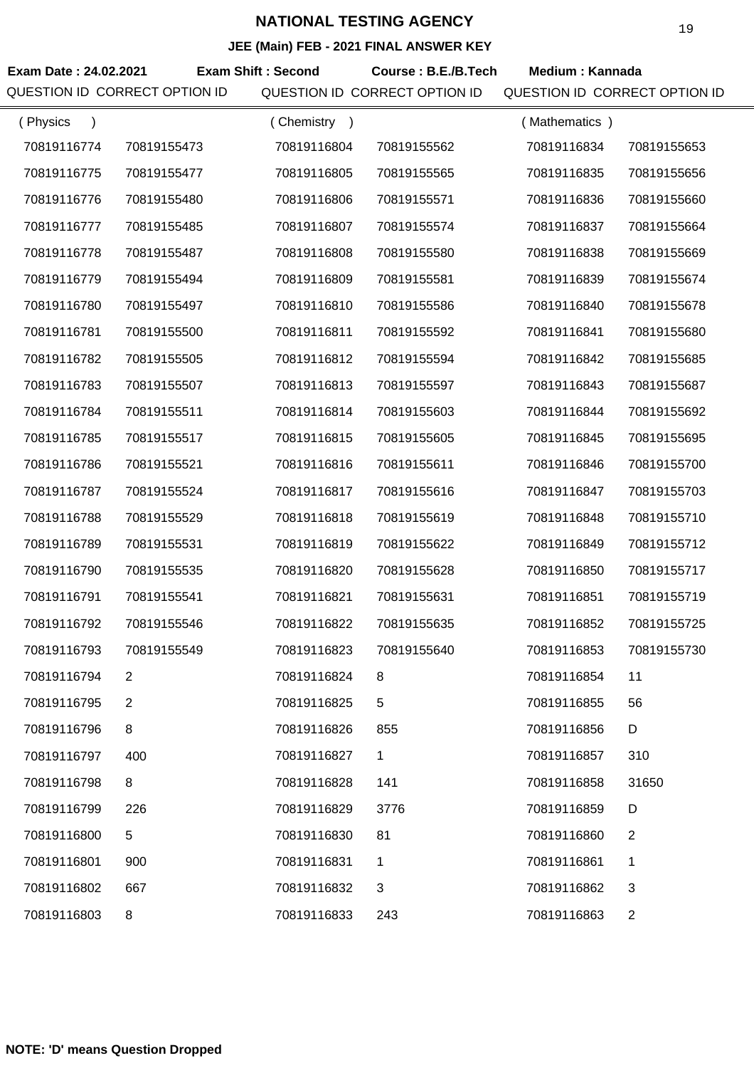# NATIONAL TESTING AGENCY

## JEE (Main) FEB - 2021 FINAL ANSWER KEY

**Exam Date : 24.02.2021** **Exam Shift : Second** **Course : B.E./B.Tech** **Medium : Kannada**

| QUESTION ID | CORRECT OPTION ID | QUESTION ID | CORRECT OPTION ID | QUESTION ID | CORRECT OPTION ID |
|---|---|---|---|---|---|
| ( Physics ) | | ( Chemistry ) | | ( Mathematics ) | |
| 70819116774 | 70819155473 | 70819116804 | 70819155562 | 70819116834 | 70819155653 |
| 70819116775 | 70819155477 | 70819116805 | 70819155565 | 70819116835 | 70819155656 |
| 70819116776 | 70819155480 | 70819116806 | 70819155571 | 70819116836 | 70819155660 |
| 70819116777 | 70819155485 | 70819116807 | 70819155574 | 70819116837 | 70819155664 |
| 70819116778 | 70819155487 | 70819116808 | 70819155580 | 70819116838 | 70819155669 |
| 70819116779 | 70819155494 | 70819116809 | 70819155581 | 70819116839 | 70819155674 |
| 70819116780 | 70819155497 | 70819116810 | 70819155586 | 70819116840 | 70819155678 |
| 70819116781 | 70819155500 | 70819116811 | 70819155592 | 70819116841 | 70819155680 |
| 70819116782 | 70819155505 | 70819116812 | 70819155594 | 70819116842 | 70819155685 |
| 70819116783 | 70819155507 | 70819116813 | 70819155597 | 70819116843 | 70819155687 |
| 70819116784 | 70819155511 | 70819116814 | 70819155603 | 70819116844 | 70819155692 |
| 70819116785 | 70819155517 | 70819116815 | 70819155605 | 70819116845 | 70819155695 |
| 70819116786 | 70819155521 | 70819116816 | 70819155611 | 70819116846 | 70819155700 |
| 70819116787 | 70819155524 | 70819116817 | 70819155616 | 70819116847 | 70819155703 |
| 70819116788 | 70819155529 | 70819116818 | 70819155619 | 70819116848 | 70819155710 |
| 70819116789 | 70819155531 | 70819116819 | 70819155622 | 70819116849 | 70819155712 |
| 70819116790 | 70819155535 | 70819116820 | 70819155628 | 70819116850 | 70819155717 |
| 70819116791 | 70819155541 | 70819116821 | 70819155631 | 70819116851 | 70819155719 |
| 70819116792 | 70819155546 | 70819116822 | 70819155635 | 70819116852 | 70819155725 |
| 70819116793 | 70819155549 | 70819116823 | 70819155640 | 70819116853 | 70819155730 |
| 70819116794 | 2 | 70819116824 | 8 | 70819116854 | 11 |
| 70819116795 | 2 | 70819116825 | 5 | 70819116855 | 56 |
| 70819116796 | 8 | 70819116826 | 855 | 70819116856 | D |
| 70819116797 | 400 | 70819116827 | 1 | 70819116857 | 310 |
| 70819116798 | 8 | 70819116828 | 141 | 70819116858 | 31650 |
| 70819116799 | 226 | 70819116829 | 3776 | 70819116859 | D |
| 70819116800 | 5 | 70819116830 | 81 | 70819116860 | 2 |
| 70819116801 | 900 | 70819116831 | 1 | 70819116861 | 1 |
| 70819116802 | 667 | 70819116832 | 3 | 70819116862 | 3 |
| 70819116803 | 8 | 70819116833 | 243 | 70819116863 | 2 |

**NOTE: 'D' means Question Dropped**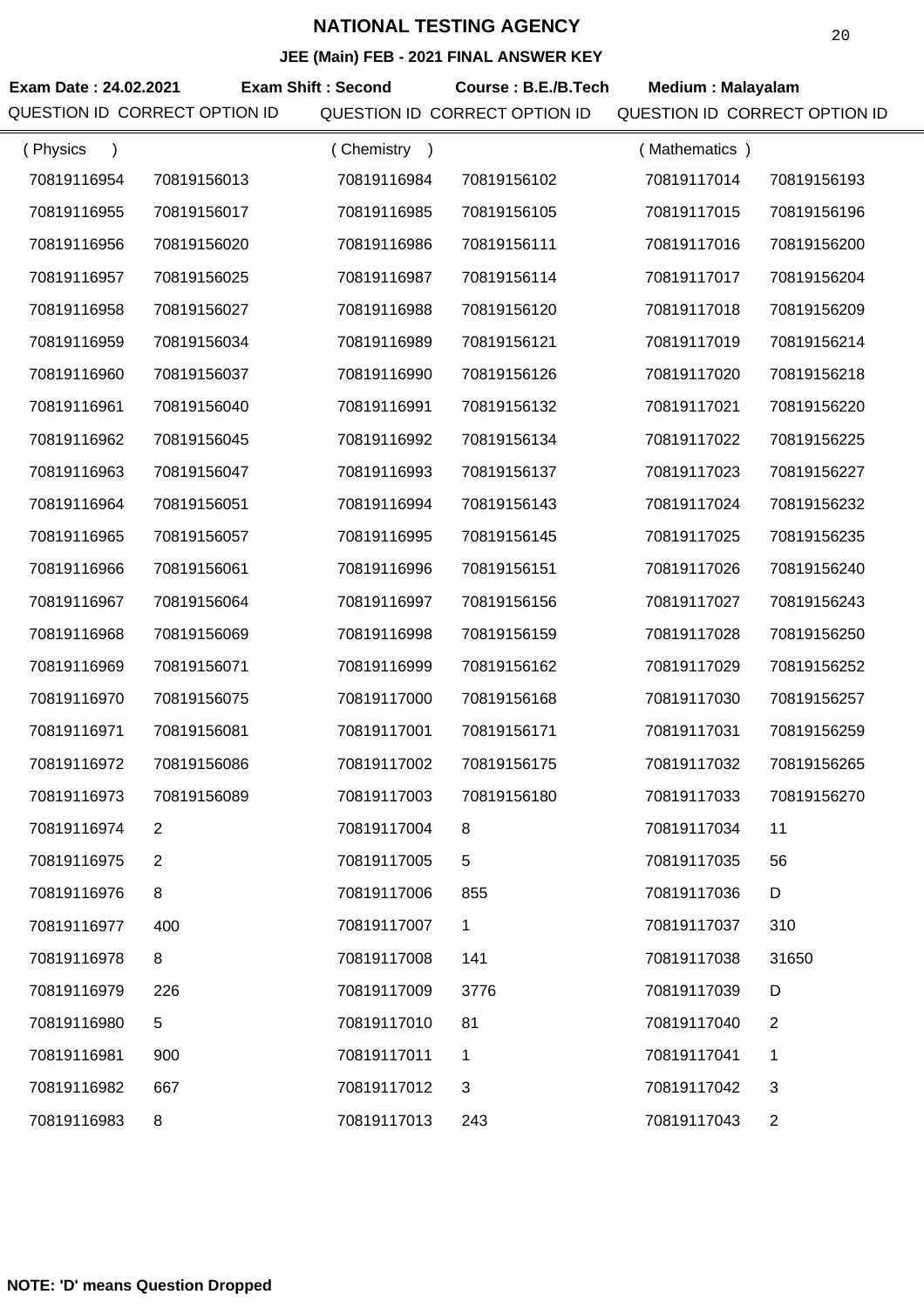# NATIONAL TESTING AGENCY

## JEE (Main) FEB - 2021 FINAL ANSWER KEY

**Exam Date : 24.02.2021** **Exam Shift : Second** **Course : B.E./B.Tech** **Medium : Malayalam**

| QUESTION ID | CORRECT OPTION ID | QUESTION ID | CORRECT OPTION ID | QUESTION ID | CORRECT OPTION ID |
|---|---|---|---|---|---|
| ( Physics ) | | ( Chemistry ) | | ( Mathematics ) | |
| 70819116954 | 70819156013 | 70819116984 | 70819156102 | 70819117014 | 70819156193 |
| 70819116955 | 70819156017 | 70819116985 | 70819156105 | 70819117015 | 70819156196 |
| 70819116956 | 70819156020 | 70819116986 | 70819156111 | 70819117016 | 70819156200 |
| 70819116957 | 70819156025 | 70819116987 | 70819156114 | 70819117017 | 70819156204 |
| 70819116958 | 70819156027 | 70819116988 | 70819156120 | 70819117018 | 70819156209 |
| 70819116959 | 70819156034 | 70819116989 | 70819156121 | 70819117019 | 70819156214 |
| 70819116960 | 70819156037 | 70819116990 | 70819156126 | 70819117020 | 70819156218 |
| 70819116961 | 70819156040 | 70819116991 | 70819156132 | 70819117021 | 70819156220 |
| 70819116962 | 70819156045 | 70819116992 | 70819156134 | 70819117022 | 70819156225 |
| 70819116963 | 70819156047 | 70819116993 | 70819156137 | 70819117023 | 70819156227 |
| 70819116964 | 70819156051 | 70819116994 | 70819156143 | 70819117024 | 70819156232 |
| 70819116965 | 70819156057 | 70819116995 | 70819156145 | 70819117025 | 70819156235 |
| 70819116966 | 70819156061 | 70819116996 | 70819156151 | 70819117026 | 70819156240 |
| 70819116967 | 70819156064 | 70819116997 | 70819156156 | 70819117027 | 70819156243 |
| 70819116968 | 70819156069 | 70819116998 | 70819156159 | 70819117028 | 70819156250 |
| 70819116969 | 70819156071 | 70819116999 | 70819156162 | 70819117029 | 70819156252 |
| 70819116970 | 70819156075 | 70819117000 | 70819156168 | 70819117030 | 70819156257 |
| 70819116971 | 70819156081 | 70819117001 | 70819156171 | 70819117031 | 70819156259 |
| 70819116972 | 70819156086 | 70819117002 | 70819156175 | 70819117032 | 70819156265 |
| 70819116973 | 70819156089 | 70819117003 | 70819156180 | 70819117033 | 70819156270 |
| 70819116974 | 2 | 70819117004 | 8 | 70819117034 | 11 |
| 70819116975 | 2 | 70819117005 | 5 | 70819117035 | 56 |
| 70819116976 | 8 | 70819117006 | 855 | 70819117036 | D |
| 70819116977 | 400 | 70819117007 | 1 | 70819117037 | 310 |
| 70819116978 | 8 | 70819117008 | 141 | 70819117038 | 31650 |
| 70819116979 | 226 | 70819117009 | 3776 | 70819117039 | D |
| 70819116980 | 5 | 70819117010 | 81 | 70819117040 | 2 |
| 70819116981 | 900 | 70819117011 | 1 | 70819117041 | 1 |
| 70819116982 | 667 | 70819117012 | 3 | 70819117042 | 3 |
| 70819116983 | 8 | 70819117013 | 243 | 70819117043 | 2 |

**NOTE: 'D' means Question Dropped**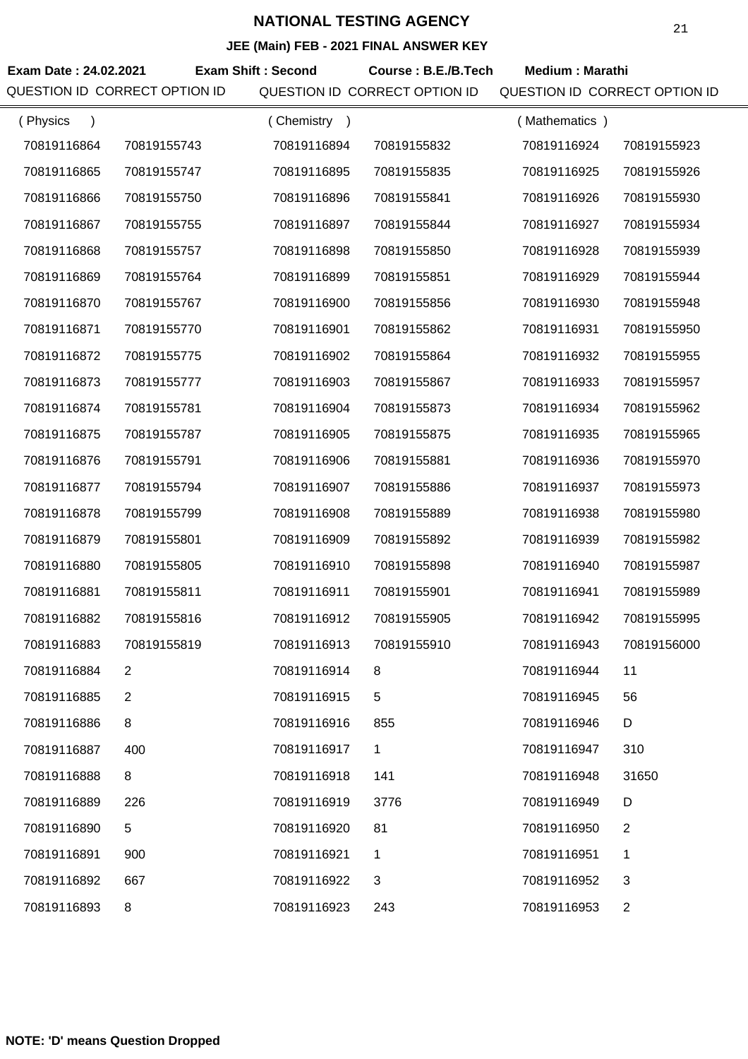# NATIONAL TESTING AGENCY

## JEE (Main) FEB - 2021 FINAL ANSWER KEY

**Exam Date : 24.02.2021** **Exam Shift : Second** **Course : B.E./B.Tech** **Medium : Marathi**

| QUESTION ID | CORRECT OPTION ID | QUESTION ID | CORRECT OPTION ID | QUESTION ID | CORRECT OPTION ID |
|---|---|---|---|---|---|
| ( Physics ) | | ( Chemistry ) | | ( Mathematics ) | |
| 70819116864 | 70819155743 | 70819116894 | 70819155832 | 70819116924 | 70819155923 |
| 70819116865 | 70819155747 | 70819116895 | 70819155835 | 70819116925 | 70819155926 |
| 70819116866 | 70819155750 | 70819116896 | 70819155841 | 70819116926 | 70819155930 |
| 70819116867 | 70819155755 | 70819116897 | 70819155844 | 70819116927 | 70819155934 |
| 70819116868 | 70819155757 | 70819116898 | 70819155850 | 70819116928 | 70819155939 |
| 70819116869 | 70819155764 | 70819116899 | 70819155851 | 70819116929 | 70819155944 |
| 70819116870 | 70819155767 | 70819116900 | 70819155856 | 70819116930 | 70819155948 |
| 70819116871 | 70819155770 | 70819116901 | 70819155862 | 70819116931 | 70819155950 |
| 70819116872 | 70819155775 | 70819116902 | 70819155864 | 70819116932 | 70819155955 |
| 70819116873 | 70819155777 | 70819116903 | 70819155867 | 70819116933 | 70819155957 |
| 70819116874 | 70819155781 | 70819116904 | 70819155873 | 70819116934 | 70819155962 |
| 70819116875 | 70819155787 | 70819116905 | 70819155875 | 70819116935 | 70819155965 |
| 70819116876 | 70819155791 | 70819116906 | 70819155881 | 70819116936 | 70819155970 |
| 70819116877 | 70819155794 | 70819116907 | 70819155886 | 70819116937 | 70819155973 |
| 70819116878 | 70819155799 | 70819116908 | 70819155889 | 70819116938 | 70819155980 |
| 70819116879 | 70819155801 | 70819116909 | 70819155892 | 70819116939 | 70819155982 |
| 70819116880 | 70819155805 | 70819116910 | 70819155898 | 70819116940 | 70819155987 |
| 70819116881 | 70819155811 | 70819116911 | 70819155901 | 70819116941 | 70819155989 |
| 70819116882 | 70819155816 | 70819116912 | 70819155905 | 70819116942 | 70819155995 |
| 70819116883 | 70819155819 | 70819116913 | 70819155910 | 70819116943 | 70819156000 |
| 70819116884 | 2 | 70819116914 | 8 | 70819116944 | 11 |
| 70819116885 | 2 | 70819116915 | 5 | 70819116945 | 56 |
| 70819116886 | 8 | 70819116916 | 855 | 70819116946 | D |
| 70819116887 | 400 | 70819116917 | 1 | 70819116947 | 310 |
| 70819116888 | 8 | 70819116918 | 141 | 70819116948 | 31650 |
| 70819116889 | 226 | 70819116919 | 3776 | 70819116949 | D |
| 70819116890 | 5 | 70819116920 | 81 | 70819116950 | 2 |
| 70819116891 | 900 | 70819116921 | 1 | 70819116951 | 1 |
| 70819116892 | 667 | 70819116922 | 3 | 70819116952 | 3 |
| 70819116893 | 8 | 70819116923 | 243 | 70819116953 | 2 |

**NOTE: 'D' means Question Dropped**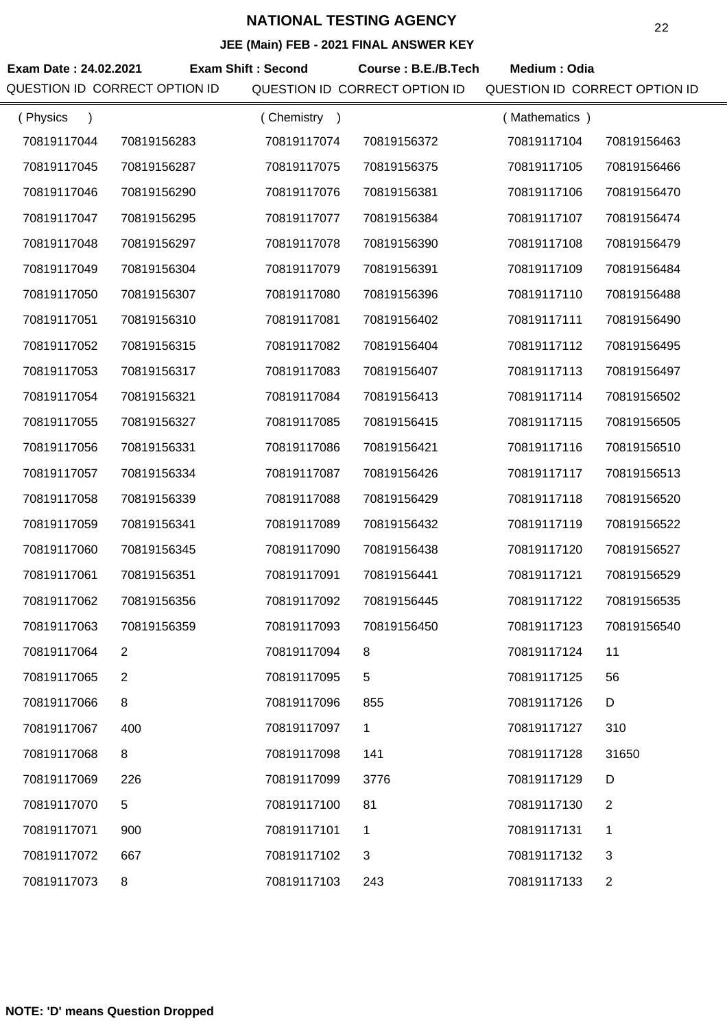# NATIONAL TESTING AGENCY

**JEE (Main) FEB - 2021 FINAL ANSWER KEY**

**Exam Date : 24.02.2021** **Exam Shift : Second** **Course : B.E./B.Tech** **Medium : Odia**

| QUESTION ID | CORRECT OPTION ID | QUESTION ID | CORRECT OPTION ID | QUESTION ID | CORRECT OPTION ID |
|---|---|---|---|---|---|
| ( Physics ) | | ( Chemistry ) | | ( Mathematics ) | |
| 70819117044 | 70819156283 | 70819117074 | 70819156372 | 70819117104 | 70819156463 |
| 70819117045 | 70819156287 | 70819117075 | 70819156375 | 70819117105 | 70819156466 |
| 70819117046 | 70819156290 | 70819117076 | 70819156381 | 70819117106 | 70819156470 |
| 70819117047 | 70819156295 | 70819117077 | 70819156384 | 70819117107 | 70819156474 |
| 70819117048 | 70819156297 | 70819117078 | 70819156390 | 70819117108 | 70819156479 |
| 70819117049 | 70819156304 | 70819117079 | 70819156391 | 70819117109 | 70819156484 |
| 70819117050 | 70819156307 | 70819117080 | 70819156396 | 70819117110 | 70819156488 |
| 70819117051 | 70819156310 | 70819117081 | 70819156402 | 70819117111 | 70819156490 |
| 70819117052 | 70819156315 | 70819117082 | 70819156404 | 70819117112 | 70819156495 |
| 70819117053 | 70819156317 | 70819117083 | 70819156407 | 70819117113 | 70819156497 |
| 70819117054 | 70819156321 | 70819117084 | 70819156413 | 70819117114 | 70819156502 |
| 70819117055 | 70819156327 | 70819117085 | 70819156415 | 70819117115 | 70819156505 |
| 70819117056 | 70819156331 | 70819117086 | 70819156421 | 70819117116 | 70819156510 |
| 70819117057 | 70819156334 | 70819117087 | 70819156426 | 70819117117 | 70819156513 |
| 70819117058 | 70819156339 | 70819117088 | 70819156429 | 70819117118 | 70819156520 |
| 70819117059 | 70819156341 | 70819117089 | 70819156432 | 70819117119 | 70819156522 |
| 70819117060 | 70819156345 | 70819117090 | 70819156438 | 70819117120 | 70819156527 |
| 70819117061 | 70819156351 | 70819117091 | 70819156441 | 70819117121 | 70819156529 |
| 70819117062 | 70819156356 | 70819117092 | 70819156445 | 70819117122 | 70819156535 |
| 70819117063 | 70819156359 | 70819117093 | 70819156450 | 70819117123 | 70819156540 |
| 70819117064 | 2 | 70819117094 | 8 | 70819117124 | 11 |
| 70819117065 | 2 | 70819117095 | 5 | 70819117125 | 56 |
| 70819117066 | 8 | 70819117096 | 855 | 70819117126 | D |
| 70819117067 | 400 | 70819117097 | 1 | 70819117127 | 310 |
| 70819117068 | 8 | 70819117098 | 141 | 70819117128 | 31650 |
| 70819117069 | 226 | 70819117099 | 3776 | 70819117129 | D |
| 70819117070 | 5 | 70819117100 | 81 | 70819117130 | 2 |
| 70819117071 | 900 | 70819117101 | 1 | 70819117131 | 1 |
| 70819117072 | 667 | 70819117102 | 3 | 70819117132 | 3 |
| 70819117073 | 8 | 70819117103 | 243 | 70819117133 | 2 |

**NOTE: 'D' means Question Dropped**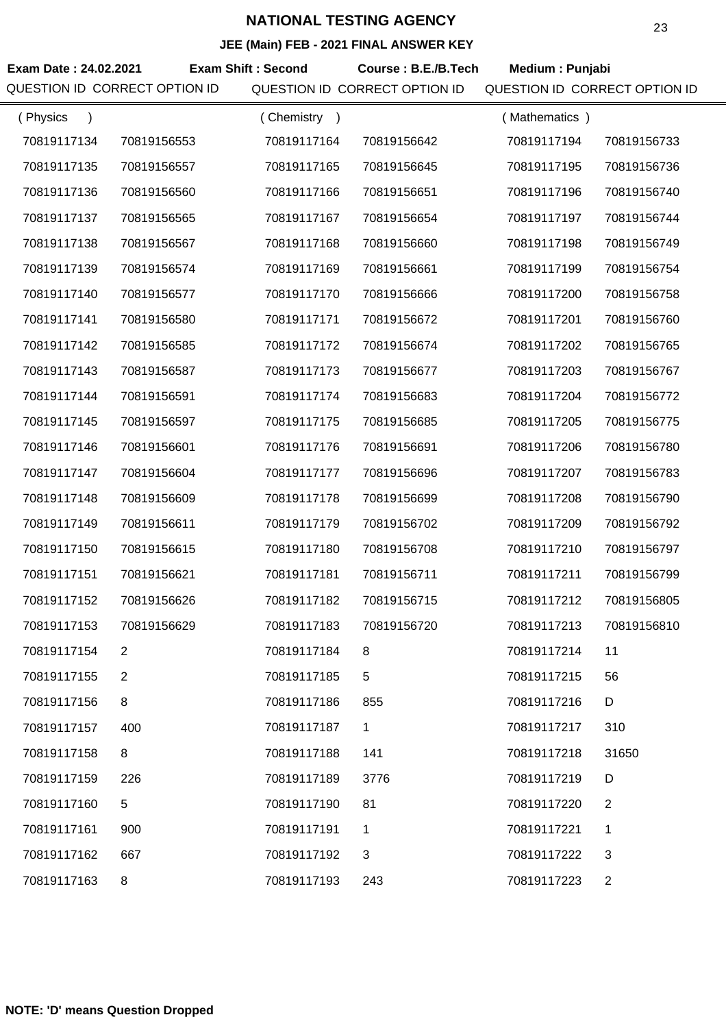# NATIONAL TESTING AGENCY

**JEE (Main) FEB - 2021 FINAL ANSWER KEY**

**Exam Date : 24.02.2021** **Exam Shift : Second** **Course : B.E./B.Tech** **Medium : Punjabi**

| QUESTION ID | CORRECT OPTION ID | QUESTION ID | CORRECT OPTION ID | QUESTION ID | CORRECT OPTION ID |
|---|---|---|---|---|---|
| ( Physics ) | | ( Chemistry ) | | ( Mathematics ) | |
| 70819117134 | 70819156553 | 70819117164 | 70819156642 | 70819117194 | 70819156733 |
| 70819117135 | 70819156557 | 70819117165 | 70819156645 | 70819117195 | 70819156736 |
| 70819117136 | 70819156560 | 70819117166 | 70819156651 | 70819117196 | 70819156740 |
| 70819117137 | 70819156565 | 70819117167 | 70819156654 | 70819117197 | 70819156744 |
| 70819117138 | 70819156567 | 70819117168 | 70819156660 | 70819117198 | 70819156749 |
| 70819117139 | 70819156574 | 70819117169 | 70819156661 | 70819117199 | 70819156754 |
| 70819117140 | 70819156577 | 70819117170 | 70819156666 | 70819117200 | 70819156758 |
| 70819117141 | 70819156580 | 70819117171 | 70819156672 | 70819117201 | 70819156760 |
| 70819117142 | 70819156585 | 70819117172 | 70819156674 | 70819117202 | 70819156765 |
| 70819117143 | 70819156587 | 70819117173 | 70819156677 | 70819117203 | 70819156767 |
| 70819117144 | 70819156591 | 70819117174 | 70819156683 | 70819117204 | 70819156772 |
| 70819117145 | 70819156597 | 70819117175 | 70819156685 | 70819117205 | 70819156775 |
| 70819117146 | 70819156601 | 70819117176 | 70819156691 | 70819117206 | 70819156780 |
| 70819117147 | 70819156604 | 70819117177 | 70819156696 | 70819117207 | 70819156783 |
| 70819117148 | 70819156609 | 70819117178 | 70819156699 | 70819117208 | 70819156790 |
| 70819117149 | 70819156611 | 70819117179 | 70819156702 | 70819117209 | 70819156792 |
| 70819117150 | 70819156615 | 70819117180 | 70819156708 | 70819117210 | 70819156797 |
| 70819117151 | 70819156621 | 70819117181 | 70819156711 | 70819117211 | 70819156799 |
| 70819117152 | 70819156626 | 70819117182 | 70819156715 | 70819117212 | 70819156805 |
| 70819117153 | 70819156629 | 70819117183 | 70819156720 | 70819117213 | 70819156810 |
| 70819117154 | 2 | 70819117184 | 8 | 70819117214 | 11 |
| 70819117155 | 2 | 70819117185 | 5 | 70819117215 | 56 |
| 70819117156 | 8 | 70819117186 | 855 | 70819117216 | D |
| 70819117157 | 400 | 70819117187 | 1 | 70819117217 | 310 |
| 70819117158 | 8 | 70819117188 | 141 | 70819117218 | 31650 |
| 70819117159 | 226 | 70819117189 | 3776 | 70819117219 | D |
| 70819117160 | 5 | 70819117190 | 81 | 70819117220 | 2 |
| 70819117161 | 900 | 70819117191 | 1 | 70819117221 | 1 |
| 70819117162 | 667 | 70819117192 | 3 | 70819117222 | 3 |
| 70819117163 | 8 | 70819117193 | 243 | 70819117223 | 2 |

**NOTE: 'D' means Question Dropped**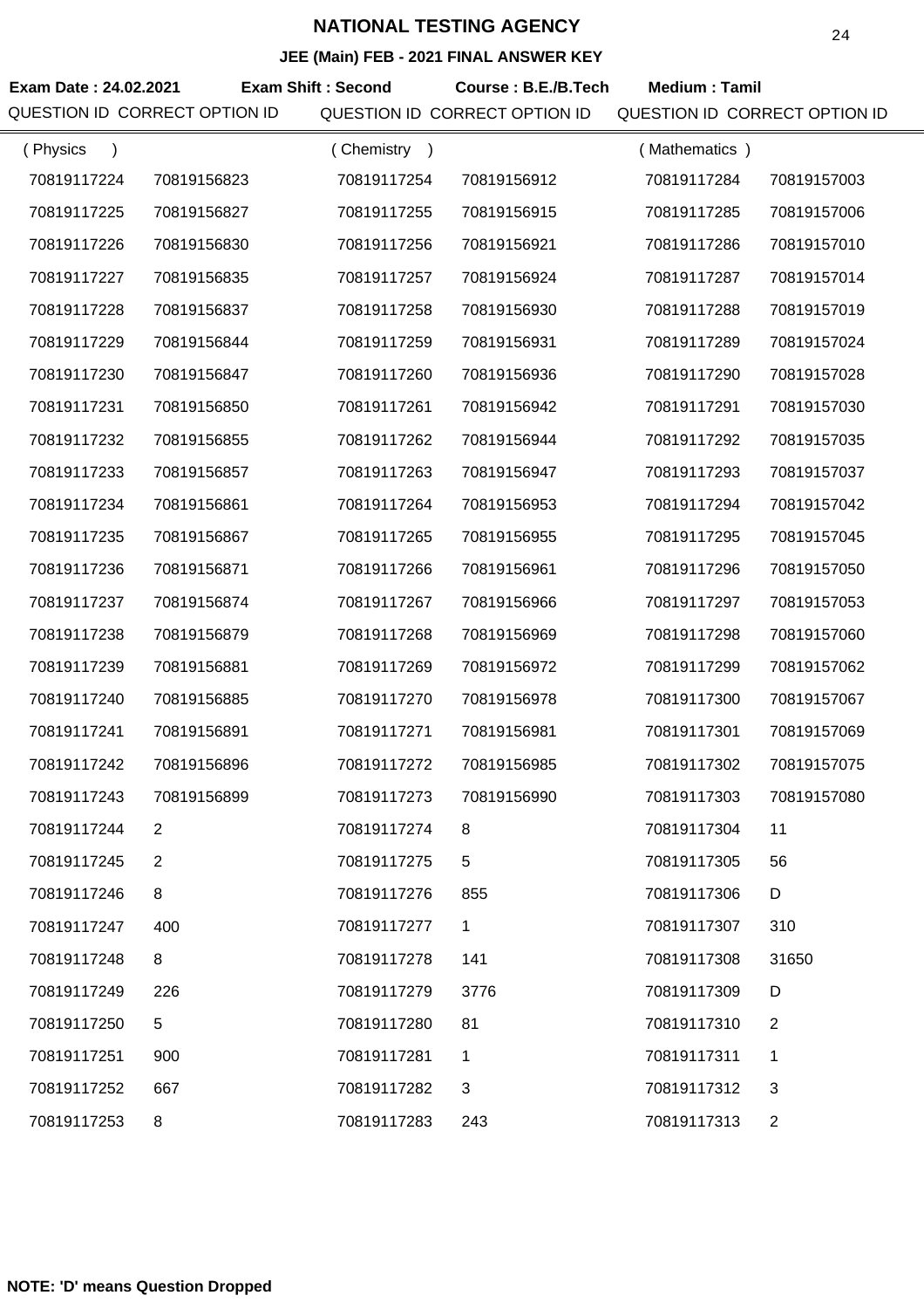# NATIONAL TESTING AGENCY

**JEE (Main) FEB - 2021 FINAL ANSWER KEY**

**Exam Date : 24.02.2021** **Exam Shift : Second** **Course : B.E./B.Tech** **Medium : Tamil**

| QUESTION ID | CORRECT OPTION ID | QUESTION ID | CORRECT OPTION ID | QUESTION ID | CORRECT OPTION ID |
|---|---|---|---|---|---|
| ( Physics ) | | ( Chemistry ) | | ( Mathematics ) | |
| 70819117224 | 70819156823 | 70819117254 | 70819156912 | 70819117284 | 70819157003 |
| 70819117225 | 70819156827 | 70819117255 | 70819156915 | 70819117285 | 70819157006 |
| 70819117226 | 70819156830 | 70819117256 | 70819156921 | 70819117286 | 70819157010 |
| 70819117227 | 70819156835 | 70819117257 | 70819156924 | 70819117287 | 70819157014 |
| 70819117228 | 70819156837 | 70819117258 | 70819156930 | 70819117288 | 70819157019 |
| 70819117229 | 70819156844 | 70819117259 | 70819156931 | 70819117289 | 70819157024 |
| 70819117230 | 70819156847 | 70819117260 | 70819156936 | 70819117290 | 70819157028 |
| 70819117231 | 70819156850 | 70819117261 | 70819156942 | 70819117291 | 70819157030 |
| 70819117232 | 70819156855 | 70819117262 | 70819156944 | 70819117292 | 70819157035 |
| 70819117233 | 70819156857 | 70819117263 | 70819156947 | 70819117293 | 70819157037 |
| 70819117234 | 70819156861 | 70819117264 | 70819156953 | 70819117294 | 70819157042 |
| 70819117235 | 70819156867 | 70819117265 | 70819156955 | 70819117295 | 70819157045 |
| 70819117236 | 70819156871 | 70819117266 | 70819156961 | 70819117296 | 70819157050 |
| 70819117237 | 70819156874 | 70819117267 | 70819156966 | 70819117297 | 70819157053 |
| 70819117238 | 70819156879 | 70819117268 | 70819156969 | 70819117298 | 70819157060 |
| 70819117239 | 70819156881 | 70819117269 | 70819156972 | 70819117299 | 70819157062 |
| 70819117240 | 70819156885 | 70819117270 | 70819156978 | 70819117300 | 70819157067 |
| 70819117241 | 70819156891 | 70819117271 | 70819156981 | 70819117301 | 70819157069 |
| 70819117242 | 70819156896 | 70819117272 | 70819156985 | 70819117302 | 70819157075 |
| 70819117243 | 70819156899 | 70819117273 | 70819156990 | 70819117303 | 70819157080 |
| 70819117244 | 2 | 70819117274 | 8 | 70819117304 | 11 |
| 70819117245 | 2 | 70819117275 | 5 | 70819117305 | 56 |
| 70819117246 | 8 | 70819117276 | 855 | 70819117306 | D |
| 70819117247 | 400 | 70819117277 | 1 | 70819117307 | 310 |
| 70819117248 | 8 | 70819117278 | 141 | 70819117308 | 31650 |
| 70819117249 | 226 | 70819117279 | 3776 | 70819117309 | D |
| 70819117250 | 5 | 70819117280 | 81 | 70819117310 | 2 |
| 70819117251 | 900 | 70819117281 | 1 | 70819117311 | 1 |
| 70819117252 | 667 | 70819117282 | 3 | 70819117312 | 3 |
| 70819117253 | 8 | 70819117283 | 243 | 70819117313 | 2 |

**NOTE: 'D' means Question Dropped**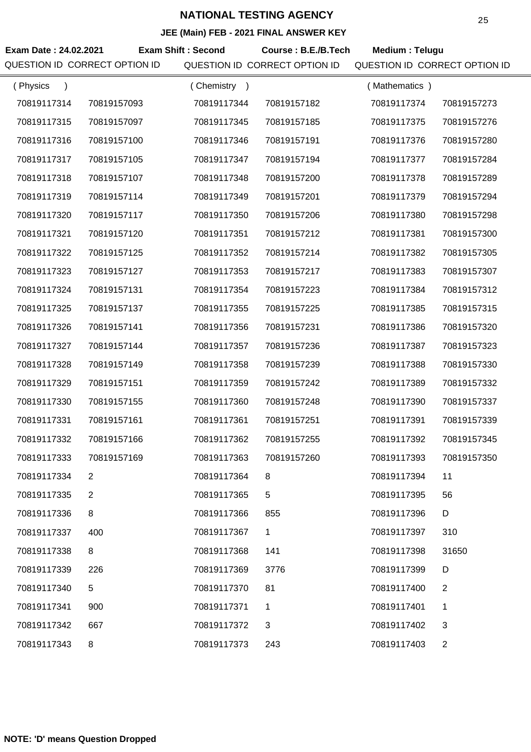# NATIONAL TESTING AGENCY

## JEE (Main) FEB - 2021 FINAL ANSWER KEY

**Exam Date : 24.02.2021** **Exam Shift : Second** **Course : B.E./B.Tech** **Medium : Telugu**

| QUESTION ID | CORRECT OPTION ID | QUESTION ID | CORRECT OPTION ID | QUESTION ID | CORRECT OPTION ID |
|---|---|---|---|---|---|
| ( Physics ) | | ( Chemistry ) | | ( Mathematics ) | |
| 70819117314 | 70819157093 | 70819117344 | 70819157182 | 70819117374 | 70819157273 |
| 70819117315 | 70819157097 | 70819117345 | 70819157185 | 70819117375 | 70819157276 |
| 70819117316 | 70819157100 | 70819117346 | 70819157191 | 70819117376 | 70819157280 |
| 70819117317 | 70819157105 | 70819117347 | 70819157194 | 70819117377 | 70819157284 |
| 70819117318 | 70819157107 | 70819117348 | 70819157200 | 70819117378 | 70819157289 |
| 70819117319 | 70819157114 | 70819117349 | 70819157201 | 70819117379 | 70819157294 |
| 70819117320 | 70819157117 | 70819117350 | 70819157206 | 70819117380 | 70819157298 |
| 70819117321 | 70819157120 | 70819117351 | 70819157212 | 70819117381 | 70819157300 |
| 70819117322 | 70819157125 | 70819117352 | 70819157214 | 70819117382 | 70819157305 |
| 70819117323 | 70819157127 | 70819117353 | 70819157217 | 70819117383 | 70819157307 |
| 70819117324 | 70819157131 | 70819117354 | 70819157223 | 70819117384 | 70819157312 |
| 70819117325 | 70819157137 | 70819117355 | 70819157225 | 70819117385 | 70819157315 |
| 70819117326 | 70819157141 | 70819117356 | 70819157231 | 70819117386 | 70819157320 |
| 70819117327 | 70819157144 | 70819117357 | 70819157236 | 70819117387 | 70819157323 |
| 70819117328 | 70819157149 | 70819117358 | 70819157239 | 70819117388 | 70819157330 |
| 70819117329 | 70819157151 | 70819117359 | 70819157242 | 70819117389 | 70819157332 |
| 70819117330 | 70819157155 | 70819117360 | 70819157248 | 70819117390 | 70819157337 |
| 70819117331 | 70819157161 | 70819117361 | 70819157251 | 70819117391 | 70819157339 |
| 70819117332 | 70819157166 | 70819117362 | 70819157255 | 70819117392 | 70819157345 |
| 70819117333 | 70819157169 | 70819117363 | 70819157260 | 70819117393 | 70819157350 |
| 70819117334 | 2 | 70819117364 | 8 | 70819117394 | 11 |
| 70819117335 | 2 | 70819117365 | 5 | 70819117395 | 56 |
| 70819117336 | 8 | 70819117366 | 855 | 70819117396 | D |
| 70819117337 | 400 | 70819117367 | 1 | 70819117397 | 310 |
| 70819117338 | 8 | 70819117368 | 141 | 70819117398 | 31650 |
| 70819117339 | 226 | 70819117369 | 3776 | 70819117399 | D |
| 70819117340 | 5 | 70819117370 | 81 | 70819117400 | 2 |
| 70819117341 | 900 | 70819117371 | 1 | 70819117401 | 1 |
| 70819117342 | 667 | 70819117372 | 3 | 70819117402 | 3 |
| 70819117343 | 8 | 70819117373 | 243 | 70819117403 | 2 |

**NOTE: 'D' means Question Dropped**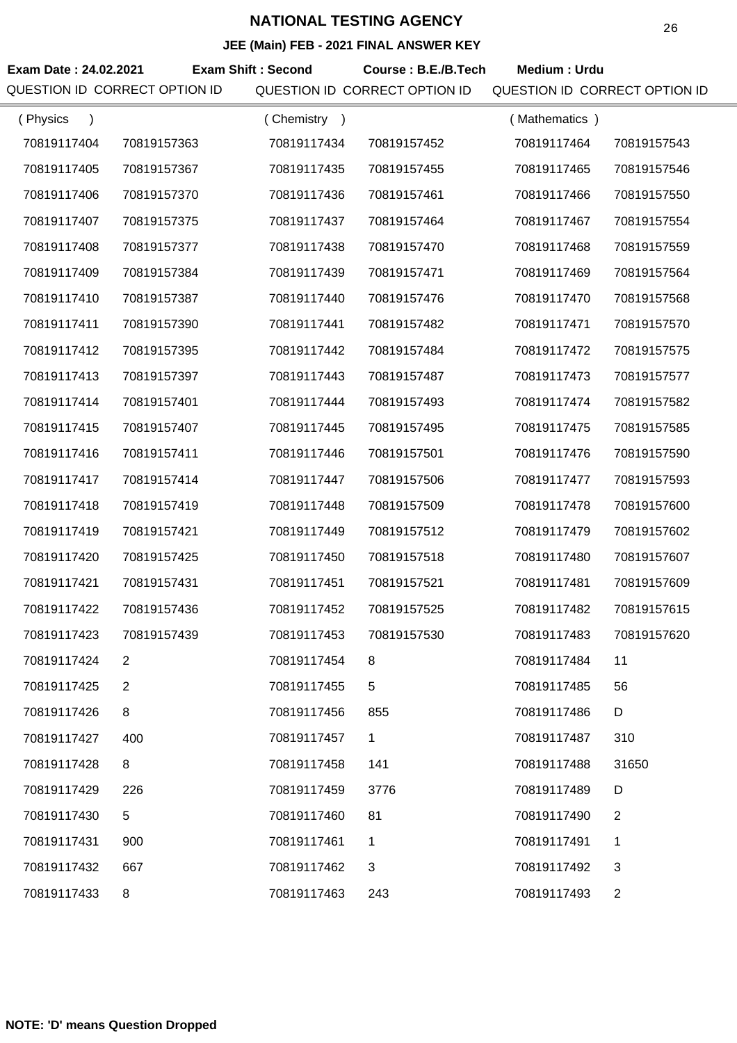# NATIONAL TESTING AGENCY

## JEE (Main) FEB - 2021 FINAL ANSWER KEY

**Exam Date : 24.02.2021** **Exam Shift : Second** **Course : B.E./B.Tech** **Medium : Urdu**

| QUESTION ID | CORRECT OPTION ID | QUESTION ID | CORRECT OPTION ID | QUESTION ID | CORRECT OPTION ID |
|---|---|---|---|---|---|
| ( Physics ) | | ( Chemistry ) | | ( Mathematics ) | |
| 70819117404 | 70819157363 | 70819117434 | 70819157452 | 70819117464 | 70819157543 |
| 70819117405 | 70819157367 | 70819117435 | 70819157455 | 70819117465 | 70819157546 |
| 70819117406 | 70819157370 | 70819117436 | 70819157461 | 70819117466 | 70819157550 |
| 70819117407 | 70819157375 | 70819117437 | 70819157464 | 70819117467 | 70819157554 |
| 70819117408 | 70819157377 | 70819117438 | 70819157470 | 70819117468 | 70819157559 |
| 70819117409 | 70819157384 | 70819117439 | 70819157471 | 70819117469 | 70819157564 |
| 70819117410 | 70819157387 | 70819117440 | 70819157476 | 70819117470 | 70819157568 |
| 70819117411 | 70819157390 | 70819117441 | 70819157482 | 70819117471 | 70819157570 |
| 70819117412 | 70819157395 | 70819117442 | 70819157484 | 70819117472 | 70819157575 |
| 70819117413 | 70819157397 | 70819117443 | 70819157487 | 70819117473 | 70819157577 |
| 70819117414 | 70819157401 | 70819117444 | 70819157493 | 70819117474 | 70819157582 |
| 70819117415 | 70819157407 | 70819117445 | 70819157495 | 70819117475 | 70819157585 |
| 70819117416 | 70819157411 | 70819117446 | 70819157501 | 70819117476 | 70819157590 |
| 70819117417 | 70819157414 | 70819117447 | 70819157506 | 70819117477 | 70819157593 |
| 70819117418 | 70819157419 | 70819117448 | 70819157509 | 70819117478 | 70819157600 |
| 70819117419 | 70819157421 | 70819117449 | 70819157512 | 70819117479 | 70819157602 |
| 70819117420 | 70819157425 | 70819117450 | 70819157518 | 70819117480 | 70819157607 |
| 70819117421 | 70819157431 | 70819117451 | 70819157521 | 70819117481 | 70819157609 |
| 70819117422 | 70819157436 | 70819117452 | 70819157525 | 70819117482 | 70819157615 |
| 70819117423 | 70819157439 | 70819117453 | 70819157530 | 70819117483 | 70819157620 |
| 70819117424 | 2 | 70819117454 | 8 | 70819117484 | 11 |
| 70819117425 | 2 | 70819117455 | 5 | 70819117485 | 56 |
| 70819117426 | 8 | 70819117456 | 855 | 70819117486 | D |
| 70819117427 | 400 | 70819117457 | 1 | 70819117487 | 310 |
| 70819117428 | 8 | 70819117458 | 141 | 70819117488 | 31650 |
| 70819117429 | 226 | 70819117459 | 3776 | 70819117489 | D |
| 70819117430 | 5 | 70819117460 | 81 | 70819117490 | 2 |
| 70819117431 | 900 | 70819117461 | 1 | 70819117491 | 1 |
| 70819117432 | 667 | 70819117462 | 3 | 70819117492 | 3 |
| 70819117433 | 8 | 70819117463 | 243 | 70819117493 | 2 |

**NOTE: 'D' means Question Dropped**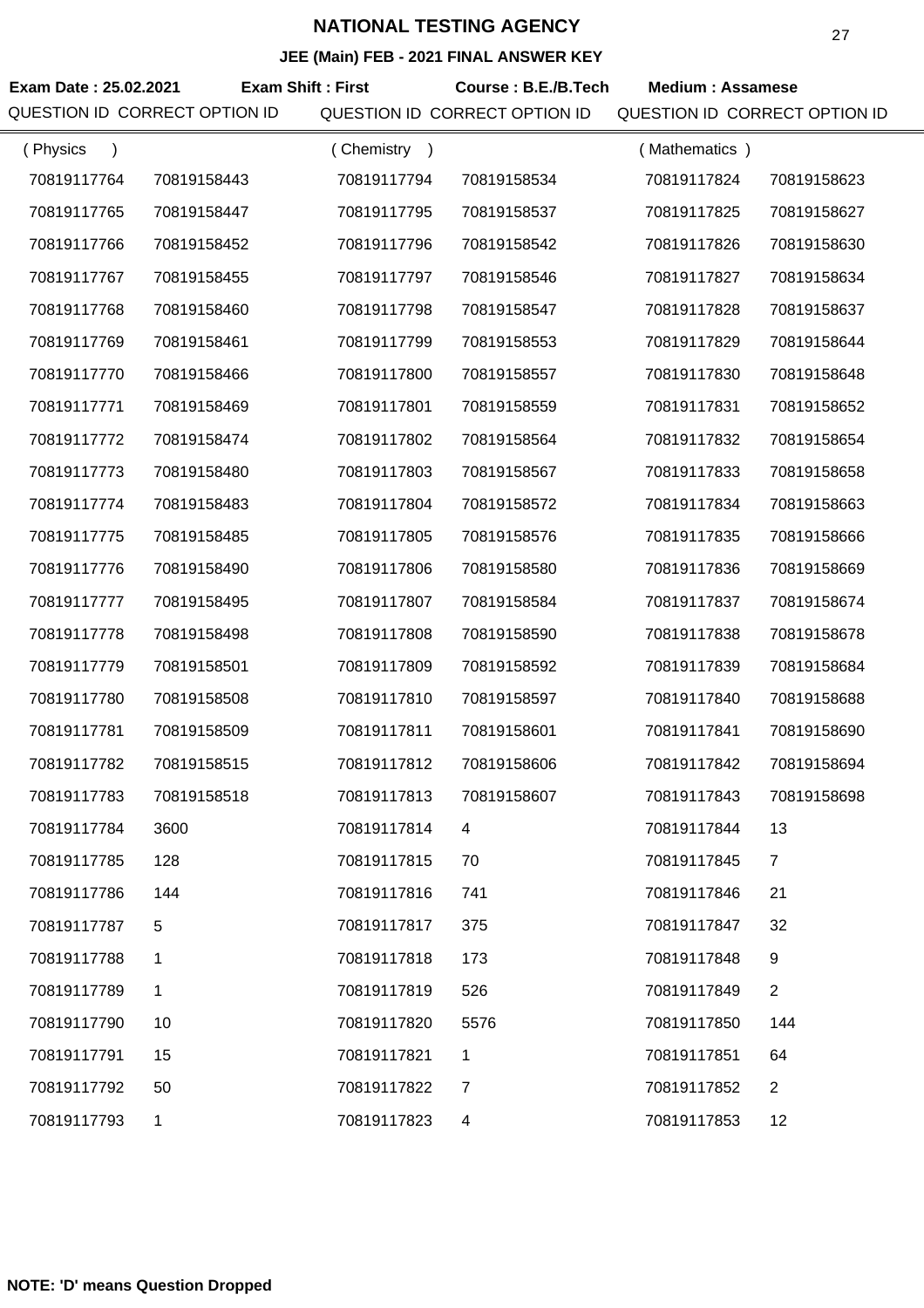# NATIONAL TESTING AGENCY

**JEE (Main) FEB - 2021 FINAL ANSWER KEY**

**Exam Date : 25.02.2021** **Exam Shift : First** **Course : B.E./B.Tech** **Medium : Assamese**

| QUESTION ID | CORRECT OPTION ID | QUESTION ID | CORRECT OPTION ID | QUESTION ID | CORRECT OPTION ID |
|---|---|---|---|---|---|
| ( Physics ) | | ( Chemistry ) | | ( Mathematics ) | |
| 70819117764 | 70819158443 | 70819117794 | 70819158534 | 70819117824 | 70819158623 |
| 70819117765 | 70819158447 | 70819117795 | 70819158537 | 70819117825 | 70819158627 |
| 70819117766 | 70819158452 | 70819117796 | 70819158542 | 70819117826 | 70819158630 |
| 70819117767 | 70819158455 | 70819117797 | 70819158546 | 70819117827 | 70819158634 |
| 70819117768 | 70819158460 | 70819117798 | 70819158547 | 70819117828 | 70819158637 |
| 70819117769 | 70819158461 | 70819117799 | 70819158553 | 70819117829 | 70819158644 |
| 70819117770 | 70819158466 | 70819117800 | 70819158557 | 70819117830 | 70819158648 |
| 70819117771 | 70819158469 | 70819117801 | 70819158559 | 70819117831 | 70819158652 |
| 70819117772 | 70819158474 | 70819117802 | 70819158564 | 70819117832 | 70819158654 |
| 70819117773 | 70819158480 | 70819117803 | 70819158567 | 70819117833 | 70819158658 |
| 70819117774 | 70819158483 | 70819117804 | 70819158572 | 70819117834 | 70819158663 |
| 70819117775 | 70819158485 | 70819117805 | 70819158576 | 70819117835 | 70819158666 |
| 70819117776 | 70819158490 | 70819117806 | 70819158580 | 70819117836 | 70819158669 |
| 70819117777 | 70819158495 | 70819117807 | 70819158584 | 70819117837 | 70819158674 |
| 70819117778 | 70819158498 | 70819117808 | 70819158590 | 70819117838 | 70819158678 |
| 70819117779 | 70819158501 | 70819117809 | 70819158592 | 70819117839 | 70819158684 |
| 70819117780 | 70819158508 | 70819117810 | 70819158597 | 70819117840 | 70819158688 |
| 70819117781 | 70819158509 | 70819117811 | 70819158601 | 70819117841 | 70819158690 |
| 70819117782 | 70819158515 | 70819117812 | 70819158606 | 70819117842 | 70819158694 |
| 70819117783 | 70819158518 | 70819117813 | 70819158607 | 70819117843 | 70819158698 |
| 70819117784 | 3600 | 70819117814 | 4 | 70819117844 | 13 |
| 70819117785 | 128 | 70819117815 | 70 | 70819117845 | 7 |
| 70819117786 | 144 | 70819117816 | 741 | 70819117846 | 21 |
| 70819117787 | 5 | 70819117817 | 375 | 70819117847 | 32 |
| 70819117788 | 1 | 70819117818 | 173 | 70819117848 | 9 |
| 70819117789 | 1 | 70819117819 | 526 | 70819117849 | 2 |
| 70819117790 | 10 | 70819117820 | 5576 | 70819117850 | 144 |
| 70819117791 | 15 | 70819117821 | 1 | 70819117851 | 64 |
| 70819117792 | 50 | 70819117822 | 7 | 70819117852 | 2 |
| 70819117793 | 1 | 70819117823 | 4 | 70819117853 | 12 |

**NOTE: 'D' means Question Dropped**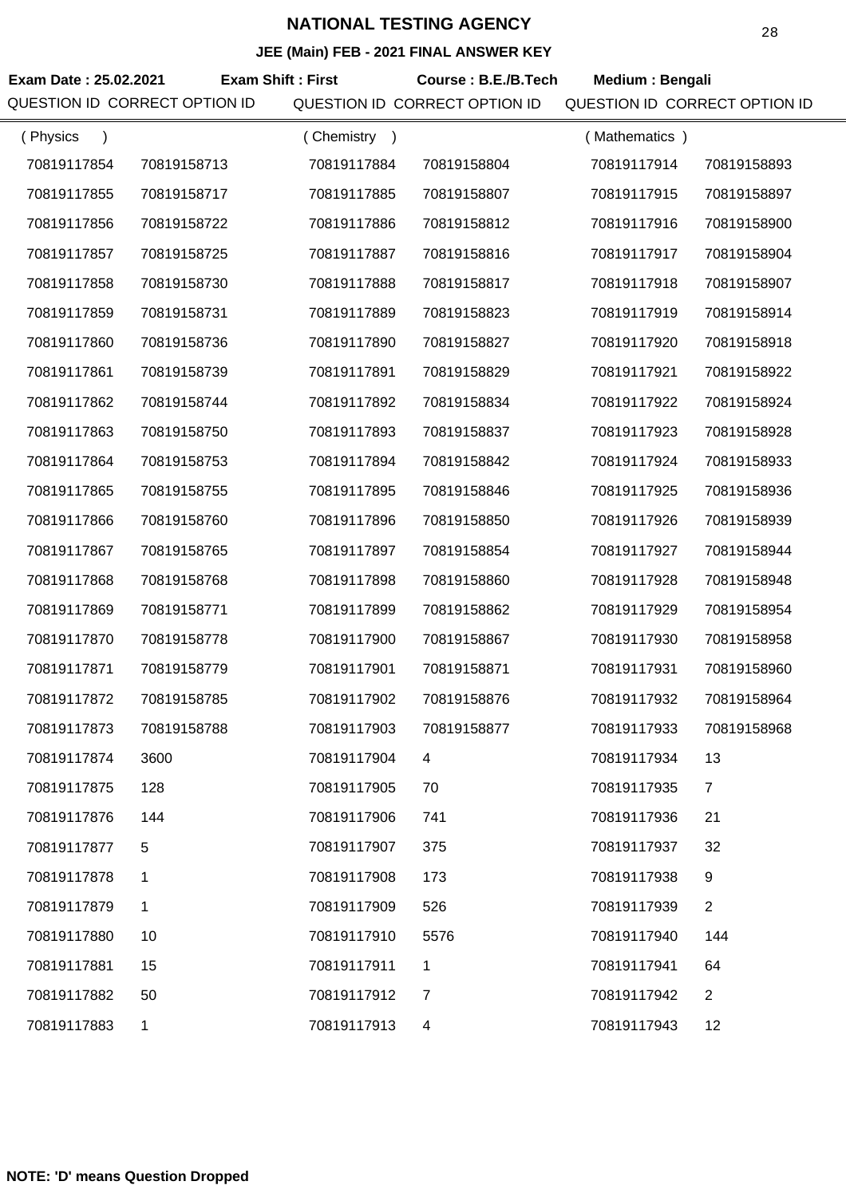# NATIONAL TESTING AGENCY

**JEE (Main) FEB - 2021 FINAL ANSWER KEY**

**Exam Date : 25.02.2021** **Exam Shift : First** **Course : B.E./B.Tech** **Medium : Bengali**

| QUESTION ID | CORRECT OPTION ID | QUESTION ID | CORRECT OPTION ID | QUESTION ID | CORRECT OPTION ID |
|---|---|---|---|---|---|
| ( Physics ) | | ( Chemistry ) | | ( Mathematics ) | |
| 70819117854 | 70819158713 | 70819117884 | 70819158804 | 70819117914 | 70819158893 |
| 70819117855 | 70819158717 | 70819117885 | 70819158807 | 70819117915 | 70819158897 |
| 70819117856 | 70819158722 | 70819117886 | 70819158812 | 70819117916 | 70819158900 |
| 70819117857 | 70819158725 | 70819117887 | 70819158816 | 70819117917 | 70819158904 |
| 70819117858 | 70819158730 | 70819117888 | 70819158817 | 70819117918 | 70819158907 |
| 70819117859 | 70819158731 | 70819117889 | 70819158823 | 70819117919 | 70819158914 |
| 70819117860 | 70819158736 | 70819117890 | 70819158827 | 70819117920 | 70819158918 |
| 70819117861 | 70819158739 | 70819117891 | 70819158829 | 70819117921 | 70819158922 |
| 70819117862 | 70819158744 | 70819117892 | 70819158834 | 70819117922 | 70819158924 |
| 70819117863 | 70819158750 | 70819117893 | 70819158837 | 70819117923 | 70819158928 |
| 70819117864 | 70819158753 | 70819117894 | 70819158842 | 70819117924 | 70819158933 |
| 70819117865 | 70819158755 | 70819117895 | 70819158846 | 70819117925 | 70819158936 |
| 70819117866 | 70819158760 | 70819117896 | 70819158850 | 70819117926 | 70819158939 |
| 70819117867 | 70819158765 | 70819117897 | 70819158854 | 70819117927 | 70819158944 |
| 70819117868 | 70819158768 | 70819117898 | 70819158860 | 70819117928 | 70819158948 |
| 70819117869 | 70819158771 | 70819117899 | 70819158862 | 70819117929 | 70819158954 |
| 70819117870 | 70819158778 | 70819117900 | 70819158867 | 70819117930 | 70819158958 |
| 70819117871 | 70819158779 | 70819117901 | 70819158871 | 70819117931 | 70819158960 |
| 70819117872 | 70819158785 | 70819117902 | 70819158876 | 70819117932 | 70819158964 |
| 70819117873 | 70819158788 | 70819117903 | 70819158877 | 70819117933 | 70819158968 |
| 70819117874 | 3600 | 70819117904 | 4 | 70819117934 | 13 |
| 70819117875 | 128 | 70819117905 | 70 | 70819117935 | 7 |
| 70819117876 | 144 | 70819117906 | 741 | 70819117936 | 21 |
| 70819117877 | 5 | 70819117907 | 375 | 70819117937 | 32 |
| 70819117878 | 1 | 70819117908 | 173 | 70819117938 | 9 |
| 70819117879 | 1 | 70819117909 | 526 | 70819117939 | 2 |
| 70819117880 | 10 | 70819117910 | 5576 | 70819117940 | 144 |
| 70819117881 | 15 | 70819117911 | 1 | 70819117941 | 64 |
| 70819117882 | 50 | 70819117912 | 7 | 70819117942 | 2 |
| 70819117883 | 1 | 70819117913 | 4 | 70819117943 | 12 |

**NOTE: 'D' means Question Dropped**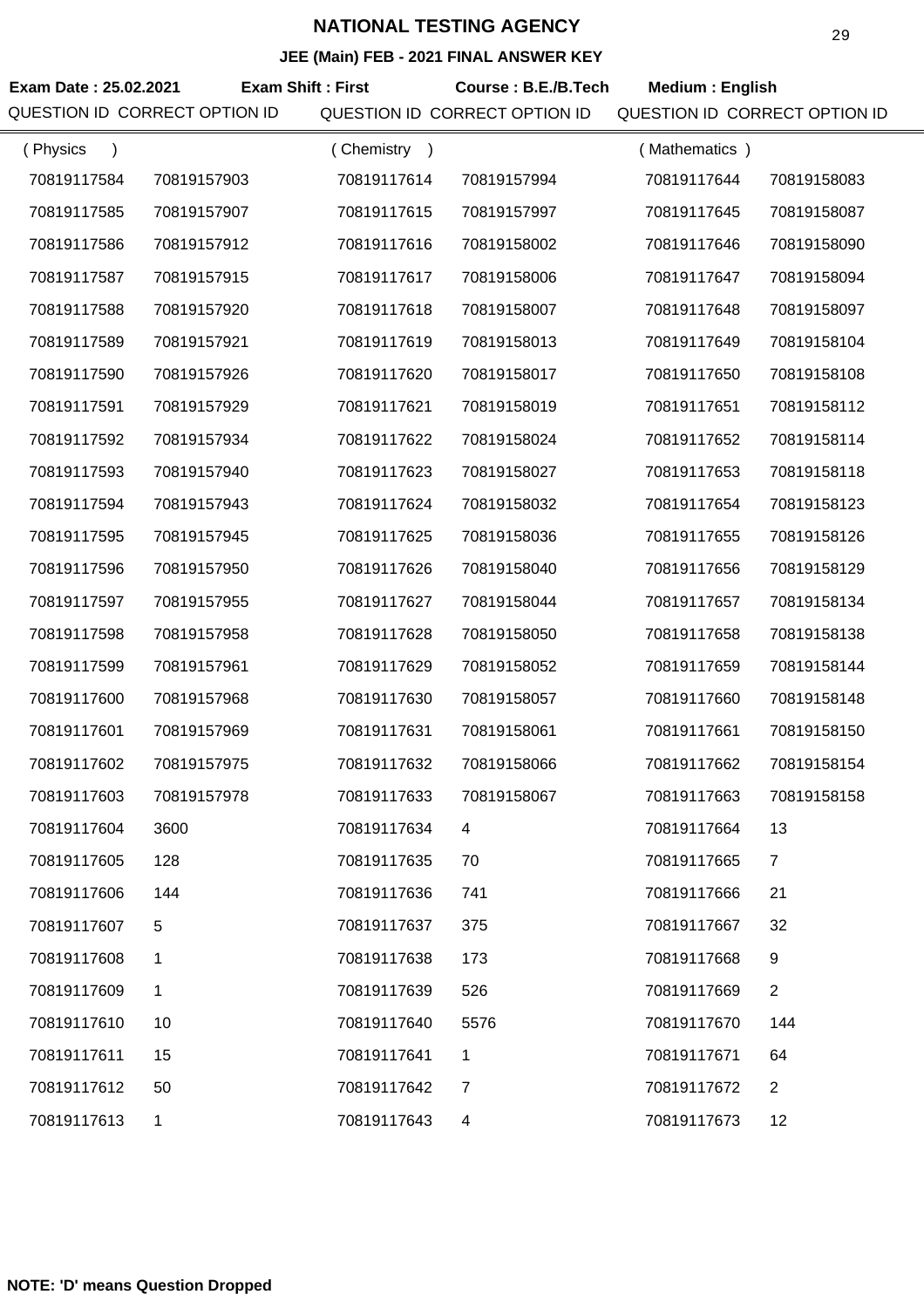# NATIONAL TESTING AGENCY

## JEE (Main) FEB - 2021 FINAL ANSWER KEY

**Exam Date : 25.02.2021** **Exam Shift : First** **Course : B.E./B.Tech** **Medium : English**

| QUESTION ID | CORRECT OPTION ID | QUESTION ID | CORRECT OPTION ID | QUESTION ID | CORRECT OPTION ID |
|---|---|---|---|---|---|
| ( Physics ) | | ( Chemistry ) | | ( Mathematics ) | |
| 70819117584 | 70819157903 | 70819117614 | 70819157994 | 70819117644 | 70819158083 |
| 70819117585 | 70819157907 | 70819117615 | 70819157997 | 70819117645 | 70819158087 |
| 70819117586 | 70819157912 | 70819117616 | 70819158002 | 70819117646 | 70819158090 |
| 70819117587 | 70819157915 | 70819117617 | 70819158006 | 70819117647 | 70819158094 |
| 70819117588 | 70819157920 | 70819117618 | 70819158007 | 70819117648 | 70819158097 |
| 70819117589 | 70819157921 | 70819117619 | 70819158013 | 70819117649 | 70819158104 |
| 70819117590 | 70819157926 | 70819117620 | 70819158017 | 70819117650 | 70819158108 |
| 70819117591 | 70819157929 | 70819117621 | 70819158019 | 70819117651 | 70819158112 |
| 70819117592 | 70819157934 | 70819117622 | 70819158024 | 70819117652 | 70819158114 |
| 70819117593 | 70819157940 | 70819117623 | 70819158027 | 70819117653 | 70819158118 |
| 70819117594 | 70819157943 | 70819117624 | 70819158032 | 70819117654 | 70819158123 |
| 70819117595 | 70819157945 | 70819117625 | 70819158036 | 70819117655 | 70819158126 |
| 70819117596 | 70819157950 | 70819117626 | 70819158040 | 70819117656 | 70819158129 |
| 70819117597 | 70819157955 | 70819117627 | 70819158044 | 70819117657 | 70819158134 |
| 70819117598 | 70819157958 | 70819117628 | 70819158050 | 70819117658 | 70819158138 |
| 70819117599 | 70819157961 | 70819117629 | 70819158052 | 70819117659 | 70819158144 |
| 70819117600 | 70819157968 | 70819117630 | 70819158057 | 70819117660 | 70819158148 |
| 70819117601 | 70819157969 | 70819117631 | 70819158061 | 70819117661 | 70819158150 |
| 70819117602 | 70819157975 | 70819117632 | 70819158066 | 70819117662 | 70819158154 |
| 70819117603 | 70819157978 | 70819117633 | 70819158067 | 70819117663 | 70819158158 |
| 70819117604 | 3600 | 70819117634 | 4 | 70819117664 | 13 |
| 70819117605 | 128 | 70819117635 | 70 | 70819117665 | 7 |
| 70819117606 | 144 | 70819117636 | 741 | 70819117666 | 21 |
| 70819117607 | 5 | 70819117637 | 375 | 70819117667 | 32 |
| 70819117608 | 1 | 70819117638 | 173 | 70819117668 | 9 |
| 70819117609 | 1 | 70819117639 | 526 | 70819117669 | 2 |
| 70819117610 | 10 | 70819117640 | 5576 | 70819117670 | 144 |
| 70819117611 | 15 | 70819117641 | 1 | 70819117671 | 64 |
| 70819117612 | 50 | 70819117642 | 7 | 70819117672 | 2 |
| 70819117613 | 1 | 70819117643 | 4 | 70819117673 | 12 |

**NOTE: 'D' means Question Dropped**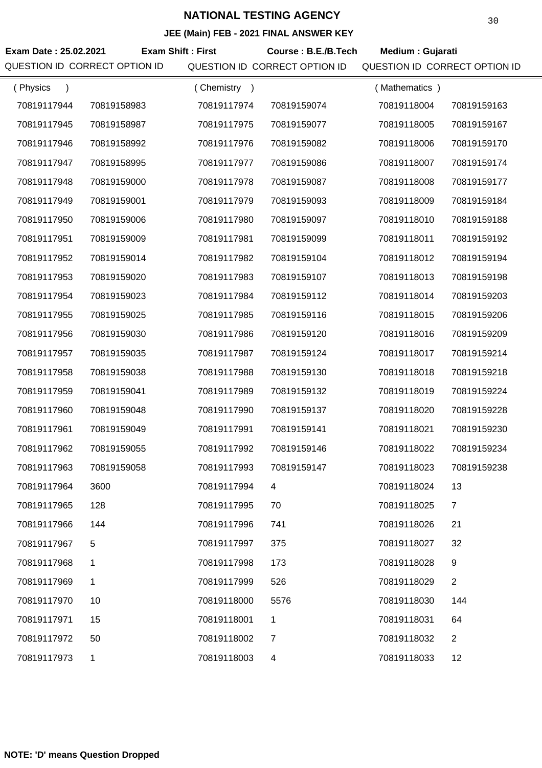# NATIONAL TESTING AGENCY

## JEE (Main) FEB - 2021 FINAL ANSWER KEY

**Exam Date : 25.02.2021** **Exam Shift : First** **Course : B.E./B.Tech** **Medium : Gujarati**

| QUESTION ID | CORRECT OPTION ID | QUESTION ID | CORRECT OPTION ID | QUESTION ID | CORRECT OPTION ID |
|---|---|---|---|---|---|
| ( Physics ) | | ( Chemistry ) | | ( Mathematics ) | |
| 70819117944 | 70819158983 | 70819117974 | 70819159074 | 70819118004 | 70819159163 |
| 70819117945 | 70819158987 | 70819117975 | 70819159077 | 70819118005 | 70819159167 |
| 70819117946 | 70819158992 | 70819117976 | 70819159082 | 70819118006 | 70819159170 |
| 70819117947 | 70819158995 | 70819117977 | 70819159086 | 70819118007 | 70819159174 |
| 70819117948 | 70819159000 | 70819117978 | 70819159087 | 70819118008 | 70819159177 |
| 70819117949 | 70819159001 | 70819117979 | 70819159093 | 70819118009 | 70819159184 |
| 70819117950 | 70819159006 | 70819117980 | 70819159097 | 70819118010 | 70819159188 |
| 70819117951 | 70819159009 | 70819117981 | 70819159099 | 70819118011 | 70819159192 |
| 70819117952 | 70819159014 | 70819117982 | 70819159104 | 70819118012 | 70819159194 |
| 70819117953 | 70819159020 | 70819117983 | 70819159107 | 70819118013 | 70819159198 |
| 70819117954 | 70819159023 | 70819117984 | 70819159112 | 70819118014 | 70819159203 |
| 70819117955 | 70819159025 | 70819117985 | 70819159116 | 70819118015 | 70819159206 |
| 70819117956 | 70819159030 | 70819117986 | 70819159120 | 70819118016 | 70819159209 |
| 70819117957 | 70819159035 | 70819117987 | 70819159124 | 70819118017 | 70819159214 |
| 70819117958 | 70819159038 | 70819117988 | 70819159130 | 70819118018 | 70819159218 |
| 70819117959 | 70819159041 | 70819117989 | 70819159132 | 70819118019 | 70819159224 |
| 70819117960 | 70819159048 | 70819117990 | 70819159137 | 70819118020 | 70819159228 |
| 70819117961 | 70819159049 | 70819117991 | 70819159141 | 70819118021 | 70819159230 |
| 70819117962 | 70819159055 | 70819117992 | 70819159146 | 70819118022 | 70819159234 |
| 70819117963 | 70819159058 | 70819117993 | 70819159147 | 70819118023 | 70819159238 |
| 70819117964 | 3600 | 70819117994 | 4 | 70819118024 | 13 |
| 70819117965 | 128 | 70819117995 | 70 | 70819118025 | 7 |
| 70819117966 | 144 | 70819117996 | 741 | 70819118026 | 21 |
| 70819117967 | 5 | 70819117997 | 375 | 70819118027 | 32 |
| 70819117968 | 1 | 70819117998 | 173 | 70819118028 | 9 |
| 70819117969 | 1 | 70819117999 | 526 | 70819118029 | 2 |
| 70819117970 | 10 | 70819118000 | 5576 | 70819118030 | 144 |
| 70819117971 | 15 | 70819118001 | 1 | 70819118031 | 64 |
| 70819117972 | 50 | 70819118002 | 7 | 70819118032 | 2 |
| 70819117973 | 1 | 70819118003 | 4 | 70819118033 | 12 |

**NOTE: 'D' means Question Dropped**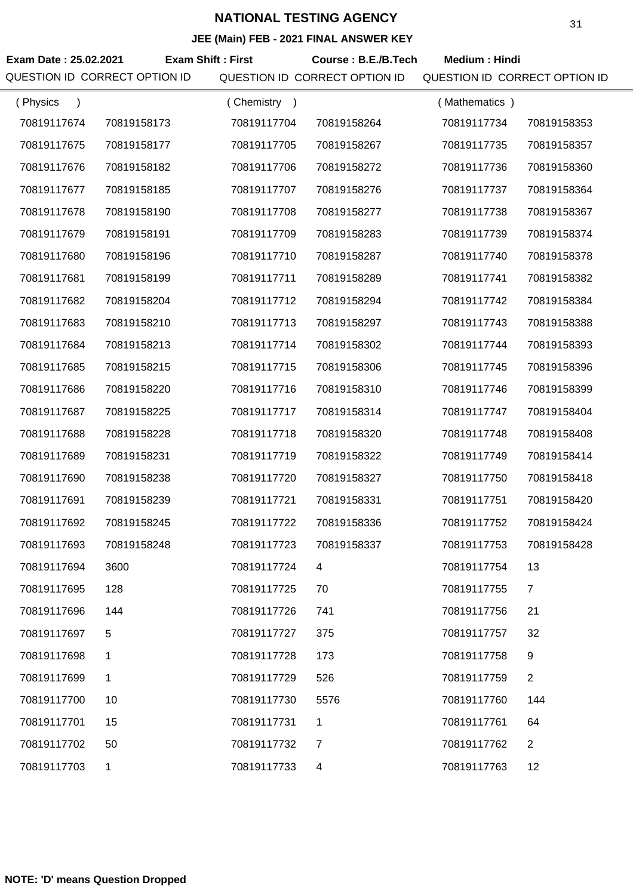# NATIONAL TESTING AGENCY

## JEE (Main) FEB - 2021 FINAL ANSWER KEY

**Exam Date : 25.02.2021** **Exam Shift : First** **Course : B.E./B.Tech** **Medium : Hindi**

| QUESTION ID | CORRECT OPTION ID | QUESTION ID | CORRECT OPTION ID | QUESTION ID | CORRECT OPTION ID |
|---|---|---|---|---|---|
| ( Physics ) | | ( Chemistry ) | | ( Mathematics ) | |
| 70819117674 | 70819158173 | 70819117704 | 70819158264 | 70819117734 | 70819158353 |
| 70819117675 | 70819158177 | 70819117705 | 70819158267 | 70819117735 | 70819158357 |
| 70819117676 | 70819158182 | 70819117706 | 70819158272 | 70819117736 | 70819158360 |
| 70819117677 | 70819158185 | 70819117707 | 70819158276 | 70819117737 | 70819158364 |
| 70819117678 | 70819158190 | 70819117708 | 70819158277 | 70819117738 | 70819158367 |
| 70819117679 | 70819158191 | 70819117709 | 70819158283 | 70819117739 | 70819158374 |
| 70819117680 | 70819158196 | 70819117710 | 70819158287 | 70819117740 | 70819158378 |
| 70819117681 | 70819158199 | 70819117711 | 70819158289 | 70819117741 | 70819158382 |
| 70819117682 | 70819158204 | 70819117712 | 70819158294 | 70819117742 | 70819158384 |
| 70819117683 | 70819158210 | 70819117713 | 70819158297 | 70819117743 | 70819158388 |
| 70819117684 | 70819158213 | 70819117714 | 70819158302 | 70819117744 | 70819158393 |
| 70819117685 | 70819158215 | 70819117715 | 70819158306 | 70819117745 | 70819158396 |
| 70819117686 | 70819158220 | 70819117716 | 70819158310 | 70819117746 | 70819158399 |
| 70819117687 | 70819158225 | 70819117717 | 70819158314 | 70819117747 | 70819158404 |
| 70819117688 | 70819158228 | 70819117718 | 70819158320 | 70819117748 | 70819158408 |
| 70819117689 | 70819158231 | 70819117719 | 70819158322 | 70819117749 | 70819158414 |
| 70819117690 | 70819158238 | 70819117720 | 70819158327 | 70819117750 | 70819158418 |
| 70819117691 | 70819158239 | 70819117721 | 70819158331 | 70819117751 | 70819158420 |
| 70819117692 | 70819158245 | 70819117722 | 70819158336 | 70819117752 | 70819158424 |
| 70819117693 | 70819158248 | 70819117723 | 70819158337 | 70819117753 | 70819158428 |
| 70819117694 | 3600 | 70819117724 | 4 | 70819117754 | 13 |
| 70819117695 | 128 | 70819117725 | 70 | 70819117755 | 7 |
| 70819117696 | 144 | 70819117726 | 741 | 70819117756 | 21 |
| 70819117697 | 5 | 70819117727 | 375 | 70819117757 | 32 |
| 70819117698 | 1 | 70819117728 | 173 | 70819117758 | 9 |
| 70819117699 | 1 | 70819117729 | 526 | 70819117759 | 2 |
| 70819117700 | 10 | 70819117730 | 5576 | 70819117760 | 144 |
| 70819117701 | 15 | 70819117731 | 1 | 70819117761 | 64 |
| 70819117702 | 50 | 70819117732 | 7 | 70819117762 | 2 |
| 70819117703 | 1 | 70819117733 | 4 | 70819117763 | 12 |

**NOTE: 'D' means Question Dropped**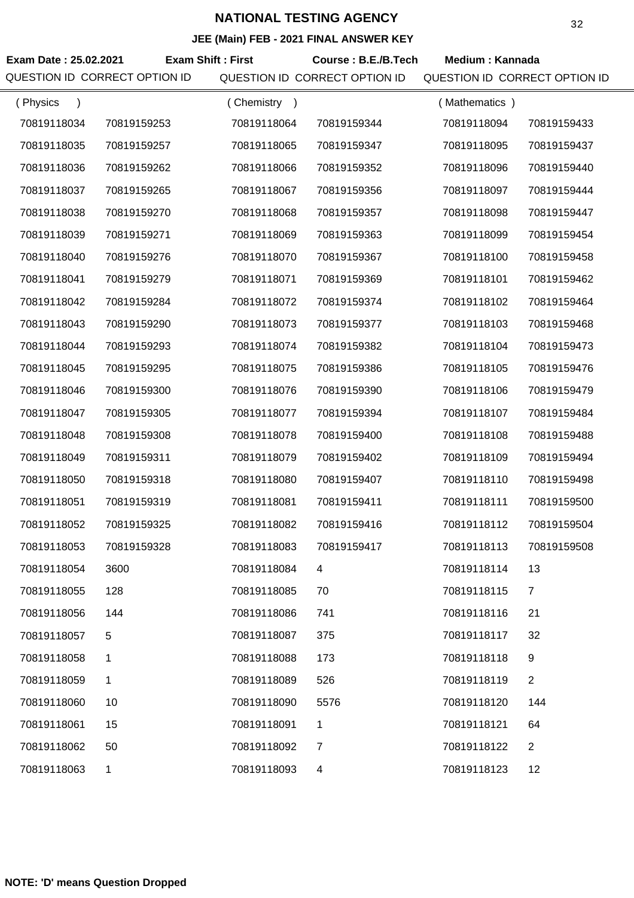# NATIONAL TESTING AGENCY

## JEE (Main) FEB - 2021 FINAL ANSWER KEY

**Exam Date : 25.02.2021** **Exam Shift : First** **Course : B.E./B.Tech** **Medium : Kannada**

| QUESTION ID | CORRECT OPTION ID | QUESTION ID | CORRECT OPTION ID | QUESTION ID | CORRECT OPTION ID |
|---|---|---|---|---|---|
| ( Physics ) | | ( Chemistry ) | | ( Mathematics ) | |
| 70819118034 | 70819159253 | 70819118064 | 70819159344 | 70819118094 | 70819159433 |
| 70819118035 | 70819159257 | 70819118065 | 70819159347 | 70819118095 | 70819159437 |
| 70819118036 | 70819159262 | 70819118066 | 70819159352 | 70819118096 | 70819159440 |
| 70819118037 | 70819159265 | 70819118067 | 70819159356 | 70819118097 | 70819159444 |
| 70819118038 | 70819159270 | 70819118068 | 70819159357 | 70819118098 | 70819159447 |
| 70819118039 | 70819159271 | 70819118069 | 70819159363 | 70819118099 | 70819159454 |
| 70819118040 | 70819159276 | 70819118070 | 70819159367 | 70819118100 | 70819159458 |
| 70819118041 | 70819159279 | 70819118071 | 70819159369 | 70819118101 | 70819159462 |
| 70819118042 | 70819159284 | 70819118072 | 70819159374 | 70819118102 | 70819159464 |
| 70819118043 | 70819159290 | 70819118073 | 70819159377 | 70819118103 | 70819159468 |
| 70819118044 | 70819159293 | 70819118074 | 70819159382 | 70819118104 | 70819159473 |
| 70819118045 | 70819159295 | 70819118075 | 70819159386 | 70819118105 | 70819159476 |
| 70819118046 | 70819159300 | 70819118076 | 70819159390 | 70819118106 | 70819159479 |
| 70819118047 | 70819159305 | 70819118077 | 70819159394 | 70819118107 | 70819159484 |
| 70819118048 | 70819159308 | 70819118078 | 70819159400 | 70819118108 | 70819159488 |
| 70819118049 | 70819159311 | 70819118079 | 70819159402 | 70819118109 | 70819159494 |
| 70819118050 | 70819159318 | 70819118080 | 70819159407 | 70819118110 | 70819159498 |
| 70819118051 | 70819159319 | 70819118081 | 70819159411 | 70819118111 | 70819159500 |
| 70819118052 | 70819159325 | 70819118082 | 70819159416 | 70819118112 | 70819159504 |
| 70819118053 | 70819159328 | 70819118083 | 70819159417 | 70819118113 | 70819159508 |
| 70819118054 | 3600 | 70819118084 | 4 | 70819118114 | 13 |
| 70819118055 | 128 | 70819118085 | 70 | 70819118115 | 7 |
| 70819118056 | 144 | 70819118086 | 741 | 70819118116 | 21 |
| 70819118057 | 5 | 70819118087 | 375 | 70819118117 | 32 |
| 70819118058 | 1 | 70819118088 | 173 | 70819118118 | 9 |
| 70819118059 | 1 | 70819118089 | 526 | 70819118119 | 2 |
| 70819118060 | 10 | 70819118090 | 5576 | 70819118120 | 144 |
| 70819118061 | 15 | 70819118091 | 1 | 70819118121 | 64 |
| 70819118062 | 50 | 70819118092 | 7 | 70819118122 | 2 |
| 70819118063 | 1 | 70819118093 | 4 | 70819118123 | 12 |

**NOTE: 'D' means Question Dropped**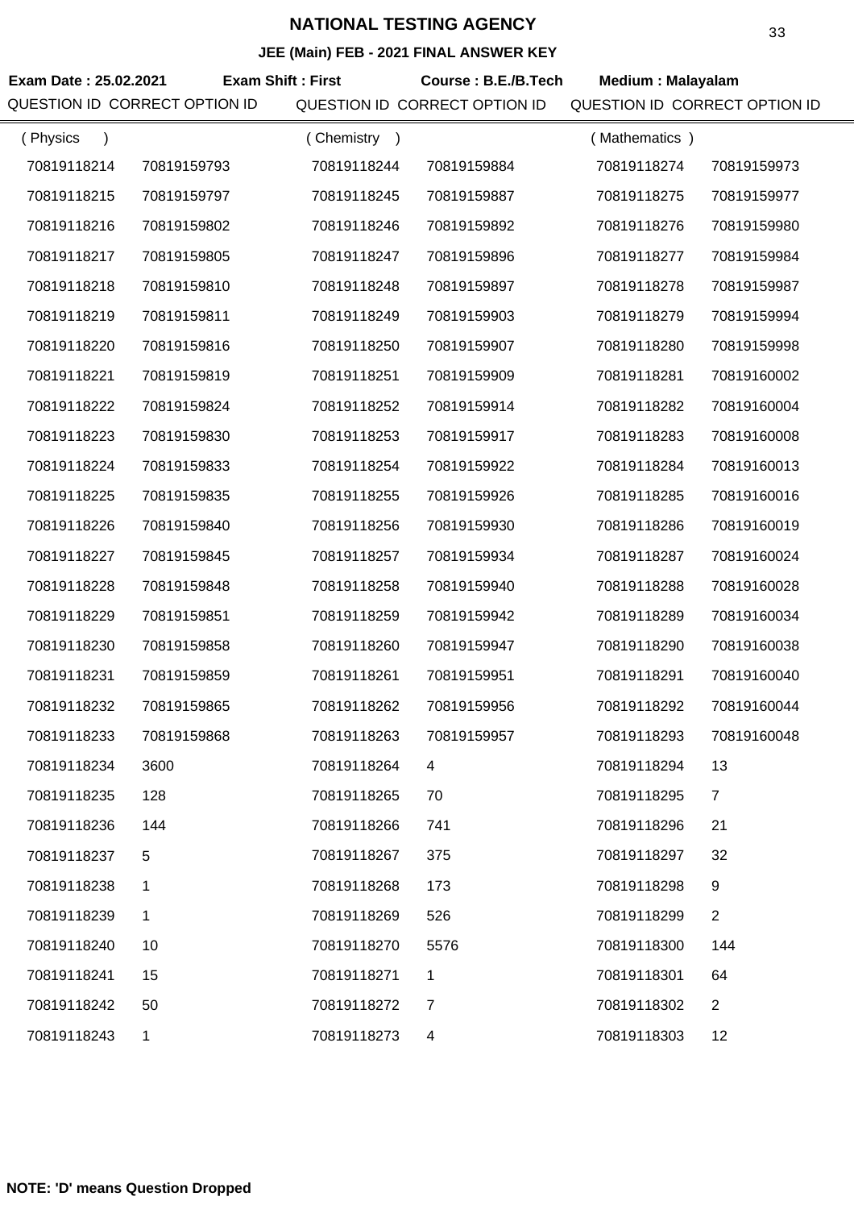# NATIONAL TESTING AGENCY

## JEE (Main) FEB - 2021 FINAL ANSWER KEY

**Exam Date : 25.02.2021** **Exam Shift : First** **Course : B.E./B.Tech** **Medium : Malayalam**

| QUESTION ID | CORRECT OPTION ID | QUESTION ID | CORRECT OPTION ID | QUESTION ID | CORRECT OPTION ID |
|---|---|---|---|---|---|
| ( Physics ) | | ( Chemistry ) | | ( Mathematics ) | |
| 70819118214 | 70819159793 | 70819118244 | 70819159884 | 70819118274 | 70819159973 |
| 70819118215 | 70819159797 | 70819118245 | 70819159887 | 70819118275 | 70819159977 |
| 70819118216 | 70819159802 | 70819118246 | 70819159892 | 70819118276 | 70819159980 |
| 70819118217 | 70819159805 | 70819118247 | 70819159896 | 70819118277 | 70819159984 |
| 70819118218 | 70819159810 | 70819118248 | 70819159897 | 70819118278 | 70819159987 |
| 70819118219 | 70819159811 | 70819118249 | 70819159903 | 70819118279 | 70819159994 |
| 70819118220 | 70819159816 | 70819118250 | 70819159907 | 70819118280 | 70819159998 |
| 70819118221 | 70819159819 | 70819118251 | 70819159909 | 70819118281 | 70819160002 |
| 70819118222 | 70819159824 | 70819118252 | 70819159914 | 70819118282 | 70819160004 |
| 70819118223 | 70819159830 | 70819118253 | 70819159917 | 70819118283 | 70819160008 |
| 70819118224 | 70819159833 | 70819118254 | 70819159922 | 70819118284 | 70819160013 |
| 70819118225 | 70819159835 | 70819118255 | 70819159926 | 70819118285 | 70819160016 |
| 70819118226 | 70819159840 | 70819118256 | 70819159930 | 70819118286 | 70819160019 |
| 70819118227 | 70819159845 | 70819118257 | 70819159934 | 70819118287 | 70819160024 |
| 70819118228 | 70819159848 | 70819118258 | 70819159940 | 70819118288 | 70819160028 |
| 70819118229 | 70819159851 | 70819118259 | 70819159942 | 70819118289 | 70819160034 |
| 70819118230 | 70819159858 | 70819118260 | 70819159947 | 70819118290 | 70819160038 |
| 70819118231 | 70819159859 | 70819118261 | 70819159951 | 70819118291 | 70819160040 |
| 70819118232 | 70819159865 | 70819118262 | 70819159956 | 70819118292 | 70819160044 |
| 70819118233 | 70819159868 | 70819118263 | 70819159957 | 70819118293 | 70819160048 |
| 70819118234 | 3600 | 70819118264 | 4 | 70819118294 | 13 |
| 70819118235 | 128 | 70819118265 | 70 | 70819118295 | 7 |
| 70819118236 | 144 | 70819118266 | 741 | 70819118296 | 21 |
| 70819118237 | 5 | 70819118267 | 375 | 70819118297 | 32 |
| 70819118238 | 1 | 70819118268 | 173 | 70819118298 | 9 |
| 70819118239 | 1 | 70819118269 | 526 | 70819118299 | 2 |
| 70819118240 | 10 | 70819118270 | 5576 | 70819118300 | 144 |
| 70819118241 | 15 | 70819118271 | 1 | 70819118301 | 64 |
| 70819118242 | 50 | 70819118272 | 7 | 70819118302 | 2 |
| 70819118243 | 1 | 70819118273 | 4 | 70819118303 | 12 |

**NOTE: 'D' means Question Dropped**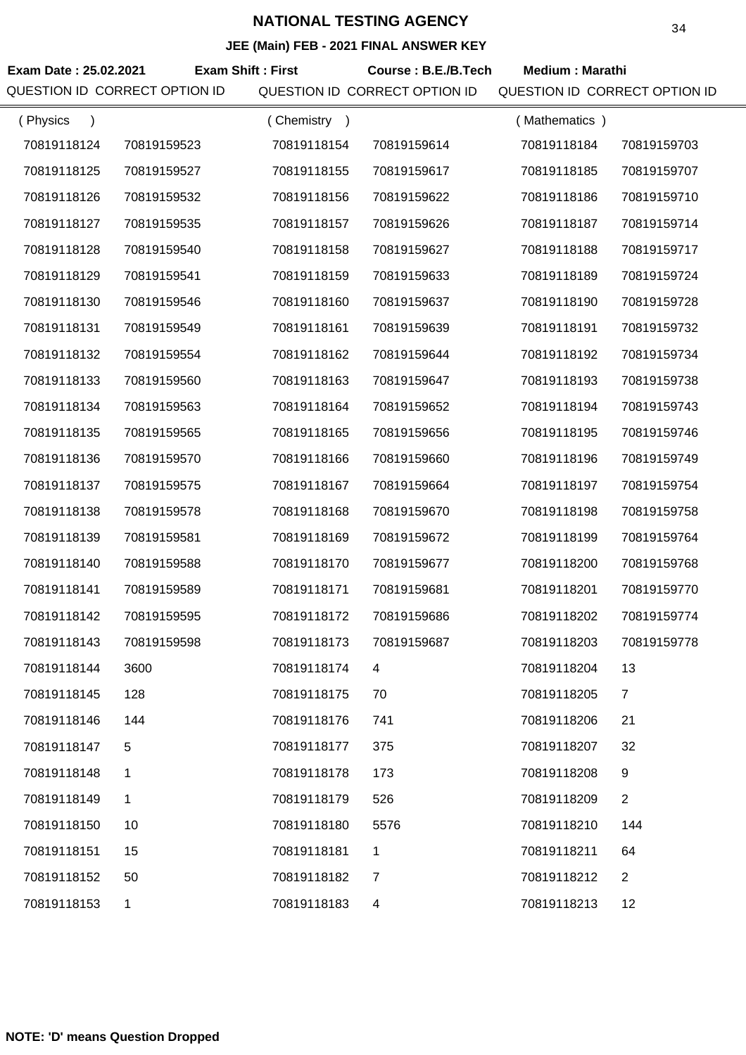# NATIONAL TESTING AGENCY

**JEE (Main) FEB - 2021 FINAL ANSWER KEY**

**Exam Date : 25.02.2021** **Exam Shift : First** **Course : B.E./B.Tech** **Medium : Marathi**

| QUESTION ID | CORRECT OPTION ID | QUESTION ID | CORRECT OPTION ID | QUESTION ID | CORRECT OPTION ID |
|---|---|---|---|---|---|
| ( Physics ) | | ( Chemistry ) | | ( Mathematics ) | |
| 70819118124 | 70819159523 | 70819118154 | 70819159614 | 70819118184 | 70819159703 |
| 70819118125 | 70819159527 | 70819118155 | 70819159617 | 70819118185 | 70819159707 |
| 70819118126 | 70819159532 | 70819118156 | 70819159622 | 70819118186 | 70819159710 |
| 70819118127 | 70819159535 | 70819118157 | 70819159626 | 70819118187 | 70819159714 |
| 70819118128 | 70819159540 | 70819118158 | 70819159627 | 70819118188 | 70819159717 |
| 70819118129 | 70819159541 | 70819118159 | 70819159633 | 70819118189 | 70819159724 |
| 70819118130 | 70819159546 | 70819118160 | 70819159637 | 70819118190 | 70819159728 |
| 70819118131 | 70819159549 | 70819118161 | 70819159639 | 70819118191 | 70819159732 |
| 70819118132 | 70819159554 | 70819118162 | 70819159644 | 70819118192 | 70819159734 |
| 70819118133 | 70819159560 | 70819118163 | 70819159647 | 70819118193 | 70819159738 |
| 70819118134 | 70819159563 | 70819118164 | 70819159652 | 70819118194 | 70819159743 |
| 70819118135 | 70819159565 | 70819118165 | 70819159656 | 70819118195 | 70819159746 |
| 70819118136 | 70819159570 | 70819118166 | 70819159660 | 70819118196 | 70819159749 |
| 70819118137 | 70819159575 | 70819118167 | 70819159664 | 70819118197 | 70819159754 |
| 70819118138 | 70819159578 | 70819118168 | 70819159670 | 70819118198 | 70819159758 |
| 70819118139 | 70819159581 | 70819118169 | 70819159672 | 70819118199 | 70819159764 |
| 70819118140 | 70819159588 | 70819118170 | 70819159677 | 70819118200 | 70819159768 |
| 70819118141 | 70819159589 | 70819118171 | 70819159681 | 70819118201 | 70819159770 |
| 70819118142 | 70819159595 | 70819118172 | 70819159686 | 70819118202 | 70819159774 |
| 70819118143 | 70819159598 | 70819118173 | 70819159687 | 70819118203 | 70819159778 |
| 70819118144 | 3600 | 70819118174 | 4 | 70819118204 | 13 |
| 70819118145 | 128 | 70819118175 | 70 | 70819118205 | 7 |
| 70819118146 | 144 | 70819118176 | 741 | 70819118206 | 21 |
| 70819118147 | 5 | 70819118177 | 375 | 70819118207 | 32 |
| 70819118148 | 1 | 70819118178 | 173 | 70819118208 | 9 |
| 70819118149 | 1 | 70819118179 | 526 | 70819118209 | 2 |
| 70819118150 | 10 | 70819118180 | 5576 | 70819118210 | 144 |
| 70819118151 | 15 | 70819118181 | 1 | 70819118211 | 64 |
| 70819118152 | 50 | 70819118182 | 7 | 70819118212 | 2 |
| 70819118153 | 1 | 70819118183 | 4 | 70819118213 | 12 |

**NOTE: 'D' means Question Dropped**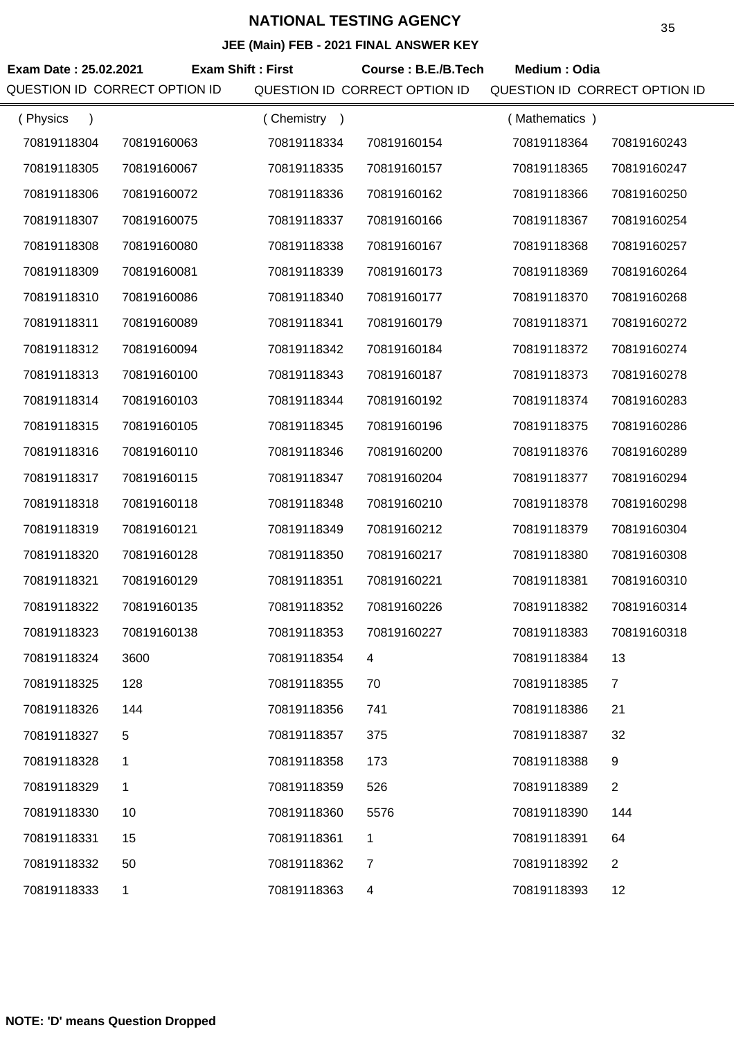# NATIONAL TESTING AGENCY

**JEE (Main) FEB - 2021 FINAL ANSWER KEY**

**Exam Date : 25.02.2021** **Exam Shift : First** **Course : B.E./B.Tech** **Medium : Odia**

| QUESTION ID | CORRECT OPTION ID | QUESTION ID | CORRECT OPTION ID | QUESTION ID | CORRECT OPTION ID |
|---|---|---|---|---|---|
| ( Physics ) | | ( Chemistry ) | | ( Mathematics ) | |
| 70819118304 | 70819160063 | 70819118334 | 70819160154 | 70819118364 | 70819160243 |
| 70819118305 | 70819160067 | 70819118335 | 70819160157 | 70819118365 | 70819160247 |
| 70819118306 | 70819160072 | 70819118336 | 70819160162 | 70819118366 | 70819160250 |
| 70819118307 | 70819160075 | 70819118337 | 70819160166 | 70819118367 | 70819160254 |
| 70819118308 | 70819160080 | 70819118338 | 70819160167 | 70819118368 | 70819160257 |
| 70819118309 | 70819160081 | 70819118339 | 70819160173 | 70819118369 | 70819160264 |
| 70819118310 | 70819160086 | 70819118340 | 70819160177 | 70819118370 | 70819160268 |
| 70819118311 | 70819160089 | 70819118341 | 70819160179 | 70819118371 | 70819160272 |
| 70819118312 | 70819160094 | 70819118342 | 70819160184 | 70819118372 | 70819160274 |
| 70819118313 | 70819160100 | 70819118343 | 70819160187 | 70819118373 | 70819160278 |
| 70819118314 | 70819160103 | 70819118344 | 70819160192 | 70819118374 | 70819160283 |
| 70819118315 | 70819160105 | 70819118345 | 70819160196 | 70819118375 | 70819160286 |
| 70819118316 | 70819160110 | 70819118346 | 70819160200 | 70819118376 | 70819160289 |
| 70819118317 | 70819160115 | 70819118347 | 70819160204 | 70819118377 | 70819160294 |
| 70819118318 | 70819160118 | 70819118348 | 70819160210 | 70819118378 | 70819160298 |
| 70819118319 | 70819160121 | 70819118349 | 70819160212 | 70819118379 | 70819160304 |
| 70819118320 | 70819160128 | 70819118350 | 70819160217 | 70819118380 | 70819160308 |
| 70819118321 | 70819160129 | 70819118351 | 70819160221 | 70819118381 | 70819160310 |
| 70819118322 | 70819160135 | 70819118352 | 70819160226 | 70819118382 | 70819160314 |
| 70819118323 | 70819160138 | 70819118353 | 70819160227 | 70819118383 | 70819160318 |
| 70819118324 | 3600 | 70819118354 | 4 | 70819118384 | 13 |
| 70819118325 | 128 | 70819118355 | 70 | 70819118385 | 7 |
| 70819118326 | 144 | 70819118356 | 741 | 70819118386 | 21 |
| 70819118327 | 5 | 70819118357 | 375 | 70819118387 | 32 |
| 70819118328 | 1 | 70819118358 | 173 | 70819118388 | 9 |
| 70819118329 | 1 | 70819118359 | 526 | 70819118389 | 2 |
| 70819118330 | 10 | 70819118360 | 5576 | 70819118390 | 144 |
| 70819118331 | 15 | 70819118361 | 1 | 70819118391 | 64 |
| 70819118332 | 50 | 70819118362 | 7 | 70819118392 | 2 |
| 70819118333 | 1 | 70819118363 | 4 | 70819118393 | 12 |

**NOTE: 'D' means Question Dropped**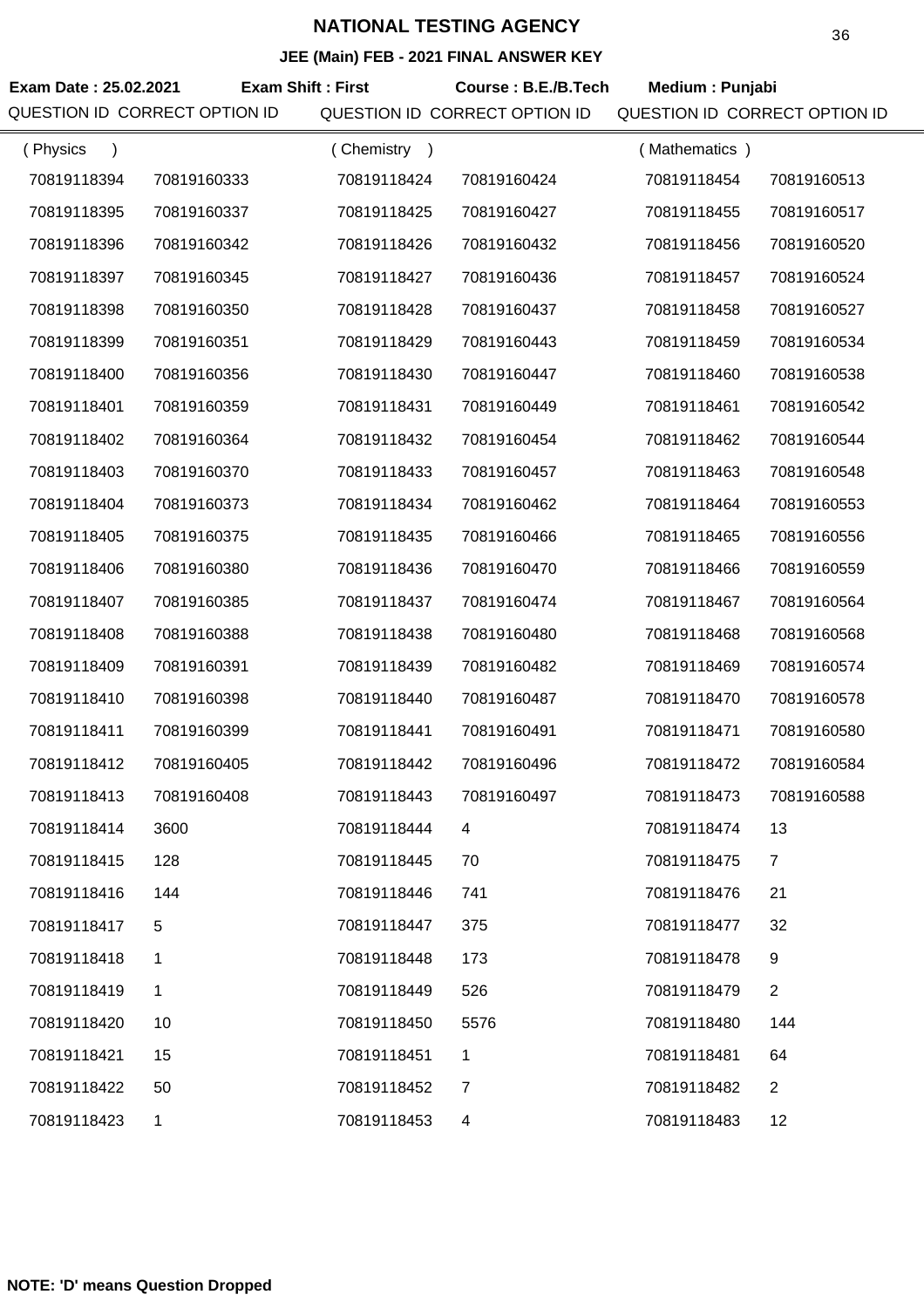# NATIONAL TESTING AGENCY

## JEE (Main) FEB - 2021 FINAL ANSWER KEY

**Exam Date : 25.02.2021** **Exam Shift : First** **Course : B.E./B.Tech** **Medium : Punjabi**

| QUESTION ID | CORRECT OPTION ID | QUESTION ID | CORRECT OPTION ID | QUESTION ID | CORRECT OPTION ID |
|---|---|---|---|---|---|
| ( Physics ) | | ( Chemistry ) | | ( Mathematics ) | |
| 70819118394 | 70819160333 | 70819118424 | 70819160424 | 70819118454 | 70819160513 |
| 70819118395 | 70819160337 | 70819118425 | 70819160427 | 70819118455 | 70819160517 |
| 70819118396 | 70819160342 | 70819118426 | 70819160432 | 70819118456 | 70819160520 |
| 70819118397 | 70819160345 | 70819118427 | 70819160436 | 70819118457 | 70819160524 |
| 70819118398 | 70819160350 | 70819118428 | 70819160437 | 70819118458 | 70819160527 |
| 70819118399 | 70819160351 | 70819118429 | 70819160443 | 70819118459 | 70819160534 |
| 70819118400 | 70819160356 | 70819118430 | 70819160447 | 70819118460 | 70819160538 |
| 70819118401 | 70819160359 | 70819118431 | 70819160449 | 70819118461 | 70819160542 |
| 70819118402 | 70819160364 | 70819118432 | 70819160454 | 70819118462 | 70819160544 |
| 70819118403 | 70819160370 | 70819118433 | 70819160457 | 70819118463 | 70819160548 |
| 70819118404 | 70819160373 | 70819118434 | 70819160462 | 70819118464 | 70819160553 |
| 70819118405 | 70819160375 | 70819118435 | 70819160466 | 70819118465 | 70819160556 |
| 70819118406 | 70819160380 | 70819118436 | 70819160470 | 70819118466 | 70819160559 |
| 70819118407 | 70819160385 | 70819118437 | 70819160474 | 70819118467 | 70819160564 |
| 70819118408 | 70819160388 | 70819118438 | 70819160480 | 70819118468 | 70819160568 |
| 70819118409 | 70819160391 | 70819118439 | 70819160482 | 70819118469 | 70819160574 |
| 70819118410 | 70819160398 | 70819118440 | 70819160487 | 70819118470 | 70819160578 |
| 70819118411 | 70819160399 | 70819118441 | 70819160491 | 70819118471 | 70819160580 |
| 70819118412 | 70819160405 | 70819118442 | 70819160496 | 70819118472 | 70819160584 |
| 70819118413 | 70819160408 | 70819118443 | 70819160497 | 70819118473 | 70819160588 |
| 70819118414 | 3600 | 70819118444 | 4 | 70819118474 | 13 |
| 70819118415 | 128 | 70819118445 | 70 | 70819118475 | 7 |
| 70819118416 | 144 | 70819118446 | 741 | 70819118476 | 21 |
| 70819118417 | 5 | 70819118447 | 375 | 70819118477 | 32 |
| 70819118418 | 1 | 70819118448 | 173 | 70819118478 | 9 |
| 70819118419 | 1 | 70819118449 | 526 | 70819118479 | 2 |
| 70819118420 | 10 | 70819118450 | 5576 | 70819118480 | 144 |
| 70819118421 | 15 | 70819118451 | 1 | 70819118481 | 64 |
| 70819118422 | 50 | 70819118452 | 7 | 70819118482 | 2 |
| 70819118423 | 1 | 70819118453 | 4 | 70819118483 | 12 |

**NOTE: 'D' means Question Dropped**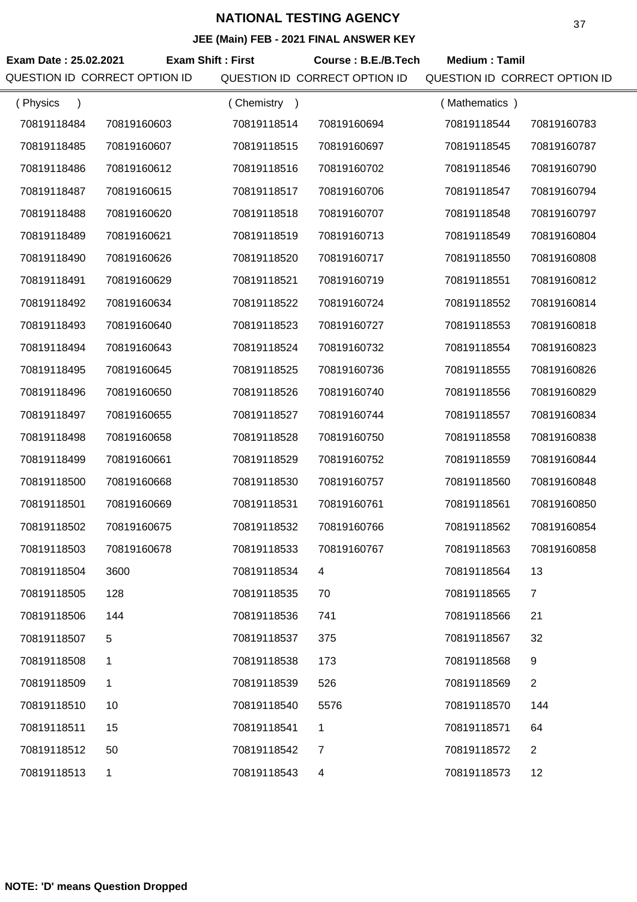# NATIONAL TESTING AGENCY

## JEE (Main) FEB - 2021 FINAL ANSWER KEY

**Exam Date : 25.02.2021** **Exam Shift : First** **Course : B.E./B.Tech** **Medium : Tamil**

| QUESTION ID | CORRECT OPTION ID | QUESTION ID | CORRECT OPTION ID | QUESTION ID | CORRECT OPTION ID |
|---|---|---|---|---|---|
| ( Physics ) | | ( Chemistry ) | | ( Mathematics ) | |
| 70819118484 | 70819160603 | 70819118514 | 70819160694 | 70819118544 | 70819160783 |
| 70819118485 | 70819160607 | 70819118515 | 70819160697 | 70819118545 | 70819160787 |
| 70819118486 | 70819160612 | 70819118516 | 70819160702 | 70819118546 | 70819160790 |
| 70819118487 | 70819160615 | 70819118517 | 70819160706 | 70819118547 | 70819160794 |
| 70819118488 | 70819160620 | 70819118518 | 70819160707 | 70819118548 | 70819160797 |
| 70819118489 | 70819160621 | 70819118519 | 70819160713 | 70819118549 | 70819160804 |
| 70819118490 | 70819160626 | 70819118520 | 70819160717 | 70819118550 | 70819160808 |
| 70819118491 | 70819160629 | 70819118521 | 70819160719 | 70819118551 | 70819160812 |
| 70819118492 | 70819160634 | 70819118522 | 70819160724 | 70819118552 | 70819160814 |
| 70819118493 | 70819160640 | 70819118523 | 70819160727 | 70819118553 | 70819160818 |
| 70819118494 | 70819160643 | 70819118524 | 70819160732 | 70819118554 | 70819160823 |
| 70819118495 | 70819160645 | 70819118525 | 70819160736 | 70819118555 | 70819160826 |
| 70819118496 | 70819160650 | 70819118526 | 70819160740 | 70819118556 | 70819160829 |
| 70819118497 | 70819160655 | 70819118527 | 70819160744 | 70819118557 | 70819160834 |
| 70819118498 | 70819160658 | 70819118528 | 70819160750 | 70819118558 | 70819160838 |
| 70819118499 | 70819160661 | 70819118529 | 70819160752 | 70819118559 | 70819160844 |
| 70819118500 | 70819160668 | 70819118530 | 70819160757 | 70819118560 | 70819160848 |
| 70819118501 | 70819160669 | 70819118531 | 70819160761 | 70819118561 | 70819160850 |
| 70819118502 | 70819160675 | 70819118532 | 70819160766 | 70819118562 | 70819160854 |
| 70819118503 | 70819160678 | 70819118533 | 70819160767 | 70819118563 | 70819160858 |
| 70819118504 | 3600 | 70819118534 | 4 | 70819118564 | 13 |
| 70819118505 | 128 | 70819118535 | 70 | 70819118565 | 7 |
| 70819118506 | 144 | 70819118536 | 741 | 70819118566 | 21 |
| 70819118507 | 5 | 70819118537 | 375 | 70819118567 | 32 |
| 70819118508 | 1 | 70819118538 | 173 | 70819118568 | 9 |
| 70819118509 | 1 | 70819118539 | 526 | 70819118569 | 2 |
| 70819118510 | 10 | 70819118540 | 5576 | 70819118570 | 144 |
| 70819118511 | 15 | 70819118541 | 1 | 70819118571 | 64 |
| 70819118512 | 50 | 70819118542 | 7 | 70819118572 | 2 |
| 70819118513 | 1 | 70819118543 | 4 | 70819118573 | 12 |

**NOTE: 'D' means Question Dropped**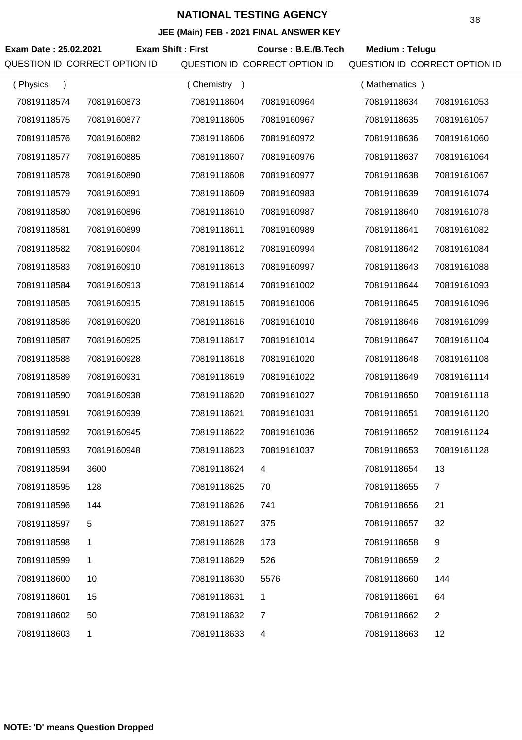# NATIONAL TESTING AGENCY

## JEE (Main) FEB - 2021 FINAL ANSWER KEY

**Exam Date : 25.02.2021** **Exam Shift : First** **Course : B.E./B.Tech** **Medium : Telugu**

| QUESTION ID | CORRECT OPTION ID | QUESTION ID | CORRECT OPTION ID | QUESTION ID | CORRECT OPTION ID |
|---|---|---|---|---|---|
| ( Physics ) | | ( Chemistry ) | | ( Mathematics ) | |
| 70819118574 | 70819160873 | 70819118604 | 70819160964 | 70819118634 | 70819161053 |
| 70819118575 | 70819160877 | 70819118605 | 70819160967 | 70819118635 | 70819161057 |
| 70819118576 | 70819160882 | 70819118606 | 70819160972 | 70819118636 | 70819161060 |
| 70819118577 | 70819160885 | 70819118607 | 70819160976 | 70819118637 | 70819161064 |
| 70819118578 | 70819160890 | 70819118608 | 70819160977 | 70819118638 | 70819161067 |
| 70819118579 | 70819160891 | 70819118609 | 70819160983 | 70819118639 | 70819161074 |
| 70819118580 | 70819160896 | 70819118610 | 70819160987 | 70819118640 | 70819161078 |
| 70819118581 | 70819160899 | 70819118611 | 70819160989 | 70819118641 | 70819161082 |
| 70819118582 | 70819160904 | 70819118612 | 70819160994 | 70819118642 | 70819161084 |
| 70819118583 | 70819160910 | 70819118613 | 70819160997 | 70819118643 | 70819161088 |
| 70819118584 | 70819160913 | 70819118614 | 70819161002 | 70819118644 | 70819161093 |
| 70819118585 | 70819160915 | 70819118615 | 70819161006 | 70819118645 | 70819161096 |
| 70819118586 | 70819160920 | 70819118616 | 70819161010 | 70819118646 | 70819161099 |
| 70819118587 | 70819160925 | 70819118617 | 70819161014 | 70819118647 | 70819161104 |
| 70819118588 | 70819160928 | 70819118618 | 70819161020 | 70819118648 | 70819161108 |
| 70819118589 | 70819160931 | 70819118619 | 70819161022 | 70819118649 | 70819161114 |
| 70819118590 | 70819160938 | 70819118620 | 70819161027 | 70819118650 | 70819161118 |
| 70819118591 | 70819160939 | 70819118621 | 70819161031 | 70819118651 | 70819161120 |
| 70819118592 | 70819160945 | 70819118622 | 70819161036 | 70819118652 | 70819161124 |
| 70819118593 | 70819160948 | 70819118623 | 70819161037 | 70819118653 | 70819161128 |
| 70819118594 | 3600 | 70819118624 | 4 | 70819118654 | 13 |
| 70819118595 | 128 | 70819118625 | 70 | 70819118655 | 7 |
| 70819118596 | 144 | 70819118626 | 741 | 70819118656 | 21 |
| 70819118597 | 5 | 70819118627 | 375 | 70819118657 | 32 |
| 70819118598 | 1 | 70819118628 | 173 | 70819118658 | 9 |
| 70819118599 | 1 | 70819118629 | 526 | 70819118659 | 2 |
| 70819118600 | 10 | 70819118630 | 5576 | 70819118660 | 144 |
| 70819118601 | 15 | 70819118631 | 1 | 70819118661 | 64 |
| 70819118602 | 50 | 70819118632 | 7 | 70819118662 | 2 |
| 70819118603 | 1 | 70819118633 | 4 | 70819118663 | 12 |

**NOTE: 'D' means Question Dropped**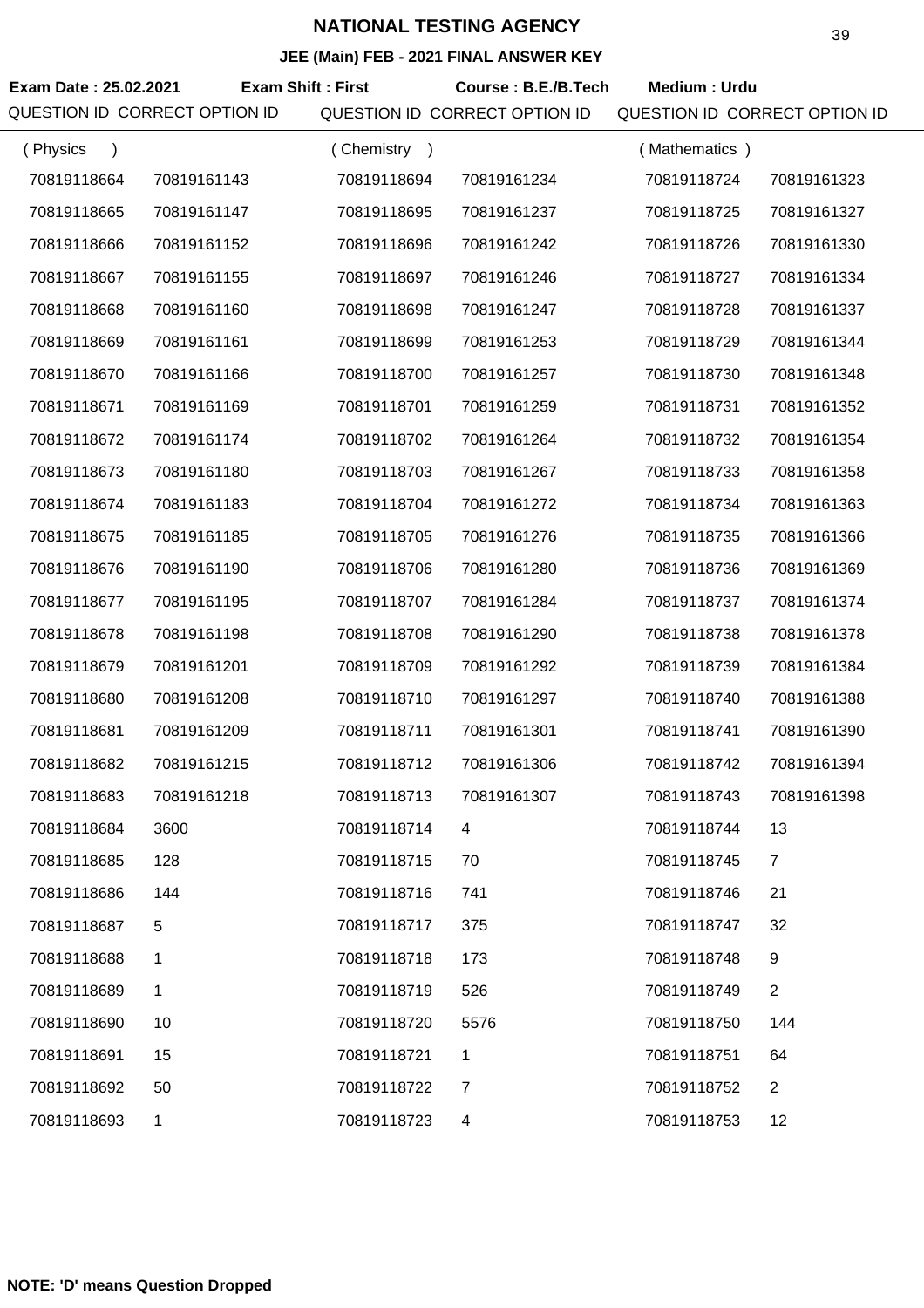# NATIONAL TESTING AGENCY

## JEE (Main) FEB - 2021 FINAL ANSWER KEY

**Exam Date : 25.02.2021** **Exam Shift : First** **Course : B.E./B.Tech** **Medium : Urdu**

| QUESTION ID | CORRECT OPTION ID | QUESTION ID | CORRECT OPTION ID | QUESTION ID | CORRECT OPTION ID |
|---|---|---|---|---|---|
| ( Physics ) | | ( Chemistry ) | | ( Mathematics ) | |
| 70819118664 | 70819161143 | 70819118694 | 70819161234 | 70819118724 | 70819161323 |
| 70819118665 | 70819161147 | 70819118695 | 70819161237 | 70819118725 | 70819161327 |
| 70819118666 | 70819161152 | 70819118696 | 70819161242 | 70819118726 | 70819161330 |
| 70819118667 | 70819161155 | 70819118697 | 70819161246 | 70819118727 | 70819161334 |
| 70819118668 | 70819161160 | 70819118698 | 70819161247 | 70819118728 | 70819161337 |
| 70819118669 | 70819161161 | 70819118699 | 70819161253 | 70819118729 | 70819161344 |
| 70819118670 | 70819161166 | 70819118700 | 70819161257 | 70819118730 | 70819161348 |
| 70819118671 | 70819161169 | 70819118701 | 70819161259 | 70819118731 | 70819161352 |
| 70819118672 | 70819161174 | 70819118702 | 70819161264 | 70819118732 | 70819161354 |
| 70819118673 | 70819161180 | 70819118703 | 70819161267 | 70819118733 | 70819161358 |
| 70819118674 | 70819161183 | 70819118704 | 70819161272 | 70819118734 | 70819161363 |
| 70819118675 | 70819161185 | 70819118705 | 70819161276 | 70819118735 | 70819161366 |
| 70819118676 | 70819161190 | 70819118706 | 70819161280 | 70819118736 | 70819161369 |
| 70819118677 | 70819161195 | 70819118707 | 70819161284 | 70819118737 | 70819161374 |
| 70819118678 | 70819161198 | 70819118708 | 70819161290 | 70819118738 | 70819161378 |
| 70819118679 | 70819161201 | 70819118709 | 70819161292 | 70819118739 | 70819161384 |
| 70819118680 | 70819161208 | 70819118710 | 70819161297 | 70819118740 | 70819161388 |
| 70819118681 | 70819161209 | 70819118711 | 70819161301 | 70819118741 | 70819161390 |
| 70819118682 | 70819161215 | 70819118712 | 70819161306 | 70819118742 | 70819161394 |
| 70819118683 | 70819161218 | 70819118713 | 70819161307 | 70819118743 | 70819161398 |
| 70819118684 | 3600 | 70819118714 | 4 | 70819118744 | 13 |
| 70819118685 | 128 | 70819118715 | 70 | 70819118745 | 7 |
| 70819118686 | 144 | 70819118716 | 741 | 70819118746 | 21 |
| 70819118687 | 5 | 70819118717 | 375 | 70819118747 | 32 |
| 70819118688 | 1 | 70819118718 | 173 | 70819118748 | 9 |
| 70819118689 | 1 | 70819118719 | 526 | 70819118749 | 2 |
| 70819118690 | 10 | 70819118720 | 5576 | 70819118750 | 144 |
| 70819118691 | 15 | 70819118721 | 1 | 70819118751 | 64 |
| 70819118692 | 50 | 70819118722 | 7 | 70819118752 | 2 |
| 70819118693 | 1 | 70819118723 | 4 | 70819118753 | 12 |

**NOTE: 'D' means Question Dropped**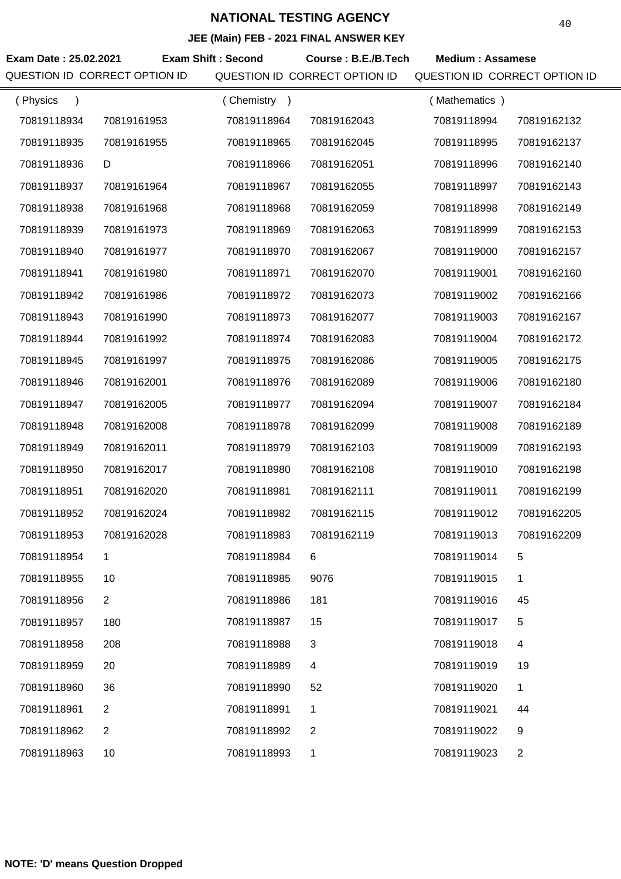# NATIONAL TESTING AGENCY

## JEE (Main) FEB - 2021 FINAL ANSWER KEY

**Exam Date : 25.02.2021** **Exam Shift : Second** **Course : B.E./B.Tech** **Medium : Assamese**

| QUESTION ID | CORRECT OPTION ID | QUESTION ID | CORRECT OPTION ID | QUESTION ID | CORRECT OPTION ID |
|---|---|---|---|---|---|
| ( Physics ) | | ( Chemistry ) | | ( Mathematics ) | |
| 70819118934 | 70819161953 | 70819118964 | 70819162043 | 70819118994 | 70819162132 |
| 70819118935 | 70819161955 | 70819118965 | 70819162045 | 70819118995 | 70819162137 |
| 70819118936 | D | 70819118966 | 70819162051 | 70819118996 | 70819162140 |
| 70819118937 | 70819161964 | 70819118967 | 70819162055 | 70819118997 | 70819162143 |
| 70819118938 | 70819161968 | 70819118968 | 70819162059 | 70819118998 | 70819162149 |
| 70819118939 | 70819161973 | 70819118969 | 70819162063 | 70819118999 | 70819162153 |
| 70819118940 | 70819161977 | 70819118970 | 70819162067 | 70819119000 | 70819162157 |
| 70819118941 | 70819161980 | 70819118971 | 70819162070 | 70819119001 | 70819162160 |
| 70819118942 | 70819161986 | 70819118972 | 70819162073 | 70819119002 | 70819162166 |
| 70819118943 | 70819161990 | 70819118973 | 70819162077 | 70819119003 | 70819162167 |
| 70819118944 | 70819161992 | 70819118974 | 70819162083 | 70819119004 | 70819162172 |
| 70819118945 | 70819161997 | 70819118975 | 70819162086 | 70819119005 | 70819162175 |
| 70819118946 | 70819162001 | 70819118976 | 70819162089 | 70819119006 | 70819162180 |
| 70819118947 | 70819162005 | 70819118977 | 70819162094 | 70819119007 | 70819162184 |
| 70819118948 | 70819162008 | 70819118978 | 70819162099 | 70819119008 | 70819162189 |
| 70819118949 | 70819162011 | 70819118979 | 70819162103 | 70819119009 | 70819162193 |
| 70819118950 | 70819162017 | 70819118980 | 70819162108 | 70819119010 | 70819162198 |
| 70819118951 | 70819162020 | 70819118981 | 70819162111 | 70819119011 | 70819162199 |
| 70819118952 | 70819162024 | 70819118982 | 70819162115 | 70819119012 | 70819162205 |
| 70819118953 | 70819162028 | 70819118983 | 70819162119 | 70819119013 | 70819162209 |
| 70819118954 | 1 | 70819118984 | 6 | 70819119014 | 5 |
| 70819118955 | 10 | 70819118985 | 9076 | 70819119015 | 1 |
| 70819118956 | 2 | 70819118986 | 181 | 70819119016 | 45 |
| 70819118957 | 180 | 70819118987 | 15 | 70819119017 | 5 |
| 70819118958 | 208 | 70819118988 | 3 | 70819119018 | 4 |
| 70819118959 | 20 | 70819118989 | 4 | 70819119019 | 19 |
| 70819118960 | 36 | 70819118990 | 52 | 70819119020 | 1 |
| 70819118961 | 2 | 70819118991 | 1 | 70819119021 | 44 |
| 70819118962 | 2 | 70819118992 | 2 | 70819119022 | 9 |
| 70819118963 | 10 | 70819118993 | 1 | 70819119023 | 2 |

**NOTE: 'D' means Question Dropped**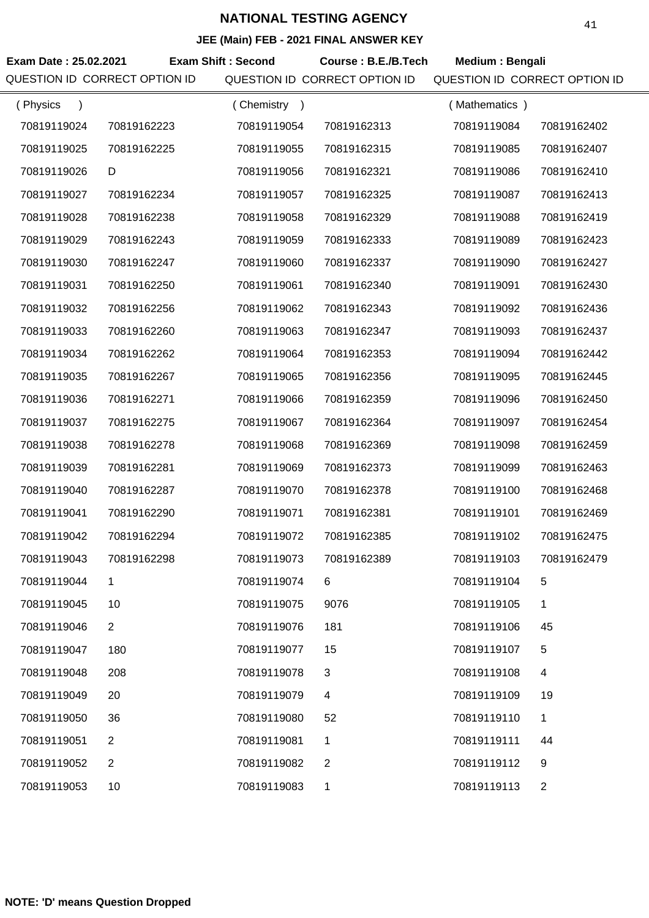# NATIONAL TESTING AGENCY

## JEE (Main) FEB - 2021 FINAL ANSWER KEY

**Exam Date : 25.02.2021** **Exam Shift : Second** **Course : B.E./B.Tech** **Medium : Bengali**

| QUESTION ID | CORRECT OPTION ID | QUESTION ID | CORRECT OPTION ID | QUESTION ID | CORRECT OPTION ID |
|---|---|---|---|---|---|
| ( Physics ) | | ( Chemistry ) | | ( Mathematics ) | |
| 70819119024 | 70819162223 | 70819119054 | 70819162313 | 70819119084 | 70819162402 |
| 70819119025 | 70819162225 | 70819119055 | 70819162315 | 70819119085 | 70819162407 |
| 70819119026 | D | 70819119056 | 70819162321 | 70819119086 | 70819162410 |
| 70819119027 | 70819162234 | 70819119057 | 70819162325 | 70819119087 | 70819162413 |
| 70819119028 | 70819162238 | 70819119058 | 70819162329 | 70819119088 | 70819162419 |
| 70819119029 | 70819162243 | 70819119059 | 70819162333 | 70819119089 | 70819162423 |
| 70819119030 | 70819162247 | 70819119060 | 70819162337 | 70819119090 | 70819162427 |
| 70819119031 | 70819162250 | 70819119061 | 70819162340 | 70819119091 | 70819162430 |
| 70819119032 | 70819162256 | 70819119062 | 70819162343 | 70819119092 | 70819162436 |
| 70819119033 | 70819162260 | 70819119063 | 70819162347 | 70819119093 | 70819162437 |
| 70819119034 | 70819162262 | 70819119064 | 70819162353 | 70819119094 | 70819162442 |
| 70819119035 | 70819162267 | 70819119065 | 70819162356 | 70819119095 | 70819162445 |
| 70819119036 | 70819162271 | 70819119066 | 70819162359 | 70819119096 | 70819162450 |
| 70819119037 | 70819162275 | 70819119067 | 70819162364 | 70819119097 | 70819162454 |
| 70819119038 | 70819162278 | 70819119068 | 70819162369 | 70819119098 | 70819162459 |
| 70819119039 | 70819162281 | 70819119069 | 70819162373 | 70819119099 | 70819162463 |
| 70819119040 | 70819162287 | 70819119070 | 70819162378 | 70819119100 | 70819162468 |
| 70819119041 | 70819162290 | 70819119071 | 70819162381 | 70819119101 | 70819162469 |
| 70819119042 | 70819162294 | 70819119072 | 70819162385 | 70819119102 | 70819162475 |
| 70819119043 | 70819162298 | 70819119073 | 70819162389 | 70819119103 | 70819162479 |
| 70819119044 | 1 | 70819119074 | 6 | 70819119104 | 5 |
| 70819119045 | 10 | 70819119075 | 9076 | 70819119105 | 1 |
| 70819119046 | 2 | 70819119076 | 181 | 70819119106 | 45 |
| 70819119047 | 180 | 70819119077 | 15 | 70819119107 | 5 |
| 70819119048 | 208 | 70819119078 | 3 | 70819119108 | 4 |
| 70819119049 | 20 | 70819119079 | 4 | 70819119109 | 19 |
| 70819119050 | 36 | 70819119080 | 52 | 70819119110 | 1 |
| 70819119051 | 2 | 70819119081 | 1 | 70819119111 | 44 |
| 70819119052 | 2 | 70819119082 | 2 | 70819119112 | 9 |
| 70819119053 | 10 | 70819119083 | 1 | 70819119113 | 2 |

**NOTE: 'D' means Question Dropped**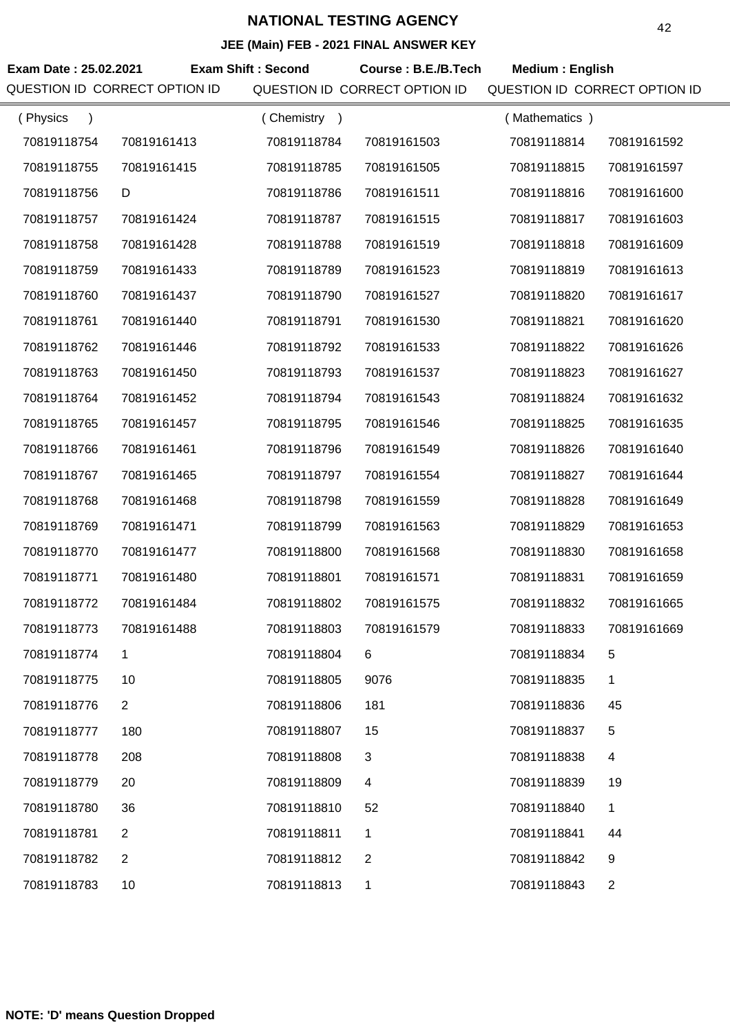# NATIONAL TESTING AGENCY

## JEE (Main) FEB - 2021 FINAL ANSWER KEY

**Exam Date : 25.02.2021** **Exam Shift : Second** **Course : B.E./B.Tech** **Medium : English**

| QUESTION ID | CORRECT OPTION ID | QUESTION ID | CORRECT OPTION ID | QUESTION ID | CORRECT OPTION ID |
|---|---|---|---|---|---|
| ( Physics ) | | ( Chemistry ) | | ( Mathematics ) | |
| 70819118754 | 70819161413 | 70819118784 | 70819161503 | 70819118814 | 70819161592 |
| 70819118755 | 70819161415 | 70819118785 | 70819161505 | 70819118815 | 70819161597 |
| 70819118756 | D | 70819118786 | 70819161511 | 70819118816 | 70819161600 |
| 70819118757 | 70819161424 | 70819118787 | 70819161515 | 70819118817 | 70819161603 |
| 70819118758 | 70819161428 | 70819118788 | 70819161519 | 70819118818 | 70819161609 |
| 70819118759 | 70819161433 | 70819118789 | 70819161523 | 70819118819 | 70819161613 |
| 70819118760 | 70819161437 | 70819118790 | 70819161527 | 70819118820 | 70819161617 |
| 70819118761 | 70819161440 | 70819118791 | 70819161530 | 70819118821 | 70819161620 |
| 70819118762 | 70819161446 | 70819118792 | 70819161533 | 70819118822 | 70819161626 |
| 70819118763 | 70819161450 | 70819118793 | 70819161537 | 70819118823 | 70819161627 |
| 70819118764 | 70819161452 | 70819118794 | 70819161543 | 70819118824 | 70819161632 |
| 70819118765 | 70819161457 | 70819118795 | 70819161546 | 70819118825 | 70819161635 |
| 70819118766 | 70819161461 | 70819118796 | 70819161549 | 70819118826 | 70819161640 |
| 70819118767 | 70819161465 | 70819118797 | 70819161554 | 70819118827 | 70819161644 |
| 70819118768 | 70819161468 | 70819118798 | 70819161559 | 70819118828 | 70819161649 |
| 70819118769 | 70819161471 | 70819118799 | 70819161563 | 70819118829 | 70819161653 |
| 70819118770 | 70819161477 | 70819118800 | 70819161568 | 70819118830 | 70819161658 |
| 70819118771 | 70819161480 | 70819118801 | 70819161571 | 70819118831 | 70819161659 |
| 70819118772 | 70819161484 | 70819118802 | 70819161575 | 70819118832 | 70819161665 |
| 70819118773 | 70819161488 | 70819118803 | 70819161579 | 70819118833 | 70819161669 |
| 70819118774 | 1 | 70819118804 | 6 | 70819118834 | 5 |
| 70819118775 | 10 | 70819118805 | 9076 | 70819118835 | 1 |
| 70819118776 | 2 | 70819118806 | 181 | 70819118836 | 45 |
| 70819118777 | 180 | 70819118807 | 15 | 70819118837 | 5 |
| 70819118778 | 208 | 70819118808 | 3 | 70819118838 | 4 |
| 70819118779 | 20 | 70819118809 | 4 | 70819118839 | 19 |
| 70819118780 | 36 | 70819118810 | 52 | 70819118840 | 1 |
| 70819118781 | 2 | 70819118811 | 1 | 70819118841 | 44 |
| 70819118782 | 2 | 70819118812 | 2 | 70819118842 | 9 |
| 70819118783 | 10 | 70819118813 | 1 | 70819118843 | 2 |

**NOTE: 'D' means Question Dropped**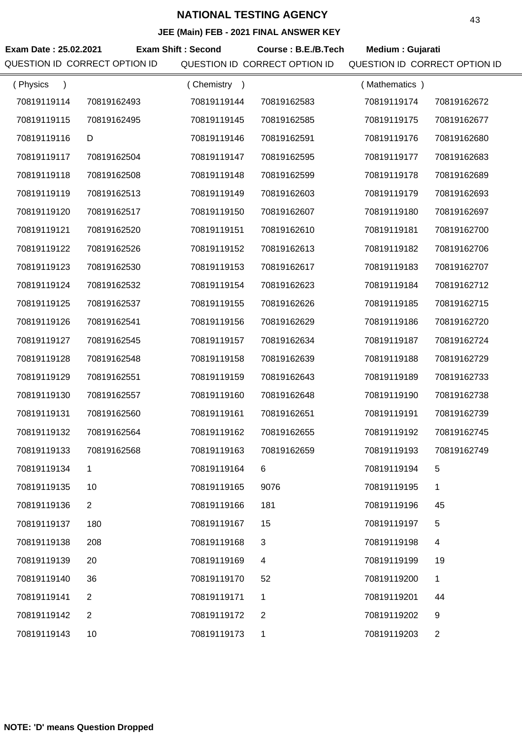# NATIONAL TESTING AGENCY

## JEE (Main) FEB - 2021 FINAL ANSWER KEY

**Exam Date : 25.02.2021** **Exam Shift : Second** **Course : B.E./B.Tech** **Medium : Gujarati**

| QUESTION ID | CORRECT OPTION ID | QUESTION ID | CORRECT OPTION ID | QUESTION ID | CORRECT OPTION ID |
|---|---|---|---|---|---|
| ( Physics ) | | ( Chemistry ) | | ( Mathematics ) | |
| 70819119114 | 70819162493 | 70819119144 | 70819162583 | 70819119174 | 70819162672 |
| 70819119115 | 70819162495 | 70819119145 | 70819162585 | 70819119175 | 70819162677 |
| 70819119116 | D | 70819119146 | 70819162591 | 70819119176 | 70819162680 |
| 70819119117 | 70819162504 | 70819119147 | 70819162595 | 70819119177 | 70819162683 |
| 70819119118 | 70819162508 | 70819119148 | 70819162599 | 70819119178 | 70819162689 |
| 70819119119 | 70819162513 | 70819119149 | 70819162603 | 70819119179 | 70819162693 |
| 70819119120 | 70819162517 | 70819119150 | 70819162607 | 70819119180 | 70819162697 |
| 70819119121 | 70819162520 | 70819119151 | 70819162610 | 70819119181 | 70819162700 |
| 70819119122 | 70819162526 | 70819119152 | 70819162613 | 70819119182 | 70819162706 |
| 70819119123 | 70819162530 | 70819119153 | 70819162617 | 70819119183 | 70819162707 |
| 70819119124 | 70819162532 | 70819119154 | 70819162623 | 70819119184 | 70819162712 |
| 70819119125 | 70819162537 | 70819119155 | 70819162626 | 70819119185 | 70819162715 |
| 70819119126 | 70819162541 | 70819119156 | 70819162629 | 70819119186 | 70819162720 |
| 70819119127 | 70819162545 | 70819119157 | 70819162634 | 70819119187 | 70819162724 |
| 70819119128 | 70819162548 | 70819119158 | 70819162639 | 70819119188 | 70819162729 |
| 70819119129 | 70819162551 | 70819119159 | 70819162643 | 70819119189 | 70819162733 |
| 70819119130 | 70819162557 | 70819119160 | 70819162648 | 70819119190 | 70819162738 |
| 70819119131 | 70819162560 | 70819119161 | 70819162651 | 70819119191 | 70819162739 |
| 70819119132 | 70819162564 | 70819119162 | 70819162655 | 70819119192 | 70819162745 |
| 70819119133 | 70819162568 | 70819119163 | 70819162659 | 70819119193 | 70819162749 |
| 70819119134 | 1 | 70819119164 | 6 | 70819119194 | 5 |
| 70819119135 | 10 | 70819119165 | 9076 | 70819119195 | 1 |
| 70819119136 | 2 | 70819119166 | 181 | 70819119196 | 45 |
| 70819119137 | 180 | 70819119167 | 15 | 70819119197 | 5 |
| 70819119138 | 208 | 70819119168 | 3 | 70819119198 | 4 |
| 70819119139 | 20 | 70819119169 | 4 | 70819119199 | 19 |
| 70819119140 | 36 | 70819119170 | 52 | 70819119200 | 1 |
| 70819119141 | 2 | 70819119171 | 1 | 70819119201 | 44 |
| 70819119142 | 2 | 70819119172 | 2 | 70819119202 | 9 |
| 70819119143 | 10 | 70819119173 | 1 | 70819119203 | 2 |

**NOTE: 'D' means Question Dropped**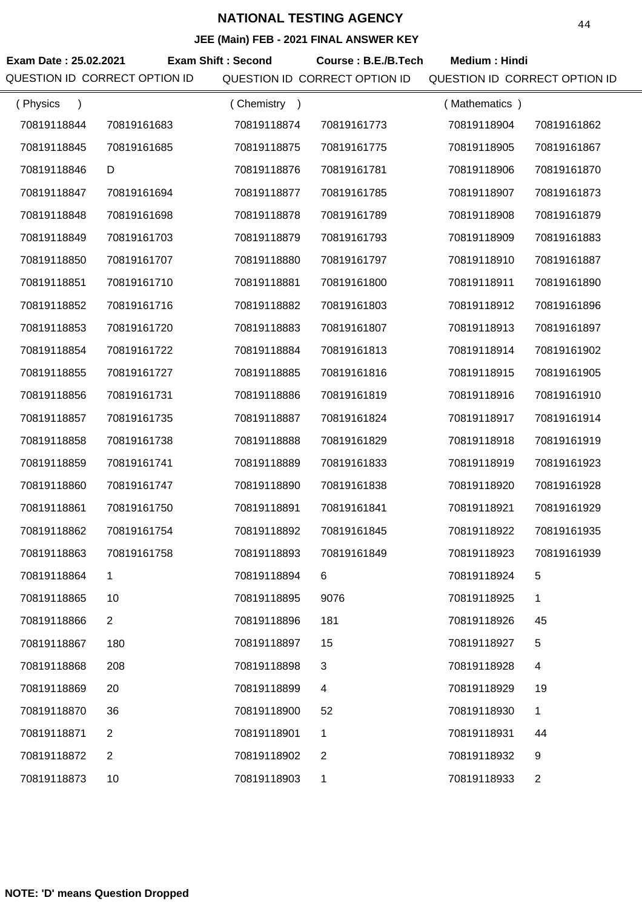# NATIONAL TESTING AGENCY

## JEE (Main) FEB - 2021 FINAL ANSWER KEY

**Exam Date : 25.02.2021** **Exam Shift : Second** **Course : B.E./B.Tech** **Medium : Hindi**

| QUESTION ID | CORRECT OPTION ID | QUESTION ID | CORRECT OPTION ID | QUESTION ID | CORRECT OPTION ID |
|---|---|---|---|---|---|
| ( Physics ) | | ( Chemistry ) | | ( Mathematics ) | |
| 70819118844 | 70819161683 | 70819118874 | 70819161773 | 70819118904 | 70819161862 |
| 70819118845 | 70819161685 | 70819118875 | 70819161775 | 70819118905 | 70819161867 |
| 70819118846 | D | 70819118876 | 70819161781 | 70819118906 | 70819161870 |
| 70819118847 | 70819161694 | 70819118877 | 70819161785 | 70819118907 | 70819161873 |
| 70819118848 | 70819161698 | 70819118878 | 70819161789 | 70819118908 | 70819161879 |
| 70819118849 | 70819161703 | 70819118879 | 70819161793 | 70819118909 | 70819161883 |
| 70819118850 | 70819161707 | 70819118880 | 70819161797 | 70819118910 | 70819161887 |
| 70819118851 | 70819161710 | 70819118881 | 70819161800 | 70819118911 | 70819161890 |
| 70819118852 | 70819161716 | 70819118882 | 70819161803 | 70819118912 | 70819161896 |
| 70819118853 | 70819161720 | 70819118883 | 70819161807 | 70819118913 | 70819161897 |
| 70819118854 | 70819161722 | 70819118884 | 70819161813 | 70819118914 | 70819161902 |
| 70819118855 | 70819161727 | 70819118885 | 70819161816 | 70819118915 | 70819161905 |
| 70819118856 | 70819161731 | 70819118886 | 70819161819 | 70819118916 | 70819161910 |
| 70819118857 | 70819161735 | 70819118887 | 70819161824 | 70819118917 | 70819161914 |
| 70819118858 | 70819161738 | 70819118888 | 70819161829 | 70819118918 | 70819161919 |
| 70819118859 | 70819161741 | 70819118889 | 70819161833 | 70819118919 | 70819161923 |
| 70819118860 | 70819161747 | 70819118890 | 70819161838 | 70819118920 | 70819161928 |
| 70819118861 | 70819161750 | 70819118891 | 70819161841 | 70819118921 | 70819161929 |
| 70819118862 | 70819161754 | 70819118892 | 70819161845 | 70819118922 | 70819161935 |
| 70819118863 | 70819161758 | 70819118893 | 70819161849 | 70819118923 | 70819161939 |
| 70819118864 | 1 | 70819118894 | 6 | 70819118924 | 5 |
| 70819118865 | 10 | 70819118895 | 9076 | 70819118925 | 1 |
| 70819118866 | 2 | 70819118896 | 181 | 70819118926 | 45 |
| 70819118867 | 180 | 70819118897 | 15 | 70819118927 | 5 |
| 70819118868 | 208 | 70819118898 | 3 | 70819118928 | 4 |
| 70819118869 | 20 | 70819118899 | 4 | 70819118929 | 19 |
| 70819118870 | 36 | 70819118900 | 52 | 70819118930 | 1 |
| 70819118871 | 2 | 70819118901 | 1 | 70819118931 | 44 |
| 70819118872 | 2 | 70819118902 | 2 | 70819118932 | 9 |
| 70819118873 | 10 | 70819118903 | 1 | 70819118933 | 2 |

**NOTE: 'D' means Question Dropped**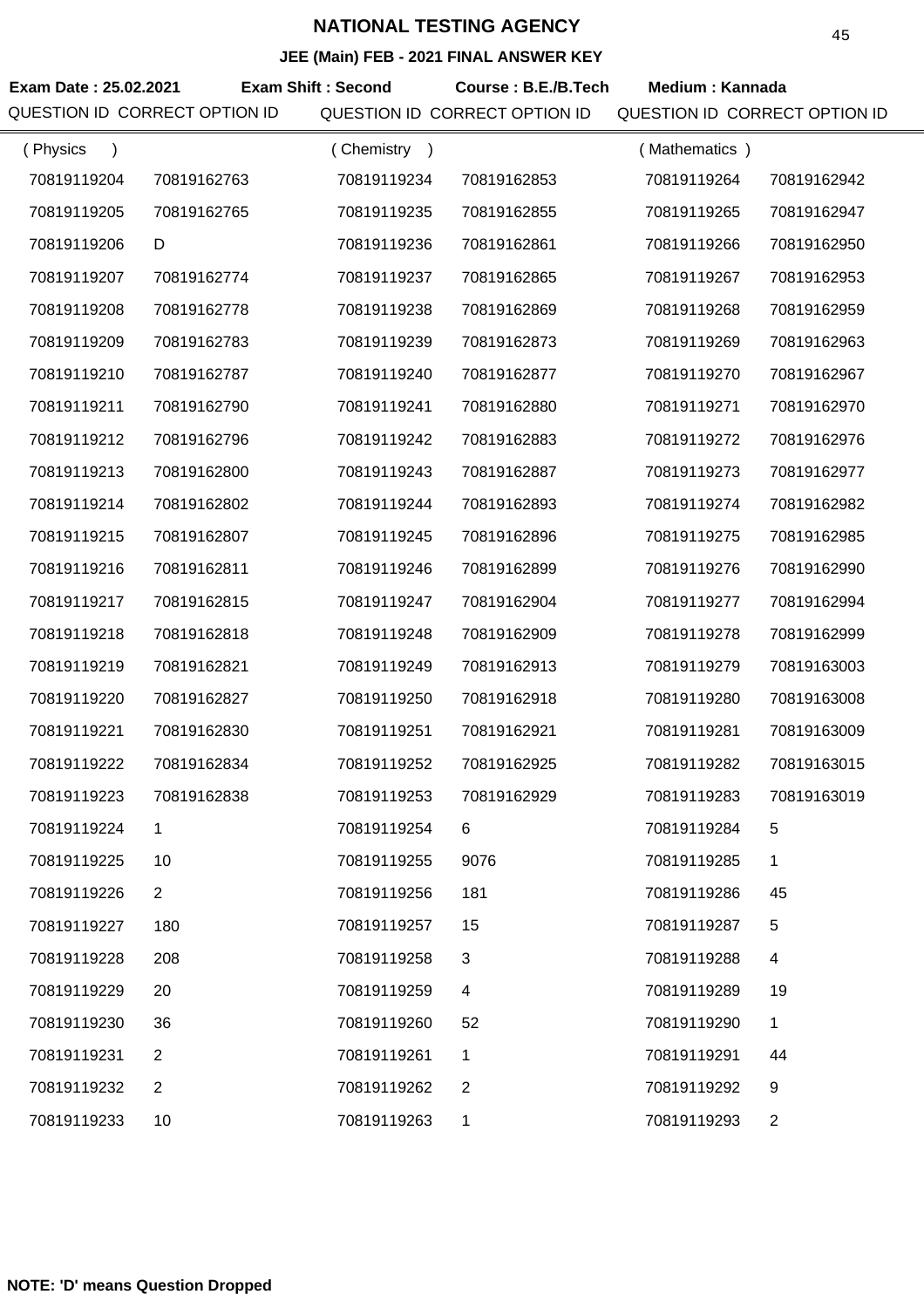# NATIONAL TESTING AGENCY

**JEE (Main) FEB - 2021 FINAL ANSWER KEY**

**Exam Date : 25.02.2021** **Exam Shift : Second** **Course : B.E./B.Tech** **Medium : Kannada**

| QUESTION ID | CORRECT OPTION ID | QUESTION ID | CORRECT OPTION ID | QUESTION ID | CORRECT OPTION ID |
|---|---|---|---|---|---|
| ( Physics ) | | ( Chemistry ) | | ( Mathematics ) | |
| 70819119204 | 70819162763 | 70819119234 | 70819162853 | 70819119264 | 70819162942 |
| 70819119205 | 70819162765 | 70819119235 | 70819162855 | 70819119265 | 70819162947 |
| 70819119206 | D | 70819119236 | 70819162861 | 70819119266 | 70819162950 |
| 70819119207 | 70819162774 | 70819119237 | 70819162865 | 70819119267 | 70819162953 |
| 70819119208 | 70819162778 | 70819119238 | 70819162869 | 70819119268 | 70819162959 |
| 70819119209 | 70819162783 | 70819119239 | 70819162873 | 70819119269 | 70819162963 |
| 70819119210 | 70819162787 | 70819119240 | 70819162877 | 70819119270 | 70819162967 |
| 70819119211 | 70819162790 | 70819119241 | 70819162880 | 70819119271 | 70819162970 |
| 70819119212 | 70819162796 | 70819119242 | 70819162883 | 70819119272 | 70819162976 |
| 70819119213 | 70819162800 | 70819119243 | 70819162887 | 70819119273 | 70819162977 |
| 70819119214 | 70819162802 | 70819119244 | 70819162893 | 70819119274 | 70819162982 |
| 70819119215 | 70819162807 | 70819119245 | 70819162896 | 70819119275 | 70819162985 |
| 70819119216 | 70819162811 | 70819119246 | 70819162899 | 70819119276 | 70819162990 |
| 70819119217 | 70819162815 | 70819119247 | 70819162904 | 70819119277 | 70819162994 |
| 70819119218 | 70819162818 | 70819119248 | 70819162909 | 70819119278 | 70819162999 |
| 70819119219 | 70819162821 | 70819119249 | 70819162913 | 70819119279 | 70819163003 |
| 70819119220 | 70819162827 | 70819119250 | 70819162918 | 70819119280 | 70819163008 |
| 70819119221 | 70819162830 | 70819119251 | 70819162921 | 70819119281 | 70819163009 |
| 70819119222 | 70819162834 | 70819119252 | 70819162925 | 70819119282 | 70819163015 |
| 70819119223 | 70819162838 | 70819119253 | 70819162929 | 70819119283 | 70819163019 |
| 70819119224 | 1 | 70819119254 | 6 | 70819119284 | 5 |
| 70819119225 | 10 | 70819119255 | 9076 | 70819119285 | 1 |
| 70819119226 | 2 | 70819119256 | 181 | 70819119286 | 45 |
| 70819119227 | 180 | 70819119257 | 15 | 70819119287 | 5 |
| 70819119228 | 208 | 70819119258 | 3 | 70819119288 | 4 |
| 70819119229 | 20 | 70819119259 | 4 | 70819119289 | 19 |
| 70819119230 | 36 | 70819119260 | 52 | 70819119290 | 1 |
| 70819119231 | 2 | 70819119261 | 1 | 70819119291 | 44 |
| 70819119232 | 2 | 70819119262 | 2 | 70819119292 | 9 |
| 70819119233 | 10 | 70819119263 | 1 | 70819119293 | 2 |

**NOTE: 'D' means Question Dropped**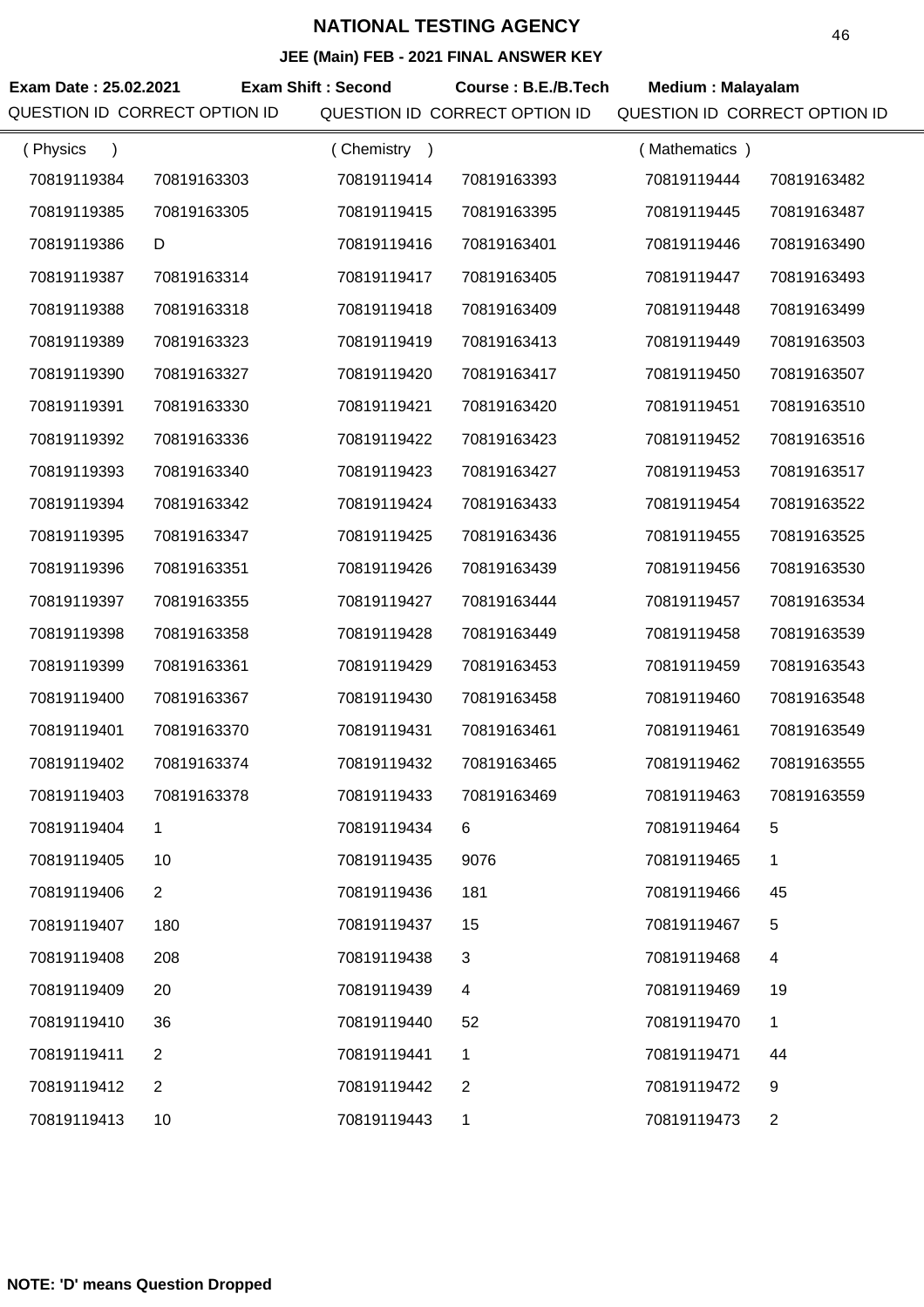# NATIONAL TESTING AGENCY

## JEE (Main) FEB - 2021 FINAL ANSWER KEY

**Exam Date : 25.02.2021** **Exam Shift : Second** **Course : B.E./B.Tech** **Medium : Malayalam**

| QUESTION ID | CORRECT OPTION ID | QUESTION ID | CORRECT OPTION ID | QUESTION ID | CORRECT OPTION ID |
|---|---|---|---|---|---|
| ( Physics ) | | ( Chemistry ) | | ( Mathematics ) | |
| 70819119384 | 70819163303 | 70819119414 | 70819163393 | 70819119444 | 70819163482 |
| 70819119385 | 70819163305 | 70819119415 | 70819163395 | 70819119445 | 70819163487 |
| 70819119386 | D | 70819119416 | 70819163401 | 70819119446 | 70819163490 |
| 70819119387 | 70819163314 | 70819119417 | 70819163405 | 70819119447 | 70819163493 |
| 70819119388 | 70819163318 | 70819119418 | 70819163409 | 70819119448 | 70819163499 |
| 70819119389 | 70819163323 | 70819119419 | 70819163413 | 70819119449 | 70819163503 |
| 70819119390 | 70819163327 | 70819119420 | 70819163417 | 70819119450 | 70819163507 |
| 70819119391 | 70819163330 | 70819119421 | 70819163420 | 70819119451 | 70819163510 |
| 70819119392 | 70819163336 | 70819119422 | 70819163423 | 70819119452 | 70819163516 |
| 70819119393 | 70819163340 | 70819119423 | 70819163427 | 70819119453 | 70819163517 |
| 70819119394 | 70819163342 | 70819119424 | 70819163433 | 70819119454 | 70819163522 |
| 70819119395 | 70819163347 | 70819119425 | 70819163436 | 70819119455 | 70819163525 |
| 70819119396 | 70819163351 | 70819119426 | 70819163439 | 70819119456 | 70819163530 |
| 70819119397 | 70819163355 | 70819119427 | 70819163444 | 70819119457 | 70819163534 |
| 70819119398 | 70819163358 | 70819119428 | 70819163449 | 70819119458 | 70819163539 |
| 70819119399 | 70819163361 | 70819119429 | 70819163453 | 70819119459 | 70819163543 |
| 70819119400 | 70819163367 | 70819119430 | 70819163458 | 70819119460 | 70819163548 |
| 70819119401 | 70819163370 | 70819119431 | 70819163461 | 70819119461 | 70819163549 |
| 70819119402 | 70819163374 | 70819119432 | 70819163465 | 70819119462 | 70819163555 |
| 70819119403 | 70819163378 | 70819119433 | 70819163469 | 70819119463 | 70819163559 |
| 70819119404 | 1 | 70819119434 | 6 | 70819119464 | 5 |
| 70819119405 | 10 | 70819119435 | 9076 | 70819119465 | 1 |
| 70819119406 | 2 | 70819119436 | 181 | 70819119466 | 45 |
| 70819119407 | 180 | 70819119437 | 15 | 70819119467 | 5 |
| 70819119408 | 208 | 70819119438 | 3 | 70819119468 | 4 |
| 70819119409 | 20 | 70819119439 | 4 | 70819119469 | 19 |
| 70819119410 | 36 | 70819119440 | 52 | 70819119470 | 1 |
| 70819119411 | 2 | 70819119441 | 1 | 70819119471 | 44 |
| 70819119412 | 2 | 70819119442 | 2 | 70819119472 | 9 |
| 70819119413 | 10 | 70819119443 | 1 | 70819119473 | 2 |

**NOTE: 'D' means Question Dropped**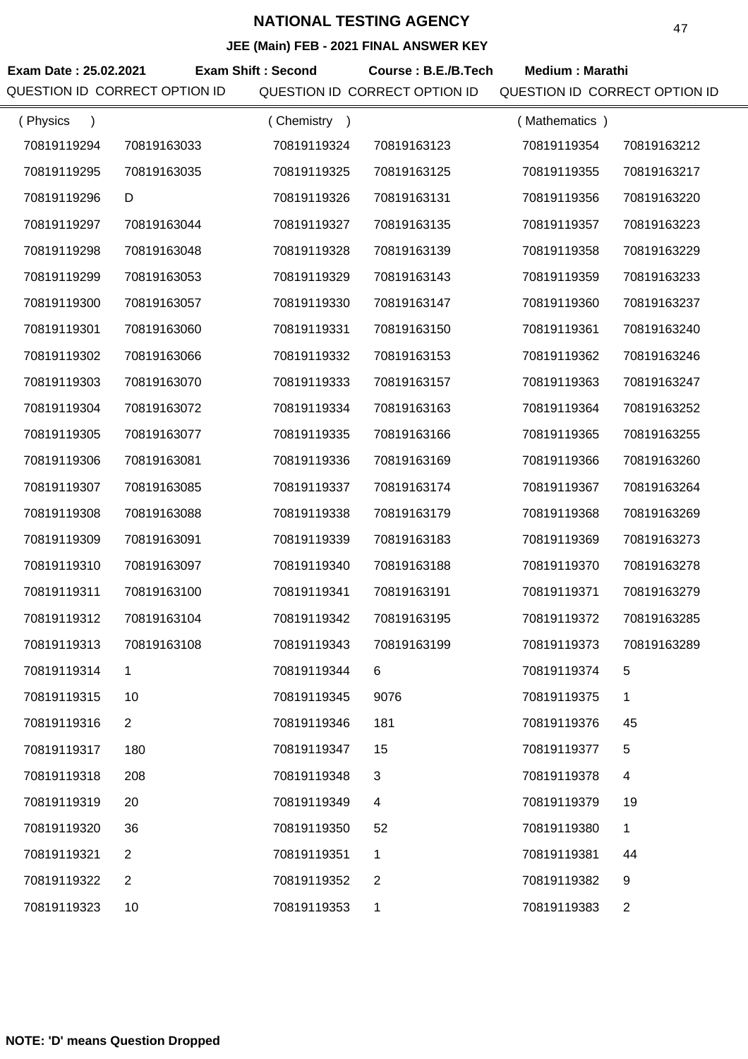# NATIONAL TESTING AGENCY

## JEE (Main) FEB - 2021 FINAL ANSWER KEY

**Exam Date : 25.02.2021** **Exam Shift : Second** **Course : B.E./B.Tech** **Medium : Marathi**

| QUESTION ID | CORRECT OPTION ID | QUESTION ID | CORRECT OPTION ID | QUESTION ID | CORRECT OPTION ID |
|---|---|---|---|---|---|
| ( Physics ) | | ( Chemistry ) | | ( Mathematics ) | |
| 70819119294 | 70819163033 | 70819119324 | 70819163123 | 70819119354 | 70819163212 |
| 70819119295 | 70819163035 | 70819119325 | 70819163125 | 70819119355 | 70819163217 |
| 70819119296 | D | 70819119326 | 70819163131 | 70819119356 | 70819163220 |
| 70819119297 | 70819163044 | 70819119327 | 70819163135 | 70819119357 | 70819163223 |
| 70819119298 | 70819163048 | 70819119328 | 70819163139 | 70819119358 | 70819163229 |
| 70819119299 | 70819163053 | 70819119329 | 70819163143 | 70819119359 | 70819163233 |
| 70819119300 | 70819163057 | 70819119330 | 70819163147 | 70819119360 | 70819163237 |
| 70819119301 | 70819163060 | 70819119331 | 70819163150 | 70819119361 | 70819163240 |
| 70819119302 | 70819163066 | 70819119332 | 70819163153 | 70819119362 | 70819163246 |
| 70819119303 | 70819163070 | 70819119333 | 70819163157 | 70819119363 | 70819163247 |
| 70819119304 | 70819163072 | 70819119334 | 70819163163 | 70819119364 | 70819163252 |
| 70819119305 | 70819163077 | 70819119335 | 70819163166 | 70819119365 | 70819163255 |
| 70819119306 | 70819163081 | 70819119336 | 70819163169 | 70819119366 | 70819163260 |
| 70819119307 | 70819163085 | 70819119337 | 70819163174 | 70819119367 | 70819163264 |
| 70819119308 | 70819163088 | 70819119338 | 70819163179 | 70819119368 | 70819163269 |
| 70819119309 | 70819163091 | 70819119339 | 70819163183 | 70819119369 | 70819163273 |
| 70819119310 | 70819163097 | 70819119340 | 70819163188 | 70819119370 | 70819163278 |
| 70819119311 | 70819163100 | 70819119341 | 70819163191 | 70819119371 | 70819163279 |
| 70819119312 | 70819163104 | 70819119342 | 70819163195 | 70819119372 | 70819163285 |
| 70819119313 | 70819163108 | 70819119343 | 70819163199 | 70819119373 | 70819163289 |
| 70819119314 | 1 | 70819119344 | 6 | 70819119374 | 5 |
| 70819119315 | 10 | 70819119345 | 9076 | 70819119375 | 1 |
| 70819119316 | 2 | 70819119346 | 181 | 70819119376 | 45 |
| 70819119317 | 180 | 70819119347 | 15 | 70819119377 | 5 |
| 70819119318 | 208 | 70819119348 | 3 | 70819119378 | 4 |
| 70819119319 | 20 | 70819119349 | 4 | 70819119379 | 19 |
| 70819119320 | 36 | 70819119350 | 52 | 70819119380 | 1 |
| 70819119321 | 2 | 70819119351 | 1 | 70819119381 | 44 |
| 70819119322 | 2 | 70819119352 | 2 | 70819119382 | 9 |
| 70819119323 | 10 | 70819119353 | 1 | 70819119383 | 2 |

**NOTE: 'D' means Question Dropped**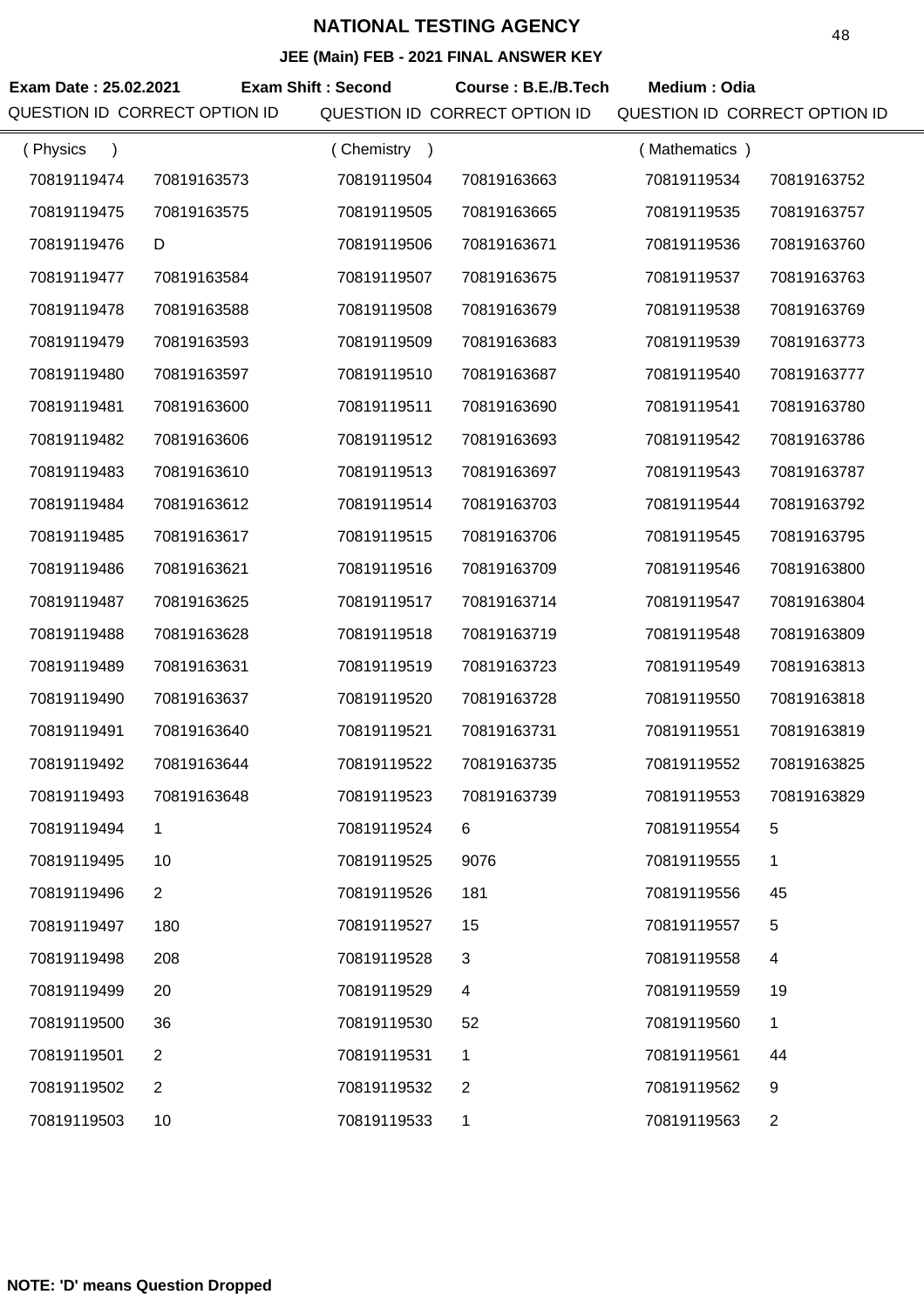# NATIONAL TESTING AGENCY

## JEE (Main) FEB - 2021 FINAL ANSWER KEY

**Exam Date : 25.02.2021** **Exam Shift : Second** **Course : B.E./B.Tech** **Medium : Odia**

| QUESTION ID | CORRECT OPTION ID | QUESTION ID | CORRECT OPTION ID | QUESTION ID | CORRECT OPTION ID |
|---|---|---|---|---|---|
| ( Physics ) | | ( Chemistry ) | | ( Mathematics ) | |
| 70819119474 | 70819163573 | 70819119504 | 70819163663 | 70819119534 | 70819163752 |
| 70819119475 | 70819163575 | 70819119505 | 70819163665 | 70819119535 | 70819163757 |
| 70819119476 | D | 70819119506 | 70819163671 | 70819119536 | 70819163760 |
| 70819119477 | 70819163584 | 70819119507 | 70819163675 | 70819119537 | 70819163763 |
| 70819119478 | 70819163588 | 70819119508 | 70819163679 | 70819119538 | 70819163769 |
| 70819119479 | 70819163593 | 70819119509 | 70819163683 | 70819119539 | 70819163773 |
| 70819119480 | 70819163597 | 70819119510 | 70819163687 | 70819119540 | 70819163777 |
| 70819119481 | 70819163600 | 70819119511 | 70819163690 | 70819119541 | 70819163780 |
| 70819119482 | 70819163606 | 70819119512 | 70819163693 | 70819119542 | 70819163786 |
| 70819119483 | 70819163610 | 70819119513 | 70819163697 | 70819119543 | 70819163787 |
| 70819119484 | 70819163612 | 70819119514 | 70819163703 | 70819119544 | 70819163792 |
| 70819119485 | 70819163617 | 70819119515 | 70819163706 | 70819119545 | 70819163795 |
| 70819119486 | 70819163621 | 70819119516 | 70819163709 | 70819119546 | 70819163800 |
| 70819119487 | 70819163625 | 70819119517 | 70819163714 | 70819119547 | 70819163804 |
| 70819119488 | 70819163628 | 70819119518 | 70819163719 | 70819119548 | 70819163809 |
| 70819119489 | 70819163631 | 70819119519 | 70819163723 | 70819119549 | 70819163813 |
| 70819119490 | 70819163637 | 70819119520 | 70819163728 | 70819119550 | 70819163818 |
| 70819119491 | 70819163640 | 70819119521 | 70819163731 | 70819119551 | 70819163819 |
| 70819119492 | 70819163644 | 70819119522 | 70819163735 | 70819119552 | 70819163825 |
| 70819119493 | 70819163648 | 70819119523 | 70819163739 | 70819119553 | 70819163829 |
| 70819119494 | 1 | 70819119524 | 6 | 70819119554 | 5 |
| 70819119495 | 10 | 70819119525 | 9076 | 70819119555 | 1 |
| 70819119496 | 2 | 70819119526 | 181 | 70819119556 | 45 |
| 70819119497 | 180 | 70819119527 | 15 | 70819119557 | 5 |
| 70819119498 | 208 | 70819119528 | 3 | 70819119558 | 4 |
| 70819119499 | 20 | 70819119529 | 4 | 70819119559 | 19 |
| 70819119500 | 36 | 70819119530 | 52 | 70819119560 | 1 |
| 70819119501 | 2 | 70819119531 | 1 | 70819119561 | 44 |
| 70819119502 | 2 | 70819119532 | 2 | 70819119562 | 9 |
| 70819119503 | 10 | 70819119533 | 1 | 70819119563 | 2 |

**NOTE: 'D' means Question Dropped**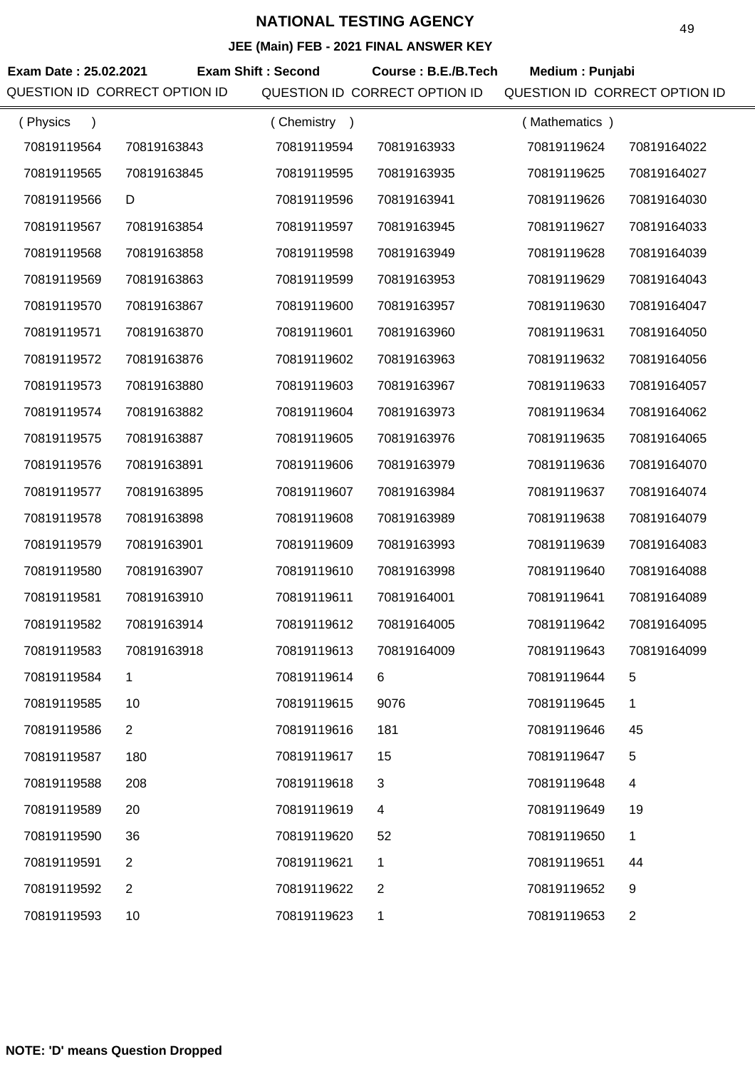# NATIONAL TESTING AGENCY

## JEE (Main) FEB - 2021 FINAL ANSWER KEY

**Exam Date : 25.02.2021** **Exam Shift : Second** **Course : B.E./B.Tech** **Medium : Punjabi**

| QUESTION ID | CORRECT OPTION ID | QUESTION ID | CORRECT OPTION ID | QUESTION ID | CORRECT OPTION ID |
|---|---|---|---|---|---|
| ( Physics ) | | ( Chemistry ) | | ( Mathematics ) | |
| 70819119564 | 70819163843 | 70819119594 | 70819163933 | 70819119624 | 70819164022 |
| 70819119565 | 70819163845 | 70819119595 | 70819163935 | 70819119625 | 70819164027 |
| 70819119566 | D | 70819119596 | 70819163941 | 70819119626 | 70819164030 |
| 70819119567 | 70819163854 | 70819119597 | 70819163945 | 70819119627 | 70819164033 |
| 70819119568 | 70819163858 | 70819119598 | 70819163949 | 70819119628 | 70819164039 |
| 70819119569 | 70819163863 | 70819119599 | 70819163953 | 70819119629 | 70819164043 |
| 70819119570 | 70819163867 | 70819119600 | 70819163957 | 70819119630 | 70819164047 |
| 70819119571 | 70819163870 | 70819119601 | 70819163960 | 70819119631 | 70819164050 |
| 70819119572 | 70819163876 | 70819119602 | 70819163963 | 70819119632 | 70819164056 |
| 70819119573 | 70819163880 | 70819119603 | 70819163967 | 70819119633 | 70819164057 |
| 70819119574 | 70819163882 | 70819119604 | 70819163973 | 70819119634 | 70819164062 |
| 70819119575 | 70819163887 | 70819119605 | 70819163976 | 70819119635 | 70819164065 |
| 70819119576 | 70819163891 | 70819119606 | 70819163979 | 70819119636 | 70819164070 |
| 70819119577 | 70819163895 | 70819119607 | 70819163984 | 70819119637 | 70819164074 |
| 70819119578 | 70819163898 | 70819119608 | 70819163989 | 70819119638 | 70819164079 |
| 70819119579 | 70819163901 | 70819119609 | 70819163993 | 70819119639 | 70819164083 |
| 70819119580 | 70819163907 | 70819119610 | 70819163998 | 70819119640 | 70819164088 |
| 70819119581 | 70819163910 | 70819119611 | 70819164001 | 70819119641 | 70819164089 |
| 70819119582 | 70819163914 | 70819119612 | 70819164005 | 70819119642 | 70819164095 |
| 70819119583 | 70819163918 | 70819119613 | 70819164009 | 70819119643 | 70819164099 |
| 70819119584 | 1 | 70819119614 | 6 | 70819119644 | 5 |
| 70819119585 | 10 | 70819119615 | 9076 | 70819119645 | 1 |
| 70819119586 | 2 | 70819119616 | 181 | 70819119646 | 45 |
| 70819119587 | 180 | 70819119617 | 15 | 70819119647 | 5 |
| 70819119588 | 208 | 70819119618 | 3 | 70819119648 | 4 |
| 70819119589 | 20 | 70819119619 | 4 | 70819119649 | 19 |
| 70819119590 | 36 | 70819119620 | 52 | 70819119650 | 1 |
| 70819119591 | 2 | 70819119621 | 1 | 70819119651 | 44 |
| 70819119592 | 2 | 70819119622 | 2 | 70819119652 | 9 |
| 70819119593 | 10 | 70819119623 | 1 | 70819119653 | 2 |

**NOTE: 'D' means Question Dropped**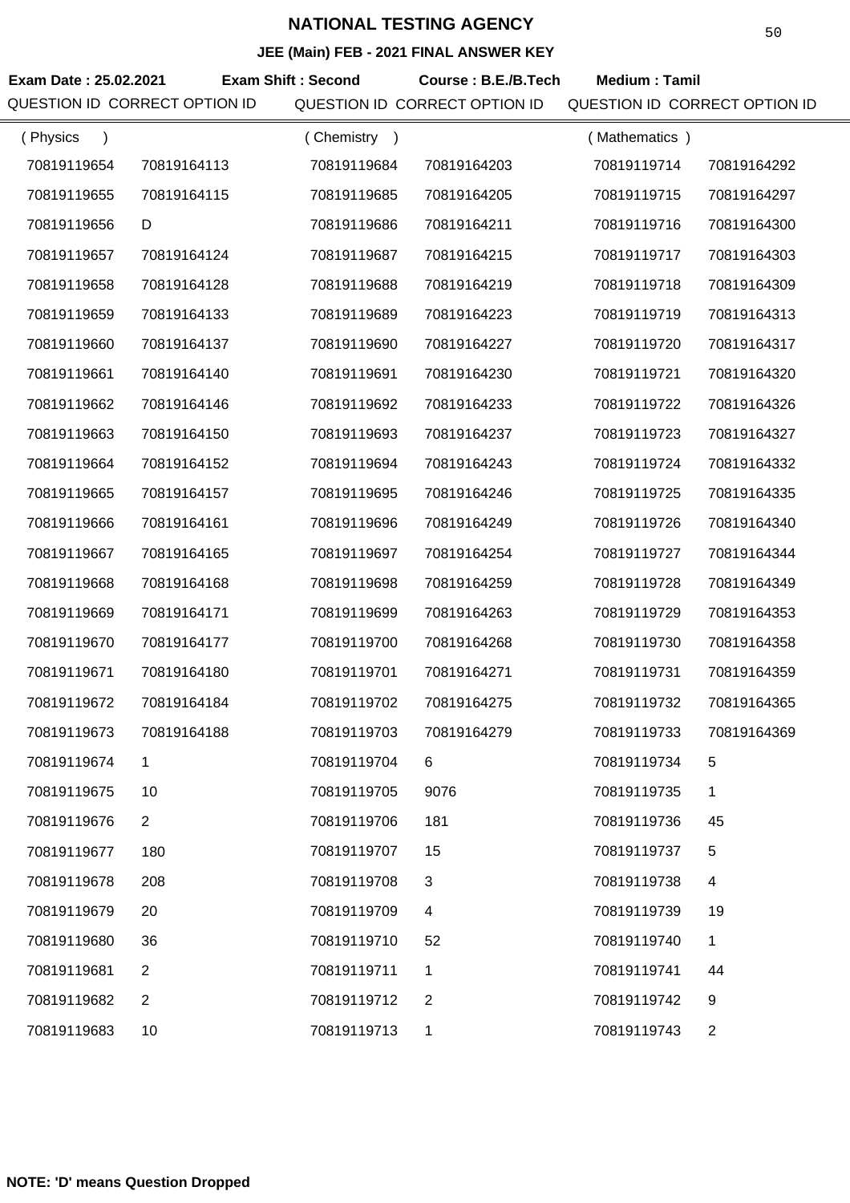# NATIONAL TESTING AGENCY

## JEE (Main) FEB - 2021 FINAL ANSWER KEY

**Exam Date : 25.02.2021** **Exam Shift : Second** **Course : B.E./B.Tech** **Medium : Tamil**

| QUESTION ID | CORRECT OPTION ID | QUESTION ID | CORRECT OPTION ID | QUESTION ID | CORRECT OPTION ID |
|---|---|---|---|---|---|
| ( Physics ) | | ( Chemistry ) | | ( Mathematics ) | |
| 70819119654 | 70819164113 | 70819119684 | 70819164203 | 70819119714 | 70819164292 |
| 70819119655 | 70819164115 | 70819119685 | 70819164205 | 70819119715 | 70819164297 |
| 70819119656 | D | 70819119686 | 70819164211 | 70819119716 | 70819164300 |
| 70819119657 | 70819164124 | 70819119687 | 70819164215 | 70819119717 | 70819164303 |
| 70819119658 | 70819164128 | 70819119688 | 70819164219 | 70819119718 | 70819164309 |
| 70819119659 | 70819164133 | 70819119689 | 70819164223 | 70819119719 | 70819164313 |
| 70819119660 | 70819164137 | 70819119690 | 70819164227 | 70819119720 | 70819164317 |
| 70819119661 | 70819164140 | 70819119691 | 70819164230 | 70819119721 | 70819164320 |
| 70819119662 | 70819164146 | 70819119692 | 70819164233 | 70819119722 | 70819164326 |
| 70819119663 | 70819164150 | 70819119693 | 70819164237 | 70819119723 | 70819164327 |
| 70819119664 | 70819164152 | 70819119694 | 70819164243 | 70819119724 | 70819164332 |
| 70819119665 | 70819164157 | 70819119695 | 70819164246 | 70819119725 | 70819164335 |
| 70819119666 | 70819164161 | 70819119696 | 70819164249 | 70819119726 | 70819164340 |
| 70819119667 | 70819164165 | 70819119697 | 70819164254 | 70819119727 | 70819164344 |
| 70819119668 | 70819164168 | 70819119698 | 70819164259 | 70819119728 | 70819164349 |
| 70819119669 | 70819164171 | 70819119699 | 70819164263 | 70819119729 | 70819164353 |
| 70819119670 | 70819164177 | 70819119700 | 70819164268 | 70819119730 | 70819164358 |
| 70819119671 | 70819164180 | 70819119701 | 70819164271 | 70819119731 | 70819164359 |
| 70819119672 | 70819164184 | 70819119702 | 70819164275 | 70819119732 | 70819164365 |
| 70819119673 | 70819164188 | 70819119703 | 70819164279 | 70819119733 | 70819164369 |
| 70819119674 | 1 | 70819119704 | 6 | 70819119734 | 5 |
| 70819119675 | 10 | 70819119705 | 9076 | 70819119735 | 1 |
| 70819119676 | 2 | 70819119706 | 181 | 70819119736 | 45 |
| 70819119677 | 180 | 70819119707 | 15 | 70819119737 | 5 |
| 70819119678 | 208 | 70819119708 | 3 | 70819119738 | 4 |
| 70819119679 | 20 | 70819119709 | 4 | 70819119739 | 19 |
| 70819119680 | 36 | 70819119710 | 52 | 70819119740 | 1 |
| 70819119681 | 2 | 70819119711 | 1 | 70819119741 | 44 |
| 70819119682 | 2 | 70819119712 | 2 | 70819119742 | 9 |
| 70819119683 | 10 | 70819119713 | 1 | 70819119743 | 2 |

**NOTE: 'D' means Question Dropped**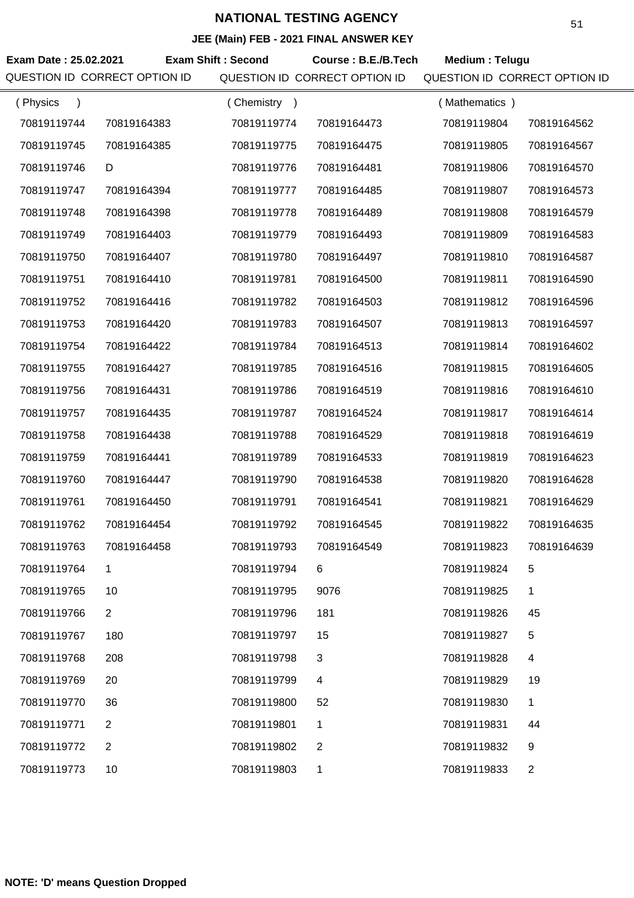# NATIONAL TESTING AGENCY

## JEE (Main) FEB - 2021 FINAL ANSWER KEY

**Exam Date : 25.02.2021** **Exam Shift : Second** **Course : B.E./B.Tech** **Medium : Telugu**

| QUESTION ID | CORRECT OPTION ID | QUESTION ID | CORRECT OPTION ID | QUESTION ID | CORRECT OPTION ID |
|---|---|---|---|---|---|
| ( Physics ) | | ( Chemistry ) | | ( Mathematics ) | |
| 70819119744 | 70819164383 | 70819119774 | 70819164473 | 70819119804 | 70819164562 |
| 70819119745 | 70819164385 | 70819119775 | 70819164475 | 70819119805 | 70819164567 |
| 70819119746 | D | 70819119776 | 70819164481 | 70819119806 | 70819164570 |
| 70819119747 | 70819164394 | 70819119777 | 70819164485 | 70819119807 | 70819164573 |
| 70819119748 | 70819164398 | 70819119778 | 70819164489 | 70819119808 | 70819164579 |
| 70819119749 | 70819164403 | 70819119779 | 70819164493 | 70819119809 | 70819164583 |
| 70819119750 | 70819164407 | 70819119780 | 70819164497 | 70819119810 | 70819164587 |
| 70819119751 | 70819164410 | 70819119781 | 70819164500 | 70819119811 | 70819164590 |
| 70819119752 | 70819164416 | 70819119782 | 70819164503 | 70819119812 | 70819164596 |
| 70819119753 | 70819164420 | 70819119783 | 70819164507 | 70819119813 | 70819164597 |
| 70819119754 | 70819164422 | 70819119784 | 70819164513 | 70819119814 | 70819164602 |
| 70819119755 | 70819164427 | 70819119785 | 70819164516 | 70819119815 | 70819164605 |
| 70819119756 | 70819164431 | 70819119786 | 70819164519 | 70819119816 | 70819164610 |
| 70819119757 | 70819164435 | 70819119787 | 70819164524 | 70819119817 | 70819164614 |
| 70819119758 | 70819164438 | 70819119788 | 70819164529 | 70819119818 | 70819164619 |
| 70819119759 | 70819164441 | 70819119789 | 70819164533 | 70819119819 | 70819164623 |
| 70819119760 | 70819164447 | 70819119790 | 70819164538 | 70819119820 | 70819164628 |
| 70819119761 | 70819164450 | 70819119791 | 70819164541 | 70819119821 | 70819164629 |
| 70819119762 | 70819164454 | 70819119792 | 70819164545 | 70819119822 | 70819164635 |
| 70819119763 | 70819164458 | 70819119793 | 70819164549 | 70819119823 | 70819164639 |
| 70819119764 | 1 | 70819119794 | 6 | 70819119824 | 5 |
| 70819119765 | 10 | 70819119795 | 9076 | 70819119825 | 1 |
| 70819119766 | 2 | 70819119796 | 181 | 70819119826 | 45 |
| 70819119767 | 180 | 70819119797 | 15 | 70819119827 | 5 |
| 70819119768 | 208 | 70819119798 | 3 | 70819119828 | 4 |
| 70819119769 | 20 | 70819119799 | 4 | 70819119829 | 19 |
| 70819119770 | 36 | 70819119800 | 52 | 70819119830 | 1 |
| 70819119771 | 2 | 70819119801 | 1 | 70819119831 | 44 |
| 70819119772 | 2 | 70819119802 | 2 | 70819119832 | 9 |
| 70819119773 | 10 | 70819119803 | 1 | 70819119833 | 2 |

**NOTE: 'D' means Question Dropped**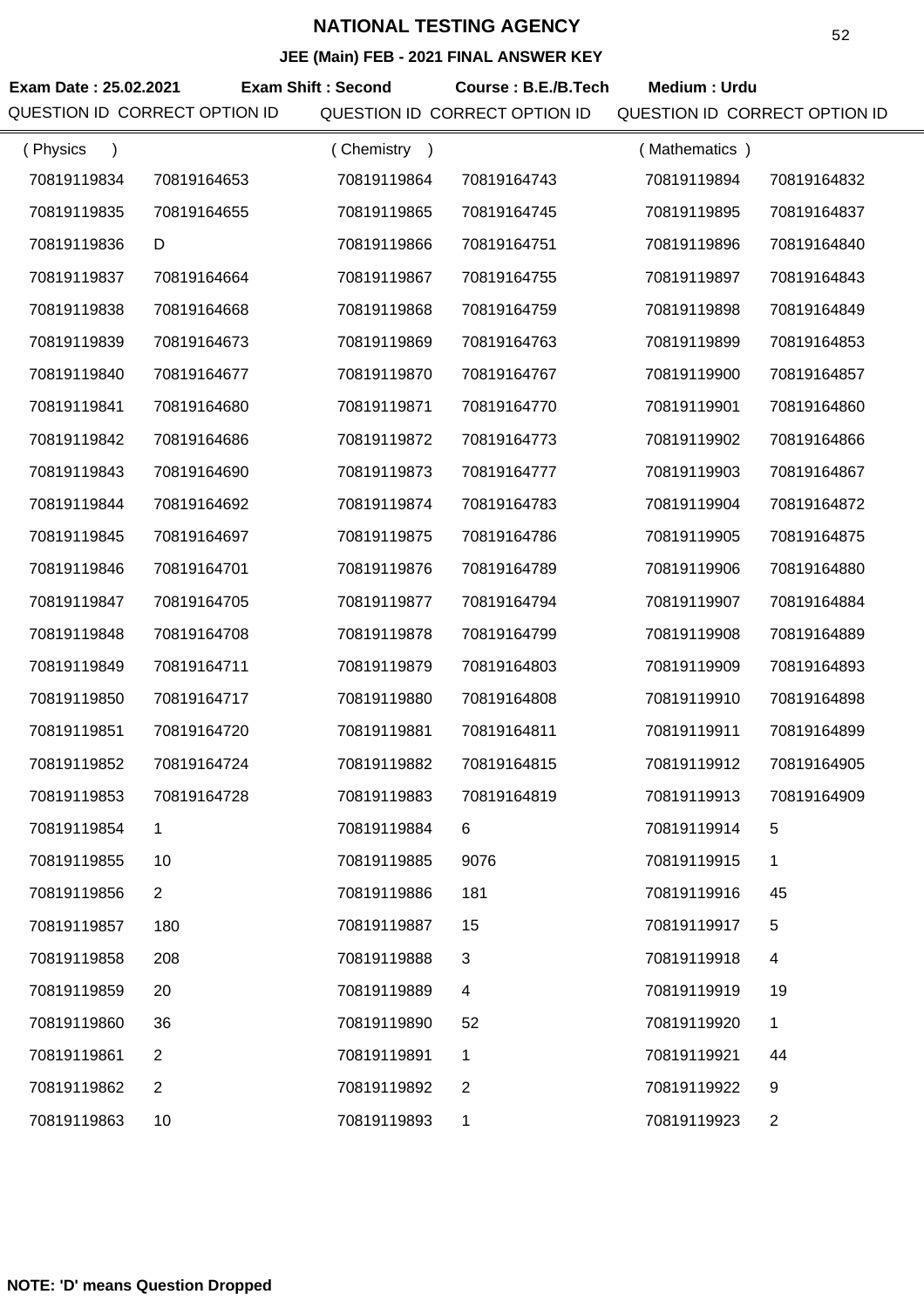# NATIONAL TESTING AGENCY

## JEE (Main) FEB - 2021 FINAL ANSWER KEY

**Exam Date : 25.02.2021** **Exam Shift : Second** **Course : B.E./B.Tech** **Medium : Urdu**

| QUESTION ID | CORRECT OPTION ID | QUESTION ID | CORRECT OPTION ID | QUESTION ID | CORRECT OPTION ID |
|---|---|---|---|---|---|
| ( Physics ) | | ( Chemistry ) | | ( Mathematics ) | |
| 70819119834 | 70819164653 | 70819119864 | 70819164743 | 70819119894 | 70819164832 |
| 70819119835 | 70819164655 | 70819119865 | 70819164745 | 70819119895 | 70819164837 |
| 70819119836 | D | 70819119866 | 70819164751 | 70819119896 | 70819164840 |
| 70819119837 | 70819164664 | 70819119867 | 70819164755 | 70819119897 | 70819164843 |
| 70819119838 | 70819164668 | 70819119868 | 70819164759 | 70819119898 | 70819164849 |
| 70819119839 | 70819164673 | 70819119869 | 70819164763 | 70819119899 | 70819164853 |
| 70819119840 | 70819164677 | 70819119870 | 70819164767 | 70819119900 | 70819164857 |
| 70819119841 | 70819164680 | 70819119871 | 70819164770 | 70819119901 | 70819164860 |
| 70819119842 | 70819164686 | 70819119872 | 70819164773 | 70819119902 | 70819164866 |
| 70819119843 | 70819164690 | 70819119873 | 70819164777 | 70819119903 | 70819164867 |
| 70819119844 | 70819164692 | 70819119874 | 70819164783 | 70819119904 | 70819164872 |
| 70819119845 | 70819164697 | 70819119875 | 70819164786 | 70819119905 | 70819164875 |
| 70819119846 | 70819164701 | 70819119876 | 70819164789 | 70819119906 | 70819164880 |
| 70819119847 | 70819164705 | 70819119877 | 70819164794 | 70819119907 | 70819164884 |
| 70819119848 | 70819164708 | 70819119878 | 70819164799 | 70819119908 | 70819164889 |
| 70819119849 | 70819164711 | 70819119879 | 70819164803 | 70819119909 | 70819164893 |
| 70819119850 | 70819164717 | 70819119880 | 70819164808 | 70819119910 | 70819164898 |
| 70819119851 | 70819164720 | 70819119881 | 70819164811 | 70819119911 | 70819164899 |
| 70819119852 | 70819164724 | 70819119882 | 70819164815 | 70819119912 | 70819164905 |
| 70819119853 | 70819164728 | 70819119883 | 70819164819 | 70819119913 | 70819164909 |
| 70819119854 | 1 | 70819119884 | 6 | 70819119914 | 5 |
| 70819119855 | 10 | 70819119885 | 9076 | 70819119915 | 1 |
| 70819119856 | 2 | 70819119886 | 181 | 70819119916 | 45 |
| 70819119857 | 180 | 70819119887 | 15 | 70819119917 | 5 |
| 70819119858 | 208 | 70819119888 | 3 | 70819119918 | 4 |
| 70819119859 | 20 | 70819119889 | 4 | 70819119919 | 19 |
| 70819119860 | 36 | 70819119890 | 52 | 70819119920 | 1 |
| 70819119861 | 2 | 70819119891 | 1 | 70819119921 | 44 |
| 70819119862 | 2 | 70819119892 | 2 | 70819119922 | 9 |
| 70819119863 | 10 | 70819119893 | 1 | 70819119923 | 2 |

**NOTE: 'D' means Question Dropped**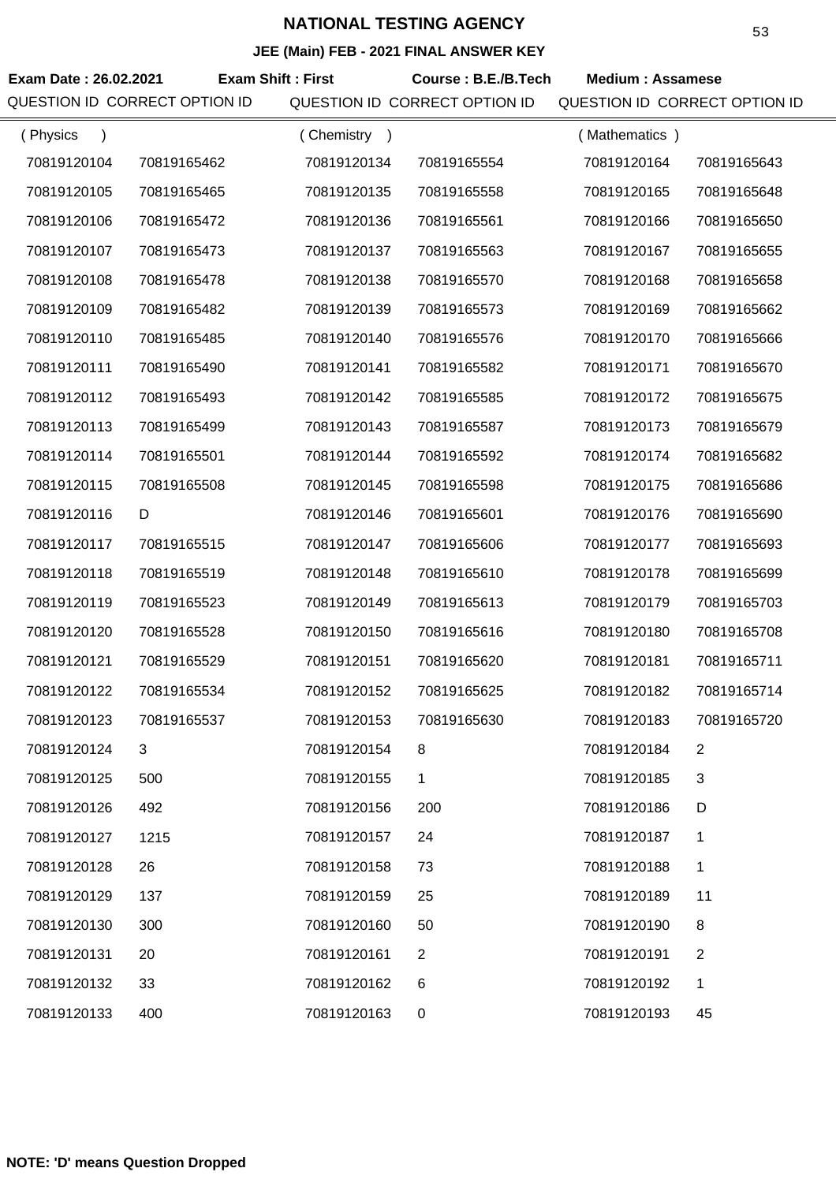# NATIONAL TESTING AGENCY

## JEE (Main) FEB - 2021 FINAL ANSWER KEY

**Exam Date : 26.02.2021** **Exam Shift : First** **Course : B.E./B.Tech** **Medium : Assamese**

| QUESTION ID | CORRECT OPTION ID | QUESTION ID | CORRECT OPTION ID | QUESTION ID | CORRECT OPTION ID |
|---|---|---|---|---|---|
| ( Physics ) | | ( Chemistry ) | | ( Mathematics ) | |
| 70819120104 | 70819165462 | 70819120134 | 70819165554 | 70819120164 | 70819165643 |
| 70819120105 | 70819165465 | 70819120135 | 70819165558 | 70819120165 | 70819165648 |
| 70819120106 | 70819165472 | 70819120136 | 70819165561 | 70819120166 | 70819165650 |
| 70819120107 | 70819165473 | 70819120137 | 70819165563 | 70819120167 | 70819165655 |
| 70819120108 | 70819165478 | 70819120138 | 70819165570 | 70819120168 | 70819165658 |
| 70819120109 | 70819165482 | 70819120139 | 70819165573 | 70819120169 | 70819165662 |
| 70819120110 | 70819165485 | 70819120140 | 70819165576 | 70819120170 | 70819165666 |
| 70819120111 | 70819165490 | 70819120141 | 70819165582 | 70819120171 | 70819165670 |
| 70819120112 | 70819165493 | 70819120142 | 70819165585 | 70819120172 | 70819165675 |
| 70819120113 | 70819165499 | 70819120143 | 70819165587 | 70819120173 | 70819165679 |
| 70819120114 | 70819165501 | 70819120144 | 70819165592 | 70819120174 | 70819165682 |
| 70819120115 | 70819165508 | 70819120145 | 70819165598 | 70819120175 | 70819165686 |
| 70819120116 | D | 70819120146 | 70819165601 | 70819120176 | 70819165690 |
| 70819120117 | 70819165515 | 70819120147 | 70819165606 | 70819120177 | 70819165693 |
| 70819120118 | 70819165519 | 70819120148 | 70819165610 | 70819120178 | 70819165699 |
| 70819120119 | 70819165523 | 70819120149 | 70819165613 | 70819120179 | 70819165703 |
| 70819120120 | 70819165528 | 70819120150 | 70819165616 | 70819120180 | 70819165708 |
| 70819120121 | 70819165529 | 70819120151 | 70819165620 | 70819120181 | 70819165711 |
| 70819120122 | 70819165534 | 70819120152 | 70819165625 | 70819120182 | 70819165714 |
| 70819120123 | 70819165537 | 70819120153 | 70819165630 | 70819120183 | 70819165720 |
| 70819120124 | 3 | 70819120154 | 8 | 70819120184 | 2 |
| 70819120125 | 500 | 70819120155 | 1 | 70819120185 | 3 |
| 70819120126 | 492 | 70819120156 | 200 | 70819120186 | D |
| 70819120127 | 1215 | 70819120157 | 24 | 70819120187 | 1 |
| 70819120128 | 26 | 70819120158 | 73 | 70819120188 | 1 |
| 70819120129 | 137 | 70819120159 | 25 | 70819120189 | 11 |
| 70819120130 | 300 | 70819120160 | 50 | 70819120190 | 8 |
| 70819120131 | 20 | 70819120161 | 2 | 70819120191 | 2 |
| 70819120132 | 33 | 70819120162 | 6 | 70819120192 | 1 |
| 70819120133 | 400 | 70819120163 | 0 | 70819120193 | 45 |

**NOTE: 'D' means Question Dropped**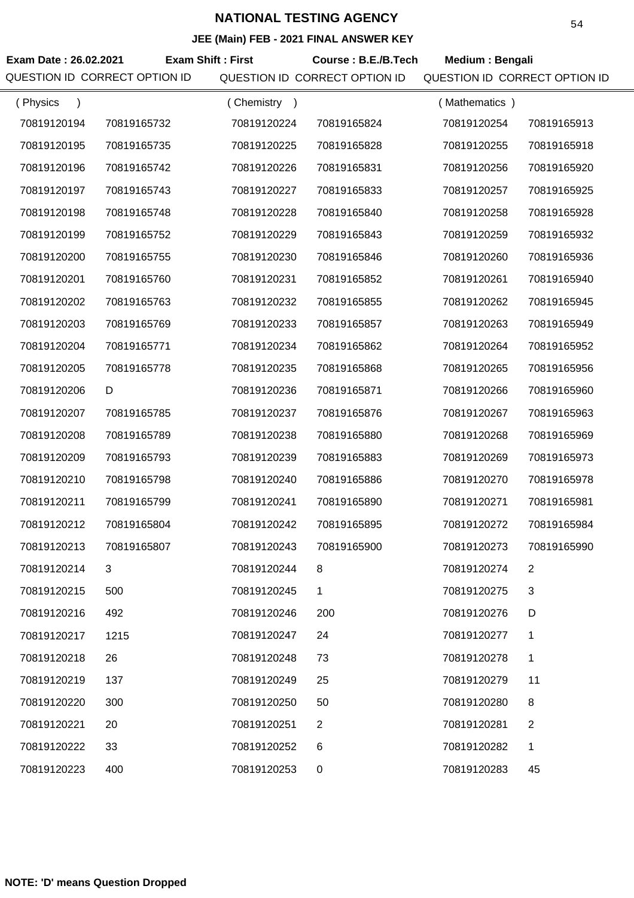# NATIONAL TESTING AGENCY

**JEE (Main) FEB - 2021 FINAL ANSWER KEY**

**Exam Date : 26.02.2021** **Exam Shift : First** **Course : B.E./B.Tech** **Medium : Bengali**

| QUESTION ID | CORRECT OPTION ID | QUESTION ID | CORRECT OPTION ID | QUESTION ID | CORRECT OPTION ID |
|---|---|---|---|---|---|
| ( Physics ) | | ( Chemistry ) | | ( Mathematics ) | |
| 70819120194 | 70819165732 | 70819120224 | 70819165824 | 70819120254 | 70819165913 |
| 70819120195 | 70819165735 | 70819120225 | 70819165828 | 70819120255 | 70819165918 |
| 70819120196 | 70819165742 | 70819120226 | 70819165831 | 70819120256 | 70819165920 |
| 70819120197 | 70819165743 | 70819120227 | 70819165833 | 70819120257 | 70819165925 |
| 70819120198 | 70819165748 | 70819120228 | 70819165840 | 70819120258 | 70819165928 |
| 70819120199 | 70819165752 | 70819120229 | 70819165843 | 70819120259 | 70819165932 |
| 70819120200 | 70819165755 | 70819120230 | 70819165846 | 70819120260 | 70819165936 |
| 70819120201 | 70819165760 | 70819120231 | 70819165852 | 70819120261 | 70819165940 |
| 70819120202 | 70819165763 | 70819120232 | 70819165855 | 70819120262 | 70819165945 |
| 70819120203 | 70819165769 | 70819120233 | 70819165857 | 70819120263 | 70819165949 |
| 70819120204 | 70819165771 | 70819120234 | 70819165862 | 70819120264 | 70819165952 |
| 70819120205 | 70819165778 | 70819120235 | 70819165868 | 70819120265 | 70819165956 |
| 70819120206 | D | 70819120236 | 70819165871 | 70819120266 | 70819165960 |
| 70819120207 | 70819165785 | 70819120237 | 70819165876 | 70819120267 | 70819165963 |
| 70819120208 | 70819165789 | 70819120238 | 70819165880 | 70819120268 | 70819165969 |
| 70819120209 | 70819165793 | 70819120239 | 70819165883 | 70819120269 | 70819165973 |
| 70819120210 | 70819165798 | 70819120240 | 70819165886 | 70819120270 | 70819165978 |
| 70819120211 | 70819165799 | 70819120241 | 70819165890 | 70819120271 | 70819165981 |
| 70819120212 | 70819165804 | 70819120242 | 70819165895 | 70819120272 | 70819165984 |
| 70819120213 | 70819165807 | 70819120243 | 70819165900 | 70819120273 | 70819165990 |
| 70819120214 | 3 | 70819120244 | 8 | 70819120274 | 2 |
| 70819120215 | 500 | 70819120245 | 1 | 70819120275 | 3 |
| 70819120216 | 492 | 70819120246 | 200 | 70819120276 | D |
| 70819120217 | 1215 | 70819120247 | 24 | 70819120277 | 1 |
| 70819120218 | 26 | 70819120248 | 73 | 70819120278 | 1 |
| 70819120219 | 137 | 70819120249 | 25 | 70819120279 | 11 |
| 70819120220 | 300 | 70819120250 | 50 | 70819120280 | 8 |
| 70819120221 | 20 | 70819120251 | 2 | 70819120281 | 2 |
| 70819120222 | 33 | 70819120252 | 6 | 70819120282 | 1 |
| 70819120223 | 400 | 70819120253 | 0 | 70819120283 | 45 |

**NOTE: 'D' means Question Dropped**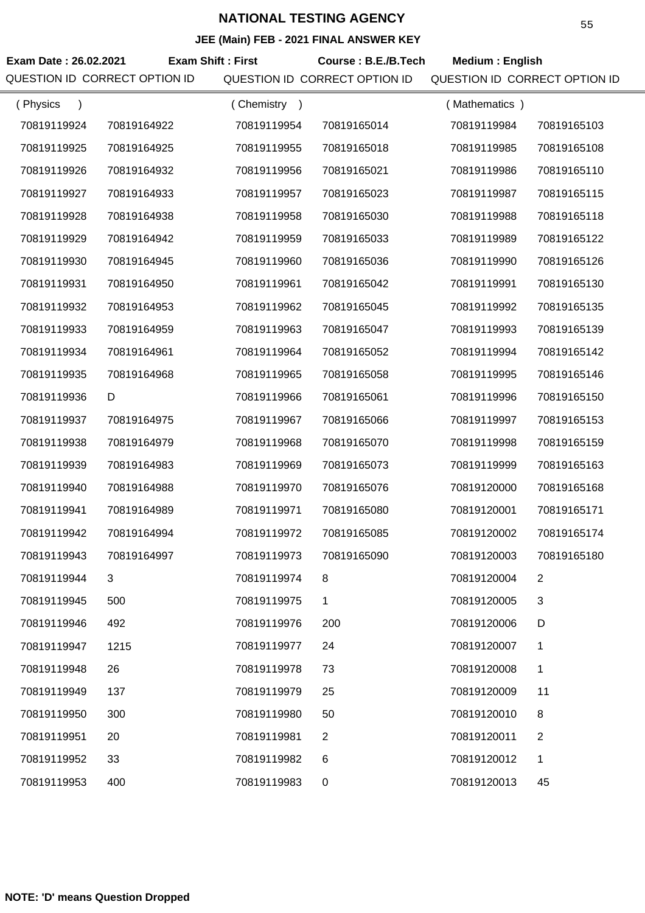# NATIONAL TESTING AGENCY

**JEE (Main) FEB - 2021 FINAL ANSWER KEY**

**Exam Date : 26.02.2021** **Exam Shift : First** **Course : B.E./B.Tech** **Medium : English**

| QUESTION ID | CORRECT OPTION ID | QUESTION ID | CORRECT OPTION ID | QUESTION ID | CORRECT OPTION ID |
|---|---|---|---|---|---|
| ( Physics ) | | ( Chemistry ) | | ( Mathematics ) | |
| 70819119924 | 70819164922 | 70819119954 | 70819165014 | 70819119984 | 70819165103 |
| 70819119925 | 70819164925 | 70819119955 | 70819165018 | 70819119985 | 70819165108 |
| 70819119926 | 70819164932 | 70819119956 | 70819165021 | 70819119986 | 70819165110 |
| 70819119927 | 70819164933 | 70819119957 | 70819165023 | 70819119987 | 70819165115 |
| 70819119928 | 70819164938 | 70819119958 | 70819165030 | 70819119988 | 70819165118 |
| 70819119929 | 70819164942 | 70819119959 | 70819165033 | 70819119989 | 70819165122 |
| 70819119930 | 70819164945 | 70819119960 | 70819165036 | 70819119990 | 70819165126 |
| 70819119931 | 70819164950 | 70819119961 | 70819165042 | 70819119991 | 70819165130 |
| 70819119932 | 70819164953 | 70819119962 | 70819165045 | 70819119992 | 70819165135 |
| 70819119933 | 70819164959 | 70819119963 | 70819165047 | 70819119993 | 70819165139 |
| 70819119934 | 70819164961 | 70819119964 | 70819165052 | 70819119994 | 70819165142 |
| 70819119935 | 70819164968 | 70819119965 | 70819165058 | 70819119995 | 70819165146 |
| 70819119936 | D | 70819119966 | 70819165061 | 70819119996 | 70819165150 |
| 70819119937 | 70819164975 | 70819119967 | 70819165066 | 70819119997 | 70819165153 |
| 70819119938 | 70819164979 | 70819119968 | 70819165070 | 70819119998 | 70819165159 |
| 70819119939 | 70819164983 | 70819119969 | 70819165073 | 70819119999 | 70819165163 |
| 70819119940 | 70819164988 | 70819119970 | 70819165076 | 70819120000 | 70819165168 |
| 70819119941 | 70819164989 | 70819119971 | 70819165080 | 70819120001 | 70819165171 |
| 70819119942 | 70819164994 | 70819119972 | 70819165085 | 70819120002 | 70819165174 |
| 70819119943 | 70819164997 | 70819119973 | 70819165090 | 70819120003 | 70819165180 |
| 70819119944 | 3 | 70819119974 | 8 | 70819120004 | 2 |
| 70819119945 | 500 | 70819119975 | 1 | 70819120005 | 3 |
| 70819119946 | 492 | 70819119976 | 200 | 70819120006 | D |
| 70819119947 | 1215 | 70819119977 | 24 | 70819120007 | 1 |
| 70819119948 | 26 | 70819119978 | 73 | 70819120008 | 1 |
| 70819119949 | 137 | 70819119979 | 25 | 70819120009 | 11 |
| 70819119950 | 300 | 70819119980 | 50 | 70819120010 | 8 |
| 70819119951 | 20 | 70819119981 | 2 | 70819120011 | 2 |
| 70819119952 | 33 | 70819119982 | 6 | 70819120012 | 1 |
| 70819119953 | 400 | 70819119983 | 0 | 70819120013 | 45 |

**NOTE: 'D' means Question Dropped**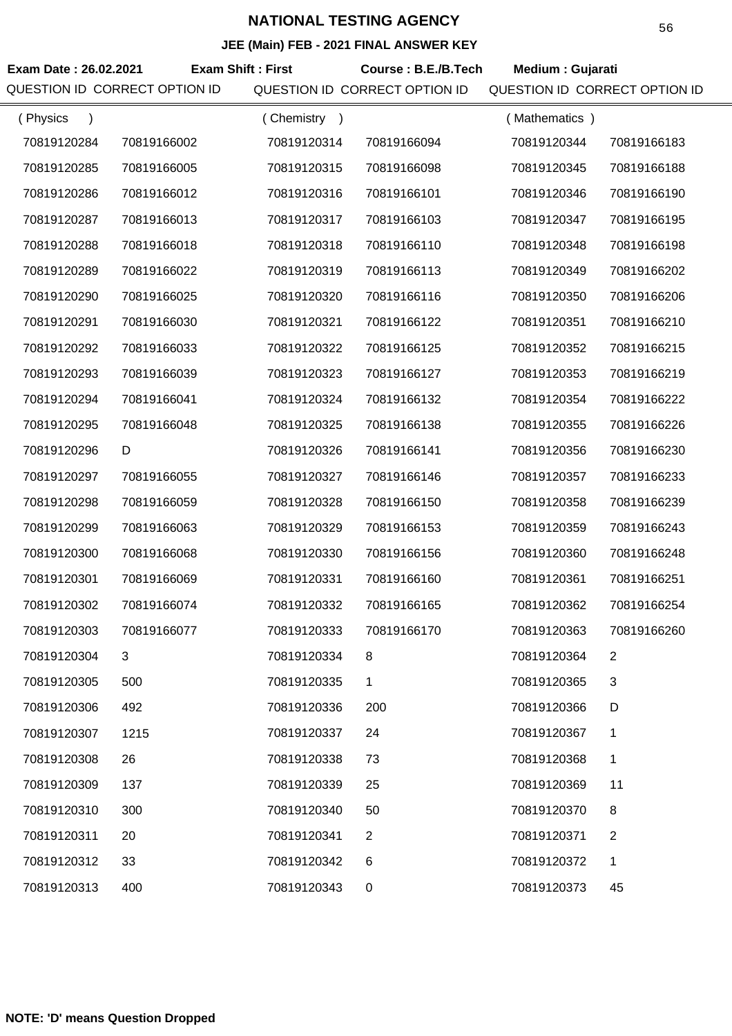# NATIONAL TESTING AGENCY

**JEE (Main) FEB - 2021 FINAL ANSWER KEY**

**Exam Date : 26.02.2021** **Exam Shift : First** **Course : B.E./B.Tech** **Medium : Gujarati**

| QUESTION ID | CORRECT OPTION ID | QUESTION ID | CORRECT OPTION ID | QUESTION ID | CORRECT OPTION ID |
|---|---|---|---|---|---|
| ( Physics ) | | ( Chemistry ) | | ( Mathematics ) | |
| 70819120284 | 70819166002 | 70819120314 | 70819166094 | 70819120344 | 70819166183 |
| 70819120285 | 70819166005 | 70819120315 | 70819166098 | 70819120345 | 70819166188 |
| 70819120286 | 70819166012 | 70819120316 | 70819166101 | 70819120346 | 70819166190 |
| 70819120287 | 70819166013 | 70819120317 | 70819166103 | 70819120347 | 70819166195 |
| 70819120288 | 70819166018 | 70819120318 | 70819166110 | 70819120348 | 70819166198 |
| 70819120289 | 70819166022 | 70819120319 | 70819166113 | 70819120349 | 70819166202 |
| 70819120290 | 70819166025 | 70819120320 | 70819166116 | 70819120350 | 70819166206 |
| 70819120291 | 70819166030 | 70819120321 | 70819166122 | 70819120351 | 70819166210 |
| 70819120292 | 70819166033 | 70819120322 | 70819166125 | 70819120352 | 70819166215 |
| 70819120293 | 70819166039 | 70819120323 | 70819166127 | 70819120353 | 70819166219 |
| 70819120294 | 70819166041 | 70819120324 | 70819166132 | 70819120354 | 70819166222 |
| 70819120295 | 70819166048 | 70819120325 | 70819166138 | 70819120355 | 70819166226 |
| 70819120296 | D | 70819120326 | 70819166141 | 70819120356 | 70819166230 |
| 70819120297 | 70819166055 | 70819120327 | 70819166146 | 70819120357 | 70819166233 |
| 70819120298 | 70819166059 | 70819120328 | 70819166150 | 70819120358 | 70819166239 |
| 70819120299 | 70819166063 | 70819120329 | 70819166153 | 70819120359 | 70819166243 |
| 70819120300 | 70819166068 | 70819120330 | 70819166156 | 70819120360 | 70819166248 |
| 70819120301 | 70819166069 | 70819120331 | 70819166160 | 70819120361 | 70819166251 |
| 70819120302 | 70819166074 | 70819120332 | 70819166165 | 70819120362 | 70819166254 |
| 70819120303 | 70819166077 | 70819120333 | 70819166170 | 70819120363 | 70819166260 |
| 70819120304 | 3 | 70819120334 | 8 | 70819120364 | 2 |
| 70819120305 | 500 | 70819120335 | 1 | 70819120365 | 3 |
| 70819120306 | 492 | 70819120336 | 200 | 70819120366 | D |
| 70819120307 | 1215 | 70819120337 | 24 | 70819120367 | 1 |
| 70819120308 | 26 | 70819120338 | 73 | 70819120368 | 1 |
| 70819120309 | 137 | 70819120339 | 25 | 70819120369 | 11 |
| 70819120310 | 300 | 70819120340 | 50 | 70819120370 | 8 |
| 70819120311 | 20 | 70819120341 | 2 | 70819120371 | 2 |
| 70819120312 | 33 | 70819120342 | 6 | 70819120372 | 1 |
| 70819120313 | 400 | 70819120343 | 0 | 70819120373 | 45 |

**NOTE: 'D' means Question Dropped**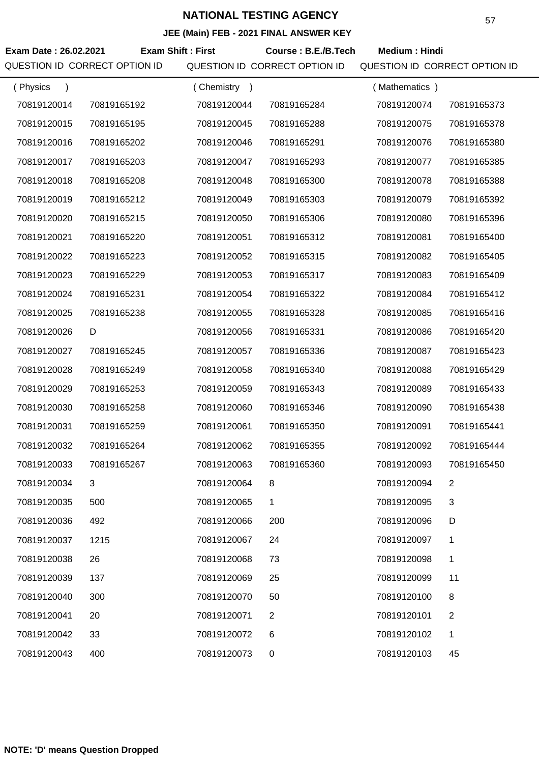# NATIONAL TESTING AGENCY

## JEE (Main) FEB - 2021 FINAL ANSWER KEY

**Exam Date : 26.02.2021** **Exam Shift : First** **Course : B.E./B.Tech** **Medium : Hindi**

| QUESTION ID | CORRECT OPTION ID | QUESTION ID | CORRECT OPTION ID | QUESTION ID | CORRECT OPTION ID |
|---|---|---|---|---|---|
| ( Physics ) | | ( Chemistry ) | | ( Mathematics ) | |
| 70819120014 | 70819165192 | 70819120044 | 70819165284 | 70819120074 | 70819165373 |
| 70819120015 | 70819165195 | 70819120045 | 70819165288 | 70819120075 | 70819165378 |
| 70819120016 | 70819165202 | 70819120046 | 70819165291 | 70819120076 | 70819165380 |
| 70819120017 | 70819165203 | 70819120047 | 70819165293 | 70819120077 | 70819165385 |
| 70819120018 | 70819165208 | 70819120048 | 70819165300 | 70819120078 | 70819165388 |
| 70819120019 | 70819165212 | 70819120049 | 70819165303 | 70819120079 | 70819165392 |
| 70819120020 | 70819165215 | 70819120050 | 70819165306 | 70819120080 | 70819165396 |
| 70819120021 | 70819165220 | 70819120051 | 70819165312 | 70819120081 | 70819165400 |
| 70819120022 | 70819165223 | 70819120052 | 70819165315 | 70819120082 | 70819165405 |
| 70819120023 | 70819165229 | 70819120053 | 70819165317 | 70819120083 | 70819165409 |
| 70819120024 | 70819165231 | 70819120054 | 70819165322 | 70819120084 | 70819165412 |
| 70819120025 | 70819165238 | 70819120055 | 70819165328 | 70819120085 | 70819165416 |
| 70819120026 | D | 70819120056 | 70819165331 | 70819120086 | 70819165420 |
| 70819120027 | 70819165245 | 70819120057 | 70819165336 | 70819120087 | 70819165423 |
| 70819120028 | 70819165249 | 70819120058 | 70819165340 | 70819120088 | 70819165429 |
| 70819120029 | 70819165253 | 70819120059 | 70819165343 | 70819120089 | 70819165433 |
| 70819120030 | 70819165258 | 70819120060 | 70819165346 | 70819120090 | 70819165438 |
| 70819120031 | 70819165259 | 70819120061 | 70819165350 | 70819120091 | 70819165441 |
| 70819120032 | 70819165264 | 70819120062 | 70819165355 | 70819120092 | 70819165444 |
| 70819120033 | 70819165267 | 70819120063 | 70819165360 | 70819120093 | 70819165450 |
| 70819120034 | 3 | 70819120064 | 8 | 70819120094 | 2 |
| 70819120035 | 500 | 70819120065 | 1 | 70819120095 | 3 |
| 70819120036 | 492 | 70819120066 | 200 | 70819120096 | D |
| 70819120037 | 1215 | 70819120067 | 24 | 70819120097 | 1 |
| 70819120038 | 26 | 70819120068 | 73 | 70819120098 | 1 |
| 70819120039 | 137 | 70819120069 | 25 | 70819120099 | 11 |
| 70819120040 | 300 | 70819120070 | 50 | 70819120100 | 8 |
| 70819120041 | 20 | 70819120071 | 2 | 70819120101 | 2 |
| 70819120042 | 33 | 70819120072 | 6 | 70819120102 | 1 |
| 70819120043 | 400 | 70819120073 | 0 | 70819120103 | 45 |

**NOTE: 'D' means Question Dropped**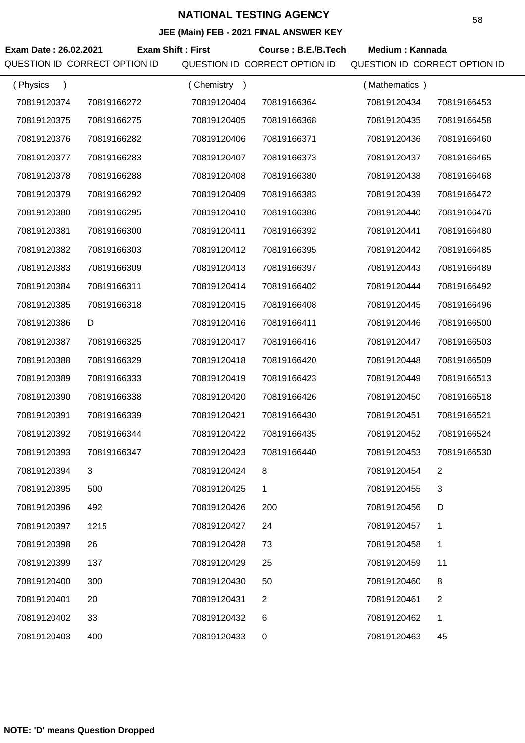# NATIONAL TESTING AGENCY

## JEE (Main) FEB - 2021 FINAL ANSWER KEY

**Exam Date : 26.02.2021** **Exam Shift : First** **Course : B.E./B.Tech** **Medium : Kannada**

| QUESTION ID | CORRECT OPTION ID | QUESTION ID | CORRECT OPTION ID | QUESTION ID | CORRECT OPTION ID |
|---|---|---|---|---|---|
| ( Physics ) | | ( Chemistry ) | | ( Mathematics ) | |
| 70819120374 | 70819166272 | 70819120404 | 70819166364 | 70819120434 | 70819166453 |
| 70819120375 | 70819166275 | 70819120405 | 70819166368 | 70819120435 | 70819166458 |
| 70819120376 | 70819166282 | 70819120406 | 70819166371 | 70819120436 | 70819166460 |
| 70819120377 | 70819166283 | 70819120407 | 70819166373 | 70819120437 | 70819166465 |
| 70819120378 | 70819166288 | 70819120408 | 70819166380 | 70819120438 | 70819166468 |
| 70819120379 | 70819166292 | 70819120409 | 70819166383 | 70819120439 | 70819166472 |
| 70819120380 | 70819166295 | 70819120410 | 70819166386 | 70819120440 | 70819166476 |
| 70819120381 | 70819166300 | 70819120411 | 70819166392 | 70819120441 | 70819166480 |
| 70819120382 | 70819166303 | 70819120412 | 70819166395 | 70819120442 | 70819166485 |
| 70819120383 | 70819166309 | 70819120413 | 70819166397 | 70819120443 | 70819166489 |
| 70819120384 | 70819166311 | 70819120414 | 70819166402 | 70819120444 | 70819166492 |
| 70819120385 | 70819166318 | 70819120415 | 70819166408 | 70819120445 | 70819166496 |
| 70819120386 | D | 70819120416 | 70819166411 | 70819120446 | 70819166500 |
| 70819120387 | 70819166325 | 70819120417 | 70819166416 | 70819120447 | 70819166503 |
| 70819120388 | 70819166329 | 70819120418 | 70819166420 | 70819120448 | 70819166509 |
| 70819120389 | 70819166333 | 70819120419 | 70819166423 | 70819120449 | 70819166513 |
| 70819120390 | 70819166338 | 70819120420 | 70819166426 | 70819120450 | 70819166518 |
| 70819120391 | 70819166339 | 70819120421 | 70819166430 | 70819120451 | 70819166521 |
| 70819120392 | 70819166344 | 70819120422 | 70819166435 | 70819120452 | 70819166524 |
| 70819120393 | 70819166347 | 70819120423 | 70819166440 | 70819120453 | 70819166530 |
| 70819120394 | 3 | 70819120424 | 8 | 70819120454 | 2 |
| 70819120395 | 500 | 70819120425 | 1 | 70819120455 | 3 |
| 70819120396 | 492 | 70819120426 | 200 | 70819120456 | D |
| 70819120397 | 1215 | 70819120427 | 24 | 70819120457 | 1 |
| 70819120398 | 26 | 70819120428 | 73 | 70819120458 | 1 |
| 70819120399 | 137 | 70819120429 | 25 | 70819120459 | 11 |
| 70819120400 | 300 | 70819120430 | 50 | 70819120460 | 8 |
| 70819120401 | 20 | 70819120431 | 2 | 70819120461 | 2 |
| 70819120402 | 33 | 70819120432 | 6 | 70819120462 | 1 |
| 70819120403 | 400 | 70819120433 | 0 | 70819120463 | 45 |

**NOTE: 'D' means Question Dropped**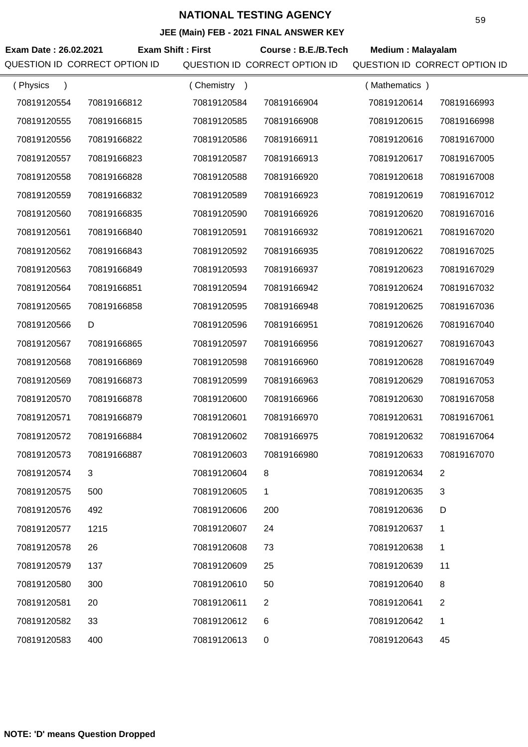# NATIONAL TESTING AGENCY

## JEE (Main) FEB - 2021 FINAL ANSWER KEY

**Exam Date : 26.02.2021** **Exam Shift : First** **Course : B.E./B.Tech** **Medium : Malayalam**

| QUESTION ID | CORRECT OPTION ID | QUESTION ID | CORRECT OPTION ID | QUESTION ID | CORRECT OPTION ID |
|---|---|---|---|---|---|
| ( Physics ) | | ( Chemistry ) | | ( Mathematics ) | |
| 70819120554 | 70819166812 | 70819120584 | 70819166904 | 70819120614 | 70819166993 |
| 70819120555 | 70819166815 | 70819120585 | 70819166908 | 70819120615 | 70819166998 |
| 70819120556 | 70819166822 | 70819120586 | 70819166911 | 70819120616 | 70819167000 |
| 70819120557 | 70819166823 | 70819120587 | 70819166913 | 70819120617 | 70819167005 |
| 70819120558 | 70819166828 | 70819120588 | 70819166920 | 70819120618 | 70819167008 |
| 70819120559 | 70819166832 | 70819120589 | 70819166923 | 70819120619 | 70819167012 |
| 70819120560 | 70819166835 | 70819120590 | 70819166926 | 70819120620 | 70819167016 |
| 70819120561 | 70819166840 | 70819120591 | 70819166932 | 70819120621 | 70819167020 |
| 70819120562 | 70819166843 | 70819120592 | 70819166935 | 70819120622 | 70819167025 |
| 70819120563 | 70819166849 | 70819120593 | 70819166937 | 70819120623 | 70819167029 |
| 70819120564 | 70819166851 | 70819120594 | 70819166942 | 70819120624 | 70819167032 |
| 70819120565 | 70819166858 | 70819120595 | 70819166948 | 70819120625 | 70819167036 |
| 70819120566 | D | 70819120596 | 70819166951 | 70819120626 | 70819167040 |
| 70819120567 | 70819166865 | 70819120597 | 70819166956 | 70819120627 | 70819167043 |
| 70819120568 | 70819166869 | 70819120598 | 70819166960 | 70819120628 | 70819167049 |
| 70819120569 | 70819166873 | 70819120599 | 70819166963 | 70819120629 | 70819167053 |
| 70819120570 | 70819166878 | 70819120600 | 70819166966 | 70819120630 | 70819167058 |
| 70819120571 | 70819166879 | 70819120601 | 70819166970 | 70819120631 | 70819167061 |
| 70819120572 | 70819166884 | 70819120602 | 70819166975 | 70819120632 | 70819167064 |
| 70819120573 | 70819166887 | 70819120603 | 70819166980 | 70819120633 | 70819167070 |
| 70819120574 | 3 | 70819120604 | 8 | 70819120634 | 2 |
| 70819120575 | 500 | 70819120605 | 1 | 70819120635 | 3 |
| 70819120576 | 492 | 70819120606 | 200 | 70819120636 | D |
| 70819120577 | 1215 | 70819120607 | 24 | 70819120637 | 1 |
| 70819120578 | 26 | 70819120608 | 73 | 70819120638 | 1 |
| 70819120579 | 137 | 70819120609 | 25 | 70819120639 | 11 |
| 70819120580 | 300 | 70819120610 | 50 | 70819120640 | 8 |
| 70819120581 | 20 | 70819120611 | 2 | 70819120641 | 2 |
| 70819120582 | 33 | 70819120612 | 6 | 70819120642 | 1 |
| 70819120583 | 400 | 70819120613 | 0 | 70819120643 | 45 |

**NOTE: 'D' means Question Dropped**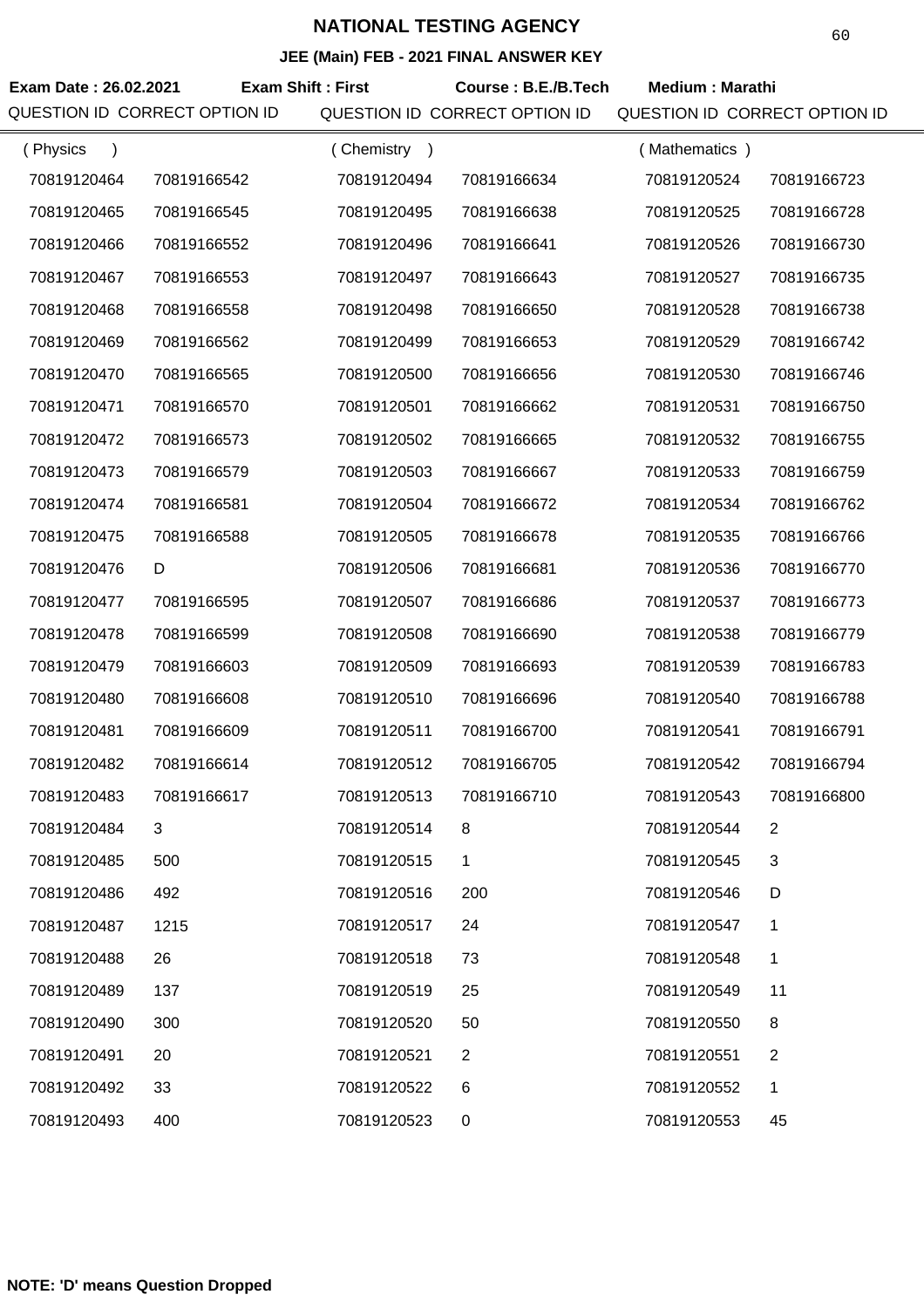# NATIONAL TESTING AGENCY

## JEE (Main) FEB - 2021 FINAL ANSWER KEY

**Exam Date : 26.02.2021** **Exam Shift : First** **Course : B.E./B.Tech** **Medium : Marathi**

| QUESTION ID | CORRECT OPTION ID | QUESTION ID | CORRECT OPTION ID | QUESTION ID | CORRECT OPTION ID |
|---|---|---|---|---|---|
| ( Physics ) | | ( Chemistry ) | | ( Mathematics ) | |
| 70819120464 | 70819166542 | 70819120494 | 70819166634 | 70819120524 | 70819166723 |
| 70819120465 | 70819166545 | 70819120495 | 70819166638 | 70819120525 | 70819166728 |
| 70819120466 | 70819166552 | 70819120496 | 70819166641 | 70819120526 | 70819166730 |
| 70819120467 | 70819166553 | 70819120497 | 70819166643 | 70819120527 | 70819166735 |
| 70819120468 | 70819166558 | 70819120498 | 70819166650 | 70819120528 | 70819166738 |
| 70819120469 | 70819166562 | 70819120499 | 70819166653 | 70819120529 | 70819166742 |
| 70819120470 | 70819166565 | 70819120500 | 70819166656 | 70819120530 | 70819166746 |
| 70819120471 | 70819166570 | 70819120501 | 70819166662 | 70819120531 | 70819166750 |
| 70819120472 | 70819166573 | 70819120502 | 70819166665 | 70819120532 | 70819166755 |
| 70819120473 | 70819166579 | 70819120503 | 70819166667 | 70819120533 | 70819166759 |
| 70819120474 | 70819166581 | 70819120504 | 70819166672 | 70819120534 | 70819166762 |
| 70819120475 | 70819166588 | 70819120505 | 70819166678 | 70819120535 | 70819166766 |
| 70819120476 | D | 70819120506 | 70819166681 | 70819120536 | 70819166770 |
| 70819120477 | 70819166595 | 70819120507 | 70819166686 | 70819120537 | 70819166773 |
| 70819120478 | 70819166599 | 70819120508 | 70819166690 | 70819120538 | 70819166779 |
| 70819120479 | 70819166603 | 70819120509 | 70819166693 | 70819120539 | 70819166783 |
| 70819120480 | 70819166608 | 70819120510 | 70819166696 | 70819120540 | 70819166788 |
| 70819120481 | 70819166609 | 70819120511 | 70819166700 | 70819120541 | 70819166791 |
| 70819120482 | 70819166614 | 70819120512 | 70819166705 | 70819120542 | 70819166794 |
| 70819120483 | 70819166617 | 70819120513 | 70819166710 | 70819120543 | 70819166800 |
| 70819120484 | 3 | 70819120514 | 8 | 70819120544 | 2 |
| 70819120485 | 500 | 70819120515 | 1 | 70819120545 | 3 |
| 70819120486 | 492 | 70819120516 | 200 | 70819120546 | D |
| 70819120487 | 1215 | 70819120517 | 24 | 70819120547 | 1 |
| 70819120488 | 26 | 70819120518 | 73 | 70819120548 | 1 |
| 70819120489 | 137 | 70819120519 | 25 | 70819120549 | 11 |
| 70819120490 | 300 | 70819120520 | 50 | 70819120550 | 8 |
| 70819120491 | 20 | 70819120521 | 2 | 70819120551 | 2 |
| 70819120492 | 33 | 70819120522 | 6 | 70819120552 | 1 |
| 70819120493 | 400 | 70819120523 | 0 | 70819120553 | 45 |

**NOTE: 'D' means Question Dropped**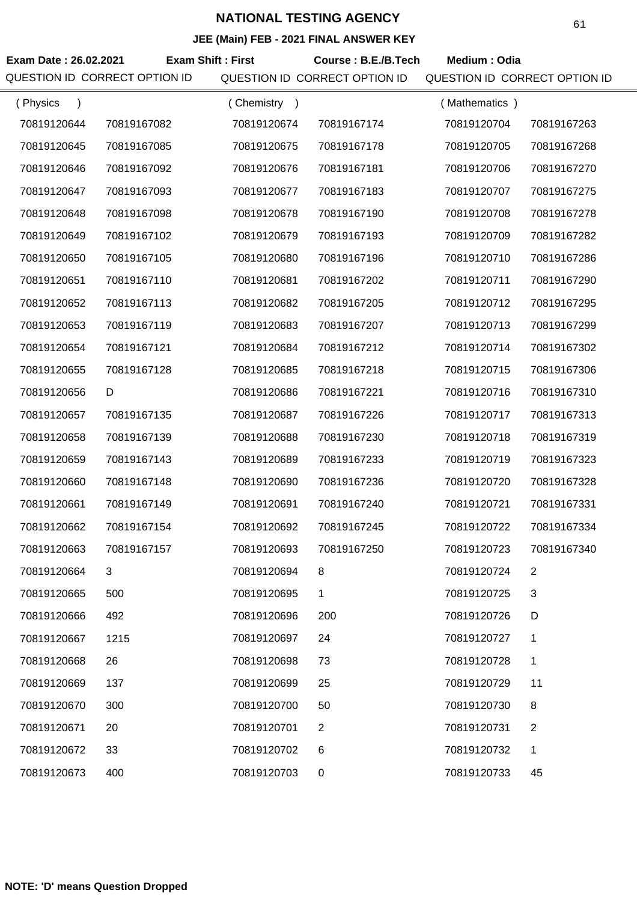# NATIONAL TESTING AGENCY

## JEE (Main) FEB - 2021 FINAL ANSWER KEY

**Exam Date : 26.02.2021** **Exam Shift : First** **Course : B.E./B.Tech** **Medium : Odia**

| QUESTION ID | CORRECT OPTION ID | QUESTION ID | CORRECT OPTION ID | QUESTION ID | CORRECT OPTION ID |
|---|---|---|---|---|---|
| ( Physics ) | | ( Chemistry ) | | ( Mathematics ) | |
| 70819120644 | 70819167082 | 70819120674 | 70819167174 | 70819120704 | 70819167263 |
| 70819120645 | 70819167085 | 70819120675 | 70819167178 | 70819120705 | 70819167268 |
| 70819120646 | 70819167092 | 70819120676 | 70819167181 | 70819120706 | 70819167270 |
| 70819120647 | 70819167093 | 70819120677 | 70819167183 | 70819120707 | 70819167275 |
| 70819120648 | 70819167098 | 70819120678 | 70819167190 | 70819120708 | 70819167278 |
| 70819120649 | 70819167102 | 70819120679 | 70819167193 | 70819120709 | 70819167282 |
| 70819120650 | 70819167105 | 70819120680 | 70819167196 | 70819120710 | 70819167286 |
| 70819120651 | 70819167110 | 70819120681 | 70819167202 | 70819120711 | 70819167290 |
| 70819120652 | 70819167113 | 70819120682 | 70819167205 | 70819120712 | 70819167295 |
| 70819120653 | 70819167119 | 70819120683 | 70819167207 | 70819120713 | 70819167299 |
| 70819120654 | 70819167121 | 70819120684 | 70819167212 | 70819120714 | 70819167302 |
| 70819120655 | 70819167128 | 70819120685 | 70819167218 | 70819120715 | 70819167306 |
| 70819120656 | D | 70819120686 | 70819167221 | 70819120716 | 70819167310 |
| 70819120657 | 70819167135 | 70819120687 | 70819167226 | 70819120717 | 70819167313 |
| 70819120658 | 70819167139 | 70819120688 | 70819167230 | 70819120718 | 70819167319 |
| 70819120659 | 70819167143 | 70819120689 | 70819167233 | 70819120719 | 70819167323 |
| 70819120660 | 70819167148 | 70819120690 | 70819167236 | 70819120720 | 70819167328 |
| 70819120661 | 70819167149 | 70819120691 | 70819167240 | 70819120721 | 70819167331 |
| 70819120662 | 70819167154 | 70819120692 | 70819167245 | 70819120722 | 70819167334 |
| 70819120663 | 70819167157 | 70819120693 | 70819167250 | 70819120723 | 70819167340 |
| 70819120664 | 3 | 70819120694 | 8 | 70819120724 | 2 |
| 70819120665 | 500 | 70819120695 | 1 | 70819120725 | 3 |
| 70819120666 | 492 | 70819120696 | 200 | 70819120726 | D |
| 70819120667 | 1215 | 70819120697 | 24 | 70819120727 | 1 |
| 70819120668 | 26 | 70819120698 | 73 | 70819120728 | 1 |
| 70819120669 | 137 | 70819120699 | 25 | 70819120729 | 11 |
| 70819120670 | 300 | 70819120700 | 50 | 70819120730 | 8 |
| 70819120671 | 20 | 70819120701 | 2 | 70819120731 | 2 |
| 70819120672 | 33 | 70819120702 | 6 | 70819120732 | 1 |
| 70819120673 | 400 | 70819120703 | 0 | 70819120733 | 45 |

**NOTE: 'D' means Question Dropped**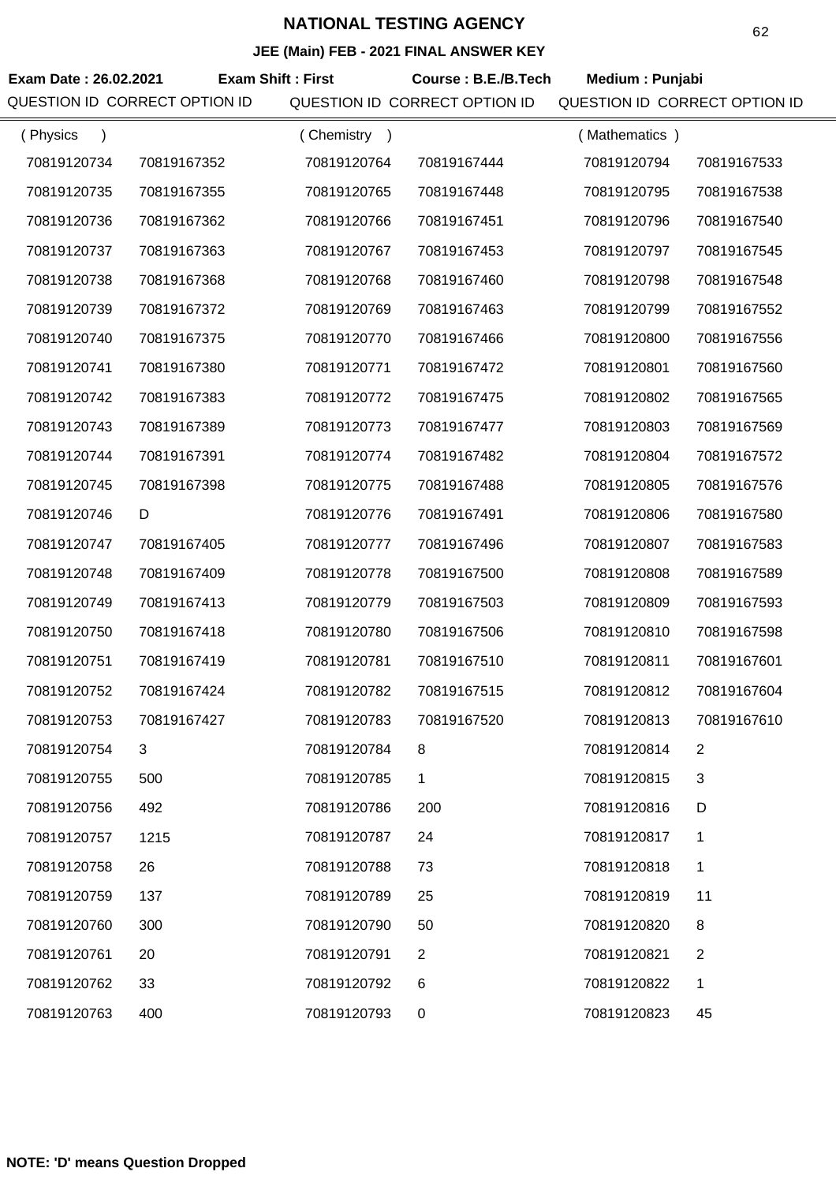# NATIONAL TESTING AGENCY

**JEE (Main) FEB - 2021 FINAL ANSWER KEY**

**Exam Date : 26.02.2021** **Exam Shift : First** **Course : B.E./B.Tech** **Medium : Punjabi**

| QUESTION ID | CORRECT OPTION ID | QUESTION ID | CORRECT OPTION ID | QUESTION ID | CORRECT OPTION ID |
|---|---|---|---|---|---|
| ( Physics ) | | ( Chemistry ) | | ( Mathematics ) | |
| 70819120734 | 70819167352 | 70819120764 | 70819167444 | 70819120794 | 70819167533 |
| 70819120735 | 70819167355 | 70819120765 | 70819167448 | 70819120795 | 70819167538 |
| 70819120736 | 70819167362 | 70819120766 | 70819167451 | 70819120796 | 70819167540 |
| 70819120737 | 70819167363 | 70819120767 | 70819167453 | 70819120797 | 70819167545 |
| 70819120738 | 70819167368 | 70819120768 | 70819167460 | 70819120798 | 70819167548 |
| 70819120739 | 70819167372 | 70819120769 | 70819167463 | 70819120799 | 70819167552 |
| 70819120740 | 70819167375 | 70819120770 | 70819167466 | 70819120800 | 70819167556 |
| 70819120741 | 70819167380 | 70819120771 | 70819167472 | 70819120801 | 70819167560 |
| 70819120742 | 70819167383 | 70819120772 | 70819167475 | 70819120802 | 70819167565 |
| 70819120743 | 70819167389 | 70819120773 | 70819167477 | 70819120803 | 70819167569 |
| 70819120744 | 70819167391 | 70819120774 | 70819167482 | 70819120804 | 70819167572 |
| 70819120745 | 70819167398 | 70819120775 | 70819167488 | 70819120805 | 70819167576 |
| 70819120746 | D | 70819120776 | 70819167491 | 70819120806 | 70819167580 |
| 70819120747 | 70819167405 | 70819120777 | 70819167496 | 70819120807 | 70819167583 |
| 70819120748 | 70819167409 | 70819120778 | 70819167500 | 70819120808 | 70819167589 |
| 70819120749 | 70819167413 | 70819120779 | 70819167503 | 70819120809 | 70819167593 |
| 70819120750 | 70819167418 | 70819120780 | 70819167506 | 70819120810 | 70819167598 |
| 70819120751 | 70819167419 | 70819120781 | 70819167510 | 70819120811 | 70819167601 |
| 70819120752 | 70819167424 | 70819120782 | 70819167515 | 70819120812 | 70819167604 |
| 70819120753 | 70819167427 | 70819120783 | 70819167520 | 70819120813 | 70819167610 |
| 70819120754 | 3 | 70819120784 | 8 | 70819120814 | 2 |
| 70819120755 | 500 | 70819120785 | 1 | 70819120815 | 3 |
| 70819120756 | 492 | 70819120786 | 200 | 70819120816 | D |
| 70819120757 | 1215 | 70819120787 | 24 | 70819120817 | 1 |
| 70819120758 | 26 | 70819120788 | 73 | 70819120818 | 1 |
| 70819120759 | 137 | 70819120789 | 25 | 70819120819 | 11 |
| 70819120760 | 300 | 70819120790 | 50 | 70819120820 | 8 |
| 70819120761 | 20 | 70819120791 | 2 | 70819120821 | 2 |
| 70819120762 | 33 | 70819120792 | 6 | 70819120822 | 1 |
| 70819120763 | 400 | 70819120793 | 0 | 70819120823 | 45 |

**NOTE: 'D' means Question Dropped**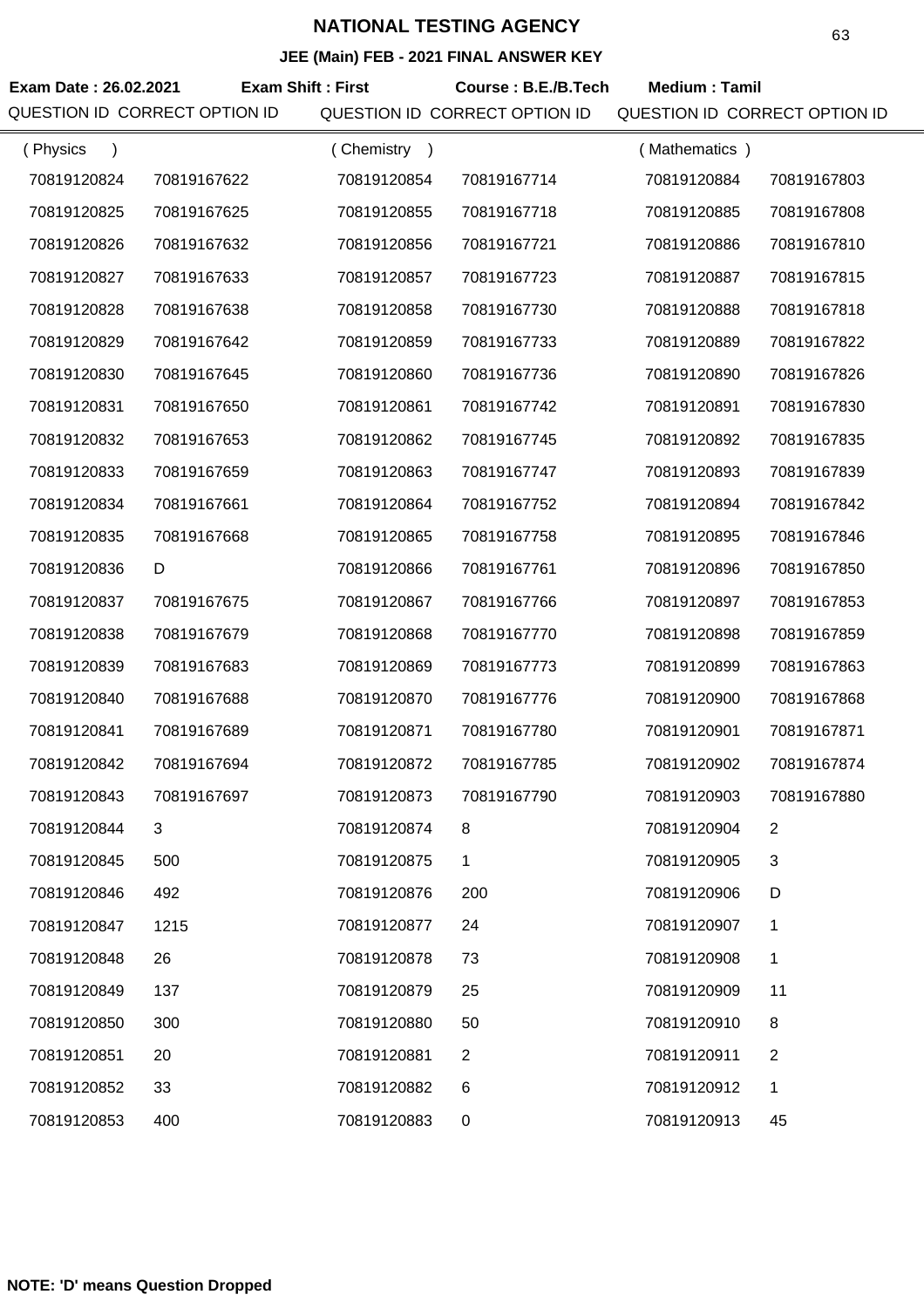# NATIONAL TESTING AGENCY

## JEE (Main) FEB - 2021 FINAL ANSWER KEY

**Exam Date : 26.02.2021** **Exam Shift : First** **Course : B.E./B.Tech** **Medium : Tamil**

| QUESTION ID | CORRECT OPTION ID | QUESTION ID | CORRECT OPTION ID | QUESTION ID | CORRECT OPTION ID |
|---|---|---|---|---|---|
| ( Physics ) | | ( Chemistry ) | | ( Mathematics ) | |
| 70819120824 | 70819167622 | 70819120854 | 70819167714 | 70819120884 | 70819167803 |
| 70819120825 | 70819167625 | 70819120855 | 70819167718 | 70819120885 | 70819167808 |
| 70819120826 | 70819167632 | 70819120856 | 70819167721 | 70819120886 | 70819167810 |
| 70819120827 | 70819167633 | 70819120857 | 70819167723 | 70819120887 | 70819167815 |
| 70819120828 | 70819167638 | 70819120858 | 70819167730 | 70819120888 | 70819167818 |
| 70819120829 | 70819167642 | 70819120859 | 70819167733 | 70819120889 | 70819167822 |
| 70819120830 | 70819167645 | 70819120860 | 70819167736 | 70819120890 | 70819167826 |
| 70819120831 | 70819167650 | 70819120861 | 70819167742 | 70819120891 | 70819167830 |
| 70819120832 | 70819167653 | 70819120862 | 70819167745 | 70819120892 | 70819167835 |
| 70819120833 | 70819167659 | 70819120863 | 70819167747 | 70819120893 | 70819167839 |
| 70819120834 | 70819167661 | 70819120864 | 70819167752 | 70819120894 | 70819167842 |
| 70819120835 | 70819167668 | 70819120865 | 70819167758 | 70819120895 | 70819167846 |
| 70819120836 | D | 70819120866 | 70819167761 | 70819120896 | 70819167850 |
| 70819120837 | 70819167675 | 70819120867 | 70819167766 | 70819120897 | 70819167853 |
| 70819120838 | 70819167679 | 70819120868 | 70819167770 | 70819120898 | 70819167859 |
| 70819120839 | 70819167683 | 70819120869 | 70819167773 | 70819120899 | 70819167863 |
| 70819120840 | 70819167688 | 70819120870 | 70819167776 | 70819120900 | 70819167868 |
| 70819120841 | 70819167689 | 70819120871 | 70819167780 | 70819120901 | 70819167871 |
| 70819120842 | 70819167694 | 70819120872 | 70819167785 | 70819120902 | 70819167874 |
| 70819120843 | 70819167697 | 70819120873 | 70819167790 | 70819120903 | 70819167880 |
| 70819120844 | 3 | 70819120874 | 8 | 70819120904 | 2 |
| 70819120845 | 500 | 70819120875 | 1 | 70819120905 | 3 |
| 70819120846 | 492 | 70819120876 | 200 | 70819120906 | D |
| 70819120847 | 1215 | 70819120877 | 24 | 70819120907 | 1 |
| 70819120848 | 26 | 70819120878 | 73 | 70819120908 | 1 |
| 70819120849 | 137 | 70819120879 | 25 | 70819120909 | 11 |
| 70819120850 | 300 | 70819120880 | 50 | 70819120910 | 8 |
| 70819120851 | 20 | 70819120881 | 2 | 70819120911 | 2 |
| 70819120852 | 33 | 70819120882 | 6 | 70819120912 | 1 |
| 70819120853 | 400 | 70819120883 | 0 | 70819120913 | 45 |

**NOTE: 'D' means Question Dropped**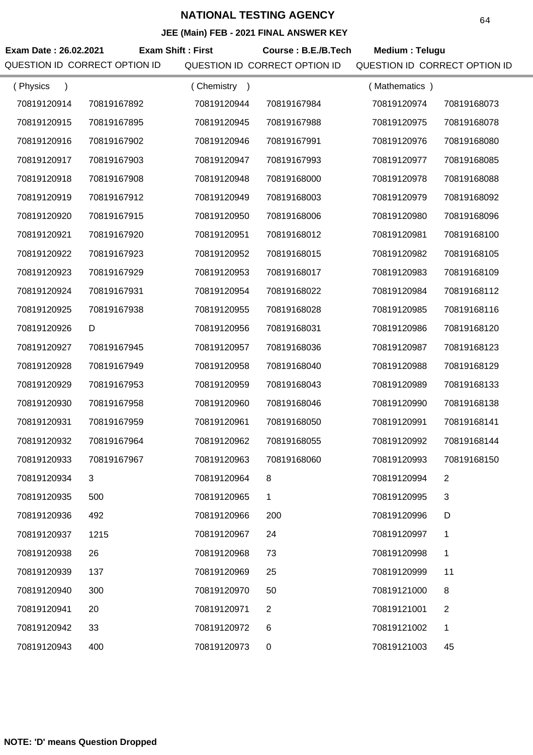# NATIONAL TESTING AGENCY

## JEE (Main) FEB - 2021 FINAL ANSWER KEY

**Exam Date : 26.02.2021** **Exam Shift : First** **Course : B.E./B.Tech** **Medium : Telugu**

| QUESTION ID | CORRECT OPTION ID | QUESTION ID | CORRECT OPTION ID | QUESTION ID | CORRECT OPTION ID |
|---|---|---|---|---|---|
| ( Physics ) | | ( Chemistry ) | | ( Mathematics ) | |
| 70819120914 | 70819167892 | 70819120944 | 70819167984 | 70819120974 | 70819168073 |
| 70819120915 | 70819167895 | 70819120945 | 70819167988 | 70819120975 | 70819168078 |
| 70819120916 | 70819167902 | 70819120946 | 70819167991 | 70819120976 | 70819168080 |
| 70819120917 | 70819167903 | 70819120947 | 70819167993 | 70819120977 | 70819168085 |
| 70819120918 | 70819167908 | 70819120948 | 70819168000 | 70819120978 | 70819168088 |
| 70819120919 | 70819167912 | 70819120949 | 70819168003 | 70819120979 | 70819168092 |
| 70819120920 | 70819167915 | 70819120950 | 70819168006 | 70819120980 | 70819168096 |
| 70819120921 | 70819167920 | 70819120951 | 70819168012 | 70819120981 | 70819168100 |
| 70819120922 | 70819167923 | 70819120952 | 70819168015 | 70819120982 | 70819168105 |
| 70819120923 | 70819167929 | 70819120953 | 70819168017 | 70819120983 | 70819168109 |
| 70819120924 | 70819167931 | 70819120954 | 70819168022 | 70819120984 | 70819168112 |
| 70819120925 | 70819167938 | 70819120955 | 70819168028 | 70819120985 | 70819168116 |
| 70819120926 | D | 70819120956 | 70819168031 | 70819120986 | 70819168120 |
| 70819120927 | 70819167945 | 70819120957 | 70819168036 | 70819120987 | 70819168123 |
| 70819120928 | 70819167949 | 70819120958 | 70819168040 | 70819120988 | 70819168129 |
| 70819120929 | 70819167953 | 70819120959 | 70819168043 | 70819120989 | 70819168133 |
| 70819120930 | 70819167958 | 70819120960 | 70819168046 | 70819120990 | 70819168138 |
| 70819120931 | 70819167959 | 70819120961 | 70819168050 | 70819120991 | 70819168141 |
| 70819120932 | 70819167964 | 70819120962 | 70819168055 | 70819120992 | 70819168144 |
| 70819120933 | 70819167967 | 70819120963 | 70819168060 | 70819120993 | 70819168150 |
| 70819120934 | 3 | 70819120964 | 8 | 70819120994 | 2 |
| 70819120935 | 500 | 70819120965 | 1 | 70819120995 | 3 |
| 70819120936 | 492 | 70819120966 | 200 | 70819120996 | D |
| 70819120937 | 1215 | 70819120967 | 24 | 70819120997 | 1 |
| 70819120938 | 26 | 70819120968 | 73 | 70819120998 | 1 |
| 70819120939 | 137 | 70819120969 | 25 | 70819120999 | 11 |
| 70819120940 | 300 | 70819120970 | 50 | 70819121000 | 8 |
| 70819120941 | 20 | 70819120971 | 2 | 70819121001 | 2 |
| 70819120942 | 33 | 70819120972 | 6 | 70819121002 | 1 |
| 70819120943 | 400 | 70819120973 | 0 | 70819121003 | 45 |

**NOTE: 'D' means Question Dropped**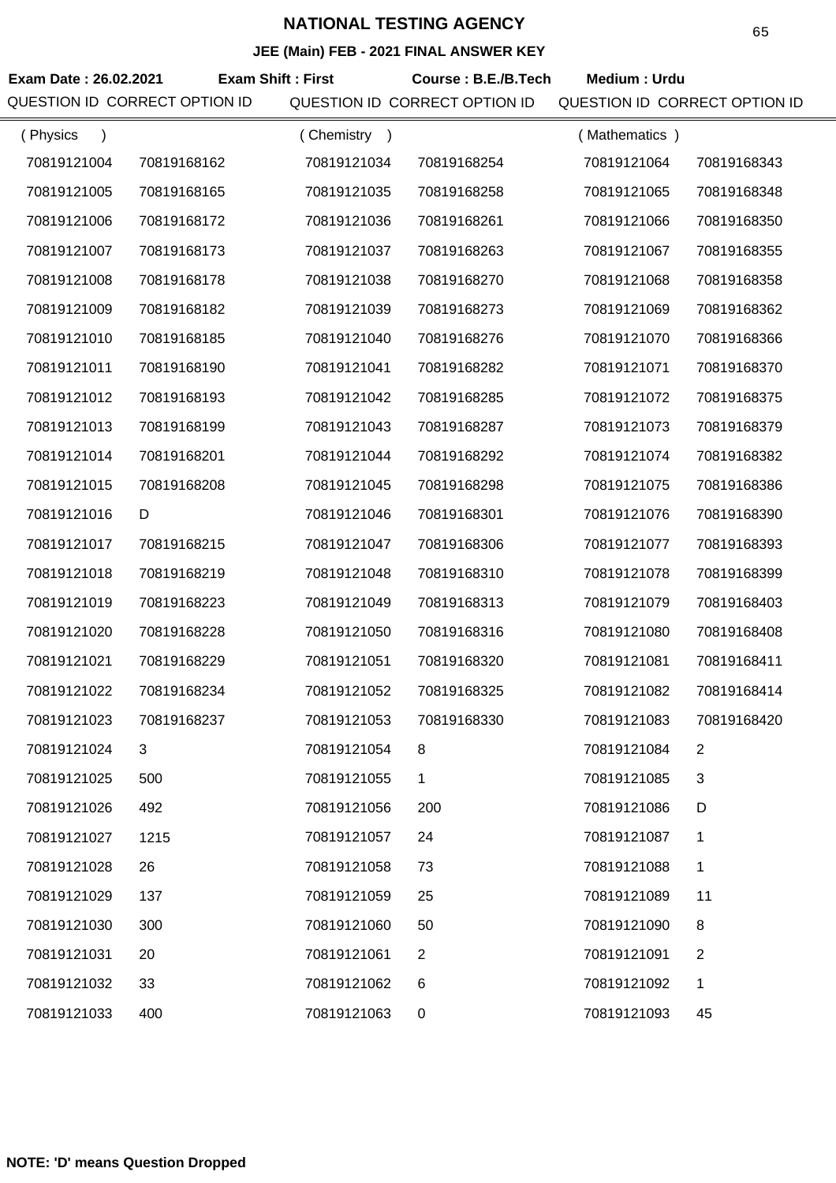# NATIONAL TESTING AGENCY

**JEE (Main) FEB - 2021 FINAL ANSWER KEY**

**Exam Date : 26.02.2021** **Exam Shift : First** **Course : B.E./B.Tech** **Medium : Urdu**

| QUESTION ID | CORRECT OPTION ID | QUESTION ID | CORRECT OPTION ID | QUESTION ID | CORRECT OPTION ID |
|---|---|---|---|---|---|
| ( Physics ) | | ( Chemistry ) | | ( Mathematics ) | |
| 70819121004 | 70819168162 | 70819121034 | 70819168254 | 70819121064 | 70819168343 |
| 70819121005 | 70819168165 | 70819121035 | 70819168258 | 70819121065 | 70819168348 |
| 70819121006 | 70819168172 | 70819121036 | 70819168261 | 70819121066 | 70819168350 |
| 70819121007 | 70819168173 | 70819121037 | 70819168263 | 70819121067 | 70819168355 |
| 70819121008 | 70819168178 | 70819121038 | 70819168270 | 70819121068 | 70819168358 |
| 70819121009 | 70819168182 | 70819121039 | 70819168273 | 70819121069 | 70819168362 |
| 70819121010 | 70819168185 | 70819121040 | 70819168276 | 70819121070 | 70819168366 |
| 70819121011 | 70819168190 | 70819121041 | 70819168282 | 70819121071 | 70819168370 |
| 70819121012 | 70819168193 | 70819121042 | 70819168285 | 70819121072 | 70819168375 |
| 70819121013 | 70819168199 | 70819121043 | 70819168287 | 70819121073 | 70819168379 |
| 70819121014 | 70819168201 | 70819121044 | 70819168292 | 70819121074 | 70819168382 |
| 70819121015 | 70819168208 | 70819121045 | 70819168298 | 70819121075 | 70819168386 |
| 70819121016 | D | 70819121046 | 70819168301 | 70819121076 | 70819168390 |
| 70819121017 | 70819168215 | 70819121047 | 70819168306 | 70819121077 | 70819168393 |
| 70819121018 | 70819168219 | 70819121048 | 70819168310 | 70819121078 | 70819168399 |
| 70819121019 | 70819168223 | 70819121049 | 70819168313 | 70819121079 | 70819168403 |
| 70819121020 | 70819168228 | 70819121050 | 70819168316 | 70819121080 | 70819168408 |
| 70819121021 | 70819168229 | 70819121051 | 70819168320 | 70819121081 | 70819168411 |
| 70819121022 | 70819168234 | 70819121052 | 70819168325 | 70819121082 | 70819168414 |
| 70819121023 | 70819168237 | 70819121053 | 70819168330 | 70819121083 | 70819168420 |
| 70819121024 | 3 | 70819121054 | 8 | 70819121084 | 2 |
| 70819121025 | 500 | 70819121055 | 1 | 70819121085 | 3 |
| 70819121026 | 492 | 70819121056 | 200 | 70819121086 | D |
| 70819121027 | 1215 | 70819121057 | 24 | 70819121087 | 1 |
| 70819121028 | 26 | 70819121058 | 73 | 70819121088 | 1 |
| 70819121029 | 137 | 70819121059 | 25 | 70819121089 | 11 |
| 70819121030 | 300 | 70819121060 | 50 | 70819121090 | 8 |
| 70819121031 | 20 | 70819121061 | 2 | 70819121091 | 2 |
| 70819121032 | 33 | 70819121062 | 6 | 70819121092 | 1 |
| 70819121033 | 400 | 70819121063 | 0 | 70819121093 | 45 |

**NOTE: 'D' means Question Dropped**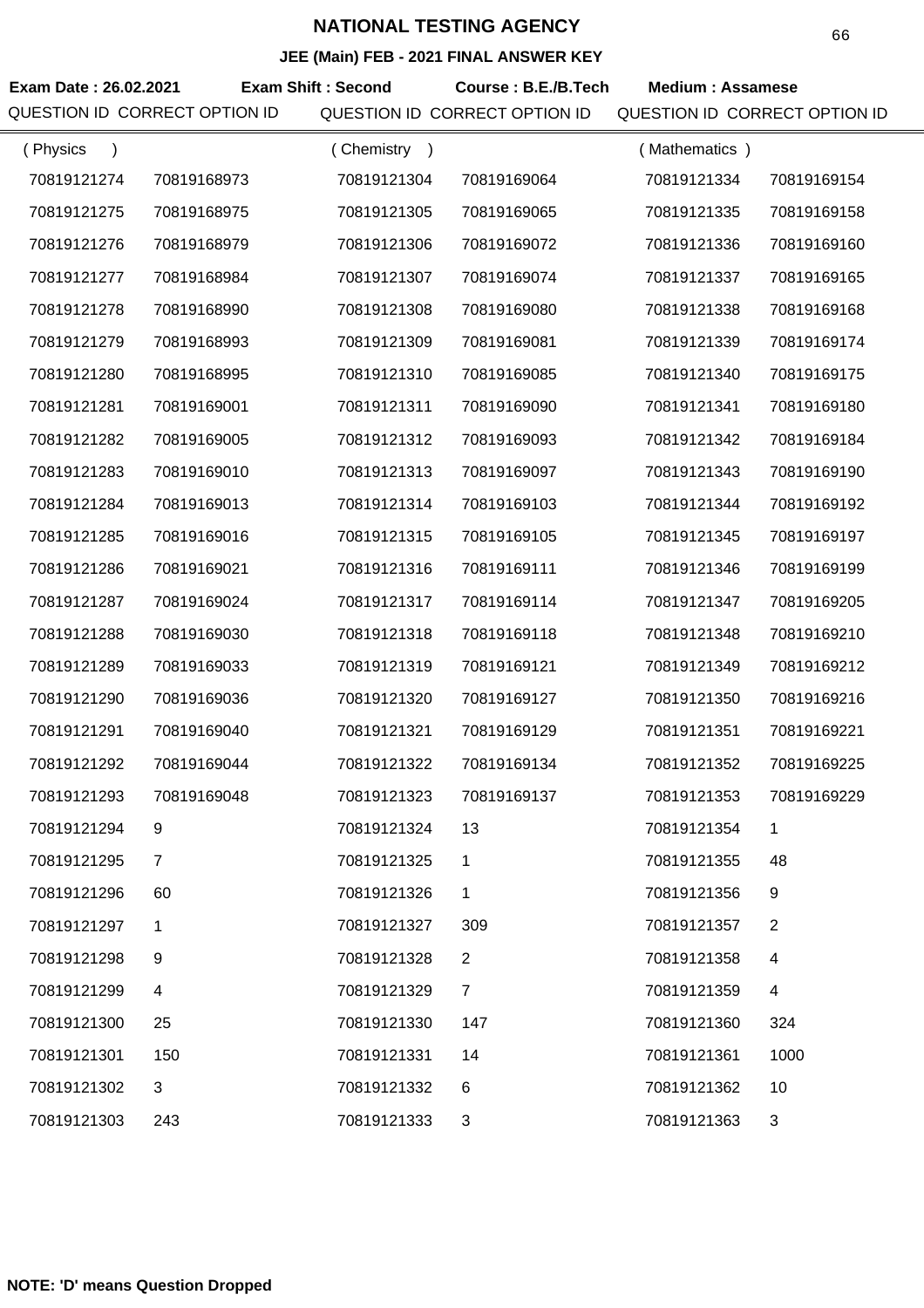# NATIONAL TESTING AGENCY

## JEE (Main) FEB - 2021 FINAL ANSWER KEY

**Exam Date : 26.02.2021** **Exam Shift : Second** **Course : B.E./B.Tech** **Medium : Assamese**

| QUESTION ID | CORRECT OPTION ID | QUESTION ID | CORRECT OPTION ID | QUESTION ID | CORRECT OPTION ID |
|---|---|---|---|---|---|
| ( Physics ) | | ( Chemistry ) | | ( Mathematics ) | |
| 70819121274 | 70819168973 | 70819121304 | 70819169064 | 70819121334 | 70819169154 |
| 70819121275 | 70819168975 | 70819121305 | 70819169065 | 70819121335 | 70819169158 |
| 70819121276 | 70819168979 | 70819121306 | 70819169072 | 70819121336 | 70819169160 |
| 70819121277 | 70819168984 | 70819121307 | 70819169074 | 70819121337 | 70819169165 |
| 70819121278 | 70819168990 | 70819121308 | 70819169080 | 70819121338 | 70819169168 |
| 70819121279 | 70819168993 | 70819121309 | 70819169081 | 70819121339 | 70819169174 |
| 70819121280 | 70819168995 | 70819121310 | 70819169085 | 70819121340 | 70819169175 |
| 70819121281 | 70819169001 | 70819121311 | 70819169090 | 70819121341 | 70819169180 |
| 70819121282 | 70819169005 | 70819121312 | 70819169093 | 70819121342 | 70819169184 |
| 70819121283 | 70819169010 | 70819121313 | 70819169097 | 70819121343 | 70819169190 |
| 70819121284 | 70819169013 | 70819121314 | 70819169103 | 70819121344 | 70819169192 |
| 70819121285 | 70819169016 | 70819121315 | 70819169105 | 70819121345 | 70819169197 |
| 70819121286 | 70819169021 | 70819121316 | 70819169111 | 70819121346 | 70819169199 |
| 70819121287 | 70819169024 | 70819121317 | 70819169114 | 70819121347 | 70819169205 |
| 70819121288 | 70819169030 | 70819121318 | 70819169118 | 70819121348 | 70819169210 |
| 70819121289 | 70819169033 | 70819121319 | 70819169121 | 70819121349 | 70819169212 |
| 70819121290 | 70819169036 | 70819121320 | 70819169127 | 70819121350 | 70819169216 |
| 70819121291 | 70819169040 | 70819121321 | 70819169129 | 70819121351 | 70819169221 |
| 70819121292 | 70819169044 | 70819121322 | 70819169134 | 70819121352 | 70819169225 |
| 70819121293 | 70819169048 | 70819121323 | 70819169137 | 70819121353 | 70819169229 |
| 70819121294 | 9 | 70819121324 | 13 | 70819121354 | 1 |
| 70819121295 | 7 | 70819121325 | 1 | 70819121355 | 48 |
| 70819121296 | 60 | 70819121326 | 1 | 70819121356 | 9 |
| 70819121297 | 1 | 70819121327 | 309 | 70819121357 | 2 |
| 70819121298 | 9 | 70819121328 | 2 | 70819121358 | 4 |
| 70819121299 | 4 | 70819121329 | 7 | 70819121359 | 4 |
| 70819121300 | 25 | 70819121330 | 147 | 70819121360 | 324 |
| 70819121301 | 150 | 70819121331 | 14 | 70819121361 | 1000 |
| 70819121302 | 3 | 70819121332 | 6 | 70819121362 | 10 |
| 70819121303 | 243 | 70819121333 | 3 | 70819121363 | 3 |

**NOTE: 'D' means Question Dropped**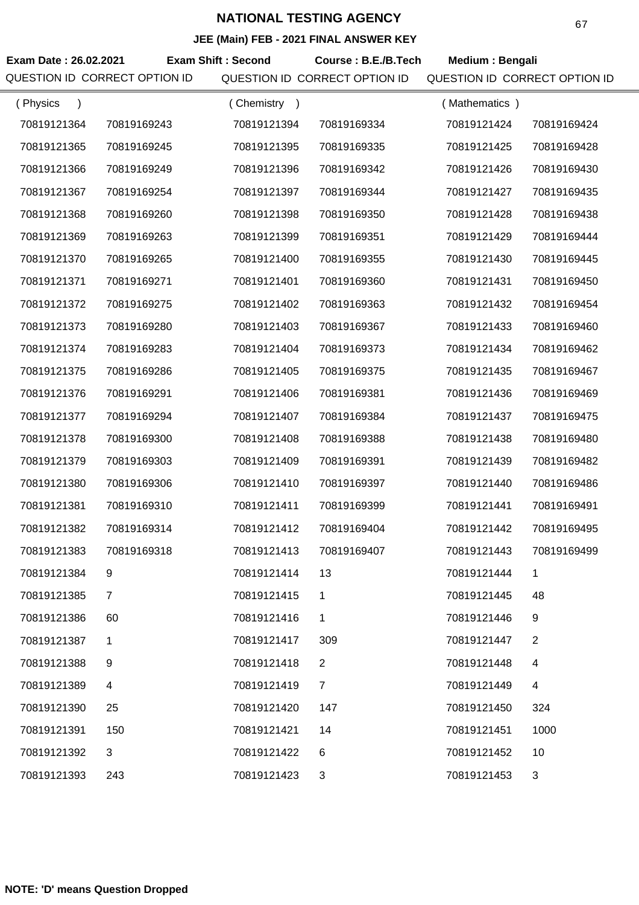# NATIONAL TESTING AGENCY

**JEE (Main) FEB - 2021 FINAL ANSWER KEY**

**Exam Date : 26.02.2021** **Exam Shift : Second** **Course : B.E./B.Tech** **Medium : Bengali**

| QUESTION ID | CORRECT OPTION ID | QUESTION ID | CORRECT OPTION ID | QUESTION ID | CORRECT OPTION ID |
|---|---|---|---|---|---|
| ( Physics ) | | ( Chemistry ) | | ( Mathematics ) | |
| 70819121364 | 70819169243 | 70819121394 | 70819169334 | 70819121424 | 70819169424 |
| 70819121365 | 70819169245 | 70819121395 | 70819169335 | 70819121425 | 70819169428 |
| 70819121366 | 70819169249 | 70819121396 | 70819169342 | 70819121426 | 70819169430 |
| 70819121367 | 70819169254 | 70819121397 | 70819169344 | 70819121427 | 70819169435 |
| 70819121368 | 70819169260 | 70819121398 | 70819169350 | 70819121428 | 70819169438 |
| 70819121369 | 70819169263 | 70819121399 | 70819169351 | 70819121429 | 70819169444 |
| 70819121370 | 70819169265 | 70819121400 | 70819169355 | 70819121430 | 70819169445 |
| 70819121371 | 70819169271 | 70819121401 | 70819169360 | 70819121431 | 70819169450 |
| 70819121372 | 70819169275 | 70819121402 | 70819169363 | 70819121432 | 70819169454 |
| 70819121373 | 70819169280 | 70819121403 | 70819169367 | 70819121433 | 70819169460 |
| 70819121374 | 70819169283 | 70819121404 | 70819169373 | 70819121434 | 70819169462 |
| 70819121375 | 70819169286 | 70819121405 | 70819169375 | 70819121435 | 70819169467 |
| 70819121376 | 70819169291 | 70819121406 | 70819169381 | 70819121436 | 70819169469 |
| 70819121377 | 70819169294 | 70819121407 | 70819169384 | 70819121437 | 70819169475 |
| 70819121378 | 70819169300 | 70819121408 | 70819169388 | 70819121438 | 70819169480 |
| 70819121379 | 70819169303 | 70819121409 | 70819169391 | 70819121439 | 70819169482 |
| 70819121380 | 70819169306 | 70819121410 | 70819169397 | 70819121440 | 70819169486 |
| 70819121381 | 70819169310 | 70819121411 | 70819169399 | 70819121441 | 70819169491 |
| 70819121382 | 70819169314 | 70819121412 | 70819169404 | 70819121442 | 70819169495 |
| 70819121383 | 70819169318 | 70819121413 | 70819169407 | 70819121443 | 70819169499 |
| 70819121384 | 9 | 70819121414 | 13 | 70819121444 | 1 |
| 70819121385 | 7 | 70819121415 | 1 | 70819121445 | 48 |
| 70819121386 | 60 | 70819121416 | 1 | 70819121446 | 9 |
| 70819121387 | 1 | 70819121417 | 309 | 70819121447 | 2 |
| 70819121388 | 9 | 70819121418 | 2 | 70819121448 | 4 |
| 70819121389 | 4 | 70819121419 | 7 | 70819121449 | 4 |
| 70819121390 | 25 | 70819121420 | 147 | 70819121450 | 324 |
| 70819121391 | 150 | 70819121421 | 14 | 70819121451 | 1000 |
| 70819121392 | 3 | 70819121422 | 6 | 70819121452 | 10 |
| 70819121393 | 243 | 70819121423 | 3 | 70819121453 | 3 |

**NOTE: 'D' means Question Dropped**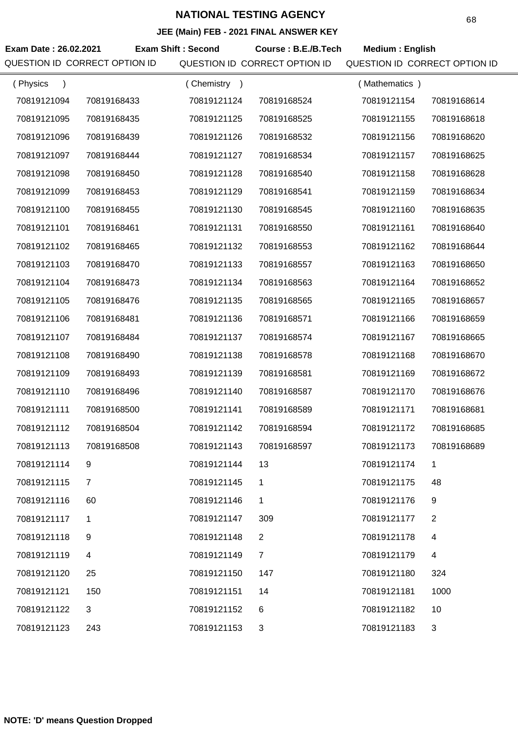# NATIONAL TESTING AGENCY

## JEE (Main) FEB - 2021 FINAL ANSWER KEY

**Exam Date : 26.02.2021** **Exam Shift : Second** **Course : B.E./B.Tech** **Medium : English**

| QUESTION ID | CORRECT OPTION ID | QUESTION ID | CORRECT OPTION ID | QUESTION ID | CORRECT OPTION ID |
|---|---|---|---|---|---|
| ( Physics ) | | ( Chemistry ) | | ( Mathematics ) | |
| 70819121094 | 70819168433 | 70819121124 | 70819168524 | 70819121154 | 70819168614 |
| 70819121095 | 70819168435 | 70819121125 | 70819168525 | 70819121155 | 70819168618 |
| 70819121096 | 70819168439 | 70819121126 | 70819168532 | 70819121156 | 70819168620 |
| 70819121097 | 70819168444 | 70819121127 | 70819168534 | 70819121157 | 70819168625 |
| 70819121098 | 70819168450 | 70819121128 | 70819168540 | 70819121158 | 70819168628 |
| 70819121099 | 70819168453 | 70819121129 | 70819168541 | 70819121159 | 70819168634 |
| 70819121100 | 70819168455 | 70819121130 | 70819168545 | 70819121160 | 70819168635 |
| 70819121101 | 70819168461 | 70819121131 | 70819168550 | 70819121161 | 70819168640 |
| 70819121102 | 70819168465 | 70819121132 | 70819168553 | 70819121162 | 70819168644 |
| 70819121103 | 70819168470 | 70819121133 | 70819168557 | 70819121163 | 70819168650 |
| 70819121104 | 70819168473 | 70819121134 | 70819168563 | 70819121164 | 70819168652 |
| 70819121105 | 70819168476 | 70819121135 | 70819168565 | 70819121165 | 70819168657 |
| 70819121106 | 70819168481 | 70819121136 | 70819168571 | 70819121166 | 70819168659 |
| 70819121107 | 70819168484 | 70819121137 | 70819168574 | 70819121167 | 70819168665 |
| 70819121108 | 70819168490 | 70819121138 | 70819168578 | 70819121168 | 70819168670 |
| 70819121109 | 70819168493 | 70819121139 | 70819168581 | 70819121169 | 70819168672 |
| 70819121110 | 70819168496 | 70819121140 | 70819168587 | 70819121170 | 70819168676 |
| 70819121111 | 70819168500 | 70819121141 | 70819168589 | 70819121171 | 70819168681 |
| 70819121112 | 70819168504 | 70819121142 | 70819168594 | 70819121172 | 70819168685 |
| 70819121113 | 70819168508 | 70819121143 | 70819168597 | 70819121173 | 70819168689 |
| 70819121114 | 9 | 70819121144 | 13 | 70819121174 | 1 |
| 70819121115 | 7 | 70819121145 | 1 | 70819121175 | 48 |
| 70819121116 | 60 | 70819121146 | 1 | 70819121176 | 9 |
| 70819121117 | 1 | 70819121147 | 309 | 70819121177 | 2 |
| 70819121118 | 9 | 70819121148 | 2 | 70819121178 | 4 |
| 70819121119 | 4 | 70819121149 | 7 | 70819121179 | 4 |
| 70819121120 | 25 | 70819121150 | 147 | 70819121180 | 324 |
| 70819121121 | 150 | 70819121151 | 14 | 70819121181 | 1000 |
| 70819121122 | 3 | 70819121152 | 6 | 70819121182 | 10 |
| 70819121123 | 243 | 70819121153 | 3 | 70819121183 | 3 |

**NOTE: 'D' means Question Dropped**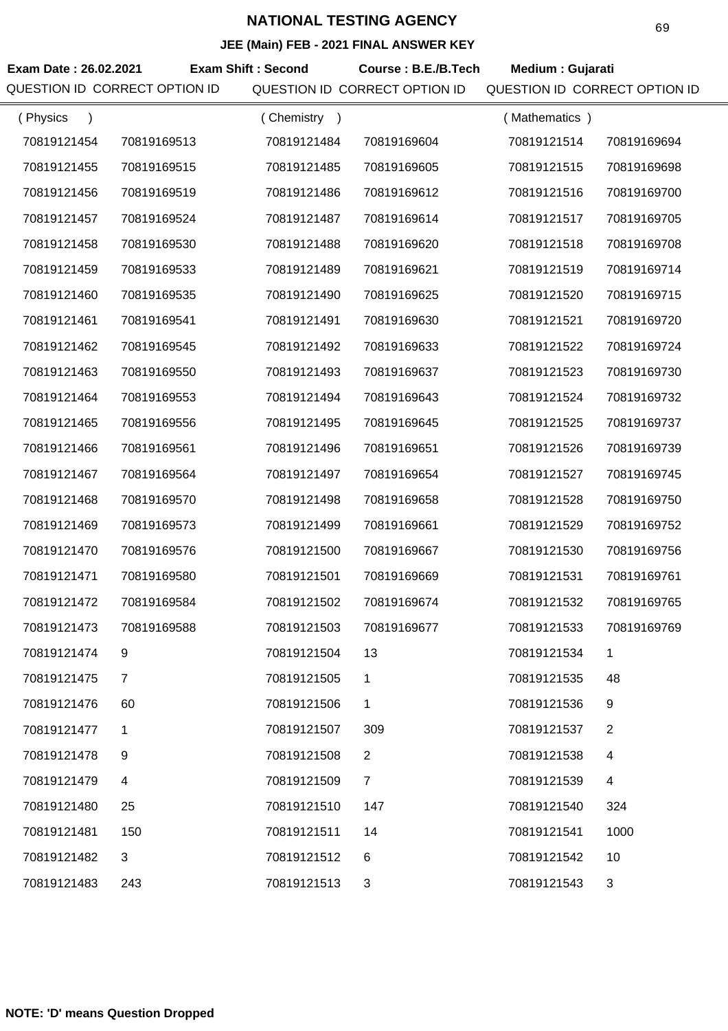# NATIONAL TESTING AGENCY

**JEE (Main) FEB - 2021 FINAL ANSWER KEY**

**Exam Date : 26.02.2021** **Exam Shift : Second** **Course : B.E./B.Tech** **Medium : Gujarati**

| QUESTION ID | CORRECT OPTION ID | QUESTION ID | CORRECT OPTION ID | QUESTION ID | CORRECT OPTION ID |
|---|---|---|---|---|---|
| ( Physics ) | | ( Chemistry ) | | ( Mathematics ) | |
| 70819121454 | 70819169513 | 70819121484 | 70819169604 | 70819121514 | 70819169694 |
| 70819121455 | 70819169515 | 70819121485 | 70819169605 | 70819121515 | 70819169698 |
| 70819121456 | 70819169519 | 70819121486 | 70819169612 | 70819121516 | 70819169700 |
| 70819121457 | 70819169524 | 70819121487 | 70819169614 | 70819121517 | 70819169705 |
| 70819121458 | 70819169530 | 70819121488 | 70819169620 | 70819121518 | 70819169708 |
| 70819121459 | 70819169533 | 70819121489 | 70819169621 | 70819121519 | 70819169714 |
| 70819121460 | 70819169535 | 70819121490 | 70819169625 | 70819121520 | 70819169715 |
| 70819121461 | 70819169541 | 70819121491 | 70819169630 | 70819121521 | 70819169720 |
| 70819121462 | 70819169545 | 70819121492 | 70819169633 | 70819121522 | 70819169724 |
| 70819121463 | 70819169550 | 70819121493 | 70819169637 | 70819121523 | 70819169730 |
| 70819121464 | 70819169553 | 70819121494 | 70819169643 | 70819121524 | 70819169732 |
| 70819121465 | 70819169556 | 70819121495 | 70819169645 | 70819121525 | 70819169737 |
| 70819121466 | 70819169561 | 70819121496 | 70819169651 | 70819121526 | 70819169739 |
| 70819121467 | 70819169564 | 70819121497 | 70819169654 | 70819121527 | 70819169745 |
| 70819121468 | 70819169570 | 70819121498 | 70819169658 | 70819121528 | 70819169750 |
| 70819121469 | 70819169573 | 70819121499 | 70819169661 | 70819121529 | 70819169752 |
| 70819121470 | 70819169576 | 70819121500 | 70819169667 | 70819121530 | 70819169756 |
| 70819121471 | 70819169580 | 70819121501 | 70819169669 | 70819121531 | 70819169761 |
| 70819121472 | 70819169584 | 70819121502 | 70819169674 | 70819121532 | 70819169765 |
| 70819121473 | 70819169588 | 70819121503 | 70819169677 | 70819121533 | 70819169769 |
| 70819121474 | 9 | 70819121504 | 13 | 70819121534 | 1 |
| 70819121475 | 7 | 70819121505 | 1 | 70819121535 | 48 |
| 70819121476 | 60 | 70819121506 | 1 | 70819121536 | 9 |
| 70819121477 | 1 | 70819121507 | 309 | 70819121537 | 2 |
| 70819121478 | 9 | 70819121508 | 2 | 70819121538 | 4 |
| 70819121479 | 4 | 70819121509 | 7 | 70819121539 | 4 |
| 70819121480 | 25 | 70819121510 | 147 | 70819121540 | 324 |
| 70819121481 | 150 | 70819121511 | 14 | 70819121541 | 1000 |
| 70819121482 | 3 | 70819121512 | 6 | 70819121542 | 10 |
| 70819121483 | 243 | 70819121513 | 3 | 70819121543 | 3 |

**NOTE: 'D' means Question Dropped**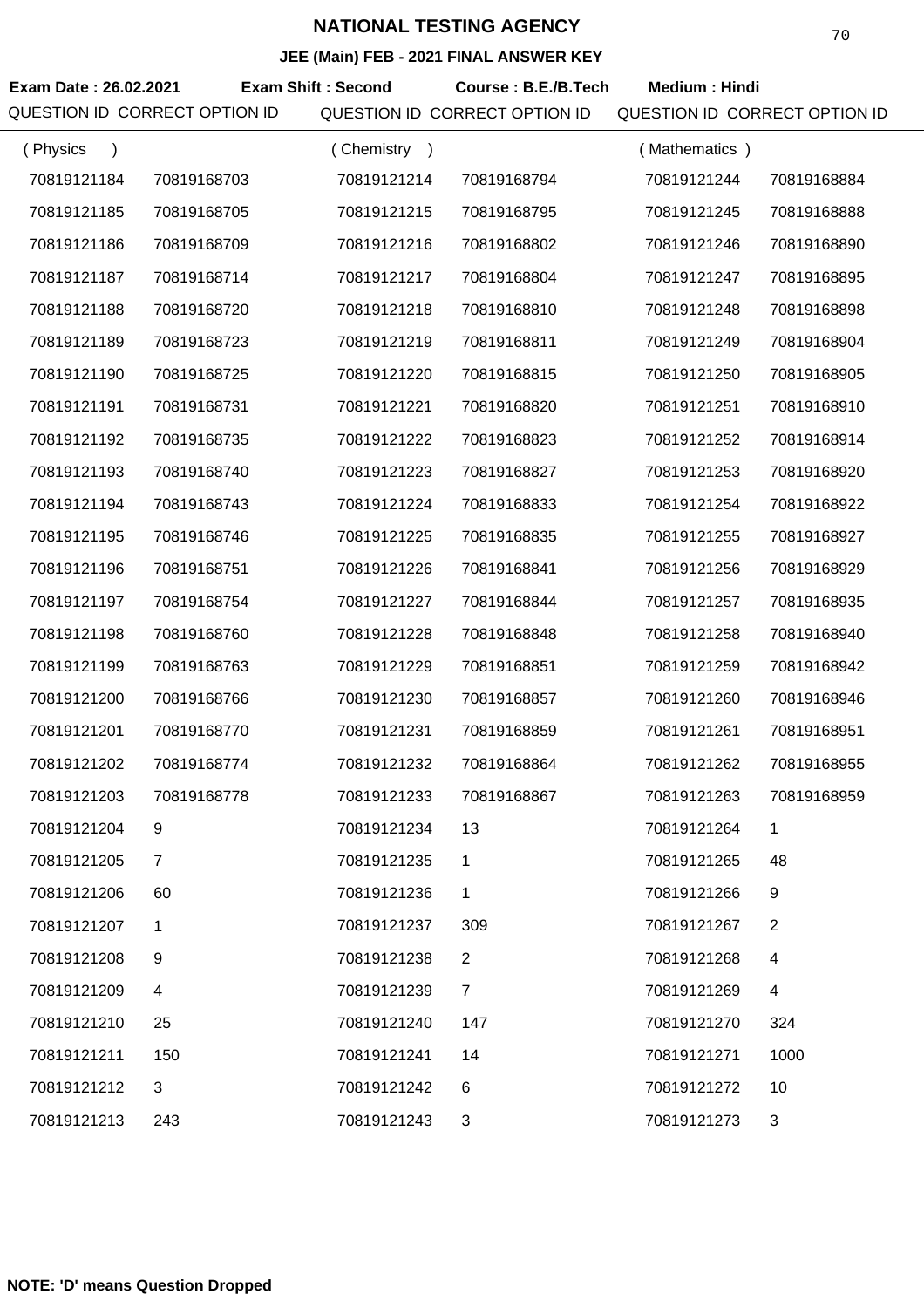# NATIONAL TESTING AGENCY

### JEE (Main) FEB - 2021 FINAL ANSWER KEY

**Exam Date : 26.02.2021** **Exam Shift : Second** **Course : B.E./B.Tech** **Medium : Hindi**

| QUESTION ID | CORRECT OPTION ID | QUESTION ID | CORRECT OPTION ID | QUESTION ID | CORRECT OPTION ID |
|---|---|---|---|---|---|
| ( Physics ) | | ( Chemistry ) | | ( Mathematics ) | |
| 70819121184 | 70819168703 | 70819121214 | 70819168794 | 70819121244 | 70819168884 |
| 70819121185 | 70819168705 | 70819121215 | 70819168795 | 70819121245 | 70819168888 |
| 70819121186 | 70819168709 | 70819121216 | 70819168802 | 70819121246 | 70819168890 |
| 70819121187 | 70819168714 | 70819121217 | 70819168804 | 70819121247 | 70819168895 |
| 70819121188 | 70819168720 | 70819121218 | 70819168810 | 70819121248 | 70819168898 |
| 70819121189 | 70819168723 | 70819121219 | 70819168811 | 70819121249 | 70819168904 |
| 70819121190 | 70819168725 | 70819121220 | 70819168815 | 70819121250 | 70819168905 |
| 70819121191 | 70819168731 | 70819121221 | 70819168820 | 70819121251 | 70819168910 |
| 70819121192 | 70819168735 | 70819121222 | 70819168823 | 70819121252 | 70819168914 |
| 70819121193 | 70819168740 | 70819121223 | 70819168827 | 70819121253 | 70819168920 |
| 70819121194 | 70819168743 | 70819121224 | 70819168833 | 70819121254 | 70819168922 |
| 70819121195 | 70819168746 | 70819121225 | 70819168835 | 70819121255 | 70819168927 |
| 70819121196 | 70819168751 | 70819121226 | 70819168841 | 70819121256 | 70819168929 |
| 70819121197 | 70819168754 | 70819121227 | 70819168844 | 70819121257 | 70819168935 |
| 70819121198 | 70819168760 | 70819121228 | 70819168848 | 70819121258 | 70819168940 |
| 70819121199 | 70819168763 | 70819121229 | 70819168851 | 70819121259 | 70819168942 |
| 70819121200 | 70819168766 | 70819121230 | 70819168857 | 70819121260 | 70819168946 |
| 70819121201 | 70819168770 | 70819121231 | 70819168859 | 70819121261 | 70819168951 |
| 70819121202 | 70819168774 | 70819121232 | 70819168864 | 70819121262 | 70819168955 |
| 70819121203 | 70819168778 | 70819121233 | 70819168867 | 70819121263 | 70819168959 |
| 70819121204 | 9 | 70819121234 | 13 | 70819121264 | 1 |
| 70819121205 | 7 | 70819121235 | 1 | 70819121265 | 48 |
| 70819121206 | 60 | 70819121236 | 1 | 70819121266 | 9 |
| 70819121207 | 1 | 70819121237 | 309 | 70819121267 | 2 |
| 70819121208 | 9 | 70819121238 | 2 | 70819121268 | 4 |
| 70819121209 | 4 | 70819121239 | 7 | 70819121269 | 4 |
| 70819121210 | 25 | 70819121240 | 147 | 70819121270 | 324 |
| 70819121211 | 150 | 70819121241 | 14 | 70819121271 | 1000 |
| 70819121212 | 3 | 70819121242 | 6 | 70819121272 | 10 |
| 70819121213 | 243 | 70819121243 | 3 | 70819121273 | 3 |

**NOTE: 'D' means Question Dropped**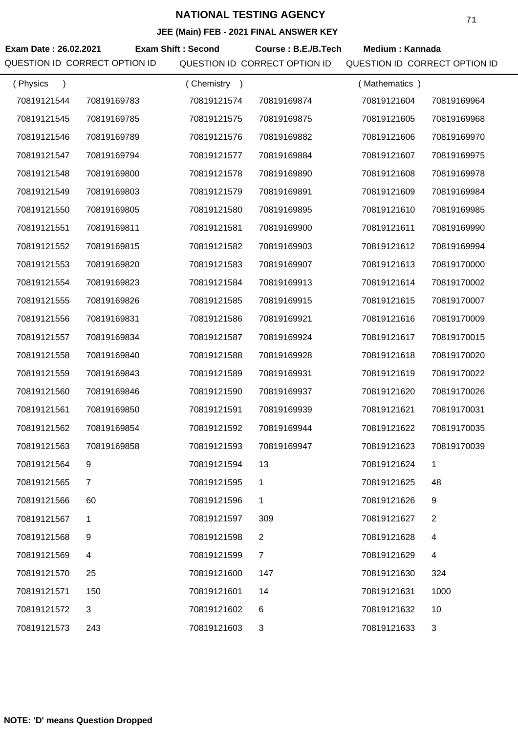# NATIONAL TESTING AGENCY

## JEE (Main) FEB - 2021 FINAL ANSWER KEY

**Exam Date : 26.02.2021** **Exam Shift : Second** **Course : B.E./B.Tech** **Medium : Kannada**

| QUESTION ID | CORRECT OPTION ID | QUESTION ID | CORRECT OPTION ID | QUESTION ID | CORRECT OPTION ID |
|---|---|---|---|---|---|
| ( Physics ) | | ( Chemistry ) | | ( Mathematics ) | |
| 70819121544 | 70819169783 | 70819121574 | 70819169874 | 70819121604 | 70819169964 |
| 70819121545 | 70819169785 | 70819121575 | 70819169875 | 70819121605 | 70819169968 |
| 70819121546 | 70819169789 | 70819121576 | 70819169882 | 70819121606 | 70819169970 |
| 70819121547 | 70819169794 | 70819121577 | 70819169884 | 70819121607 | 70819169975 |
| 70819121548 | 70819169800 | 70819121578 | 70819169890 | 70819121608 | 70819169978 |
| 70819121549 | 70819169803 | 70819121579 | 70819169891 | 70819121609 | 70819169984 |
| 70819121550 | 70819169805 | 70819121580 | 70819169895 | 70819121610 | 70819169985 |
| 70819121551 | 70819169811 | 70819121581 | 70819169900 | 70819121611 | 70819169990 |
| 70819121552 | 70819169815 | 70819121582 | 70819169903 | 70819121612 | 70819169994 |
| 70819121553 | 70819169820 | 70819121583 | 70819169907 | 70819121613 | 70819170000 |
| 70819121554 | 70819169823 | 70819121584 | 70819169913 | 70819121614 | 70819170002 |
| 70819121555 | 70819169826 | 70819121585 | 70819169915 | 70819121615 | 70819170007 |
| 70819121556 | 70819169831 | 70819121586 | 70819169921 | 70819121616 | 70819170009 |
| 70819121557 | 70819169834 | 70819121587 | 70819169924 | 70819121617 | 70819170015 |
| 70819121558 | 70819169840 | 70819121588 | 70819169928 | 70819121618 | 70819170020 |
| 70819121559 | 70819169843 | 70819121589 | 70819169931 | 70819121619 | 70819170022 |
| 70819121560 | 70819169846 | 70819121590 | 70819169937 | 70819121620 | 70819170026 |
| 70819121561 | 70819169850 | 70819121591 | 70819169939 | 70819121621 | 70819170031 |
| 70819121562 | 70819169854 | 70819121592 | 70819169944 | 70819121622 | 70819170035 |
| 70819121563 | 70819169858 | 70819121593 | 70819169947 | 70819121623 | 70819170039 |
| 70819121564 | 9 | 70819121594 | 13 | 70819121624 | 1 |
| 70819121565 | 7 | 70819121595 | 1 | 70819121625 | 48 |
| 70819121566 | 60 | 70819121596 | 1 | 70819121626 | 9 |
| 70819121567 | 1 | 70819121597 | 309 | 70819121627 | 2 |
| 70819121568 | 9 | 70819121598 | 2 | 70819121628 | 4 |
| 70819121569 | 4 | 70819121599 | 7 | 70819121629 | 4 |
| 70819121570 | 25 | 70819121600 | 147 | 70819121630 | 324 |
| 70819121571 | 150 | 70819121601 | 14 | 70819121631 | 1000 |
| 70819121572 | 3 | 70819121602 | 6 | 70819121632 | 10 |
| 70819121573 | 243 | 70819121603 | 3 | 70819121633 | 3 |

**NOTE: 'D' means Question Dropped**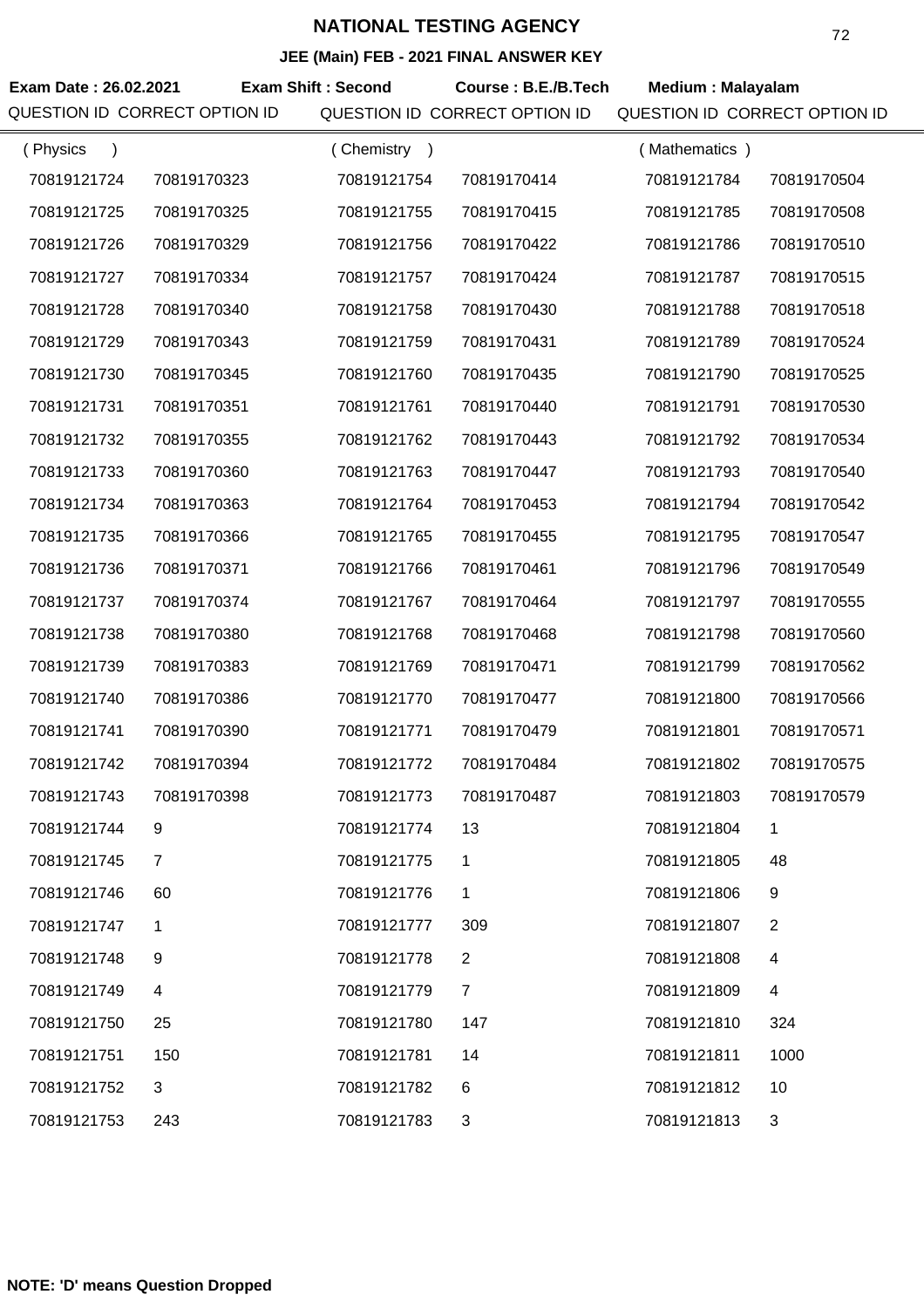# NATIONAL TESTING AGENCY

**JEE (Main) FEB - 2021 FINAL ANSWER KEY**

**Exam Date : 26.02.2021** **Exam Shift : Second** **Course : B.E./B.Tech** **Medium : Malayalam**

| QUESTION ID | CORRECT OPTION ID | QUESTION ID | CORRECT OPTION ID | QUESTION ID | CORRECT OPTION ID |
|---|---|---|---|---|---|
| ( Physics ) | | ( Chemistry ) | | ( Mathematics ) | |
| 70819121724 | 70819170323 | 70819121754 | 70819170414 | 70819121784 | 70819170504 |
| 70819121725 | 70819170325 | 70819121755 | 70819170415 | 70819121785 | 70819170508 |
| 70819121726 | 70819170329 | 70819121756 | 70819170422 | 70819121786 | 70819170510 |
| 70819121727 | 70819170334 | 70819121757 | 70819170424 | 70819121787 | 70819170515 |
| 70819121728 | 70819170340 | 70819121758 | 70819170430 | 70819121788 | 70819170518 |
| 70819121729 | 70819170343 | 70819121759 | 70819170431 | 70819121789 | 70819170524 |
| 70819121730 | 70819170345 | 70819121760 | 70819170435 | 70819121790 | 70819170525 |
| 70819121731 | 70819170351 | 70819121761 | 70819170440 | 70819121791 | 70819170530 |
| 70819121732 | 70819170355 | 70819121762 | 70819170443 | 70819121792 | 70819170534 |
| 70819121733 | 70819170360 | 70819121763 | 70819170447 | 70819121793 | 70819170540 |
| 70819121734 | 70819170363 | 70819121764 | 70819170453 | 70819121794 | 70819170542 |
| 70819121735 | 70819170366 | 70819121765 | 70819170455 | 70819121795 | 70819170547 |
| 70819121736 | 70819170371 | 70819121766 | 70819170461 | 70819121796 | 70819170549 |
| 70819121737 | 70819170374 | 70819121767 | 70819170464 | 70819121797 | 70819170555 |
| 70819121738 | 70819170380 | 70819121768 | 70819170468 | 70819121798 | 70819170560 |
| 70819121739 | 70819170383 | 70819121769 | 70819170471 | 70819121799 | 70819170562 |
| 70819121740 | 70819170386 | 70819121770 | 70819170477 | 70819121800 | 70819170566 |
| 70819121741 | 70819170390 | 70819121771 | 70819170479 | 70819121801 | 70819170571 |
| 70819121742 | 70819170394 | 70819121772 | 70819170484 | 70819121802 | 70819170575 |
| 70819121743 | 70819170398 | 70819121773 | 70819170487 | 70819121803 | 70819170579 |
| 70819121744 | 9 | 70819121774 | 13 | 70819121804 | 1 |
| 70819121745 | 7 | 70819121775 | 1 | 70819121805 | 48 |
| 70819121746 | 60 | 70819121776 | 1 | 70819121806 | 9 |
| 70819121747 | 1 | 70819121777 | 309 | 70819121807 | 2 |
| 70819121748 | 9 | 70819121778 | 2 | 70819121808 | 4 |
| 70819121749 | 4 | 70819121779 | 7 | 70819121809 | 4 |
| 70819121750 | 25 | 70819121780 | 147 | 70819121810 | 324 |
| 70819121751 | 150 | 70819121781 | 14 | 70819121811 | 1000 |
| 70819121752 | 3 | 70819121782 | 6 | 70819121812 | 10 |
| 70819121753 | 243 | 70819121783 | 3 | 70819121813 | 3 |

**NOTE: 'D' means Question Dropped**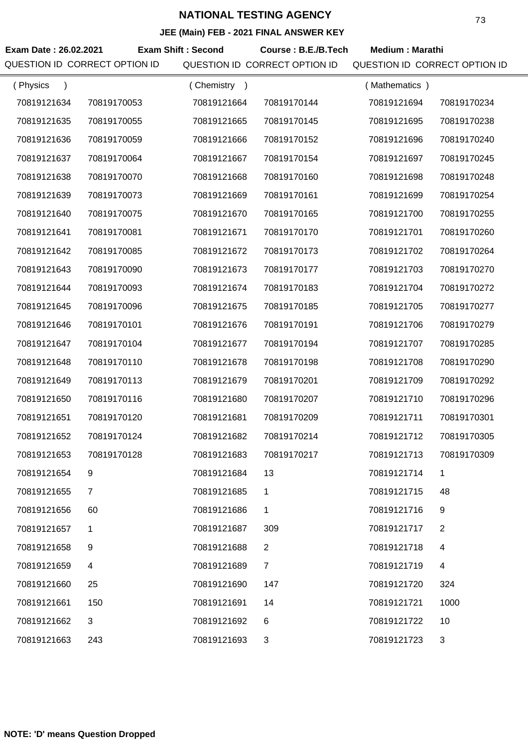# NATIONAL TESTING AGENCY

### JEE (Main) FEB - 2021 FINAL ANSWER KEY

**Exam Date : 26.02.2021** **Exam Shift : Second** **Course : B.E./B.Tech** **Medium : Marathi**

| QUESTION ID | CORRECT OPTION ID | QUESTION ID | CORRECT OPTION ID | QUESTION ID | CORRECT OPTION ID |
|---|---|---|---|---|---|
| ( Physics ) | | ( Chemistry ) | | ( Mathematics ) | |
| 70819121634 | 70819170053 | 70819121664 | 70819170144 | 70819121694 | 70819170234 |
| 70819121635 | 70819170055 | 70819121665 | 70819170145 | 70819121695 | 70819170238 |
| 70819121636 | 70819170059 | 70819121666 | 70819170152 | 70819121696 | 70819170240 |
| 70819121637 | 70819170064 | 70819121667 | 70819170154 | 70819121697 | 70819170245 |
| 70819121638 | 70819170070 | 70819121668 | 70819170160 | 70819121698 | 70819170248 |
| 70819121639 | 70819170073 | 70819121669 | 70819170161 | 70819121699 | 70819170254 |
| 70819121640 | 70819170075 | 70819121670 | 70819170165 | 70819121700 | 70819170255 |
| 70819121641 | 70819170081 | 70819121671 | 70819170170 | 70819121701 | 70819170260 |
| 70819121642 | 70819170085 | 70819121672 | 70819170173 | 70819121702 | 70819170264 |
| 70819121643 | 70819170090 | 70819121673 | 70819170177 | 70819121703 | 70819170270 |
| 70819121644 | 70819170093 | 70819121674 | 70819170183 | 70819121704 | 70819170272 |
| 70819121645 | 70819170096 | 70819121675 | 70819170185 | 70819121705 | 70819170277 |
| 70819121646 | 70819170101 | 70819121676 | 70819170191 | 70819121706 | 70819170279 |
| 70819121647 | 70819170104 | 70819121677 | 70819170194 | 70819121707 | 70819170285 |
| 70819121648 | 70819170110 | 70819121678 | 70819170198 | 70819121708 | 70819170290 |
| 70819121649 | 70819170113 | 70819121679 | 70819170201 | 70819121709 | 70819170292 |
| 70819121650 | 70819170116 | 70819121680 | 70819170207 | 70819121710 | 70819170296 |
| 70819121651 | 70819170120 | 70819121681 | 70819170209 | 70819121711 | 70819170301 |
| 70819121652 | 70819170124 | 70819121682 | 70819170214 | 70819121712 | 70819170305 |
| 70819121653 | 70819170128 | 70819121683 | 70819170217 | 70819121713 | 70819170309 |
| 70819121654 | 9 | 70819121684 | 13 | 70819121714 | 1 |
| 70819121655 | 7 | 70819121685 | 1 | 70819121715 | 48 |
| 70819121656 | 60 | 70819121686 | 1 | 70819121716 | 9 |
| 70819121657 | 1 | 70819121687 | 309 | 70819121717 | 2 |
| 70819121658 | 9 | 70819121688 | 2 | 70819121718 | 4 |
| 70819121659 | 4 | 70819121689 | 7 | 70819121719 | 4 |
| 70819121660 | 25 | 70819121690 | 147 | 70819121720 | 324 |
| 70819121661 | 150 | 70819121691 | 14 | 70819121721 | 1000 |
| 70819121662 | 3 | 70819121692 | 6 | 70819121722 | 10 |
| 70819121663 | 243 | 70819121693 | 3 | 70819121723 | 3 |

**NOTE: 'D' means Question Dropped**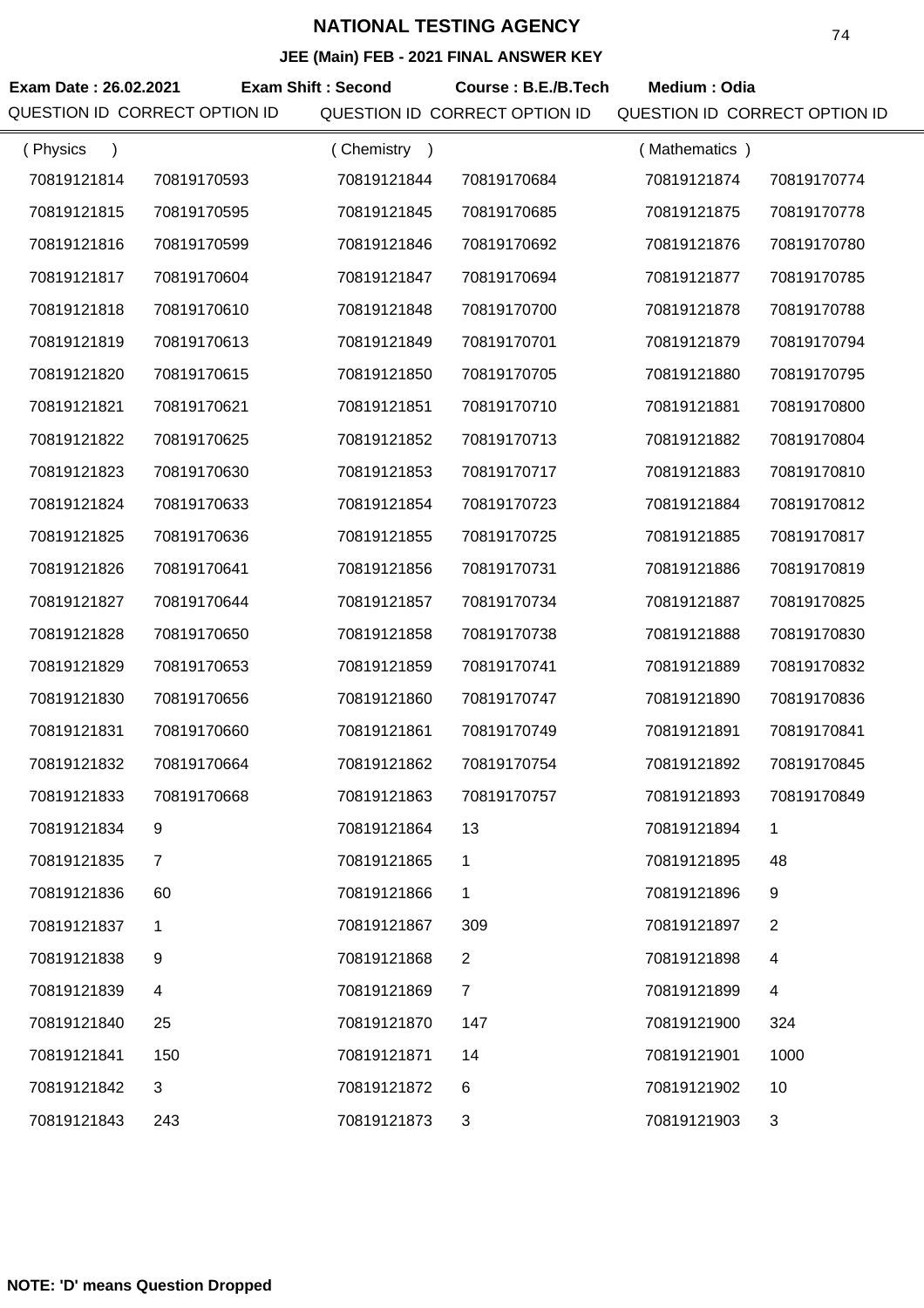# NATIONAL TESTING AGENCY

## JEE (Main) FEB - 2021 FINAL ANSWER KEY

**Exam Date : 26.02.2021** **Exam Shift : Second** **Course : B.E./B.Tech** **Medium : Odia**

| QUESTION ID | CORRECT OPTION ID | QUESTION ID | CORRECT OPTION ID | QUESTION ID | CORRECT OPTION ID |
|---|---|---|---|---|---|
| ( Physics ) | | ( Chemistry ) | | ( Mathematics ) | |
| 70819121814 | 70819170593 | 70819121844 | 70819170684 | 70819121874 | 70819170774 |
| 70819121815 | 70819170595 | 70819121845 | 70819170685 | 70819121875 | 70819170778 |
| 70819121816 | 70819170599 | 70819121846 | 70819170692 | 70819121876 | 70819170780 |
| 70819121817 | 70819170604 | 70819121847 | 70819170694 | 70819121877 | 70819170785 |
| 70819121818 | 70819170610 | 70819121848 | 70819170700 | 70819121878 | 70819170788 |
| 70819121819 | 70819170613 | 70819121849 | 70819170701 | 70819121879 | 70819170794 |
| 70819121820 | 70819170615 | 70819121850 | 70819170705 | 70819121880 | 70819170795 |
| 70819121821 | 70819170621 | 70819121851 | 70819170710 | 70819121881 | 70819170800 |
| 70819121822 | 70819170625 | 70819121852 | 70819170713 | 70819121882 | 70819170804 |
| 70819121823 | 70819170630 | 70819121853 | 70819170717 | 70819121883 | 70819170810 |
| 70819121824 | 70819170633 | 70819121854 | 70819170723 | 70819121884 | 70819170812 |
| 70819121825 | 70819170636 | 70819121855 | 70819170725 | 70819121885 | 70819170817 |
| 70819121826 | 70819170641 | 70819121856 | 70819170731 | 70819121886 | 70819170819 |
| 70819121827 | 70819170644 | 70819121857 | 70819170734 | 70819121887 | 70819170825 |
| 70819121828 | 70819170650 | 70819121858 | 70819170738 | 70819121888 | 70819170830 |
| 70819121829 | 70819170653 | 70819121859 | 70819170741 | 70819121889 | 70819170832 |
| 70819121830 | 70819170656 | 70819121860 | 70819170747 | 70819121890 | 70819170836 |
| 70819121831 | 70819170660 | 70819121861 | 70819170749 | 70819121891 | 70819170841 |
| 70819121832 | 70819170664 | 70819121862 | 70819170754 | 70819121892 | 70819170845 |
| 70819121833 | 70819170668 | 70819121863 | 70819170757 | 70819121893 | 70819170849 |
| 70819121834 | 9 | 70819121864 | 13 | 70819121894 | 1 |
| 70819121835 | 7 | 70819121865 | 1 | 70819121895 | 48 |
| 70819121836 | 60 | 70819121866 | 1 | 70819121896 | 9 |
| 70819121837 | 1 | 70819121867 | 309 | 70819121897 | 2 |
| 70819121838 | 9 | 70819121868 | 2 | 70819121898 | 4 |
| 70819121839 | 4 | 70819121869 | 7 | 70819121899 | 4 |
| 70819121840 | 25 | 70819121870 | 147 | 70819121900 | 324 |
| 70819121841 | 150 | 70819121871 | 14 | 70819121901 | 1000 |
| 70819121842 | 3 | 70819121872 | 6 | 70819121902 | 10 |
| 70819121843 | 243 | 70819121873 | 3 | 70819121903 | 3 |

**NOTE: 'D' means Question Dropped**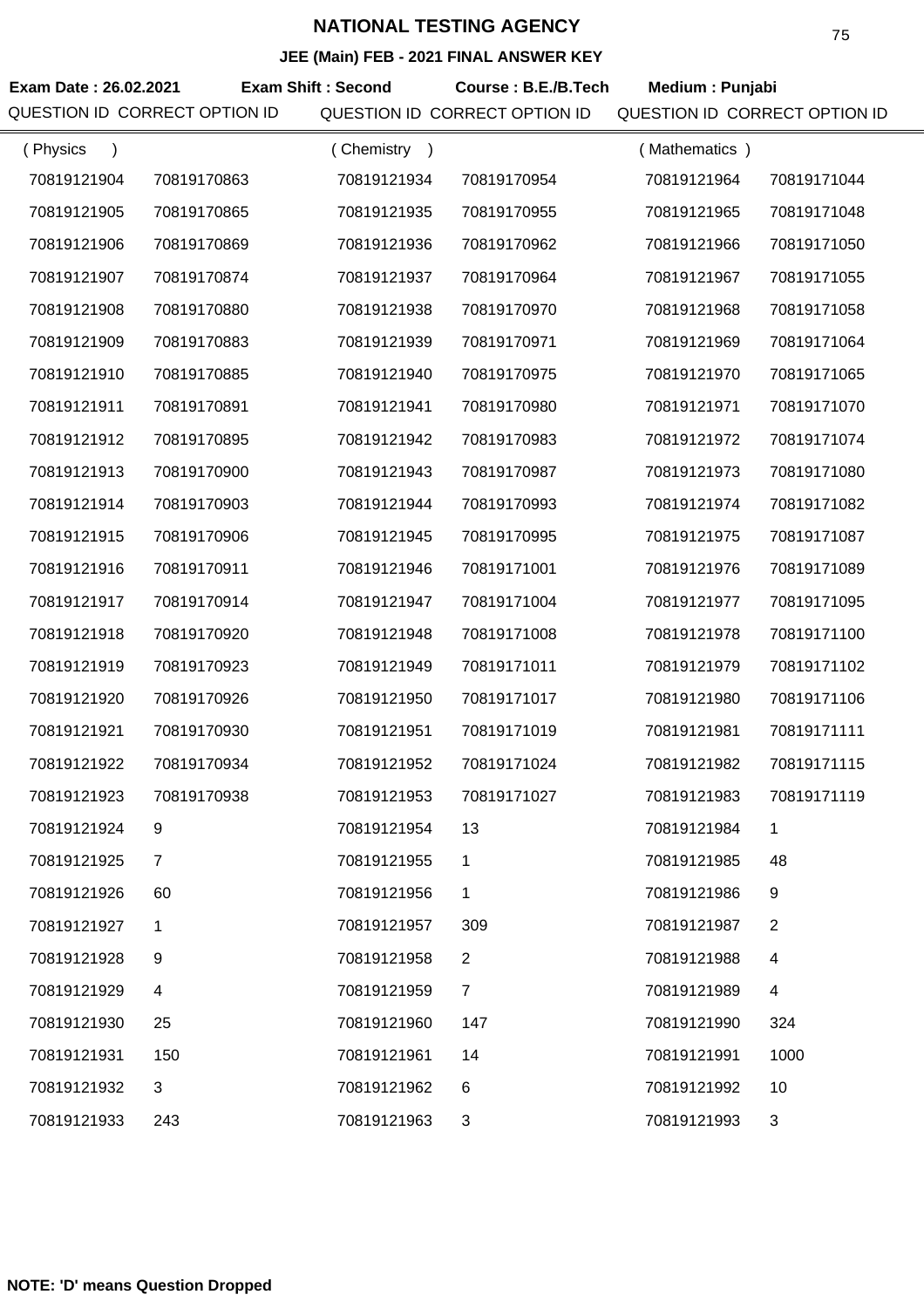# NATIONAL TESTING AGENCY

**JEE (Main) FEB - 2021 FINAL ANSWER KEY**

**Exam Date : 26.02.2021** **Exam Shift : Second** **Course : B.E./B.Tech** **Medium : Punjabi**

| QUESTION ID | CORRECT OPTION ID | QUESTION ID | CORRECT OPTION ID | QUESTION ID | CORRECT OPTION ID |
|---|---|---|---|---|---|
| ( Physics ) | | ( Chemistry ) | | ( Mathematics ) | |
| 70819121904 | 70819170863 | 70819121934 | 70819170954 | 70819121964 | 70819171044 |
| 70819121905 | 70819170865 | 70819121935 | 70819170955 | 70819121965 | 70819171048 |
| 70819121906 | 70819170869 | 70819121936 | 70819170962 | 70819121966 | 70819171050 |
| 70819121907 | 70819170874 | 70819121937 | 70819170964 | 70819121967 | 70819171055 |
| 70819121908 | 70819170880 | 70819121938 | 70819170970 | 70819121968 | 70819171058 |
| 70819121909 | 70819170883 | 70819121939 | 70819170971 | 70819121969 | 70819171064 |
| 70819121910 | 70819170885 | 70819121940 | 70819170975 | 70819121970 | 70819171065 |
| 70819121911 | 70819170891 | 70819121941 | 70819170980 | 70819121971 | 70819171070 |
| 70819121912 | 70819170895 | 70819121942 | 70819170983 | 70819121972 | 70819171074 |
| 70819121913 | 70819170900 | 70819121943 | 70819170987 | 70819121973 | 70819171080 |
| 70819121914 | 70819170903 | 70819121944 | 70819170993 | 70819121974 | 70819171082 |
| 70819121915 | 70819170906 | 70819121945 | 70819170995 | 70819121975 | 70819171087 |
| 70819121916 | 70819170911 | 70819121946 | 70819171001 | 70819121976 | 70819171089 |
| 70819121917 | 70819170914 | 70819121947 | 70819171004 | 70819121977 | 70819171095 |
| 70819121918 | 70819170920 | 70819121948 | 70819171008 | 70819121978 | 70819171100 |
| 70819121919 | 70819170923 | 70819121949 | 70819171011 | 70819121979 | 70819171102 |
| 70819121920 | 70819170926 | 70819121950 | 70819171017 | 70819121980 | 70819171106 |
| 70819121921 | 70819170930 | 70819121951 | 70819171019 | 70819121981 | 70819171111 |
| 70819121922 | 70819170934 | 70819121952 | 70819171024 | 70819121982 | 70819171115 |
| 70819121923 | 70819170938 | 70819121953 | 70819171027 | 70819121983 | 70819171119 |
| 70819121924 | 9 | 70819121954 | 13 | 70819121984 | 1 |
| 70819121925 | 7 | 70819121955 | 1 | 70819121985 | 48 |
| 70819121926 | 60 | 70819121956 | 1 | 70819121986 | 9 |
| 70819121927 | 1 | 70819121957 | 309 | 70819121987 | 2 |
| 70819121928 | 9 | 70819121958 | 2 | 70819121988 | 4 |
| 70819121929 | 4 | 70819121959 | 7 | 70819121989 | 4 |
| 70819121930 | 25 | 70819121960 | 147 | 70819121990 | 324 |
| 70819121931 | 150 | 70819121961 | 14 | 70819121991 | 1000 |
| 70819121932 | 3 | 70819121962 | 6 | 70819121992 | 10 |
| 70819121933 | 243 | 70819121963 | 3 | 70819121993 | 3 |

**NOTE: 'D' means Question Dropped**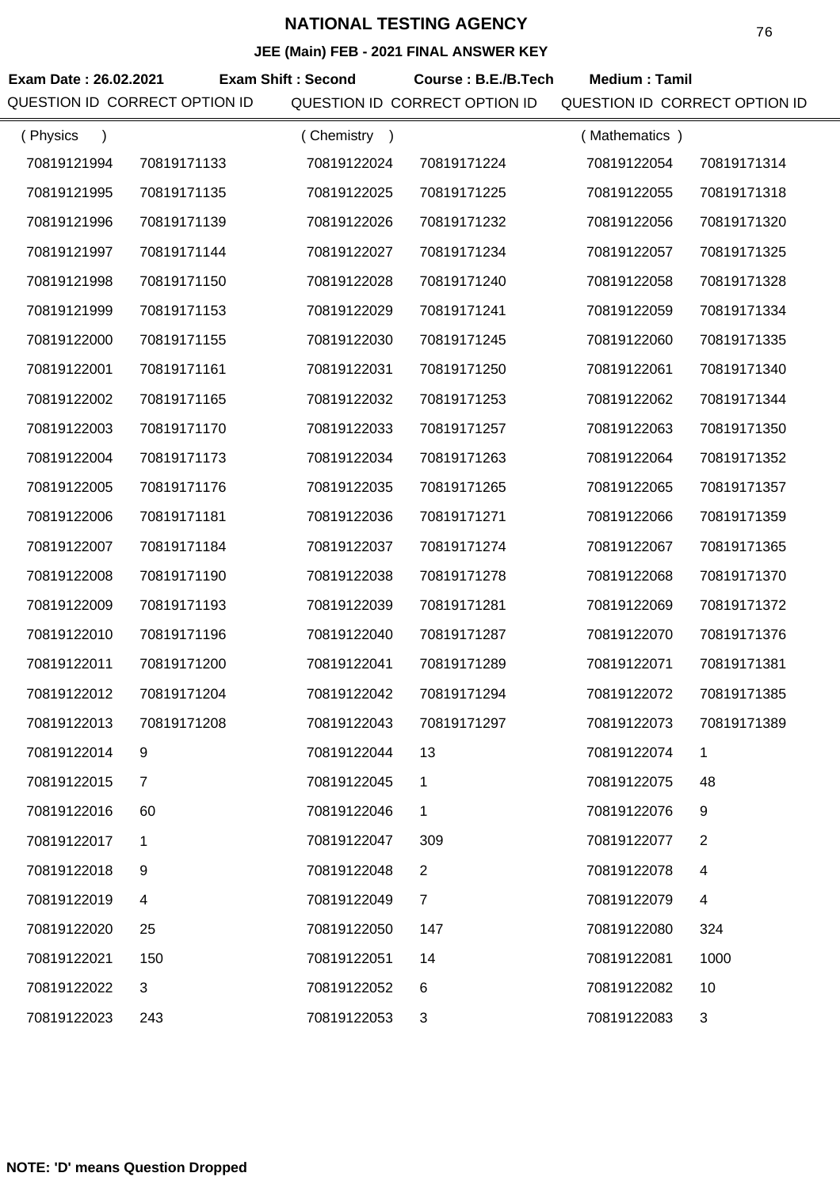# NATIONAL TESTING AGENCY

### JEE (Main) FEB - 2021 FINAL ANSWER KEY

**Exam Date : 26.02.2021** **Exam Shift : Second** **Course : B.E./B.Tech** **Medium : Tamil**

| QUESTION ID | CORRECT OPTION ID | QUESTION ID | CORRECT OPTION ID | QUESTION ID | CORRECT OPTION ID |
|---|---|---|---|---|---|
| ( Physics ) | | ( Chemistry ) | | ( Mathematics ) | |
| 70819121994 | 70819171133 | 70819122024 | 70819171224 | 70819122054 | 70819171314 |
| 70819121995 | 70819171135 | 70819122025 | 70819171225 | 70819122055 | 70819171318 |
| 70819121996 | 70819171139 | 70819122026 | 70819171232 | 70819122056 | 70819171320 |
| 70819121997 | 70819171144 | 70819122027 | 70819171234 | 70819122057 | 70819171325 |
| 70819121998 | 70819171150 | 70819122028 | 70819171240 | 70819122058 | 70819171328 |
| 70819121999 | 70819171153 | 70819122029 | 70819171241 | 70819122059 | 70819171334 |
| 70819122000 | 70819171155 | 70819122030 | 70819171245 | 70819122060 | 70819171335 |
| 70819122001 | 70819171161 | 70819122031 | 70819171250 | 70819122061 | 70819171340 |
| 70819122002 | 70819171165 | 70819122032 | 70819171253 | 70819122062 | 70819171344 |
| 70819122003 | 70819171170 | 70819122033 | 70819171257 | 70819122063 | 70819171350 |
| 70819122004 | 70819171173 | 70819122034 | 70819171263 | 70819122064 | 70819171352 |
| 70819122005 | 70819171176 | 70819122035 | 70819171265 | 70819122065 | 70819171357 |
| 70819122006 | 70819171181 | 70819122036 | 70819171271 | 70819122066 | 70819171359 |
| 70819122007 | 70819171184 | 70819122037 | 70819171274 | 70819122067 | 70819171365 |
| 70819122008 | 70819171190 | 70819122038 | 70819171278 | 70819122068 | 70819171370 |
| 70819122009 | 70819171193 | 70819122039 | 70819171281 | 70819122069 | 70819171372 |
| 70819122010 | 70819171196 | 70819122040 | 70819171287 | 70819122070 | 70819171376 |
| 70819122011 | 70819171200 | 70819122041 | 70819171289 | 70819122071 | 70819171381 |
| 70819122012 | 70819171204 | 70819122042 | 70819171294 | 70819122072 | 70819171385 |
| 70819122013 | 70819171208 | 70819122043 | 70819171297 | 70819122073 | 70819171389 |
| 70819122014 | 9 | 70819122044 | 13 | 70819122074 | 1 |
| 70819122015 | 7 | 70819122045 | 1 | 70819122075 | 48 |
| 70819122016 | 60 | 70819122046 | 1 | 70819122076 | 9 |
| 70819122017 | 1 | 70819122047 | 309 | 70819122077 | 2 |
| 70819122018 | 9 | 70819122048 | 2 | 70819122078 | 4 |
| 70819122019 | 4 | 70819122049 | 7 | 70819122079 | 4 |
| 70819122020 | 25 | 70819122050 | 147 | 70819122080 | 324 |
| 70819122021 | 150 | 70819122051 | 14 | 70819122081 | 1000 |
| 70819122022 | 3 | 70819122052 | 6 | 70819122082 | 10 |
| 70819122023 | 243 | 70819122053 | 3 | 70819122083 | 3 |

**NOTE: 'D' means Question Dropped**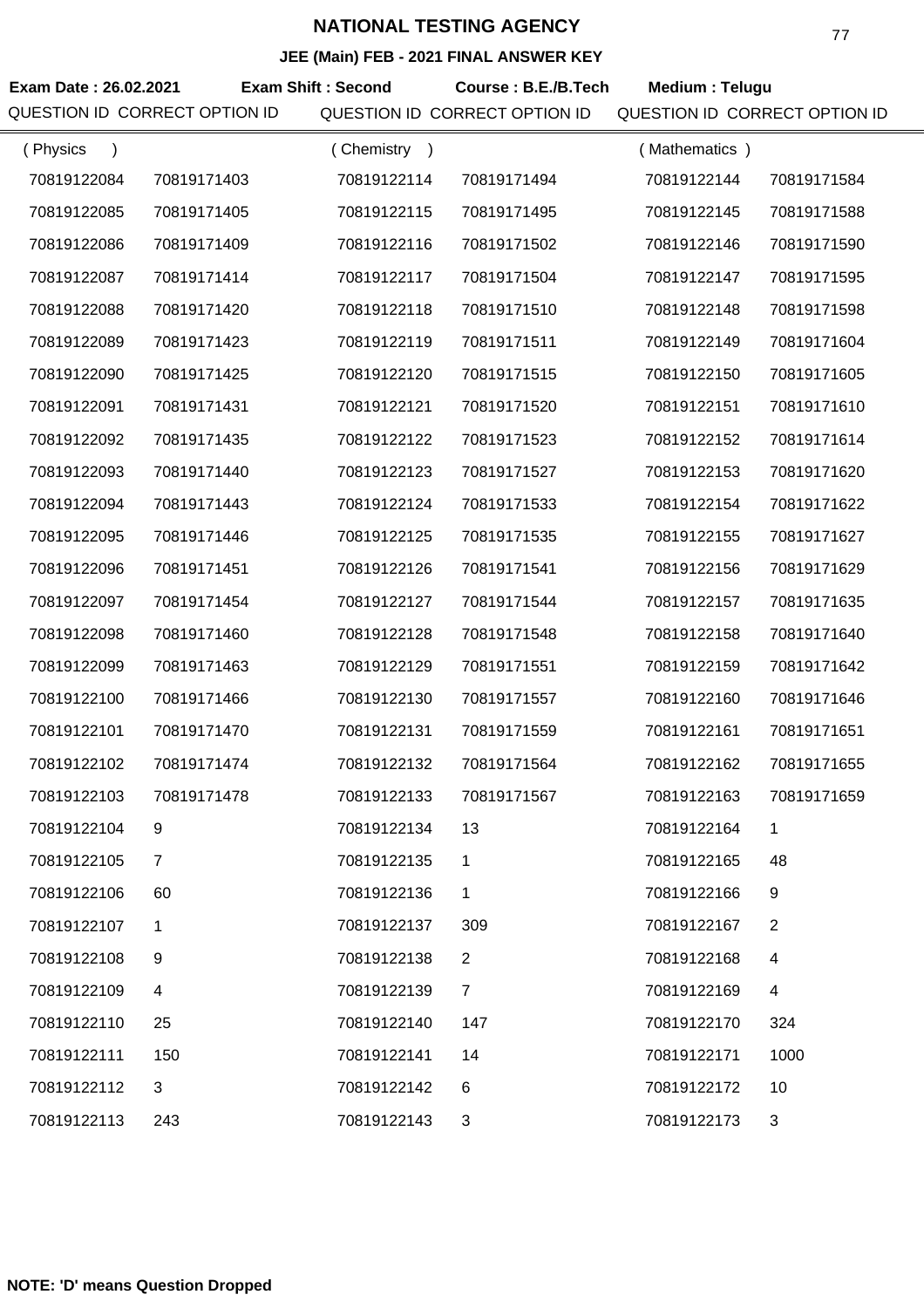# NATIONAL TESTING AGENCY

## JEE (Main) FEB - 2021 FINAL ANSWER KEY

**Exam Date : 26.02.2021** **Exam Shift : Second** **Course : B.E./B.Tech** **Medium : Telugu**

| QUESTION ID | CORRECT OPTION ID | QUESTION ID | CORRECT OPTION ID | QUESTION ID | CORRECT OPTION ID |
|---|---|---|---|---|---|
| ( Physics ) | | ( Chemistry ) | | ( Mathematics ) | |
| 70819122084 | 70819171403 | 70819122114 | 70819171494 | 70819122144 | 70819171584 |
| 70819122085 | 70819171405 | 70819122115 | 70819171495 | 70819122145 | 70819171588 |
| 70819122086 | 70819171409 | 70819122116 | 70819171502 | 70819122146 | 70819171590 |
| 70819122087 | 70819171414 | 70819122117 | 70819171504 | 70819122147 | 70819171595 |
| 70819122088 | 70819171420 | 70819122118 | 70819171510 | 70819122148 | 70819171598 |
| 70819122089 | 70819171423 | 70819122119 | 70819171511 | 70819122149 | 70819171604 |
| 70819122090 | 70819171425 | 70819122120 | 70819171515 | 70819122150 | 70819171605 |
| 70819122091 | 70819171431 | 70819122121 | 70819171520 | 70819122151 | 70819171610 |
| 70819122092 | 70819171435 | 70819122122 | 70819171523 | 70819122152 | 70819171614 |
| 70819122093 | 70819171440 | 70819122123 | 70819171527 | 70819122153 | 70819171620 |
| 70819122094 | 70819171443 | 70819122124 | 70819171533 | 70819122154 | 70819171622 |
| 70819122095 | 70819171446 | 70819122125 | 70819171535 | 70819122155 | 70819171627 |
| 70819122096 | 70819171451 | 70819122126 | 70819171541 | 70819122156 | 70819171629 |
| 70819122097 | 70819171454 | 70819122127 | 70819171544 | 70819122157 | 70819171635 |
| 70819122098 | 70819171460 | 70819122128 | 70819171548 | 70819122158 | 70819171640 |
| 70819122099 | 70819171463 | 70819122129 | 70819171551 | 70819122159 | 70819171642 |
| 70819122100 | 70819171466 | 70819122130 | 70819171557 | 70819122160 | 70819171646 |
| 70819122101 | 70819171470 | 70819122131 | 70819171559 | 70819122161 | 70819171651 |
| 70819122102 | 70819171474 | 70819122132 | 70819171564 | 70819122162 | 70819171655 |
| 70819122103 | 70819171478 | 70819122133 | 70819171567 | 70819122163 | 70819171659 |
| 70819122104 | 9 | 70819122134 | 13 | 70819122164 | 1 |
| 70819122105 | 7 | 70819122135 | 1 | 70819122165 | 48 |
| 70819122106 | 60 | 70819122136 | 1 | 70819122166 | 9 |
| 70819122107 | 1 | 70819122137 | 309 | 70819122167 | 2 |
| 70819122108 | 9 | 70819122138 | 2 | 70819122168 | 4 |
| 70819122109 | 4 | 70819122139 | 7 | 70819122169 | 4 |
| 70819122110 | 25 | 70819122140 | 147 | 70819122170 | 324 |
| 70819122111 | 150 | 70819122141 | 14 | 70819122171 | 1000 |
| 70819122112 | 3 | 70819122142 | 6 | 70819122172 | 10 |
| 70819122113 | 243 | 70819122143 | 3 | 70819122173 | 3 |

**NOTE: 'D' means Question Dropped**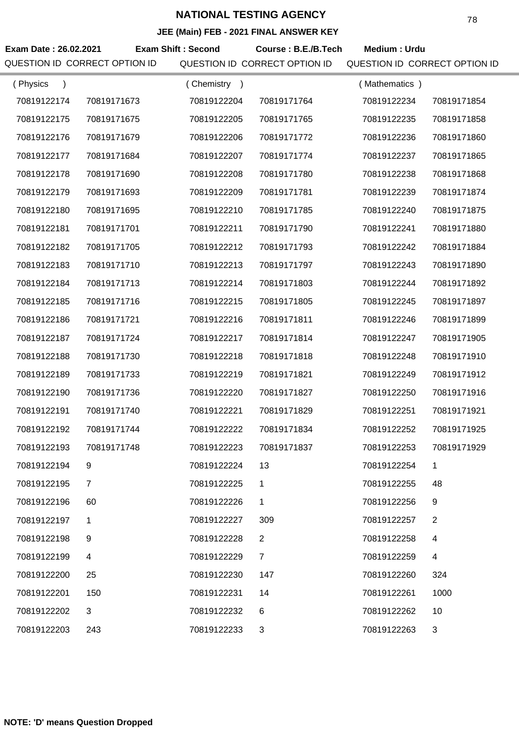# NATIONAL TESTING AGENCY

## JEE (Main) FEB - 2021 FINAL ANSWER KEY

**Exam Date : 26.02.2021** **Exam Shift : Second** **Course : B.E./B.Tech** **Medium : Urdu**

| QUESTION ID | CORRECT OPTION ID | QUESTION ID | CORRECT OPTION ID | QUESTION ID | CORRECT OPTION ID |
|---|---|---|---|---|---|
| ( Physics ) | | ( Chemistry ) | | ( Mathematics ) | |
| 70819122174 | 70819171673 | 70819122204 | 70819171764 | 70819122234 | 70819171854 |
| 70819122175 | 70819171675 | 70819122205 | 70819171765 | 70819122235 | 70819171858 |
| 70819122176 | 70819171679 | 70819122206 | 70819171772 | 70819122236 | 70819171860 |
| 70819122177 | 70819171684 | 70819122207 | 70819171774 | 70819122237 | 70819171865 |
| 70819122178 | 70819171690 | 70819122208 | 70819171780 | 70819122238 | 70819171868 |
| 70819122179 | 70819171693 | 70819122209 | 70819171781 | 70819122239 | 70819171874 |
| 70819122180 | 70819171695 | 70819122210 | 70819171785 | 70819122240 | 70819171875 |
| 70819122181 | 70819171701 | 70819122211 | 70819171790 | 70819122241 | 70819171880 |
| 70819122182 | 70819171705 | 70819122212 | 70819171793 | 70819122242 | 70819171884 |
| 70819122183 | 70819171710 | 70819122213 | 70819171797 | 70819122243 | 70819171890 |
| 70819122184 | 70819171713 | 70819122214 | 70819171803 | 70819122244 | 70819171892 |
| 70819122185 | 70819171716 | 70819122215 | 70819171805 | 70819122245 | 70819171897 |
| 70819122186 | 70819171721 | 70819122216 | 70819171811 | 70819122246 | 70819171899 |
| 70819122187 | 70819171724 | 70819122217 | 70819171814 | 70819122247 | 70819171905 |
| 70819122188 | 70819171730 | 70819122218 | 70819171818 | 70819122248 | 70819171910 |
| 70819122189 | 70819171733 | 70819122219 | 70819171821 | 70819122249 | 70819171912 |
| 70819122190 | 70819171736 | 70819122220 | 70819171827 | 70819122250 | 70819171916 |
| 70819122191 | 70819171740 | 70819122221 | 70819171829 | 70819122251 | 70819171921 |
| 70819122192 | 70819171744 | 70819122222 | 70819171834 | 70819122252 | 70819171925 |
| 70819122193 | 70819171748 | 70819122223 | 70819171837 | 70819122253 | 70819171929 |
| 70819122194 | 9 | 70819122224 | 13 | 70819122254 | 1 |
| 70819122195 | 7 | 70819122225 | 1 | 70819122255 | 48 |
| 70819122196 | 60 | 70819122226 | 1 | 70819122256 | 9 |
| 70819122197 | 1 | 70819122227 | 309 | 70819122257 | 2 |
| 70819122198 | 9 | 70819122228 | 2 | 70819122258 | 4 |
| 70819122199 | 4 | 70819122229 | 7 | 70819122259 | 4 |
| 70819122200 | 25 | 70819122230 | 147 | 70819122260 | 324 |
| 70819122201 | 150 | 70819122231 | 14 | 70819122261 | 1000 |
| 70819122202 | 3 | 70819122232 | 6 | 70819122262 | 10 |
| 70819122203 | 243 | 70819122233 | 3 | 70819122263 | 3 |

**NOTE: 'D' means Question Dropped**